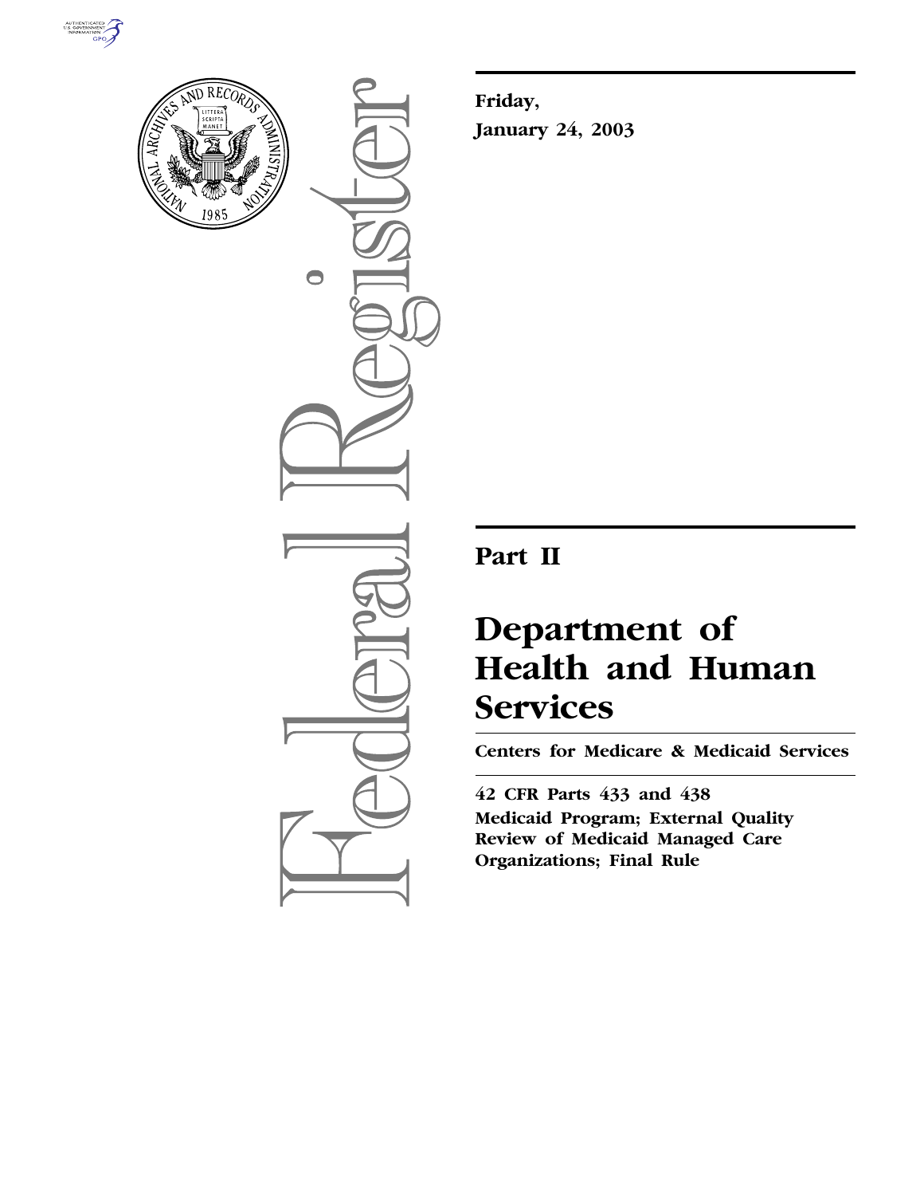**Friday,**

**January 24, 2003**

# Part II

# Department of Health and Human Services

**Centers for Medicare & Medicaid Services**

**42 CFR Parts 433 and 438**

**Medicaid Program; External Quality Review of Medicaid Managed Care Organizations; Final Rule**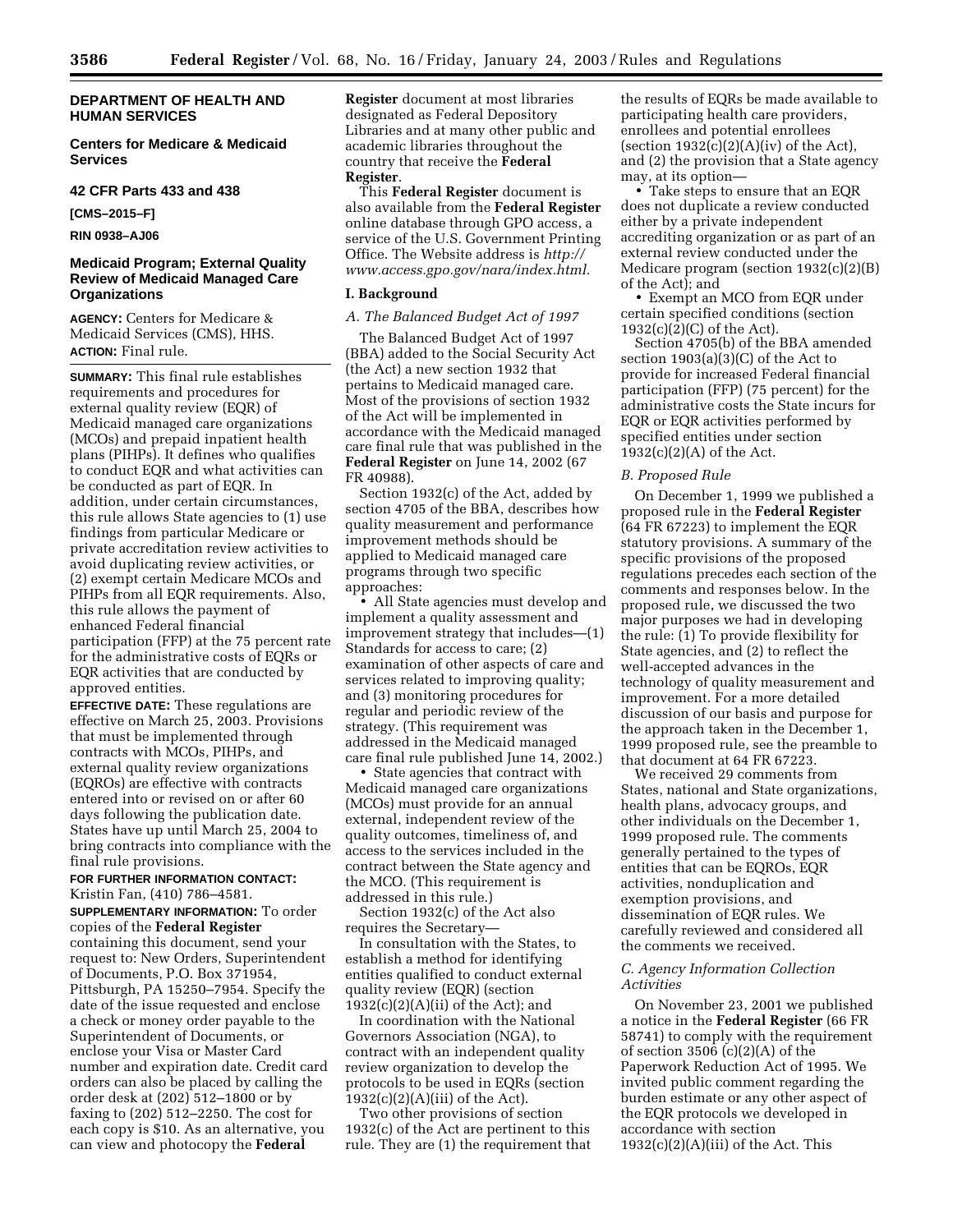**DEPARTMENT OF HEALTH AND HUMAN SERVICES**

**Centers for Medicare & Medicaid Services**

**42 CFR Parts 433 and 438**

**[CMS–2015–F]**

**RIN 0938–AJ06**

## Medicaid Program; External Quality Review of Medicaid Managed Care Organizations

**AGENCY:** Centers for Medicare & Medicaid Services (CMS), HHS.

**ACTION:** Final rule.

**SUMMARY:** This final rule establishes requirements and procedures for external quality review (EQR) of Medicaid managed care organizations (MCOs) and prepaid inpatient health plans (PIHPs). It defines who qualifies to conduct EQR and what activities can be conducted as part of EQR. In addition, under certain circumstances, this rule allows State agencies to (1) use findings from particular Medicare or private accreditation review activities to avoid duplicating review activities, or (2) exempt certain Medicare MCOs and PIHPs from all EQR requirements. Also, this rule allows the payment of enhanced Federal financial participation (FFP) at the 75 percent rate for the administrative costs of EQRs or EQR activities that are conducted by approved entities.

**EFFECTIVE DATE:** These regulations are effective on March 25, 2003. Provisions that must be implemented through contracts with MCOs, PIHPs, and external quality review organizations (EQROs) are effective with contracts entered into or revised on or after 60 days following the publication date. States have up until March 25, 2004 to bring contracts into compliance with the final rule provisions.

**FOR FURTHER INFORMATION CONTACT:** Kristin Fan, (410) 786–4581.

**SUPPLEMENTARY INFORMATION:** To order copies of the **Federal Register** containing this document, send your request to: New Orders, Superintendent of Documents, P.O. Box 371954, Pittsburgh, PA 15250–7954. Specify the date of the issue requested and enclose a check or money order payable to the Superintendent of Documents, or enclose your Visa or Master Card number and expiration date. Credit card orders can also be placed by calling the order desk at (202) 512–1800 or by faxing to (202) 512–2250. The cost for each copy is $10. As an alternative, you can view and photocopy the **Federal Register** document at most libraries designated as Federal Depository Libraries and at many other public and academic libraries throughout the country that receive the **Federal Register**.

This **Federal Register** document is also available from the **Federal Register** online database through GPO access, a service of the U.S. Government Printing Office. The Website address is *http://www.access.gpo.gov/nara/index.html.*

## I. Background

### *A. The Balanced Budget Act of 1997*

The Balanced Budget Act of 1997 (BBA) added to the Social Security Act (the Act) a new section 1932 that pertains to Medicaid managed care. Most of the provisions of section 1932 of the Act will be implemented in accordance with the Medicaid managed care final rule that was published in the **Federal Register** on June 14, 2002 (67 FR 40988).

Section 1932(c) of the Act, added by section 4705 of the BBA, describes how quality measurement and performance improvement methods should be applied to Medicaid managed care programs through two specific approaches:

- All State agencies must develop and implement a quality assessment and improvement strategy that includes—(1) Standards for access to care; (2) examination of other aspects of care and services related to improving quality; and (3) monitoring procedures for regular and periodic review of the strategy. (This requirement was addressed in the Medicaid managed care final rule published June 14, 2002.)
- State agencies that contract with Medicaid managed care organizations (MCOs) must provide for an annual external, independent review of the quality outcomes, timeliness of, and access to the services included in the contract between the State agency and the MCO. (This requirement is addressed in this rule.)

Section 1932(c) of the Act also requires the Secretary—

In consultation with the States, to establish a method for identifying entities qualified to conduct external quality review (EQR) (section 1932(c)(2)(A)(ii) of the Act); and

In coordination with the National Governors Association (NGA), to contract with an independent quality review organization to develop the protocols to be used in EQRs (section 1932(c)(2)(A)(iii) of the Act).

Two other provisions of section 1932(c) of the Act are pertinent to this rule. They are (1) the requirement that the results of EQRs be made available to participating health care providers, enrollees and potential enrollees (section 1932(c)(2)(A)(iv) of the Act), and (2) the provision that a State agency may, at its option—

- Take steps to ensure that an EQR does not duplicate a review conducted either by a private independent accrediting organization or as part of an external review conducted under the Medicare program (section 1932(c)(2)(B) of the Act); and
- Exempt an MCO from EQR under certain specified conditions (section 1932(c)(2)(C) of the Act).

Section 4705(b) of the BBA amended section 1903(a)(3)(C) of the Act to provide for increased Federal financial participation (FFP) (75 percent) for the administrative costs the State incurs for EQR or EQR activities performed by specified entities under section 1932(c)(2)(A) of the Act.

### *B. Proposed Rule*

On December 1, 1999 we published a proposed rule in the **Federal Register** (64 FR 67223) to implement the EQR statutory provisions. A summary of the specific provisions of the proposed regulations precedes each section of the comments and responses below. In the proposed rule, we discussed the two major purposes we had in developing the rule: (1) To provide flexibility for State agencies, and (2) to reflect the well-accepted advances in the technology of quality measurement and improvement. For a more detailed discussion of our basis and purpose for the approach taken in the December 1, 1999 proposed rule, see the preamble to that document at 64 FR 67223.

We received 29 comments from States, national and State organizations, health plans, advocacy groups, and other individuals on the December 1, 1999 proposed rule. The comments generally pertained to the types of entities that can be EQROs, EQR activities, nonduplication and exemption provisions, and dissemination of EQR rules. We carefully reviewed and considered all the comments we received.

### *C. Agency Information Collection Activities*

On November 23, 2001 we published a notice in the **Federal Register** (66 FR 58741) to comply with the requirement of section 3506 (c)(2)(A) of the Paperwork Reduction Act of 1995. We invited public comment regarding the burden estimate or any other aspect of the EQR protocols we developed in accordance with section 1932(c)(2)(A)(iii) of the Act. This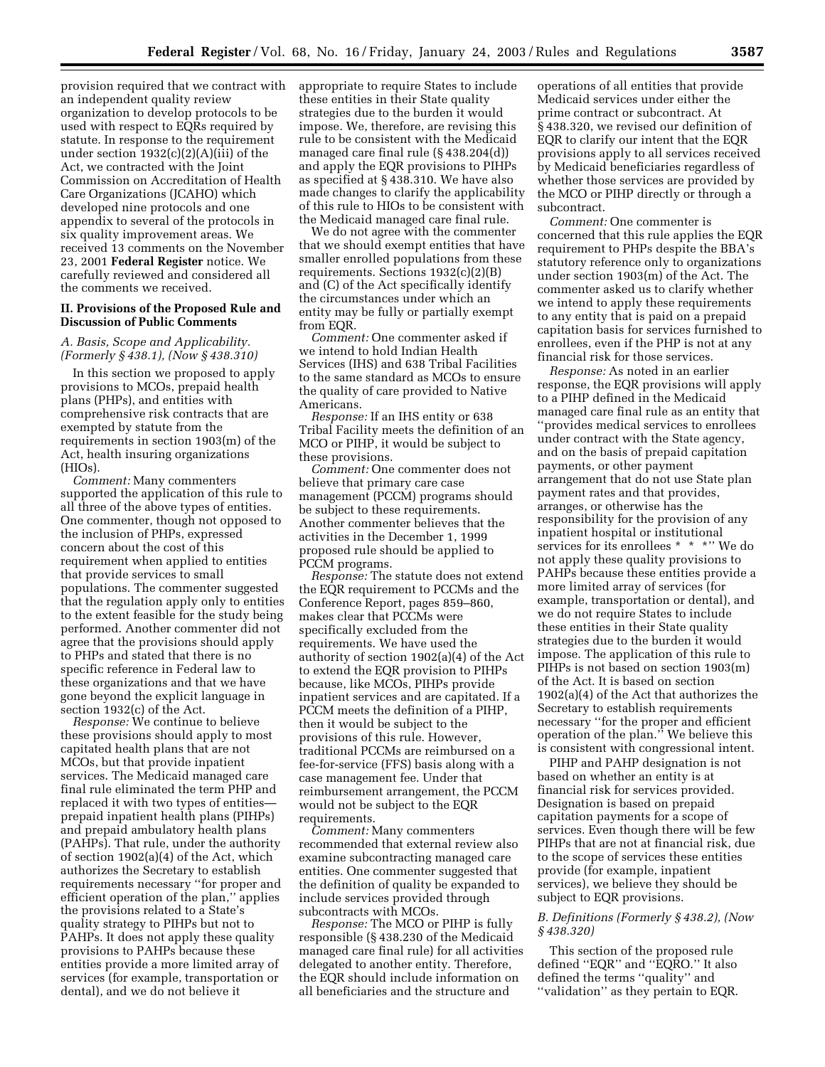provision required that we contract with an independent quality review organization to develop protocols to be used with respect to EQRs required by statute. In response to the requirement under section 1932(c)(2)(A)(iii) of the Act, we contracted with the Joint Commission on Accreditation of Health Care Organizations (JCAHO) which developed nine protocols and one appendix to several of the protocols in six quality improvement areas. We received 13 comments on the November 23, 2001 **Federal Register** notice. We carefully reviewed and considered all the comments we received.

## II. Provisions of the Proposed Rule and Discussion of Public Comments

### *A. Basis, Scope and Applicability. (Formerly § 438.1), (Now § 438.310)*

In this section we proposed to apply provisions to MCOs, prepaid health plans (PHPs), and entities with comprehensive risk contracts that are exempted by statute from the requirements in section 1903(m) of the Act, health insuring organizations (HIOs).

*Comment:* Many commenters supported the application of this rule to all three of the above types of entities. One commenter, though not opposed to the inclusion of PHPs, expressed concern about the cost of this requirement when applied to entities that provide services to small populations. The commenter suggested that the regulation apply only to entities to the extent feasible for the study being performed. Another commenter did not agree that the provisions should apply to PHPs and stated that there is no specific reference in Federal law to these organizations and that we have gone beyond the explicit language in section 1932(c) of the Act.

*Response:* We continue to believe these provisions should apply to most capitated health plans that are not MCOs, but that provide inpatient services. The Medicaid managed care final rule eliminated the term PHP and replaced it with two types of entities—prepaid inpatient health plans (PIHPs) and prepaid ambulatory health plans (PAHPs). That rule, under the authority of section 1902(a)(4) of the Act, which authorizes the Secretary to establish requirements necessary "for proper and efficient operation of the plan," applies the provisions related to a State's quality strategy to PIHPs but not to PAHPs. It does not apply these quality provisions to PAHPs because these entities provide a more limited array of services (for example, transportation or dental), and we do not believe it appropriate to require States to include these entities in their State quality strategies due to the burden it would impose. We, therefore, are revising this rule to be consistent with the Medicaid managed care final rule (§ 438.204(d)) and apply the EQR provisions to PIHPs as specified at § 438.310. We have also made changes to clarify the applicability of this rule to HIOs to be consistent with the Medicaid managed care final rule.

We do not agree with the commenter that we should exempt entities that have smaller enrolled populations from these requirements. Sections 1932(c)(2)(B) and (C) of the Act specifically identify the circumstances under which an entity may be fully or partially exempt from EQR.

*Comment:* One commenter asked if we intend to hold Indian Health Services (IHS) and 638 Tribal Facilities to the same standard as MCOs to ensure the quality of care provided to Native Americans.

*Response:* If an IHS entity or 638 Tribal Facility meets the definition of an MCO or PIHP, it would be subject to these provisions.

*Comment:* One commenter does not believe that primary care case management (PCCM) programs should be subject to these requirements. Another commenter believes that the activities in the December 1, 1999 proposed rule should be applied to PCCM programs.

*Response:* The statute does not extend the EQR requirement to PCCMs and the Conference Report, pages 859–860, makes clear that PCCMs were specifically excluded from the requirements. We have used the authority of section 1902(a)(4) of the Act to extend the EQR provision to PIHPs because, like MCOs, PIHPs provide inpatient services and are capitated. If a PCCM meets the definition of a PIHP, then it would be subject to the provisions of this rule. However, traditional PCCMs are reimbursed on a fee-for-service (FFS) basis along with a case management fee. Under that reimbursement arrangement, the PCCM would not be subject to the EQR requirements.

*Comment:* Many commenters recommended that external review also examine subcontracting managed care entities. One commenter suggested that the definition of quality be expanded to include services provided through subcontracts with MCOs.

*Response:* The MCO or PIHP is fully responsible (§ 438.230 of the Medicaid managed care final rule) for all activities delegated to another entity. Therefore, the EQR should include information on all beneficiaries and the structure and operations of all entities that provide Medicaid services under either the prime contract or subcontract. At § 438.320, we revised our definition of EQR to clarify our intent that the EQR provisions apply to all services received by Medicaid beneficiaries regardless of whether those services are provided by the MCO or PIHP directly or through a subcontract.

*Comment:* One commenter is concerned that this rule applies the EQR requirement to PHPs despite the BBA's statutory reference only to organizations under section 1903(m) of the Act. The commenter asked us to clarify whether we intend to apply these requirements to any entity that is paid on a prepaid capitation basis for services furnished to enrollees, even if the PHP is not at any financial risk for those services.

*Response:* As noted in an earlier response, the EQR provisions will apply to a PIHP defined in the Medicaid managed care final rule as an entity that "provides medical services to enrollees under contract with the State agency, and on the basis of prepaid capitation payments, or other payment arrangement that do not use State plan payment rates and that provides, arranges, or otherwise has the responsibility for the provision of any inpatient hospital or institutional services for its enrollees * * *" We do not apply these quality provisions to PAHPs because these entities provide a more limited array of services (for example, transportation or dental), and we do not require States to include these entities in their State quality strategies due to the burden it would impose. The application of this rule to PIHPs is not based on section 1903(m) of the Act. It is based on section 1902(a)(4) of the Act that authorizes the Secretary to establish requirements necessary "for the proper and efficient operation of the plan." We believe this is consistent with congressional intent.

PIHP and PAHP designation is not based on whether an entity is at financial risk for services provided. Designation is based on prepaid capitation payments for a scope of services. Even though there will be few PIHPs that are not at financial risk, due to the scope of services these entities provide (for example, inpatient services), we believe they should be subject to EQR provisions.

### *B. Definitions (Formerly § 438.2), (Now § 438.320)*

This section of the proposed rule defined "EQR" and "EQRO." It also defined the terms "quality" and "validation" as they pertain to EQR.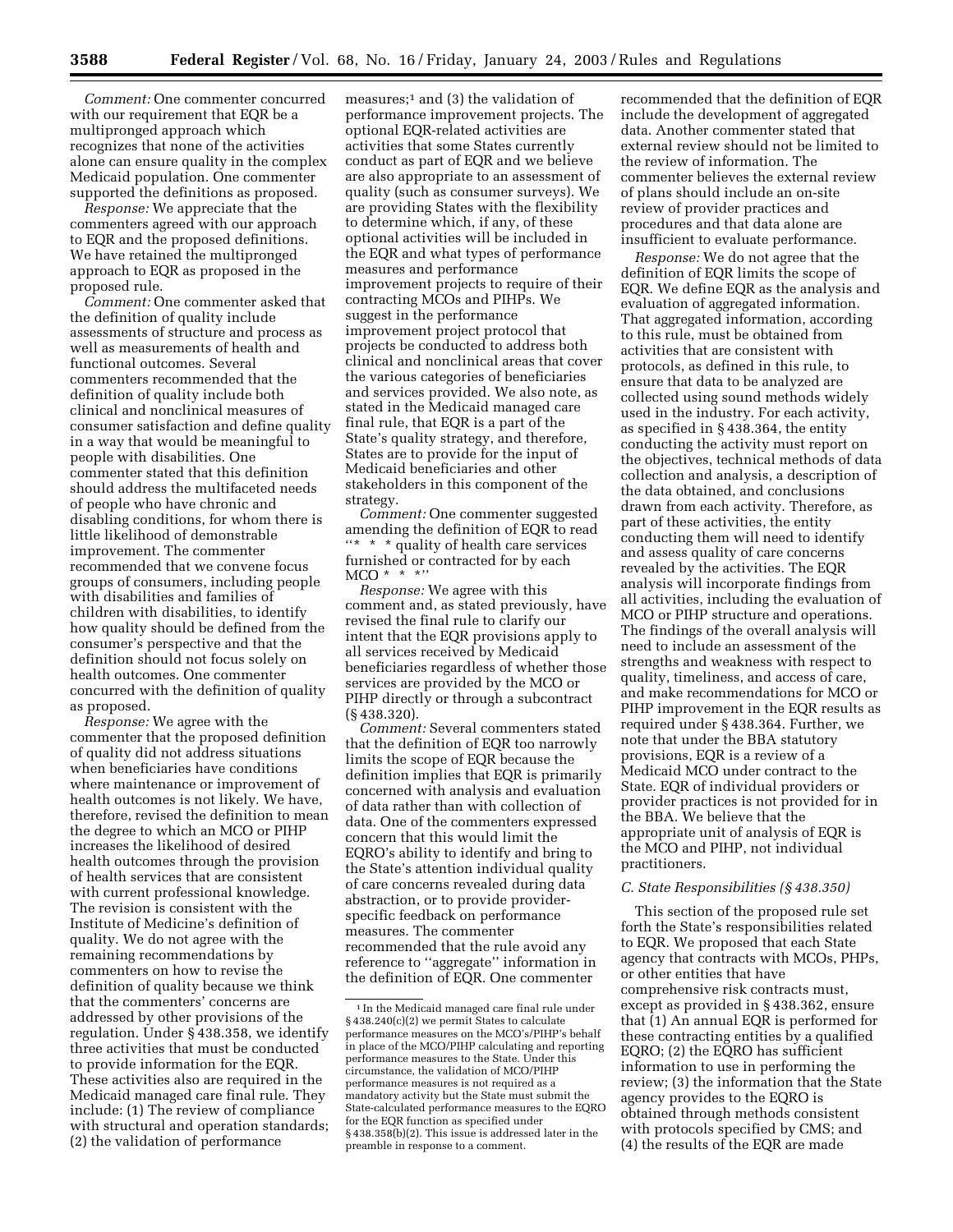*Comment:* One commenter concurred with our requirement that EQR be a multipronged approach which recognizes that none of the activities alone can ensure quality in the complex Medicaid population. One commenter supported the definitions as proposed.

*Response:* We appreciate that the commenters agreed with our approach to EQR and the proposed definitions. We have retained the multipronged approach to EQR as proposed in the proposed rule.

*Comment:* One commenter asked that the definition of quality include assessments of structure and process as well as measurements of health and functional outcomes. Several commenters recommended that the definition of quality include both clinical and nonclinical measures of consumer satisfaction and define quality in a way that would be meaningful to people with disabilities. One commenter stated that this definition should address the multifaceted needs of people who have chronic and disabling conditions, for whom there is little likelihood of demonstrable improvement. The commenter recommended that we convene focus groups of consumers, including people with disabilities and families of children with disabilities, to identify how quality should be defined from the consumer's perspective and that the definition should not focus solely on health outcomes. One commenter concurred with the definition of quality as proposed.

*Response:* We agree with the commenter that the proposed definition of quality did not address situations when beneficiaries have conditions where maintenance or improvement of health outcomes is not likely. We have, therefore, revised the definition to mean the degree to which an MCO or PIHP increases the likelihood of desired health outcomes through the provision of health services that are consistent with current professional knowledge. The revision is consistent with the Institute of Medicine's definition of quality. We do not agree with the remaining recommendations by commenters on how to revise the definition of quality because we think that the commenters' concerns are addressed by other provisions of the regulation. Under § 438.358, we identify three activities that must be conducted to provide information for the EQR. These activities also are required in the Medicaid managed care final rule. They include: (1) The review of compliance with structural and operation standards; (2) the validation of performance measures;[1] and (3) the validation of performance improvement projects. The optional EQR-related activities are activities that some States currently conduct as part of EQR and we believe are also appropriate to an assessment of quality (such as consumer surveys). We are providing States with the flexibility to determine which, if any, of these optional activities will be included in the EQR and what types of performance measures and performance improvement projects to require of their contracting MCOs and PIHPs. We suggest in the performance improvement project protocol that projects be conducted to address both clinical and nonclinical areas that cover the various categories of beneficiaries and services provided. We also note, as stated in the Medicaid managed care final rule, that EQR is a part of the State's quality strategy, and therefore, States are to provide for the input of Medicaid beneficiaries and other stakeholders in this component of the strategy.

*Comment:* One commenter suggested amending the definition of EQR to read "* * * quality of health care services furnished or contracted for by each MCO * * *"

*Response:* We agree with this comment and, as stated previously, have revised the final rule to clarify our intent that the EQR provisions apply to all services received by Medicaid beneficiaries regardless of whether those services are provided by the MCO or PIHP directly or through a subcontract (§ 438.320).

*Comment:* Several commenters stated that the definition of EQR too narrowly limits the scope of EQR because the definition implies that EQR is primarily concerned with analysis and evaluation of data rather than with collection of data. One of the commenters expressed concern that this would limit the EQRO's ability to identify and bring to the State's attention individual quality of care concerns revealed during data abstraction, or to provide provider-specific feedback on performance measures. The commenter recommended that the rule avoid any reference to "aggregate" information in the definition of EQR. One commenter recommended that the definition of EQR include the development of aggregated data. Another commenter stated that external review should not be limited to the review of information. The commenter believes the external review of plans should include an on-site review of provider practices and procedures and that data alone are insufficient to evaluate performance.

*Response:* We do not agree that the definition of EQR limits the scope of EQR. We define EQR as the analysis and evaluation of aggregated information. That aggregated information, according to this rule, must be obtained from activities that are consistent with protocols, as defined in this rule, to ensure that data to be analyzed are collected using sound methods widely used in the industry. For each activity, as specified in § 438.364, the entity conducting the activity must report on the objectives, technical methods of data collection and analysis, a description of the data obtained, and conclusions drawn from each activity. Therefore, as part of these activities, the entity conducting them will need to identify and assess quality of care concerns revealed by the activities. The EQR analysis will incorporate findings from all activities, including the evaluation of MCO or PIHP structure and operations. The findings of the overall analysis will need to include an assessment of the strengths and weakness with respect to quality, timeliness, and access of care, and make recommendations for MCO or PIHP improvement in the EQR results as required under § 438.364. Further, we note that under the BBA statutory provisions, EQR is a review of a Medicaid MCO under contract to the State. EQR of individual providers or provider practices is not provided for in the BBA. We believe that the appropriate unit of analysis of EQR is the MCO and PIHP, not individual practitioners.

### C. State Responsibilities (§ 438.350)

This section of the proposed rule set forth the State's responsibilities related to EQR. We proposed that each State agency that contracts with MCOs, PHPs, or other entities that have comprehensive risk contracts must, except as provided in § 438.362, ensure that (1) An annual EQR is performed for these contracting entities by a qualified EQRO; (2) the EQRO has sufficient information to use in performing the review; (3) the information that the State agency provides to the EQRO is obtained through methods consistent with protocols specified by CMS; and (4) the results of the EQR are made

[1] In the Medicaid managed care final rule under § 438.240(c)(2) we permit States to calculate performance measures on the MCO's/PIHP's behalf in place of the MCO/PIHP calculating and reporting performance measures to the State. Under this circumstance, the validation of MCO/PIHP performance measures is not required as a mandatory activity but the State must submit the State-calculated performance measures to the EQRO for the EQR function as specified under § 438.358(b)(2). This issue is addressed later in the preamble in response to a comment.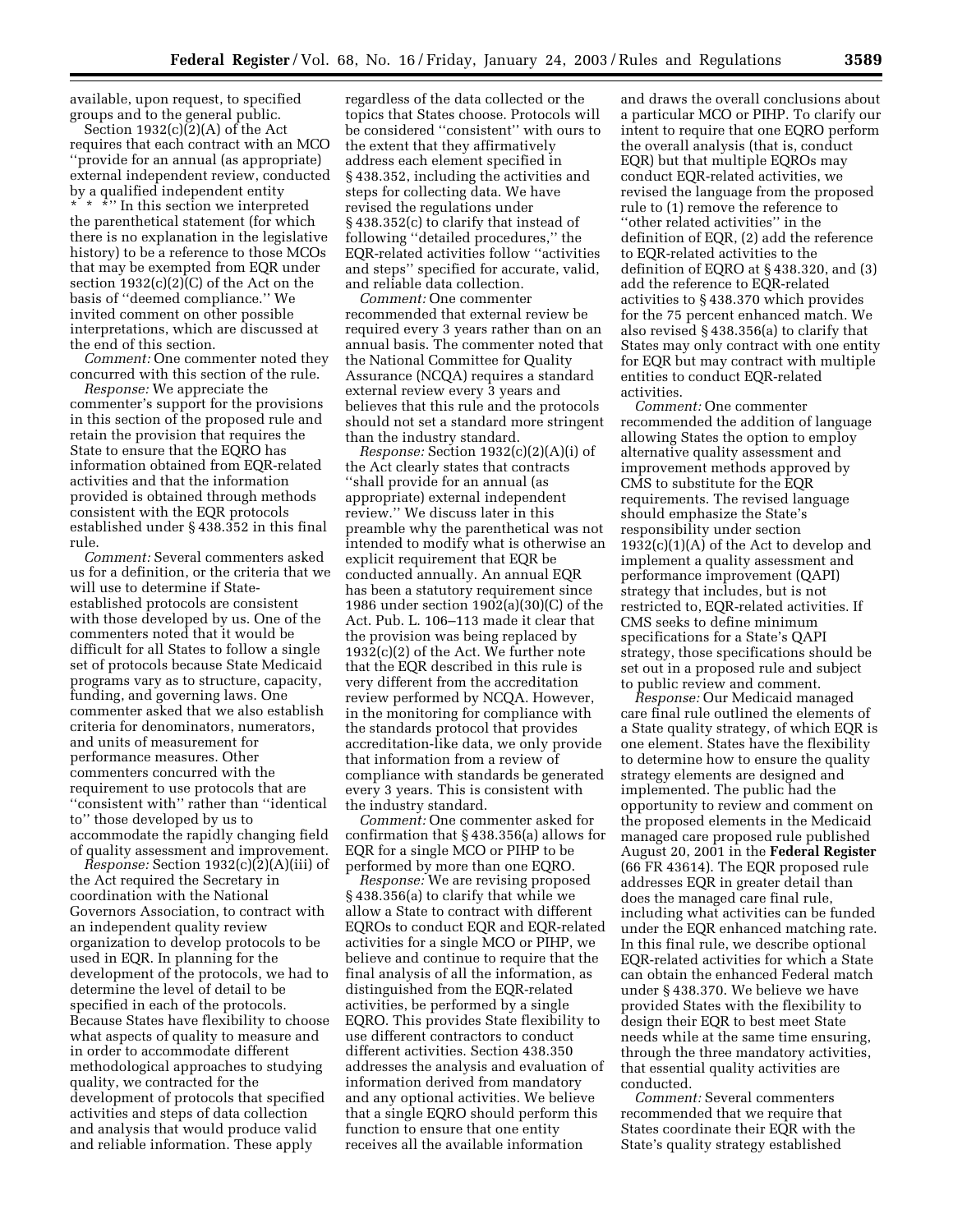available, upon request, to specified groups and to the general public.

Section 1932(c)(2)(A) of the Act requires that each contract with an MCO ''provide for an annual (as appropriate) external independent review, conducted by a qualified independent entity * * *'' In this section we interpreted the parenthetical statement (for which there is no explanation in the legislative history) to be a reference to those MCOs that may be exempted from EQR under section 1932(c)(2)(C) of the Act on the basis of ''deemed compliance.'' We invited comment on other possible interpretations, which are discussed at the end of this section.

*Comment:* One commenter noted they concurred with this section of the rule.

*Response:* We appreciate the commenter's support for the provisions in this section of the proposed rule and retain the provision that requires the State to ensure that the EQRO has information obtained from EQR-related activities and that the information provided is obtained through methods consistent with the EQR protocols established under § 438.352 in this final rule.

*Comment:* Several commenters asked us for a definition, or the criteria that we will use to determine if State-established protocols are consistent with those developed by us. One of the commenters noted that it would be difficult for all States to follow a single set of protocols because State Medicaid programs vary as to structure, capacity, funding, and governing laws. One commenter asked that we also establish criteria for denominators, numerators, and units of measurement for performance measures. Other commenters concurred with the requirement to use protocols that are ''consistent with'' rather than ''identical to'' those developed by us to accommodate the rapidly changing field of quality assessment and improvement.

*Response:* Section 1932(c)(2)(A)(iii) of the Act required the Secretary in coordination with the National Governors Association, to contract with an independent quality review organization to develop protocols to be used in EQR. In planning for the development of the protocols, we had to determine the level of detail to be specified in each of the protocols. Because States have flexibility to choose what aspects of quality to measure and in order to accommodate different methodological approaches to studying quality, we contracted for the development of protocols that specified activities and steps of data collection and analysis that would produce valid and reliable information. These apply regardless of the data collected or the topics that States choose. Protocols will be considered ''consistent'' with ours to the extent that they affirmatively address each element specified in § 438.352, including the activities and steps for collecting data. We have revised the regulations under § 438.352(c) to clarify that instead of following ''detailed procedures,'' the EQR-related activities follow ''activities and steps'' specified for accurate, valid, and reliable data collection.

*Comment:* One commenter recommended that external review be required every 3 years rather than on an annual basis. The commenter noted that the National Committee for Quality Assurance (NCQA) requires a standard external review every 3 years and believes that this rule and the protocols should not set a standard more stringent than the industry standard.

*Response:* Section 1932(c)(2)(A)(i) of the Act clearly states that contracts ''shall provide for an annual (as appropriate) external independent review.'' We discuss later in this preamble why the parenthetical was not intended to modify what is otherwise an explicit requirement that EQR be conducted annually. An annual EQR has been a statutory requirement since 1986 under section 1902(a)(30)(C) of the Act. Pub. L. 106–113 made it clear that the provision was being replaced by 1932(c)(2) of the Act. We further note that the EQR described in this rule is very different from the accreditation review performed by NCQA. However, in the monitoring for compliance with the standards protocol that provides accreditation-like data, we only provide that information from a review of compliance with standards be generated every 3 years. This is consistent with the industry standard.

*Comment:* One commenter asked for confirmation that § 438.356(a) allows for EQR for a single MCO or PIHP to be performed by more than one EQRO.

*Response:* We are revising proposed § 438.356(a) to clarify that while we allow a State to contract with different EQROs to conduct EQR and EQR-related activities for a single MCO or PIHP, we believe and continue to require that the final analysis of all the information, as distinguished from the EQR-related activities, be performed by a single EQRO. This provides State flexibility to use different contractors to conduct different activities. Section 438.350 addresses the analysis and evaluation of information derived from mandatory and any optional activities. We believe that a single EQRO should perform this function to ensure that one entity receives all the available information and draws the overall conclusions about a particular MCO or PIHP. To clarify our intent to require that one EQRO perform the overall analysis (that is, conduct EQR) but that multiple EQROs may conduct EQR-related activities, we revised the language from the proposed rule to (1) remove the reference to ''other related activities'' in the definition of EQR, (2) add the reference to EQR-related activities to the definition of EQRO at § 438.320, and (3) add the reference to EQR-related activities to § 438.370 which provides for the 75 percent enhanced match. We also revised § 438.356(a) to clarify that States may only contract with one entity for EQR but may contract with multiple entities to conduct EQR-related activities.

*Comment:* One commenter recommended the addition of language allowing States the option to employ alternative quality assessment and improvement methods approved by CMS to substitute for the EQR requirements. The revised language should emphasize the State's responsibility under section 1932(c)(1)(A) of the Act to develop and implement a quality assessment and performance improvement (QAPI) strategy that includes, but is not restricted to, EQR-related activities. If CMS seeks to define minimum specifications for a State's QAPI strategy, those specifications should be set out in a proposed rule and subject to public review and comment.

*Response:* Our Medicaid managed care final rule outlined the elements of a State quality strategy, of which EQR is one element. States have the flexibility to determine how to ensure the quality strategy elements are designed and implemented. The public had the opportunity to review and comment on the proposed elements in the Medicaid managed care proposed rule published August 20, 2001 in the **Federal Register** (66 FR 43614). The EQR proposed rule addresses EQR in greater detail than does the managed care final rule, including what activities can be funded under the EQR enhanced matching rate. In this final rule, we describe optional EQR-related activities for which a State can obtain the enhanced Federal match under § 438.370. We believe we have provided States with the flexibility to design their EQR to best meet State needs while at the same time ensuring, through the three mandatory activities, that essential quality activities are conducted.

*Comment:* Several commenters recommended that we require that States coordinate their EQR with the State's quality strategy established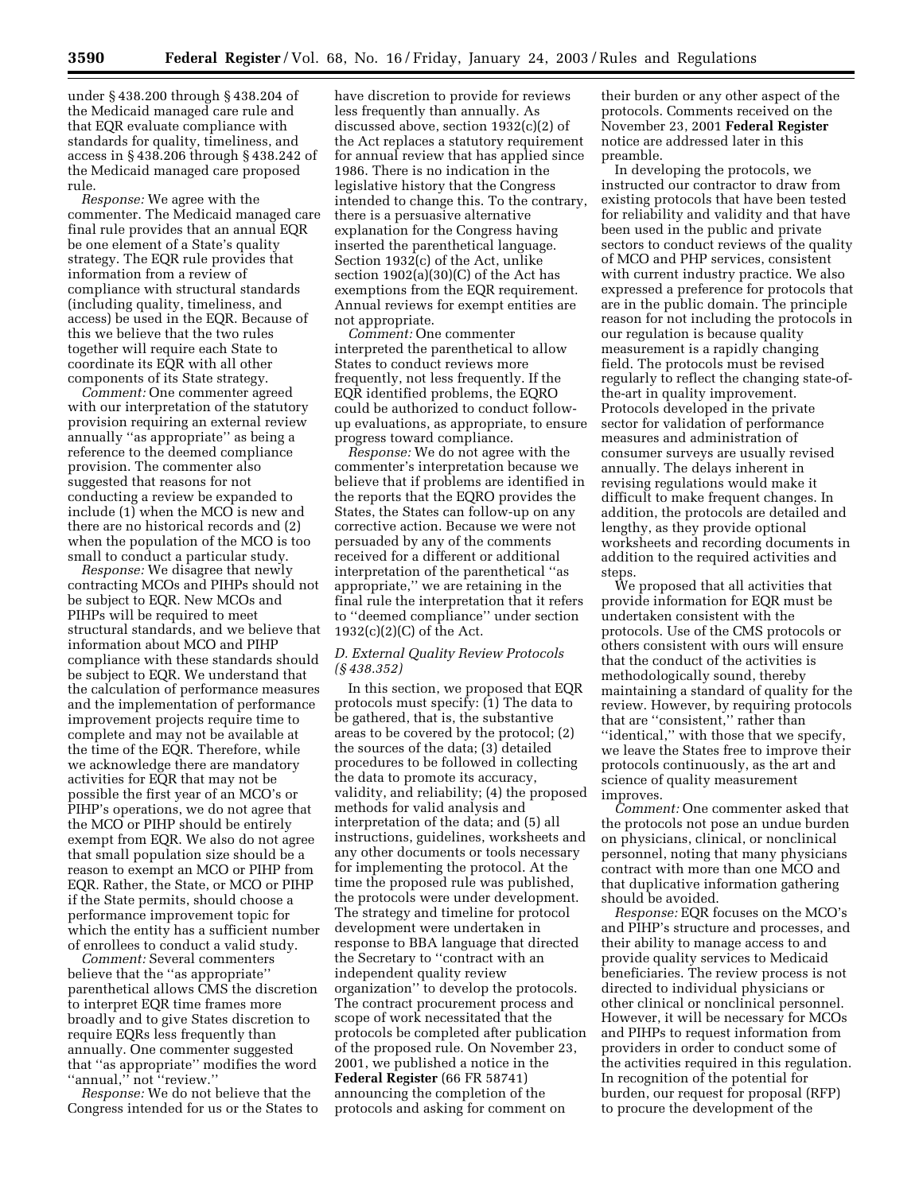under § 438.200 through § 438.204 of the Medicaid managed care rule and that EQR evaluate compliance with standards for quality, timeliness, and access in § 438.206 through § 438.242 of the Medicaid managed care proposed rule.

*Response:* We agree with the commenter. The Medicaid managed care final rule provides that an annual EQR be one element of a State's quality strategy. The EQR rule provides that information from a review of compliance with structural standards (including quality, timeliness, and access) be used in the EQR. Because of this we believe that the two rules together will require each State to coordinate its EQR with all other components of its State strategy.

*Comment:* One commenter agreed with our interpretation of the statutory provision requiring an external review annually "as appropriate" as being a reference to the deemed compliance provision. The commenter also suggested that reasons for not conducting a review be expanded to include (1) when the MCO is new and there are no historical records and (2) when the population of the MCO is too small to conduct a particular study.

*Response:* We disagree that newly contracting MCOs and PIHPs should not be subject to EQR. New MCOs and PIHPs will be required to meet structural standards, and we believe that information about MCO and PIHP compliance with these standards should be subject to EQR. We understand that the calculation of performance measures and the implementation of performance improvement projects require time to complete and may not be available at the time of the EQR. Therefore, while we acknowledge there are mandatory activities for EQR that may not be possible the first year of an MCO's or PIHP's operations, we do not agree that the MCO or PIHP should be entirely exempt from EQR. We also do not agree that small population size should be a reason to exempt an MCO or PIHP from EQR. Rather, the State, or MCO or PIHP if the State permits, should choose a performance improvement topic for which the entity has a sufficient number of enrollees to conduct a valid study.

*Comment:* Several commenters believe that the "as appropriate" parenthetical allows CMS the discretion to interpret EQR time frames more broadly and to give States discretion to require EQRs less frequently than annually. One commenter suggested that "as appropriate" modifies the word "annual," not "review."

*Response:* We do not believe that the Congress intended for us or the States to have discretion to provide for reviews less frequently than annually. As discussed above, section 1932(c)(2) of the Act replaces a statutory requirement for annual review that has applied since 1986. There is no indication in the legislative history that the Congress intended to change this. To the contrary, there is a persuasive alternative explanation for the Congress having inserted the parenthetical language. Section 1932(c) of the Act, unlike section 1902(a)(30)(C) of the Act has exemptions from the EQR requirement. Annual reviews for exempt entities are not appropriate.

*Comment:* One commenter interpreted the parenthetical to allow States to conduct reviews more frequently, not less frequently. If the EQR identified problems, the EQRO could be authorized to conduct follow-up evaluations, as appropriate, to ensure progress toward compliance.

*Response:* We do not agree with the commenter's interpretation because we believe that if problems are identified in the reports that the EQRO provides the States, the States can follow-up on any corrective action. Because we were not persuaded by any of the comments received for a different or additional interpretation of the parenthetical "as appropriate," we are retaining in the final rule the interpretation that it refers to "deemed compliance" under section 1932(c)(2)(C) of the Act.

### *D. External Quality Review Protocols (§ 438.352)*

In this section, we proposed that EQR protocols must specify: (1) The data to be gathered, that is, the substantive areas to be covered by the protocol; (2) the sources of the data; (3) detailed procedures to be followed in collecting the data to promote its accuracy, validity, and reliability; (4) the proposed methods for valid analysis and interpretation of the data; and (5) all instructions, guidelines, worksheets and any other documents or tools necessary for implementing the protocol. At the time the proposed rule was published, the protocols were under development. The strategy and timeline for protocol development were undertaken in response to BBA language that directed the Secretary to "contract with an independent quality review organization" to develop the protocols. The contract procurement process and scope of work necessitated that the protocols be completed after publication of the proposed rule. On November 23, 2001, we published a notice in the **Federal Register** (66 FR 58741) announcing the completion of the protocols and asking for comment on their burden or any other aspect of the protocols. Comments received on the November 23, 2001 **Federal Register** notice are addressed later in this preamble.

In developing the protocols, we instructed our contractor to draw from existing protocols that have been tested for reliability and validity and that have been used in the public and private sectors to conduct reviews of the quality of MCO and PHP services, consistent with current industry practice. We also expressed a preference for protocols that are in the public domain. The principle reason for not including the protocols in our regulation is because quality measurement is a rapidly changing field. The protocols must be revised regularly to reflect the changing state-of-the-art in quality improvement. Protocols developed in the private sector for validation of performance measures and administration of consumer surveys are usually revised annually. The delays inherent in revising regulations would make it difficult to make frequent changes. In addition, the protocols are detailed and lengthy, as they provide optional worksheets and recording documents in addition to the required activities and steps.

We proposed that all activities that provide information for EQR must be undertaken consistent with the protocols. Use of the CMS protocols or others consistent with ours will ensure that the conduct of the activities is methodologically sound, thereby maintaining a standard of quality for the review. However, by requiring protocols that are "consistent," rather than "identical," with those that we specify, we leave the States free to improve their protocols continuously, as the art and science of quality measurement improves.

*Comment:* One commenter asked that the protocols not pose an undue burden on physicians, clinical, or nonclinical personnel, noting that many physicians contract with more than one MCO and that duplicative information gathering should be avoided.

*Response:* EQR focuses on the MCO's and PIHP's structure and processes, and their ability to manage access to and provide quality services to Medicaid beneficiaries. The review process is not directed to individual physicians or other clinical or nonclinical personnel. However, it will be necessary for MCOs and PIHPs to request information from providers in order to conduct some of the activities required in this regulation. In recognition of the potential for burden, our request for proposal (RFP) to procure the development of the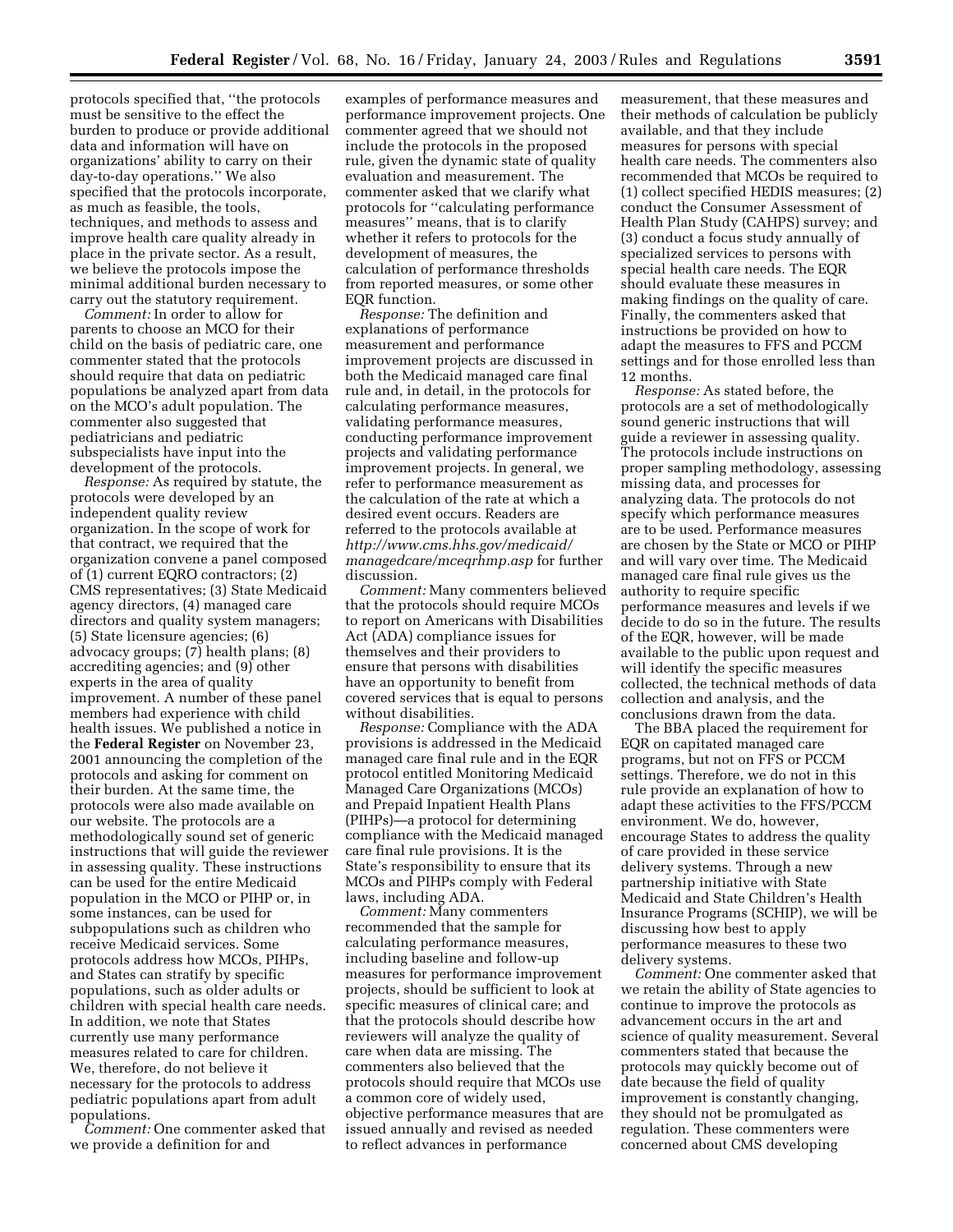protocols specified that, ''the protocols must be sensitive to the effect the burden to produce or provide additional data and information will have on organizations' ability to carry on their day-to-day operations.'' We also specified that the protocols incorporate, as much as feasible, the tools, techniques, and methods to assess and improve health care quality already in place in the private sector. As a result, we believe the protocols impose the minimal additional burden necessary to carry out the statutory requirement.

*Comment:* In order to allow for parents to choose an MCO for their child on the basis of pediatric care, one commenter stated that the protocols should require that data on pediatric populations be analyzed apart from data on the MCO's adult population. The commenter also suggested that pediatricians and pediatric subspecialists have input into the development of the protocols.

*Response:* As required by statute, the protocols were developed by an independent quality review organization. In the scope of work for that contract, we required that the organization convene a panel composed of (1) current EQRO contractors; (2) CMS representatives; (3) State Medicaid agency directors, (4) managed care directors and quality system managers; (5) State licensure agencies; (6) advocacy groups; (7) health plans; (8) accrediting agencies; and (9) other experts in the area of quality improvement. A number of these panel members had experience with child health issues. We published a notice in the **Federal Register** on November 23, 2001 announcing the completion of the protocols and asking for comment on their burden. At the same time, the protocols were also made available on our website. The protocols are a methodologically sound set of generic instructions that will guide the reviewer in assessing quality. These instructions can be used for the entire Medicaid population in the MCO or PIHP or, in some instances, can be used for subpopulations such as children who receive Medicaid services. Some protocols address how MCOs, PIHPs, and States can stratify by specific populations, such as older adults or children with special health care needs. In addition, we note that States currently use many performance measures related to care for children. We, therefore, do not believe it necessary for the protocols to address pediatric populations apart from adult populations.

*Comment:* One commenter asked that we provide a definition for and examples of performance measures and performance improvement projects. One commenter agreed that we should not include the protocols in the proposed rule, given the dynamic state of quality evaluation and measurement. The commenter asked that we clarify what protocols for ''calculating performance measures'' means, that is to clarify whether it refers to protocols for the development of measures, the calculation of performance thresholds from reported measures, or some other EQR function.

*Response:* The definition and explanations of performance measurement and performance improvement projects are discussed in both the Medicaid managed care final rule and, in detail, in the protocols for calculating performance measures, validating performance measures, conducting performance improvement projects and validating performance improvement projects. In general, we refer to performance measurement as the calculation of the rate at which a desired event occurs. Readers are referred to the protocols available at *http://www.cms.hhs.gov/medicaid/managedcare/mceqrhmp.asp* for further discussion.

*Comment:* Many commenters believed that the protocols should require MCOs to report on Americans with Disabilities Act (ADA) compliance issues for themselves and their providers to ensure that persons with disabilities have an opportunity to benefit from covered services that is equal to persons without disabilities.

*Response:* Compliance with the ADA provisions is addressed in the Medicaid managed care final rule and in the EQR protocol entitled Monitoring Medicaid Managed Care Organizations (MCOs) and Prepaid Inpatient Health Plans (PIHPs)—a protocol for determining compliance with the Medicaid managed care final rule provisions. It is the State's responsibility to ensure that its MCOs and PIHPs comply with Federal laws, including ADA.

*Comment:* Many commenters recommended that the sample for calculating performance measures, including baseline and follow-up measures for performance improvement projects, should be sufficient to look at specific measures of clinical care; and that the protocols should describe how reviewers will analyze the quality of care when data are missing. The commenters also believed that the protocols should require that MCOs use a common core of widely used, objective performance measures that are issued annually and revised as needed to reflect advances in performance measurement, that these measures and their methods of calculation be publicly available, and that they include measures for persons with special health care needs. The commenters also recommended that MCOs be required to (1) collect specified HEDIS measures; (2) conduct the Consumer Assessment of Health Plan Study (CAHPS) survey; and (3) conduct a focus study annually of specialized services to persons with special health care needs. The EQR should evaluate these measures in making findings on the quality of care. Finally, the commenters asked that instructions be provided on how to adapt the measures to FFS and PCCM settings and for those enrolled less than 12 months.

*Response:* As stated before, the protocols are a set of methodologically sound generic instructions that will guide a reviewer in assessing quality. The protocols include instructions on proper sampling methodology, assessing missing data, and processes for analyzing data. The protocols do not specify which performance measures are to be used. Performance measures are chosen by the State or MCO or PIHP and will vary over time. The Medicaid managed care final rule gives us the authority to require specific performance measures and levels if we decide to do so in the future. The results of the EQR, however, will be made available to the public upon request and will identify the specific measures collected, the technical methods of data collection and analysis, and the conclusions drawn from the data.

The BBA placed the requirement for EQR on capitated managed care programs, but not on FFS or PCCM settings. Therefore, we do not in this rule provide an explanation of how to adapt these activities to the FFS/PCCM environment. We do, however, encourage States to address the quality of care provided in these service delivery systems. Through a new partnership initiative with State Medicaid and State Children's Health Insurance Programs (SCHIP), we will be discussing how best to apply performance measures to these two delivery systems.

*Comment:* One commenter asked that we retain the ability of State agencies to continue to improve the protocols as advancement occurs in the art and science of quality measurement. Several commenters stated that because the protocols may quickly become out of date because the field of quality improvement is constantly changing, they should not be promulgated as regulation. These commenters were concerned about CMS developing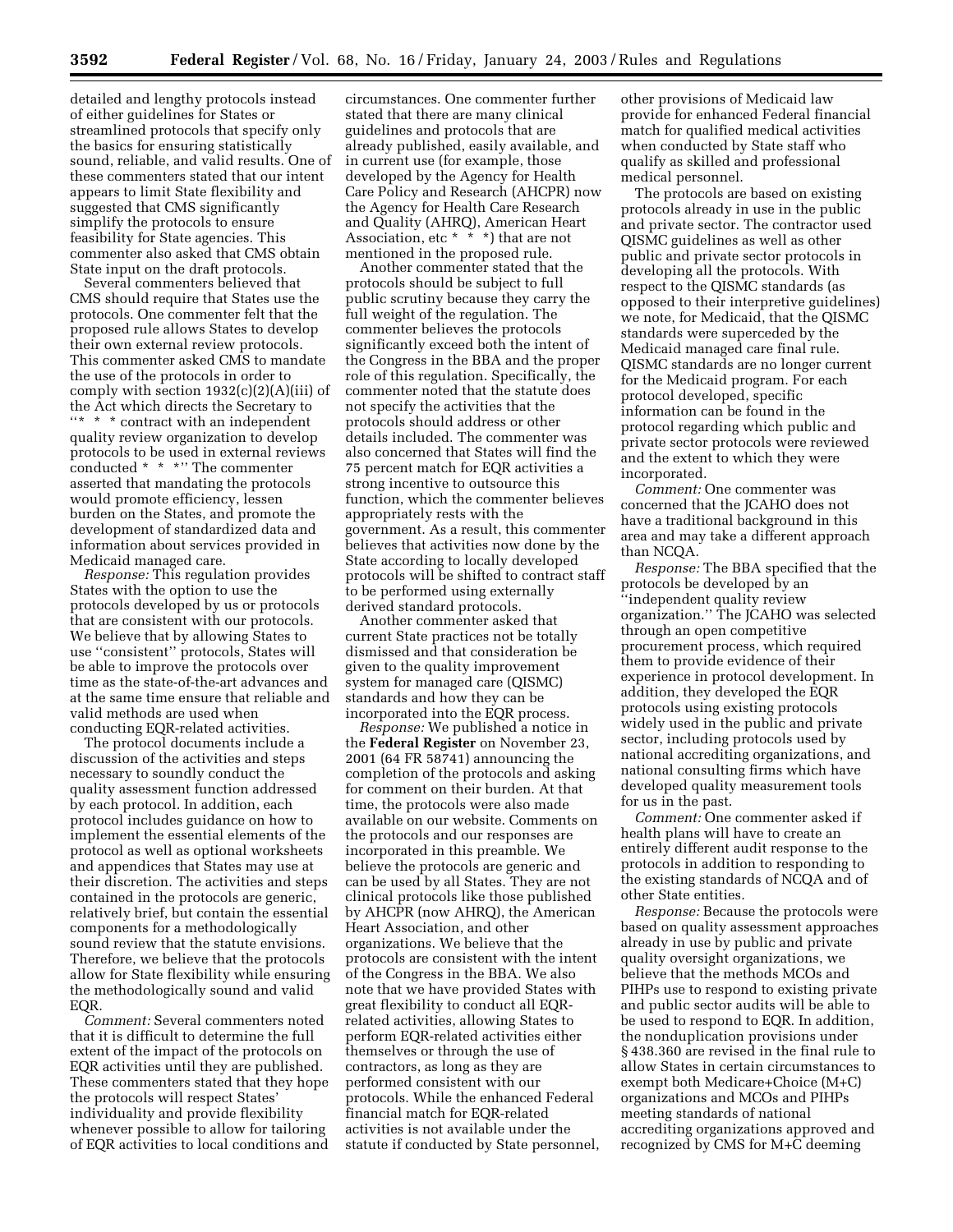detailed and lengthy protocols instead of either guidelines for States or streamlined protocols that specify only the basics for ensuring statistically sound, reliable, and valid results. One of these commenters stated that our intent appears to limit State flexibility and suggested that CMS significantly simplify the protocols to ensure feasibility for State agencies. This commenter also asked that CMS obtain State input on the draft protocols.

Several commenters believed that CMS should require that States use the protocols. One commenter felt that the proposed rule allows States to develop their own external review protocols. This commenter asked CMS to mandate the use of the protocols in order to comply with section 1932(c)(2)(A)(iii) of the Act which directs the Secretary to "* * * contract with an independent quality review organization to develop protocols to be used in external reviews conducted * * *" The commenter asserted that mandating the protocols would promote efficiency, lessen burden on the States, and promote the development of standardized data and information about services provided in Medicaid managed care.

*Response:* This regulation provides States with the option to use the protocols developed by us or protocols that are consistent with our protocols. We believe that by allowing States to use "consistent" protocols, States will be able to improve the protocols over time as the state-of-the-art advances and at the same time ensure that reliable and valid methods are used when conducting EQR-related activities.

The protocol documents include a discussion of the activities and steps necessary to soundly conduct the quality assessment function addressed by each protocol. In addition, each protocol includes guidance on how to implement the essential elements of the protocol as well as optional worksheets and appendices that States may use at their discretion. The activities and steps contained in the protocols are generic, relatively brief, but contain the essential components for a methodologically sound review that the statute envisions. Therefore, we believe that the protocols allow for State flexibility while ensuring the methodologically sound and valid EQR.

*Comment:* Several commenters noted that it is difficult to determine the full extent of the impact of the protocols on EQR activities until they are published. These commenters stated that they hope the protocols will respect States' individuality and provide flexibility whenever possible to allow for tailoring of EQR activities to local conditions and circumstances. One commenter further stated that there are many clinical guidelines and protocols that are already published, easily available, and in current use (for example, those developed by the Agency for Health Care Policy and Research (AHCPR) now the Agency for Health Care Research and Quality (AHRQ), American Heart Association, etc * * *) that are not mentioned in the proposed rule.

Another commenter stated that the protocols should be subject to full public scrutiny because they carry the full weight of the regulation. The commenter believes the protocols significantly exceed both the intent of the Congress in the BBA and the proper role of this regulation. Specifically, the commenter noted that the statute does not specify the activities that the protocols should address or other details included. The commenter was also concerned that States will find the 75 percent match for EQR activities a strong incentive to outsource this function, which the commenter believes appropriately rests with the government. As a result, this commenter believes that activities now done by the State according to locally developed protocols will be shifted to contract staff to be performed using externally derived standard protocols.

Another commenter asked that current State practices not be totally dismissed and that consideration be given to the quality improvement system for managed care (QISMC) standards and how they can be incorporated into the EQR process.

*Response:* We published a notice in the **Federal Register** on November 23, 2001 (64 FR 58741) announcing the completion of the protocols and asking for comment on their burden. At that time, the protocols were also made available on our website. Comments on the protocols and our responses are incorporated in this preamble. We believe the protocols are generic and can be used by all States. They are not clinical protocols like those published by AHCPR (now AHRQ), the American Heart Association, and other organizations. We believe that the protocols are consistent with the intent of the Congress in the BBA. We also note that we have provided States with great flexibility to conduct all EQR-related activities, allowing States to perform EQR-related activities either themselves or through the use of contractors, as long as they are performed consistent with our protocols. While the enhanced Federal financial match for EQR-related activities is not available under the statute if conducted by State personnel, other provisions of Medicaid law provide for enhanced Federal financial match for qualified medical activities when conducted by State staff who qualify as skilled and professional medical personnel.

The protocols are based on existing protocols already in use in the public and private sector. The contractor used QISMC guidelines as well as other public and private sector protocols in developing all the protocols. With respect to the QISMC standards (as opposed to their interpretive guidelines) we note, for Medicaid, that the QISMC standards were superceded by the Medicaid managed care final rule. QISMC standards are no longer current for the Medicaid program. For each protocol developed, specific information can be found in the protocol regarding which public and private sector protocols were reviewed and the extent to which they were incorporated.

*Comment:* One commenter was concerned that the JCAHO does not have a traditional background in this area and may take a different approach than NCQA.

*Response:* The BBA specified that the protocols be developed by an "independent quality review organization." The JCAHO was selected through an open competitive procurement process, which required them to provide evidence of their experience in protocol development. In addition, they developed the EQR protocols using existing protocols widely used in the public and private sector, including protocols used by national accrediting organizations, and national consulting firms which have developed quality measurement tools for us in the past.

*Comment:* One commenter asked if health plans will have to create an entirely different audit response to the protocols in addition to responding to the existing standards of NCQA and of other State entities.

*Response:* Because the protocols were based on quality assessment approaches already in use by public and private quality oversight organizations, we believe that the methods MCOs and PIHPs use to respond to existing private and public sector audits will be able to be used to respond to EQR. In addition, the nonduplication provisions under § 438.360 are revised in the final rule to allow States in certain circumstances to exempt both Medicare+Choice (M+C) organizations and MCOs and PIHPs meeting standards of national accrediting organizations approved and recognized by CMS for M+C deeming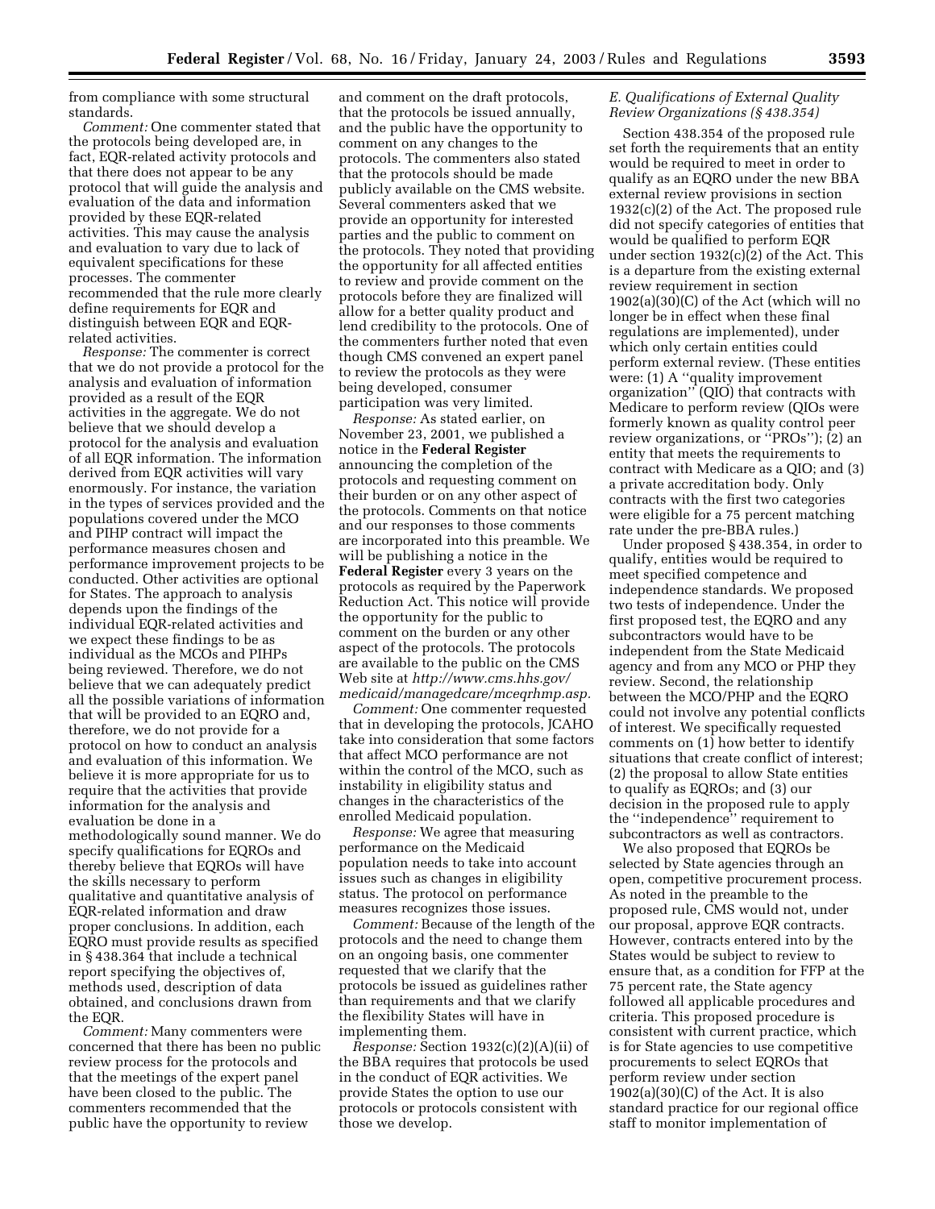from compliance with some structural standards.

*Comment:* One commenter stated that the protocols being developed are, in fact, EQR-related activity protocols and that there does not appear to be any protocol that will guide the analysis and evaluation of the data and information provided by these EQR-related activities. This may cause the analysis and evaluation to vary due to lack of equivalent specifications for these processes. The commenter recommended that the rule more clearly define requirements for EQR and distinguish between EQR and EQR-related activities.

*Response:* The commenter is correct that we do not provide a protocol for the analysis and evaluation of information provided as a result of the EQR activities in the aggregate. We do not believe that we should develop a protocol for the analysis and evaluation of all EQR information. The information derived from EQR activities will vary enormously. For instance, the variation in the types of services provided and the populations covered under the MCO and PIHP contract will impact the performance measures chosen and performance improvement projects to be conducted. Other activities are optional for States. The approach to analysis depends upon the findings of the individual EQR-related activities and we expect these findings to be as individual as the MCOs and PIHPs being reviewed. Therefore, we do not believe that we can adequately predict all the possible variations of information that will be provided to an EQRO and, therefore, we do not provide for a protocol on how to conduct an analysis and evaluation of this information. We believe it is more appropriate for us to require that the activities that provide information for the analysis and evaluation be done in a methodologically sound manner. We do specify qualifications for EQROs and thereby believe that EQROs will have the skills necessary to perform qualitative and quantitative analysis of EQR-related information and draw proper conclusions. In addition, each EQRO must provide results as specified in § 438.364 that include a technical report specifying the objectives of, methods used, description of data obtained, and conclusions drawn from the EQR.

*Comment:* Many commenters were concerned that there has been no public review process for the protocols and that the meetings of the expert panel have been closed to the public. The commenters recommended that the public have the opportunity to review and comment on the draft protocols, that the protocols be issued annually, and the public have the opportunity to comment on any changes to the protocols. The commenters also stated that the protocols should be made publicly available on the CMS website. Several commenters asked that we provide an opportunity for interested parties and the public to comment on the protocols. They noted that providing the opportunity for all affected entities to review and provide comment on the protocols before they are finalized will allow for a better quality product and lend credibility to the protocols. One of the commenters further noted that even though CMS convened an expert panel to review the protocols as they were being developed, consumer participation was very limited.

*Response:* As stated earlier, on November 23, 2001, we published a notice in the **Federal Register** announcing the completion of the protocols and requesting comment on their burden or on any other aspect of the protocols. Comments on that notice and our responses to those comments are incorporated into this preamble. We will be publishing a notice in the **Federal Register** every 3 years on the protocols as required by the Paperwork Reduction Act. This notice will provide the opportunity for the public to comment on the burden or any other aspect of the protocols. The protocols are available to the public on the CMS Web site at *http://www.cms.hhs.gov/medicaid/managedcare/mceqrhmp.asp.*

*Comment:* One commenter requested that in developing the protocols, JCAHO take into consideration that some factors that affect MCO performance are not within the control of the MCO, such as instability in eligibility status and changes in the characteristics of the enrolled Medicaid population.

*Response:* We agree that measuring performance on the Medicaid population needs to take into account issues such as changes in eligibility status. The protocol on performance measures recognizes those issues.

*Comment:* Because of the length of the protocols and the need to change them on an ongoing basis, one commenter requested that we clarify that the protocols be issued as guidelines rather than requirements and that we clarify the flexibility States will have in implementing them.

*Response:* Section 1932(c)(2)(A)(ii) of the BBA requires that protocols be used in the conduct of EQR activities. We provide States the option to use our protocols or protocols consistent with those we develop.

### *E. Qualifications of External Quality Review Organizations (§ 438.354)*

Section 438.354 of the proposed rule set forth the requirements that an entity would be required to meet in order to qualify as an EQRO under the new BBA external review provisions in section 1932(c)(2) of the Act. The proposed rule did not specify categories of entities that would be qualified to perform EQR under section 1932(c)(2) of the Act. This is a departure from the existing external review requirement in section 1902(a)(30)(C) of the Act (which will no longer be in effect when these final regulations are implemented), under which only certain entities could perform external review. (These entities were: (1) A "quality improvement organization" (QIO) that contracts with Medicare to perform review (QIOs were formerly known as quality control peer review organizations, or "PROs"); (2) an entity that meets the requirements to contract with Medicare as a QIO; and (3) a private accreditation body. Only contracts with the first two categories were eligible for a 75 percent matching rate under the pre-BBA rules.)

Under proposed § 438.354, in order to qualify, entities would be required to meet specified competence and independence standards. We proposed two tests of independence. Under the first proposed test, the EQRO and any subcontractors would have to be independent from the State Medicaid agency and from any MCO or PHP they review. Second, the relationship between the MCO/PHP and the EQRO could not involve any potential conflicts of interest. We specifically requested comments on (1) how better to identify situations that create conflict of interest; (2) the proposal to allow State entities to qualify as EQROs; and (3) our decision in the proposed rule to apply the "independence" requirement to subcontractors as well as contractors.

We also proposed that EQROs be selected by State agencies through an open, competitive procurement process. As noted in the preamble to the proposed rule, CMS would not, under our proposal, approve EQR contracts. However, contracts entered into by the States would be subject to review to ensure that, as a condition for FFP at the 75 percent rate, the State agency followed all applicable procedures and criteria. This proposed procedure is consistent with current practice, which is for State agencies to use competitive procurements to select EQROs that perform review under section 1902(a)(30)(C) of the Act. It is also standard practice for our regional office staff to monitor implementation of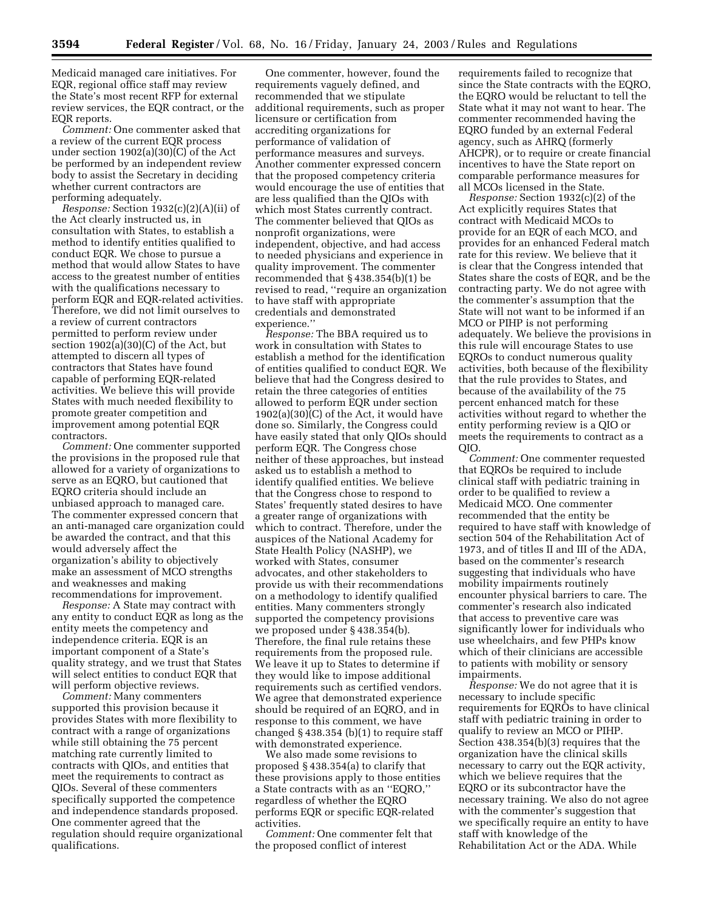Medicaid managed care initiatives. For EQR, regional office staff may review the State's most recent RFP for external review services, the EQR contract, or the EQR reports.

*Comment:* One commenter asked that a review of the current EQR process under section 1902(a)(30)(C) of the Act be performed by an independent review body to assist the Secretary in deciding whether current contractors are performing adequately.

*Response:* Section 1932(c)(2)(A)(ii) of the Act clearly instructed us, in consultation with States, to establish a method to identify entities qualified to conduct EQR. We chose to pursue a method that would allow States to have access to the greatest number of entities with the qualifications necessary to perform EQR and EQR-related activities. Therefore, we did not limit ourselves to a review of current contractors permitted to perform review under section 1902(a)(30)(C) of the Act, but attempted to discern all types of contractors that States have found capable of performing EQR-related activities. We believe this will provide States with much needed flexibility to promote greater competition and improvement among potential EQR contractors.

*Comment:* One commenter supported the provisions in the proposed rule that allowed for a variety of organizations to serve as an EQRO, but cautioned that EQRO criteria should include an unbiased approach to managed care. The commenter expressed concern that an anti-managed care organization could be awarded the contract, and that this would adversely affect the organization's ability to objectively make an assessment of MCO strengths and weaknesses and making recommendations for improvement.

*Response:* A State may contract with any entity to conduct EQR as long as the entity meets the competency and independence criteria. EQR is an important component of a State's quality strategy, and we trust that States will select entities to conduct EQR that will perform objective reviews.

*Comment:* Many commenters supported this provision because it provides States with more flexibility to contract with a range of organizations while still obtaining the 75 percent matching rate currently limited to contracts with QIOs, and entities that meet the requirements to contract as QIOs. Several of these commenters specifically supported the competence and independence standards proposed. One commenter agreed that the regulation should require organizational qualifications.

One commenter, however, found the requirements vaguely defined, and recommended that we stipulate additional requirements, such as proper licensure or certification from accrediting organizations for performance of validation of performance measures and surveys. Another commenter expressed concern that the proposed competency criteria would encourage the use of entities that are less qualified than the QIOs with which most States currently contract. The commenter believed that QIOs as nonprofit organizations, were independent, objective, and had access to needed physicians and experience in quality improvement. The commenter recommended that § 438.354(b)(1) be revised to read, "require an organization to have staff with appropriate credentials and demonstrated experience."

*Response:* The BBA required us to work in consultation with States to establish a method for the identification of entities qualified to conduct EQR. We believe that had the Congress desired to retain the three categories of entities allowed to perform EQR under section 1902(a)(30)(C) of the Act, it would have done so. Similarly, the Congress could have easily stated that only QIOs should perform EQR. The Congress chose neither of these approaches, but instead asked us to establish a method to identify qualified entities. We believe that the Congress chose to respond to States' frequently stated desires to have a greater range of organizations with which to contract. Therefore, under the auspices of the National Academy for State Health Policy (NASHP), we worked with States, consumer advocates, and other stakeholders to provide us with their recommendations on a methodology to identify qualified entities. Many commenters strongly supported the competency provisions we proposed under § 438.354(b). Therefore, the final rule retains these requirements from the proposed rule. We leave it up to States to determine if they would like to impose additional requirements such as certified vendors. We agree that demonstrated experience should be required of an EQRO, and in response to this comment, we have changed § 438.354 (b)(1) to require staff with demonstrated experience.

We also made some revisions to proposed § 438.354(a) to clarify that these provisions apply to those entities a State contracts with as an "EQRO," regardless of whether the EQRO performs EQR or specific EQR-related activities.

*Comment:* One commenter felt that the proposed conflict of interest requirements failed to recognize that since the State contracts with the EQRO, the EQRO would be reluctant to tell the State what it may not want to hear. The commenter recommended having the EQRO funded by an external Federal agency, such as AHRQ (formerly AHCPR), or to require or create financial incentives to have the State report on comparable performance measures for all MCOs licensed in the State.

*Response:* Section 1932(c)(2) of the Act explicitly requires States that contract with Medicaid MCOs to provide for an EQR of each MCO, and provides for an enhanced Federal match rate for this review. We believe that it is clear that the Congress intended that States share the costs of EQR, and be the contracting party. We do not agree with the commenter's assumption that the State will not want to be informed if an MCO or PIHP is not performing adequately. We believe the provisions in this rule will encourage States to use EQROs to conduct numerous quality activities, both because of the flexibility that the rule provides to States, and because of the availability of the 75 percent enhanced match for these activities without regard to whether the entity performing review is a QIO or meets the requirements to contract as a QIO.

*Comment:* One commenter requested that EQROs be required to include clinical staff with pediatric training in order to be qualified to review a Medicaid MCO. One commenter recommended that the entity be required to have staff with knowledge of section 504 of the Rehabilitation Act of 1973, and of titles II and III of the ADA, based on the commenter's research suggesting that individuals who have mobility impairments routinely encounter physical barriers to care. The commenter's research also indicated that access to preventive care was significantly lower for individuals who use wheelchairs, and few PHPs know which of their clinicians are accessible to patients with mobility or sensory impairments.

*Response:* We do not agree that it is necessary to include specific requirements for EQROs to have clinical staff with pediatric training in order to qualify to review an MCO or PIHP. Section 438.354(b)(3) requires that the organization have the clinical skills necessary to carry out the EQR activity, which we believe requires that the EQRO or its subcontractor have the necessary training. We also do not agree with the commenter's suggestion that we specifically require an entity to have staff with knowledge of the Rehabilitation Act or the ADA. While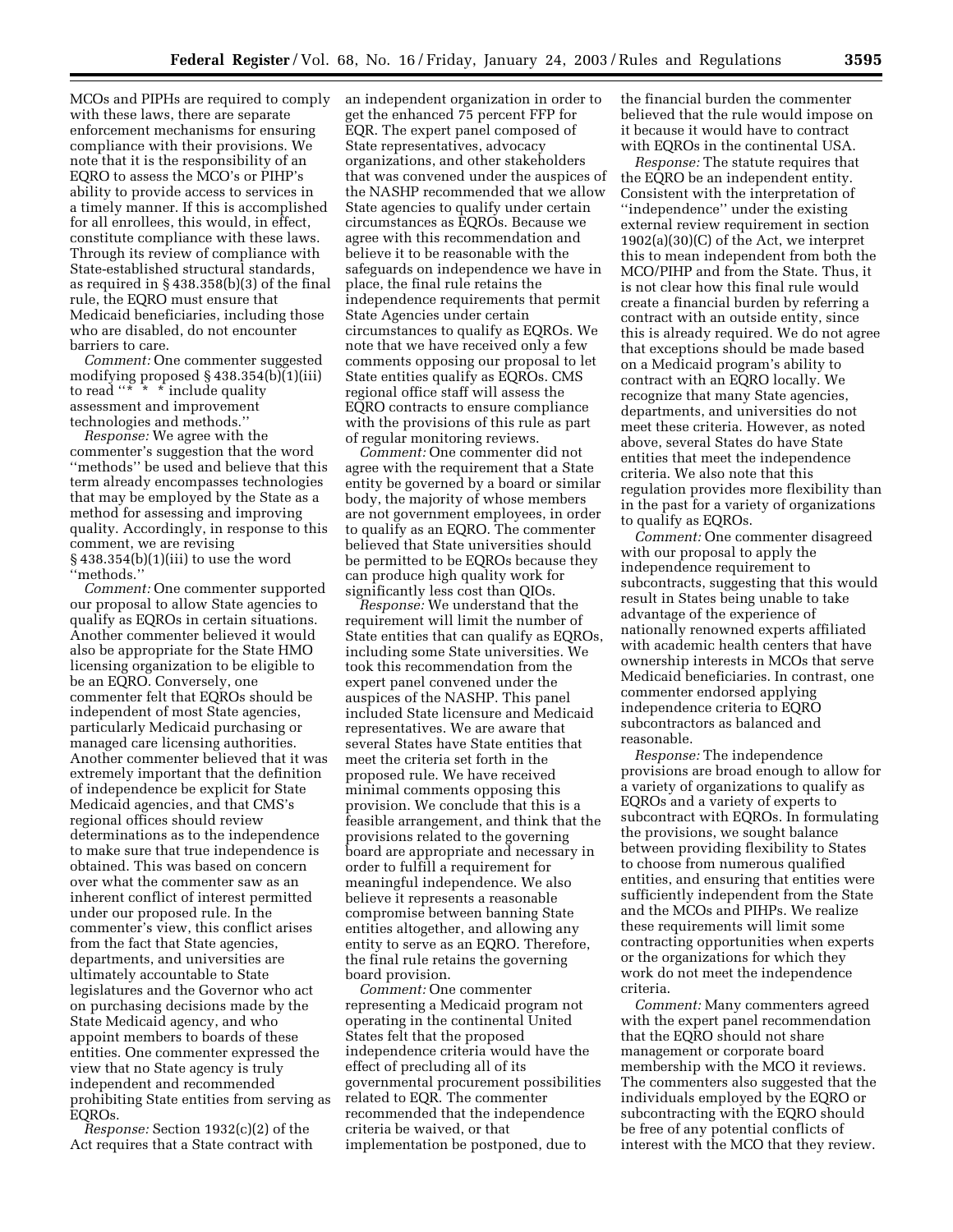MCOs and PIPHs are required to comply with these laws, there are separate enforcement mechanisms for ensuring compliance with their provisions. We note that it is the responsibility of an EQRO to assess the MCO's or PIHP's ability to provide access to services in a timely manner. If this is accomplished for all enrollees, this would, in effect, constitute compliance with these laws. Through its review of compliance with State-established structural standards, as required in § 438.358(b)(3) of the final rule, the EQRO must ensure that Medicaid beneficiaries, including those who are disabled, do not encounter barriers to care.

*Comment:* One commenter suggested modifying proposed § 438.354(b)(1)(iii) to read "* * * include quality assessment and improvement technologies and methods."

*Response:* We agree with the commenter's suggestion that the word "methods" be used and believe that this term already encompasses technologies that may be employed by the State as a method for assessing and improving quality. Accordingly, in response to this comment, we are revising § 438.354(b)(1)(iii) to use the word "methods."

*Comment:* One commenter supported our proposal to allow State agencies to qualify as EQROs in certain situations. Another commenter believed it would also be appropriate for the State HMO licensing organization to be eligible to be an EQRO. Conversely, one commenter felt that EQROs should be independent of most State agencies, particularly Medicaid purchasing or managed care licensing authorities. Another commenter believed that it was extremely important that the definition of independence be explicit for State Medicaid agencies, and that CMS's regional offices should review determinations as to the independence to make sure that true independence is obtained. This was based on concern over what the commenter saw as an inherent conflict of interest permitted under our proposed rule. In the commenter's view, this conflict arises from the fact that State agencies, departments, and universities are ultimately accountable to State legislatures and the Governor who act on purchasing decisions made by the State Medicaid agency, and who appoint members to boards of these entities. One commenter expressed the view that no State agency is truly independent and recommended prohibiting State entities from serving as EQROs.

*Response:* Section 1932(c)(2) of the Act requires that a State contract with an independent organization in order to get the enhanced 75 percent FFP for EQR. The expert panel composed of State representatives, advocacy organizations, and other stakeholders that was convened under the auspices of the NASHP recommended that we allow State agencies to qualify under certain circumstances as EQROs. Because we agree with this recommendation and believe it to be reasonable with the safeguards on independence we have in place, the final rule retains the independence requirements that permit State Agencies under certain circumstances to qualify as EQROs. We note that we have received only a few comments opposing our proposal to let State entities qualify as EQROs. CMS regional office staff will assess the EQRO contracts to ensure compliance with the provisions of this rule as part of regular monitoring reviews.

*Comment:* One commenter did not agree with the requirement that a State entity be governed by a board or similar body, the majority of whose members are not government employees, in order to qualify as an EQRO. The commenter believed that State universities should be permitted to be EQROs because they can produce high quality work for significantly less cost than QIOs.

*Response:* We understand that the requirement will limit the number of State entities that can qualify as EQROs, including some State universities. We took this recommendation from the expert panel convened under the auspices of the NASHP. This panel included State licensure and Medicaid representatives. We are aware that several States have State entities that meet the criteria set forth in the proposed rule. We have received minimal comments opposing this provision. We conclude that this is a feasible arrangement, and think that the provisions related to the governing board are appropriate and necessary in order to fulfill a requirement for meaningful independence. We also believe it represents a reasonable compromise between banning State entities altogether, and allowing any entity to serve as an EQRO. Therefore, the final rule retains the governing board provision.

*Comment:* One commenter representing a Medicaid program not operating in the continental United States felt that the proposed independence criteria would have the effect of precluding all of its governmental procurement possibilities related to EQR. The commenter recommended that the independence criteria be waived, or that implementation be postponed, due to the financial burden the commenter believed that the rule would impose on it because it would have to contract with EQROs in the continental USA.

*Response:* The statute requires that the EQRO be an independent entity. Consistent with the interpretation of "independence" under the existing external review requirement in section 1902(a)(30)(C) of the Act, we interpret this to mean independent from both the MCO/PIHP and from the State. Thus, it is not clear how this final rule would create a financial burden by referring a contract with an outside entity, since this is already required. We do not agree that exceptions should be made based on a Medicaid program's ability to contract with an EQRO locally. We recognize that many State agencies, departments, and universities do not meet these criteria. However, as noted above, several States do have State entities that meet the independence criteria. We also note that this regulation provides more flexibility than in the past for a variety of organizations to qualify as EQROs.

*Comment:* One commenter disagreed with our proposal to apply the independence requirement to subcontracts, suggesting that this would result in States being unable to take advantage of the experience of nationally renowned experts affiliated with academic health centers that have ownership interests in MCOs that serve Medicaid beneficiaries. In contrast, one commenter endorsed applying independence criteria to EQRO subcontractors as balanced and reasonable.

*Response:* The independence provisions are broad enough to allow for a variety of organizations to qualify as EQROs and a variety of experts to subcontract with EQROs. In formulating the provisions, we sought balance between providing flexibility to States to choose from numerous qualified entities, and ensuring that entities were sufficiently independent from the State and the MCOs and PIHPs. We realize these requirements will limit some contracting opportunities when experts or the organizations for which they work do not meet the independence criteria.

*Comment:* Many commenters agreed with the expert panel recommendation that the EQRO should not share management or corporate board membership with the MCO it reviews. The commenters also suggested that the individuals employed by the EQRO or subcontracting with the EQRO should be free of any potential conflicts of interest with the MCO that they review.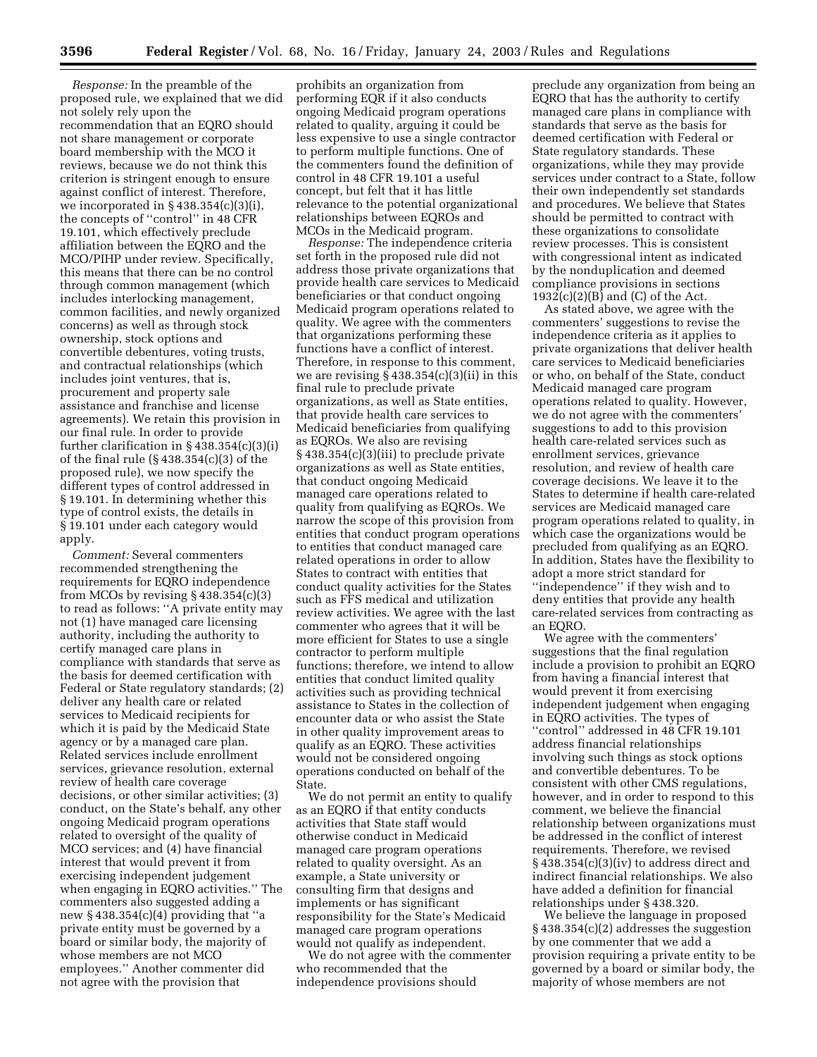*Response:* In the preamble of the proposed rule, we explained that we did not solely rely upon the recommendation that an EQRO should not share management or corporate board membership with the MCO it reviews, because we do not think this criterion is stringent enough to ensure against conflict of interest. Therefore, we incorporated in § 438.354(c)(3)(i), the concepts of ''control'' in 48 CFR 19.101, which effectively preclude affiliation between the EQRO and the MCO/PIHP under review. Specifically, this means that there can be no control through common management (which includes interlocking management, common facilities, and newly organized concerns) as well as through stock ownership, stock options and convertible debentures, voting trusts, and contractual relationships (which includes joint ventures, that is, procurement and property sale assistance and franchise and license agreements). We retain this provision in our final rule. In order to provide further clarification in § 438.354(c)(3)(i) of the final rule (§ 438.354(c)(3) of the proposed rule), we now specify the different types of control addressed in § 19.101. In determining whether this type of control exists, the details in § 19.101 under each category would apply.

*Comment:* Several commenters recommended strengthening the requirements for EQRO independence from MCOs by revising § 438.354(c)(3) to read as follows: ''A private entity may not (1) have managed care licensing authority, including the authority to certify managed care plans in compliance with standards that serve as the basis for deemed certification with Federal or State regulatory standards; (2) deliver any health care or related services to Medicaid recipients for which it is paid by the Medicaid State agency or by a managed care plan. Related services include enrollment services, grievance resolution, external review of health care coverage decisions, or other similar activities; (3) conduct, on the State's behalf, any other ongoing Medicaid program operations related to oversight of the quality of MCO services; and (4) have financial interest that would prevent it from exercising independent judgement when engaging in EQRO activities.'' The commenters also suggested adding a new § 438.354(c)(4) providing that ''a private entity must be governed by a board or similar body, the majority of whose members are not MCO employees.'' Another commenter did not agree with the provision that prohibits an organization from performing EQR if it also conducts ongoing Medicaid program operations related to quality, arguing it could be less expensive to use a single contractor to perform multiple functions. One of the commenters found the definition of control in 48 CFR 19.101 a useful concept, but felt that it has little relevance to the potential organizational relationships between EQROs and MCOs in the Medicaid program.

*Response:* The independence criteria set forth in the proposed rule did not address those private organizations that provide health care services to Medicaid beneficiaries or that conduct ongoing Medicaid program operations related to quality. We agree with the commenters that organizations performing these functions have a conflict of interest. Therefore, in response to this comment, we are revising § 438.354(c)(3)(ii) in this final rule to preclude private organizations, as well as State entities, that provide health care services to Medicaid beneficiaries from qualifying as EQROs. We are also revising § 438.354(c)(3)(iii) to preclude private organizations as well as State entities, that conduct ongoing Medicaid managed care operations related to quality from qualifying as EQROs. We narrow the scope of this provision from entities that conduct program operations to entities that conduct managed care related operations in order to allow States to contract with entities that conduct quality activities for the States such as FFS medical and utilization review activities. We agree with the last commenter who agrees that it will be more efficient for States to use a single contractor to perform multiple functions; therefore, we intend to allow entities that conduct limited quality activities such as providing technical assistance to States in the collection of encounter data or who assist the State in other quality improvement areas to qualify as an EQRO. These activities would not be considered ongoing operations conducted on behalf of the State.

We do not permit an entity to qualify as an EQRO if that entity conducts activities that State staff would otherwise conduct in Medicaid managed care program operations related to quality oversight. As an example, a State university or consulting firm that designs and implements or has significant responsibility for the State's Medicaid managed care program operations would not qualify as independent.

We do not agree with the commenter who recommended that the independence provisions should preclude any organization from being an EQRO that has the authority to certify managed care plans in compliance with standards that serve as the basis for deemed certification with Federal or State regulatory standards. These organizations, while they may provide services under contract to a State, follow their own independently set standards and procedures. We believe that States should be permitted to contract with these organizations to consolidate review processes. This is consistent with congressional intent as indicated by the nonduplication and deemed compliance provisions in sections 1932(c)(2)(B) and (C) of the Act.

As stated above, we agree with the commenters' suggestions to revise the independence criteria as it applies to private organizations that deliver health care services to Medicaid beneficiaries or who, on behalf of the State, conduct Medicaid managed care program operations related to quality. However, we do not agree with the commenters' suggestions to add to this provision health care-related services such as enrollment services, grievance resolution, and review of health care coverage decisions. We leave it to the States to determine if health care-related services are Medicaid managed care program operations related to quality, in which case the organizations would be precluded from qualifying as an EQRO. In addition, States have the flexibility to adopt a more strict standard for ''independence'' if they wish and to deny entities that provide any health care-related services from contracting as an EQRO.

We agree with the commenters' suggestions that the final regulation include a provision to prohibit an EQRO from having a financial interest that would prevent it from exercising independent judgement when engaging in EQRO activities. The types of ''control'' addressed in 48 CFR 19.101 address financial relationships involving such things as stock options and convertible debentures. To be consistent with other CMS regulations, however, and in order to respond to this comment, we believe the financial relationship between organizations must be addressed in the conflict of interest requirements. Therefore, we revised § 438.354(c)(3)(iv) to address direct and indirect financial relationships. We also have added a definition for financial relationships under § 438.320.

We believe the language in proposed § 438.354(c)(2) addresses the suggestion by one commenter that we add a provision requiring a private entity to be governed by a board or similar body, the majority of whose members are not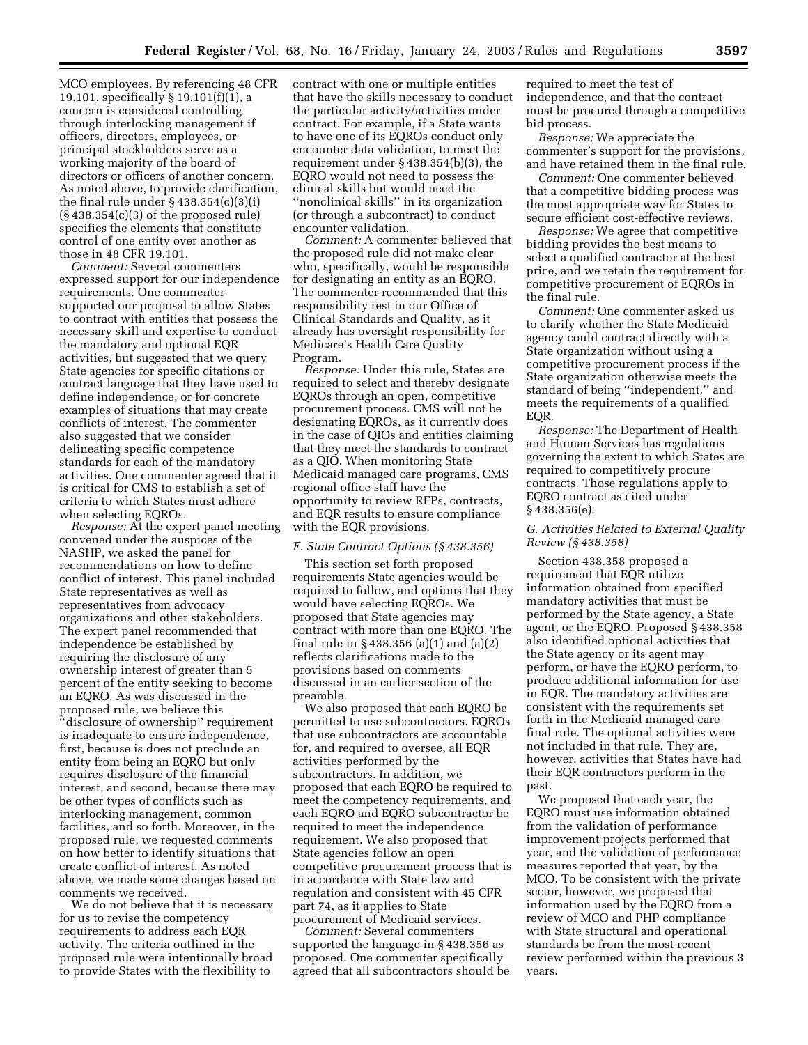MCO employees. By referencing 48 CFR 19.101, specifically § 19.101(f)(1), a concern is considered controlling through interlocking management if officers, directors, employees, or principal stockholders serve as a working majority of the board of directors or officers of another concern. As noted above, to provide clarification, the final rule under § 438.354(c)(3)(i) (§ 438.354(c)(3) of the proposed rule) specifies the elements that constitute control of one entity over another as those in 48 CFR 19.101.

*Comment:* Several commenters expressed support for our independence requirements. One commenter supported our proposal to allow States to contract with entities that possess the necessary skill and expertise to conduct the mandatory and optional EQR activities, but suggested that we query State agencies for specific citations or contract language that they have used to define independence, or for concrete examples of situations that may create conflicts of interest. The commenter also suggested that we consider delineating specific competence standards for each of the mandatory activities. One commenter agreed that it is critical for CMS to establish a set of criteria to which States must adhere when selecting EQROs.

*Response:* At the expert panel meeting convened under the auspices of the NASHP, we asked the panel for recommendations on how to define conflict of interest. This panel included State representatives as well as representatives from advocacy organizations and other stakeholders. The expert panel recommended that independence be established by requiring the disclosure of any ownership interest of greater than 5 percent of the entity seeking to become an EQRO. As was discussed in the proposed rule, we believe this ''disclosure of ownership'' requirement is inadequate to ensure independence, first, because is does not preclude an entity from being an EQRO but only requires disclosure of the financial interest, and second, because there may be other types of conflicts such as interlocking management, common facilities, and so forth. Moreover, in the proposed rule, we requested comments on how better to identify situations that create conflict of interest. As noted above, we made some changes based on comments we received.

We do not believe that it is necessary for us to revise the competency requirements to address each EQR activity. The criteria outlined in the proposed rule were intentionally broad to provide States with the flexibility to contract with one or multiple entities that have the skills necessary to conduct the particular activity/activities under contract. For example, if a State wants to have one of its EQROs conduct only encounter data validation, to meet the requirement under § 438.354(b)(3), the EQRO would not need to possess the clinical skills but would need the ''nonclinical skills'' in its organization (or through a subcontract) to conduct encounter validation.

*Comment:* A commenter believed that the proposed rule did not make clear who, specifically, would be responsible for designating an entity as an EQRO. The commenter recommended that this responsibility rest in our Office of Clinical Standards and Quality, as it already has oversight responsibility for Medicare's Health Care Quality Program.

*Response:* Under this rule, States are required to select and thereby designate EQROs through an open, competitive procurement process. CMS will not be designating EQROs, as it currently does in the case of QIOs and entities claiming that they meet the standards to contract as a QIO. When monitoring State Medicaid managed care programs, CMS regional office staff have the opportunity to review RFPs, contracts, and EQR results to ensure compliance with the EQR provisions.

### *F. State Contract Options (§ 438.356)*

This section set forth proposed requirements State agencies would be required to follow, and options that they would have selecting EQROs. We proposed that State agencies may contract with more than one EQRO. The final rule in § 438.356 (a)(1) and (a)(2) reflects clarifications made to the provisions based on comments discussed in an earlier section of the preamble.

We also proposed that each EQRO be permitted to use subcontractors. EQROs that use subcontractors are accountable for, and required to oversee, all EQR activities performed by the subcontractors. In addition, we proposed that each EQRO be required to meet the competency requirements, and each EQRO and EQRO subcontractor be required to meet the independence requirement. We also proposed that State agencies follow an open competitive procurement process that is in accordance with State law and regulation and consistent with 45 CFR part 74, as it applies to State procurement of Medicaid services.

*Comment:* Several commenters supported the language in § 438.356 as proposed. One commenter specifically agreed that all subcontractors should be required to meet the test of independence, and that the contract must be procured through a competitive bid process.

*Response:* We appreciate the commenter's support for the provisions, and have retained them in the final rule.

*Comment:* One commenter believed that a competitive bidding process was the most appropriate way for States to secure efficient cost-effective reviews.

*Response:* We agree that competitive bidding provides the best means to select a qualified contractor at the best price, and we retain the requirement for competitive procurement of EQROs in the final rule.

*Comment:* One commenter asked us to clarify whether the State Medicaid agency could contract directly with a State organization without using a competitive procurement process if the State organization otherwise meets the standard of being ''independent,'' and meets the requirements of a qualified EQR.

*Response:* The Department of Health and Human Services has regulations governing the extent to which States are required to competitively procure contracts. Those regulations apply to EQRO contract as cited under § 438.356(e).

### *G. Activities Related to External Quality Review (§ 438.358)*

Section 438.358 proposed a requirement that EQR utilize information obtained from specified mandatory activities that must be performed by the State agency, a State agent, or the EQRO. Proposed § 438.358 also identified optional activities that the State agency or its agent may perform, or have the EQRO perform, to produce additional information for use in EQR. The mandatory activities are consistent with the requirements set forth in the Medicaid managed care final rule. The optional activities were not included in that rule. They are, however, activities that States have had their EQR contractors perform in the past.

We proposed that each year, the EQRO must use information obtained from the validation of performance improvement projects performed that year, and the validation of performance measures reported that year, by the MCO. To be consistent with the private sector, however, we proposed that information used by the EQRO from a review of MCO and PHP compliance with State structural and operational standards be from the most recent review performed within the previous 3 years.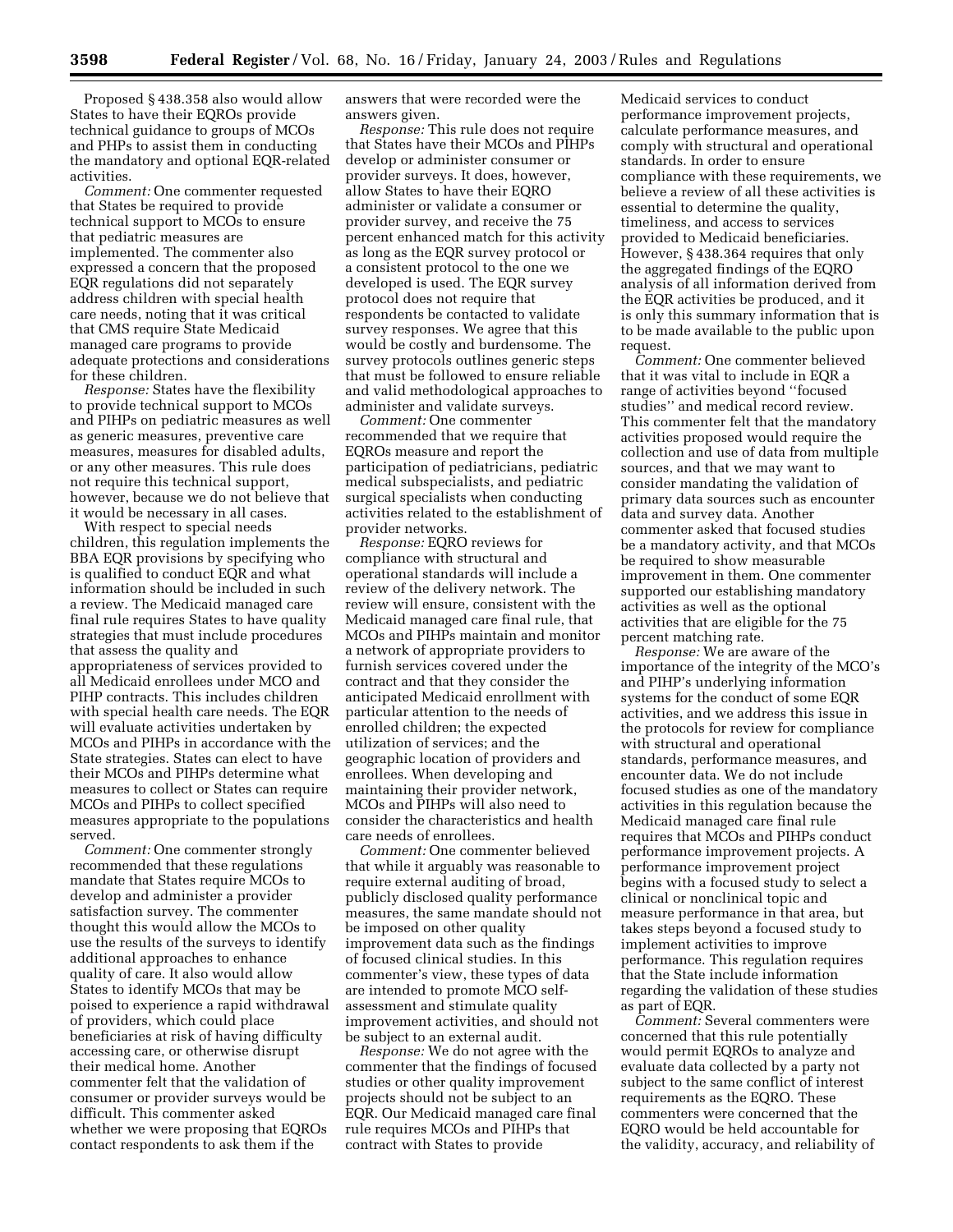Proposed § 438.358 also would allow States to have their EQROs provide technical guidance to groups of MCOs and PHPs to assist them in conducting the mandatory and optional EQR-related activities.

*Comment:* One commenter requested that States be required to provide technical support to MCOs to ensure that pediatric measures are implemented. The commenter also expressed a concern that the proposed EQR regulations did not separately address children with special health care needs, noting that it was critical that CMS require State Medicaid managed care programs to provide adequate protections and considerations for these children.

*Response:* States have the flexibility to provide technical support to MCOs and PIHPs on pediatric measures as well as generic measures, preventive care measures, measures for disabled adults, or any other measures. This rule does not require this technical support, however, because we do not believe that it would be necessary in all cases.

With respect to special needs children, this regulation implements the BBA EQR provisions by specifying who is qualified to conduct EQR and what information should be included in such a review. The Medicaid managed care final rule requires States to have quality strategies that must include procedures that assess the quality and appropriateness of services provided to all Medicaid enrollees under MCO and PIHP contracts. This includes children with special health care needs. The EQR will evaluate activities undertaken by MCOs and PIHPs in accordance with the State strategies. States can elect to have their MCOs and PIHPs determine what measures to collect or States can require MCOs and PIHPs to collect specified measures appropriate to the populations served.

*Comment:* One commenter strongly recommended that these regulations mandate that States require MCOs to develop and administer a provider satisfaction survey. The commenter thought this would allow the MCOs to use the results of the surveys to identify additional approaches to enhance quality of care. It also would allow States to identify MCOs that may be poised to experience a rapid withdrawal of providers, which could place beneficiaries at risk of having difficulty accessing care, or otherwise disrupt their medical home. Another commenter felt that the validation of consumer or provider surveys would be difficult. This commenter asked whether we were proposing that EQROs contact respondents to ask them if the answers that were recorded were the answers given.

*Response:* This rule does not require that States have their MCOs and PIHPs develop or administer consumer or provider surveys. It does, however, allow States to have their EQRO administer or validate a consumer or provider survey, and receive the 75 percent enhanced match for this activity as long as the EQR survey protocol or a consistent protocol to the one we developed is used. The EQR survey protocol does not require that respondents be contacted to validate survey responses. We agree that this would be costly and burdensome. The survey protocols outlines generic steps that must be followed to ensure reliable and valid methodological approaches to administer and validate surveys.

*Comment:* One commenter recommended that we require that EQROs measure and report the participation of pediatricians, pediatric medical subspecialists, and pediatric surgical specialists when conducting activities related to the establishment of provider networks.

*Response:* EQRO reviews for compliance with structural and operational standards will include a review of the delivery network. The review will ensure, consistent with the Medicaid managed care final rule, that MCOs and PIHPs maintain and monitor a network of appropriate providers to furnish services covered under the contract and that they consider the anticipated Medicaid enrollment with particular attention to the needs of enrolled children; the expected utilization of services; and the geographic location of providers and enrollees. When developing and maintaining their provider network, MCOs and PIHPs will also need to consider the characteristics and health care needs of enrollees.

*Comment:* One commenter believed that while it arguably was reasonable to require external auditing of broad, publicly disclosed quality performance measures, the same mandate should not be imposed on other quality improvement data such as the findings of focused clinical studies. In this commenter's view, these types of data are intended to promote MCO self-assessment and stimulate quality improvement activities, and should not be subject to an external audit.

*Response:* We do not agree with the commenter that the findings of focused studies or other quality improvement projects should not be subject to an EQR. Our Medicaid managed care final rule requires MCOs and PIHPs that contract with States to provide Medicaid services to conduct performance improvement projects, calculate performance measures, and comply with structural and operational standards. In order to ensure compliance with these requirements, we believe a review of all these activities is essential to determine the quality, timeliness, and access to services provided to Medicaid beneficiaries. However, § 438.364 requires that only the aggregated findings of the EQRO analysis of all information derived from the EQR activities be produced, and it is only this summary information that is to be made available to the public upon request.

*Comment:* One commenter believed that it was vital to include in EQR a range of activities beyond "focused studies" and medical record review. This commenter felt that the mandatory activities proposed would require the collection and use of data from multiple sources, and that we may want to consider mandating the validation of primary data sources such as encounter data and survey data. Another commenter asked that focused studies be a mandatory activity, and that MCOs be required to show measurable improvement in them. One commenter supported our establishing mandatory activities as well as the optional activities that are eligible for the 75 percent matching rate.

*Response:* We are aware of the importance of the integrity of the MCO's and PIHP's underlying information systems for the conduct of some EQR activities, and we address this issue in the protocols for review for compliance with structural and operational standards, performance measures, and encounter data. We do not include focused studies as one of the mandatory activities in this regulation because the Medicaid managed care final rule requires that MCOs and PIHPs conduct performance improvement projects. A performance improvement project begins with a focused study to select a clinical or nonclinical topic and measure performance in that area, but takes steps beyond a focused study to implement activities to improve performance. This regulation requires that the State include information regarding the validation of these studies as part of EQR.

*Comment:* Several commenters were concerned that this rule potentially would permit EQROs to analyze and evaluate data collected by a party not subject to the same conflict of interest requirements as the EQRO. These commenters were concerned that the EQRO would be held accountable for the validity, accuracy, and reliability of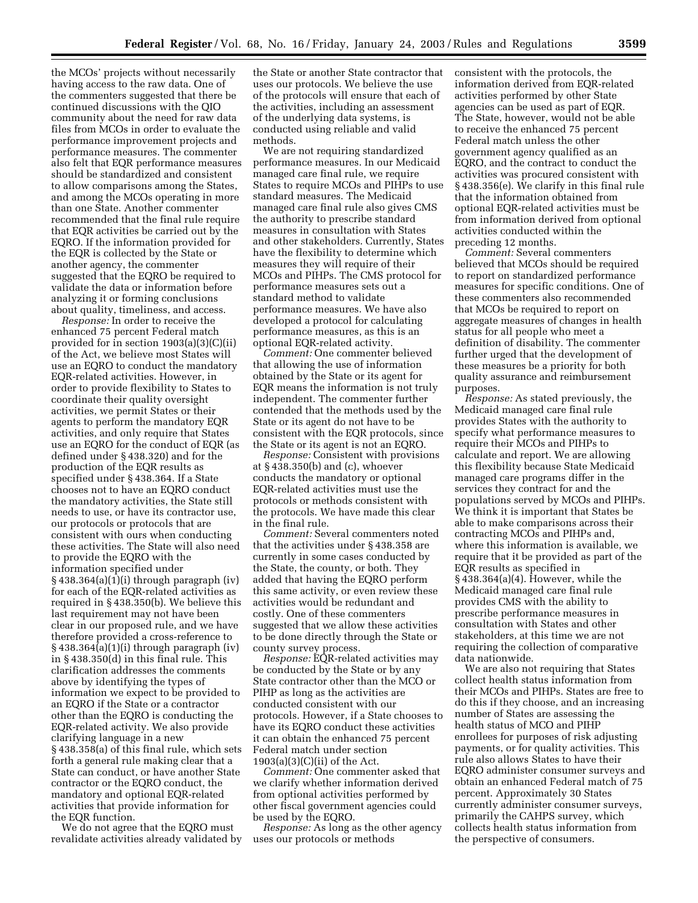the MCOs' projects without necessarily having access to the raw data. One of the commenters suggested that there be continued discussions with the QIO community about the need for raw data files from MCOs in order to evaluate the performance improvement projects and performance measures. The commenter also felt that EQR performance measures should be standardized and consistent to allow comparisons among the States, and among the MCOs operating in more than one State. Another commenter recommended that the final rule require that EQR activities be carried out by the EQRO. If the information provided for the EQR is collected by the State or another agency, the commenter suggested that the EQRO be required to validate the data or information before analyzing it or forming conclusions about quality, timeliness, and access.

*Response:* In order to receive the enhanced 75 percent Federal match provided for in section 1903(a)(3)(C)(ii) of the Act, we believe most States will use an EQRO to conduct the mandatory EQR-related activities. However, in order to provide flexibility to States to coordinate their quality oversight activities, we permit States or their agents to perform the mandatory EQR activities, and only require that States use an EQRO for the conduct of EQR (as defined under § 438.320) and for the production of the EQR results as specified under § 438.364. If a State chooses not to have an EQRO conduct the mandatory activities, the State still needs to use, or have its contractor use, our protocols or protocols that are consistent with ours when conducting these activities. The State will also need to provide the EQRO with the information specified under § 438.364(a)(1)(i) through paragraph (iv) for each of the EQR-related activities as required in § 438.350(b). We believe this last requirement may not have been clear in our proposed rule, and we have therefore provided a cross-reference to § 438.364(a)(1)(i) through paragraph (iv) in § 438.350(d) in this final rule. This clarification addresses the comments above by identifying the types of information we expect to be provided to an EQRO if the State or a contractor other than the EQRO is conducting the EQR-related activity. We also provide clarifying language in a new § 438.358(a) of this final rule, which sets forth a general rule making clear that a State can conduct, or have another State contractor or the EQRO conduct, the mandatory and optional EQR-related activities that provide information for the EQR function.

We do not agree that the EQRO must revalidate activities already validated by the State or another State contractor that uses our protocols. We believe the use of the protocols will ensure that each of the activities, including an assessment of the underlying data systems, is conducted using reliable and valid methods.

We are not requiring standardized performance measures. In our Medicaid managed care final rule, we require States to require MCOs and PIHPs to use standard measures. The Medicaid managed care final rule also gives CMS the authority to prescribe standard measures in consultation with States and other stakeholders. Currently, States have the flexibility to determine which measures they will require of their MCOs and PIHPs. The CMS protocol for performance measures sets out a standard method to validate performance measures. We have also developed a protocol for calculating performance measures, as this is an optional EQR-related activity.

*Comment:* One commenter believed that allowing the use of information obtained by the State or its agent for EQR means the information is not truly independent. The commenter further contended that the methods used by the State or its agent do not have to be consistent with the EQR protocols, since the State or its agent is not an EQRO.

*Response:* Consistent with provisions at § 438.350(b) and (c), whoever conducts the mandatory or optional EQR-related activities must use the protocols or methods consistent with the protocols. We have made this clear in the final rule.

*Comment:* Several commenters noted that the activities under § 438.358 are currently in some cases conducted by the State, the county, or both. They added that having the EQRO perform this same activity, or even review these activities would be redundant and costly. One of these commenters suggested that we allow these activities to be done directly through the State or county survey process.

*Response:* EQR-related activities may be conducted by the State or by any State contractor other than the MCO or PIHP as long as the activities are conducted consistent with our protocols. However, if a State chooses to have its EQRO conduct these activities it can obtain the enhanced 75 percent Federal match under section 1903(a)(3)(C)(ii) of the Act.

*Comment:* One commenter asked that we clarify whether information derived from optional activities performed by other fiscal government agencies could be used by the EQRO.

*Response:* As long as the other agency uses our protocols or methods consistent with the protocols, the information derived from EQR-related activities performed by other State agencies can be used as part of EQR. The State, however, would not be able to receive the enhanced 75 percent Federal match unless the other government agency qualified as an EQRO, and the contract to conduct the activities was procured consistent with § 438.356(e). We clarify in this final rule that the information obtained from optional EQR-related activities must be from information derived from optional activities conducted within the preceding 12 months.

*Comment:* Several commenters believed that MCOs should be required to report on standardized performance measures for specific conditions. One of these commenters also recommended that MCOs be required to report on aggregate measures of changes in health status for all people who meet a definition of disability. The commenter further urged that the development of these measures be a priority for both quality assurance and reimbursement purposes.

*Response:* As stated previously, the Medicaid managed care final rule provides States with the authority to specify what performance measures to require their MCOs and PIHPs to calculate and report. We are allowing this flexibility because State Medicaid managed care programs differ in the services they contract for and the populations served by MCOs and PIHPs. We think it is important that States be able to make comparisons across their contracting MCOs and PIHPs and, where this information is available, we require that it be provided as part of the EQR results as specified in § 438.364(a)(4). However, while the Medicaid managed care final rule provides CMS with the ability to prescribe performance measures in consultation with States and other stakeholders, at this time we are not requiring the collection of comparative data nationwide.

We are also not requiring that States collect health status information from their MCOs and PIHPs. States are free to do this if they choose, and an increasing number of States are assessing the health status of MCO and PIHP enrollees for purposes of risk adjusting payments, or for quality activities. This rule also allows States to have their EQRO administer consumer surveys and obtain an enhanced Federal match of 75 percent. Approximately 30 States currently administer consumer surveys, primarily the CAHPS survey, which collects health status information from the perspective of consumers.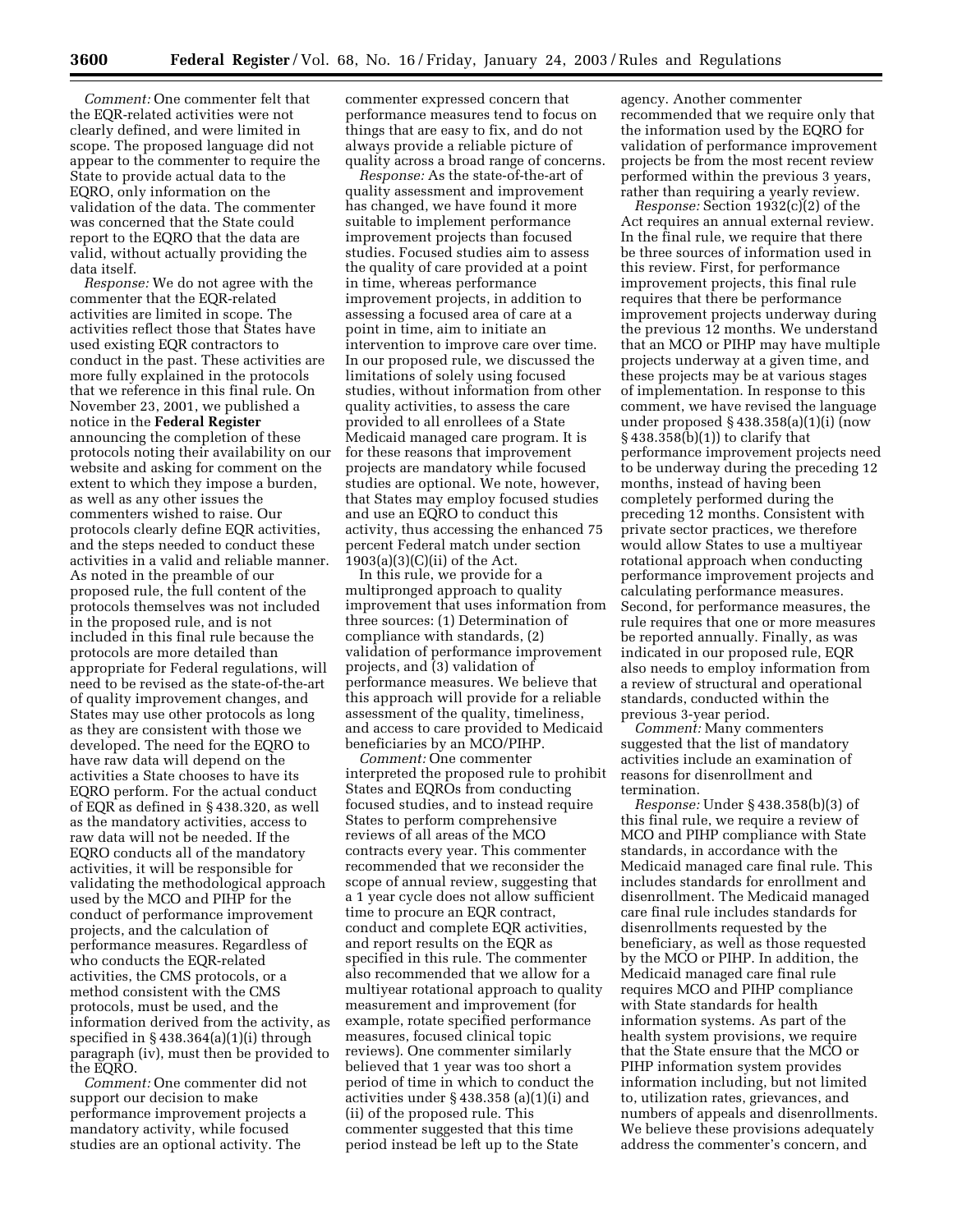*Comment:* One commenter felt that the EQR-related activities were not clearly defined, and were limited in scope. The proposed language did not appear to the commenter to require the State to provide actual data to the EQRO, only information on the validation of the data. The commenter was concerned that the State could report to the EQRO that the data are valid, without actually providing the data itself.

*Response:* We do not agree with the commenter that the EQR-related activities are limited in scope. The activities reflect those that States have used existing EQR contractors to conduct in the past. These activities are more fully explained in the protocols that we reference in this final rule. On November 23, 2001, we published a notice in the **Federal Register** announcing the completion of these protocols noting their availability on our website and asking for comment on the extent to which they impose a burden, as well as any other issues the commenters wished to raise. Our protocols clearly define EQR activities, and the steps needed to conduct these activities in a valid and reliable manner. As noted in the preamble of our proposed rule, the full content of the protocols themselves was not included in the proposed rule, and is not included in this final rule because the protocols are more detailed than appropriate for Federal regulations, will need to be revised as the state-of-the-art of quality improvement changes, and States may use other protocols as long as they are consistent with those we developed. The need for the EQRO to have raw data will depend on the activities a State chooses to have its EQRO perform. For the actual conduct of EQR as defined in § 438.320, as well as the mandatory activities, access to raw data will not be needed. If the EQRO conducts all of the mandatory activities, it will be responsible for validating the methodological approach used by the MCO and PIHP for the conduct of performance improvement projects, and the calculation of performance measures. Regardless of who conducts the EQR-related activities, the CMS protocols, or a method consistent with the CMS protocols, must be used, and the information derived from the activity, as specified in § 438.364(a)(1)(i) through paragraph (iv), must then be provided to the EQRO.

*Comment:* One commenter did not support our decision to make performance improvement projects a mandatory activity, while focused studies are an optional activity. The commenter expressed concern that performance measures tend to focus on things that are easy to fix, and do not always provide a reliable picture of quality across a broad range of concerns.

*Response:* As the state-of-the-art of quality assessment and improvement has changed, we have found it more suitable to implement performance improvement projects than focused studies. Focused studies aim to assess the quality of care provided at a point in time, whereas performance improvement projects, in addition to assessing a focused area of care at a point in time, aim to initiate an intervention to improve care over time. In our proposed rule, we discussed the limitations of solely using focused studies, without information from other quality activities, to assess the care provided to all enrollees of a State Medicaid managed care program. It is for these reasons that improvement projects are mandatory while focused studies are optional. We note, however, that States may employ focused studies and use an EQRO to conduct this activity, thus accessing the enhanced 75 percent Federal match under section 1903(a)(3)(C)(ii) of the Act.

In this rule, we provide for a multipronged approach to quality improvement that uses information from three sources: (1) Determination of compliance with standards, (2) validation of performance improvement projects, and (3) validation of performance measures. We believe that this approach will provide for a reliable assessment of the quality, timeliness, and access to care provided to Medicaid beneficiaries by an MCO/PIHP.

*Comment:* One commenter interpreted the proposed rule to prohibit States and EQROs from conducting focused studies, and to instead require States to perform comprehensive reviews of all areas of the MCO contracts every year. This commenter recommended that we reconsider the scope of annual review, suggesting that a 1 year cycle does not allow sufficient time to procure an EQR contract, conduct and complete EQR activities, and report results on the EQR as specified in this rule. The commenter also recommended that we allow for a multiyear rotational approach to quality measurement and improvement (for example, rotate specified performance measures, focused clinical topic reviews). One commenter similarly believed that 1 year was too short a period of time in which to conduct the activities under § 438.358 (a)(1)(i) and (ii) of the proposed rule. This commenter suggested that this time period instead be left up to the State agency. Another commenter recommended that we require only that the information used by the EQRO for validation of performance improvement projects be from the most recent review performed within the previous 3 years, rather than requiring a yearly review.

*Response:* Section 1932(c)(2) of the Act requires an annual external review. In the final rule, we require that there be three sources of information used in this review. First, for performance improvement projects, this final rule requires that there be performance improvement projects underway during the previous 12 months. We understand that an MCO or PIHP may have multiple projects underway at a given time, and these projects may be at various stages of implementation. In response to this comment, we have revised the language under proposed § 438.358(a)(1)(i) (now § 438.358(b)(1)) to clarify that performance improvement projects need to be underway during the preceding 12 months, instead of having been completely performed during the preceding 12 months. Consistent with private sector practices, we therefore would allow States to use a multiyear rotational approach when conducting performance improvement projects and calculating performance measures. Second, for performance measures, the rule requires that one or more measures be reported annually. Finally, as was indicated in our proposed rule, EQR also needs to employ information from a review of structural and operational standards, conducted within the previous 3-year period.

*Comment:* Many commenters suggested that the list of mandatory activities include an examination of reasons for disenrollment and termination.

*Response:* Under § 438.358(b)(3) of this final rule, we require a review of MCO and PIHP compliance with State standards, in accordance with the Medicaid managed care final rule. This includes standards for enrollment and disenrollment. The Medicaid managed care final rule includes standards for disenrollments requested by the beneficiary, as well as those requested by the MCO or PIHP. In addition, the Medicaid managed care final rule requires MCO and PIHP compliance with State standards for health information systems. As part of the health system provisions, we require that the State ensure that the MCO or PIHP information system provides information including, but not limited to, utilization rates, grievances, and numbers of appeals and disenrollments. We believe these provisions adequately address the commenter's concern, and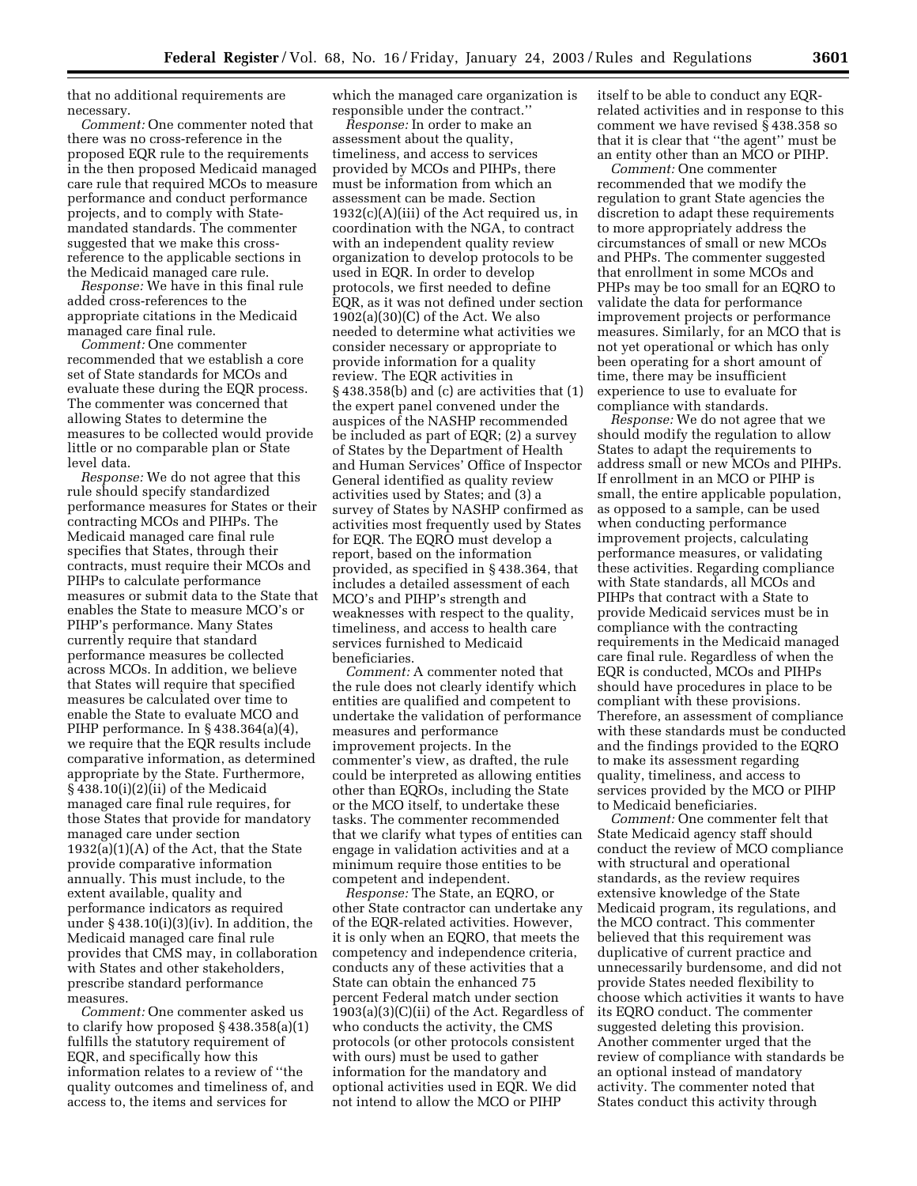that no additional requirements are necessary.

*Comment:* One commenter noted that there was no cross-reference in the proposed EQR rule to the requirements in the then proposed Medicaid managed care rule that required MCOs to measure performance and conduct performance projects, and to comply with State-mandated standards. The commenter suggested that we make this cross-reference to the applicable sections in the Medicaid managed care rule.

*Response:* We have in this final rule added cross-references to the appropriate citations in the Medicaid managed care final rule.

*Comment:* One commenter recommended that we establish a core set of State standards for MCOs and evaluate these during the EQR process. The commenter was concerned that allowing States to determine the measures to be collected would provide little or no comparable plan or State level data.

*Response:* We do not agree that this rule should specify standardized performance measures for States or their contracting MCOs and PIHPs. The Medicaid managed care final rule specifies that States, through their contracts, must require their MCOs and PIHPs to calculate performance measures or submit data to the State that enables the State to measure MCO's or PIHP's performance. Many States currently require that standard performance measures be collected across MCOs. In addition, we believe that States will require that specified measures be calculated over time to enable the State to evaluate MCO and PIHP performance. In § 438.364(a)(4), we require that the EQR results include comparative information, as determined appropriate by the State. Furthermore, § 438.10(i)(2)(ii) of the Medicaid managed care final rule requires, for those States that provide for mandatory managed care under section 1932(a)(1)(A) of the Act, that the State provide comparative information annually. This must include, to the extent available, quality and performance indicators as required under § 438.10(i)(3)(iv). In addition, the Medicaid managed care final rule provides that CMS may, in collaboration with States and other stakeholders, prescribe standard performance measures.

*Comment:* One commenter asked us to clarify how proposed § 438.358(a)(1) fulfills the statutory requirement of EQR, and specifically how this information relates to a review of ''the quality outcomes and timeliness of, and access to, the items and services for which the managed care organization is responsible under the contract.''

*Response:* In order to make an assessment about the quality, timeliness, and access to services provided by MCOs and PIHPs, there must be information from which an assessment can be made. Section 1932(c)(A)(iii) of the Act required us, in coordination with the NGA, to contract with an independent quality review organization to develop protocols to be used in EQR. In order to develop protocols, we first needed to define EQR, as it was not defined under section 1902(a)(30)(C) of the Act. We also needed to determine what activities we consider necessary or appropriate to provide information for a quality review. The EQR activities in § 438.358(b) and (c) are activities that (1) the expert panel convened under the auspices of the NASHP recommended be included as part of EQR; (2) a survey of States by the Department of Health and Human Services' Office of Inspector General identified as quality review activities used by States; and (3) a survey of States by NASHP confirmed as activities most frequently used by States for EQR. The EQRO must develop a report, based on the information provided, as specified in § 438.364, that includes a detailed assessment of each MCO's and PIHP's strength and weaknesses with respect to the quality, timeliness, and access to health care services furnished to Medicaid beneficiaries.

*Comment:* A commenter noted that the rule does not clearly identify which entities are qualified and competent to undertake the validation of performance measures and performance improvement projects. In the commenter's view, as drafted, the rule could be interpreted as allowing entities other than EQROs, including the State or the MCO itself, to undertake these tasks. The commenter recommended that we clarify what types of entities can engage in validation activities and at a minimum require those entities to be competent and independent.

*Response:* The State, an EQRO, or other State contractor can undertake any of the EQR-related activities. However, it is only when an EQRO, that meets the competency and independence criteria, conducts any of these activities that a State can obtain the enhanced 75 percent Federal match under section 1903(a)(3)(C)(ii) of the Act. Regardless of who conducts the activity, the CMS protocols (or other protocols consistent with ours) must be used to gather information for the mandatory and optional activities used in EQR. We did not intend to allow the MCO or PIHP itself to be able to conduct any EQR-related activities and in response to this comment we have revised § 438.358 so that it is clear that ''the agent'' must be an entity other than an MCO or PIHP.

*Comment:* One commenter recommended that we modify the regulation to grant State agencies the discretion to adapt these requirements to more appropriately address the circumstances of small or new MCOs and PHPs. The commenter suggested that enrollment in some MCOs and PHPs may be too small for an EQRO to validate the data for performance improvement projects or performance measures. Similarly, for an MCO that is not yet operational or which has only been operating for a short amount of time, there may be insufficient experience to use to evaluate for compliance with standards.

*Response:* We do not agree that we should modify the regulation to allow States to adapt the requirements to address small or new MCOs and PIHPs. If enrollment in an MCO or PIHP is small, the entire applicable population, as opposed to a sample, can be used when conducting performance improvement projects, calculating performance measures, or validating these activities. Regarding compliance with State standards, all MCOs and PIHPs that contract with a State to provide Medicaid services must be in compliance with the contracting requirements in the Medicaid managed care final rule. Regardless of when the EQR is conducted, MCOs and PIHPs should have procedures in place to be compliant with these provisions. Therefore, an assessment of compliance with these standards must be conducted and the findings provided to the EQRO to make its assessment regarding quality, timeliness, and access to services provided by the MCO or PIHP to Medicaid beneficiaries.

*Comment:* One commenter felt that State Medicaid agency staff should conduct the review of MCO compliance with structural and operational standards, as the review requires extensive knowledge of the State Medicaid program, its regulations, and the MCO contract. This commenter believed that this requirement was duplicative of current practice and unnecessarily burdensome, and did not provide States needed flexibility to choose which activities it wants to have its EQRO conduct. The commenter suggested deleting this provision. Another commenter urged that the review of compliance with standards be an optional instead of mandatory activity. The commenter noted that States conduct this activity through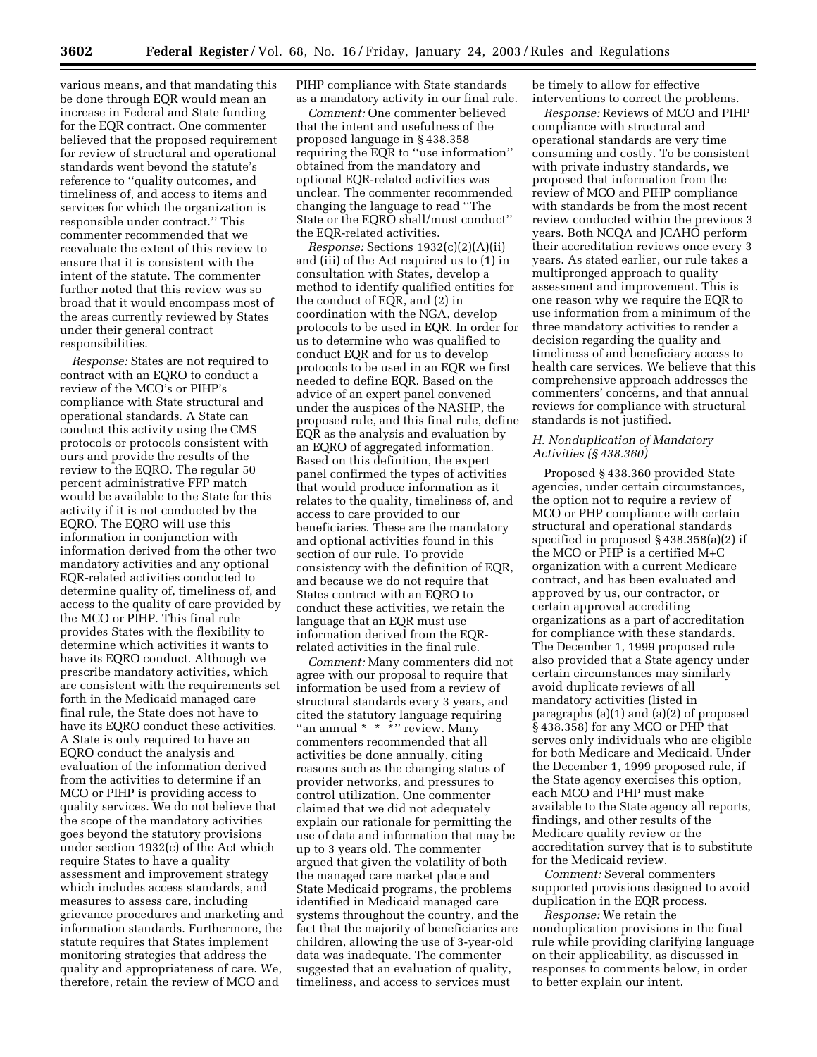various means, and that mandating this be done through EQR would mean an increase in Federal and State funding for the EQR contract. One commenter believed that the proposed requirement for review of structural and operational standards went beyond the statute's reference to ''quality outcomes, and timeliness of, and access to items and services for which the organization is responsible under contract.'' This commenter recommended that we reevaluate the extent of this review to ensure that it is consistent with the intent of the statute. The commenter further noted that this review was so broad that it would encompass most of the areas currently reviewed by States under their general contract responsibilities.

*Response:* States are not required to contract with an EQRO to conduct a review of the MCO's or PIHP's compliance with State structural and operational standards. A State can conduct this activity using the CMS protocols or protocols consistent with ours and provide the results of the review to the EQRO. The regular 50 percent administrative FFP match would be available to the State for this activity if it is not conducted by the EQRO. The EQRO will use this information in conjunction with information derived from the other two mandatory activities and any optional EQR-related activities conducted to determine quality of, timeliness of, and access to the quality of care provided by the MCO or PIHP. This final rule provides States with the flexibility to determine which activities it wants to have its EQRO conduct. Although we prescribe mandatory activities, which are consistent with the requirements set forth in the Medicaid managed care final rule, the State does not have to have its EQRO conduct these activities. A State is only required to have an EQRO conduct the analysis and evaluation of the information derived from the activities to determine if an MCO or PIHP is providing access to quality services. We do not believe that the scope of the mandatory activities goes beyond the statutory provisions under section 1932(c) of the Act which require States to have a quality assessment and improvement strategy which includes access standards, and measures to assess care, including grievance procedures and marketing and information standards. Furthermore, the statute requires that States implement monitoring strategies that address the quality and appropriateness of care. We, therefore, retain the review of MCO and PIHP compliance with State standards as a mandatory activity in our final rule.

*Comment:* One commenter believed that the intent and usefulness of the proposed language in § 438.358 requiring the EQR to ''use information'' obtained from the mandatory and optional EQR-related activities was unclear. The commenter recommended changing the language to read ''The State or the EQRO shall/must conduct'' the EQR-related activities.

*Response:* Sections 1932(c)(2)(A)(ii) and (iii) of the Act required us to (1) in consultation with States, develop a method to identify qualified entities for the conduct of EQR, and (2) in coordination with the NGA, develop protocols to be used in EQR. In order for us to determine who was qualified to conduct EQR and for us to develop protocols to be used in an EQR we first needed to define EQR. Based on the advice of an expert panel convened under the auspices of the NASHP, the proposed rule, and this final rule, define EQR as the analysis and evaluation by an EQRO of aggregated information. Based on this definition, the expert panel confirmed the types of activities that would produce information as it relates to the quality, timeliness of, and access to care provided to our beneficiaries. These are the mandatory and optional activities found in this section of our rule. To provide consistency with the definition of EQR, and because we do not require that States contract with an EQRO to conduct these activities, we retain the language that an EQR must use information derived from the EQR-related activities in the final rule.

*Comment:* Many commenters did not agree with our proposal to require that information be used from a review of structural standards every 3 years, and cited the statutory language requiring ''an annual * * *'' review. Many commenters recommended that all activities be done annually, citing reasons such as the changing status of provider networks, and pressures to control utilization. One commenter claimed that we did not adequately explain our rationale for permitting the use of data and information that may be up to 3 years old. The commenter argued that given the volatility of both the managed care market place and State Medicaid programs, the problems identified in Medicaid managed care systems throughout the country, and the fact that the majority of beneficiaries are children, allowing the use of 3-year-old data was inadequate. The commenter suggested that an evaluation of quality, timeliness, and access to services must be timely to allow for effective interventions to correct the problems.

*Response:* Reviews of MCO and PIHP compliance with structural and operational standards are very time consuming and costly. To be consistent with private industry standards, we proposed that information from the review of MCO and PIHP compliance with standards be from the most recent review conducted within the previous 3 years. Both NCQA and JCAHO perform their accreditation reviews once every 3 years. As stated earlier, our rule takes a multipronged approach to quality assessment and improvement. This is one reason why we require the EQR to use information from a minimum of the three mandatory activities to render a decision regarding the quality and timeliness of and beneficiary access to health care services. We believe that this comprehensive approach addresses the commenters' concerns, and that annual reviews for compliance with structural standards is not justified.

### *H. Nonduplication of Mandatory Activities (§ 438.360)*

Proposed § 438.360 provided State agencies, under certain circumstances, the option not to require a review of MCO or PHP compliance with certain structural and operational standards specified in proposed § 438.358(a)(2) if the MCO or PHP is a certified M+C organization with a current Medicare contract, and has been evaluated and approved by us, our contractor, or certain approved accrediting organizations as a part of accreditation for compliance with these standards. The December 1, 1999 proposed rule also provided that a State agency under certain circumstances may similarly avoid duplicate reviews of all mandatory activities (listed in paragraphs (a)(1) and (a)(2) of proposed § 438.358) for any MCO or PHP that serves only individuals who are eligible for both Medicare and Medicaid. Under the December 1, 1999 proposed rule, if the State agency exercises this option, each MCO and PHP must make available to the State agency all reports, findings, and other results of the Medicare quality review or the accreditation survey that is to substitute for the Medicaid review.

*Comment:* Several commenters supported provisions designed to avoid duplication in the EQR process.

*Response:* We retain the nonduplication provisions in the final rule while providing clarifying language on their applicability, as discussed in responses to comments below, in order to better explain our intent.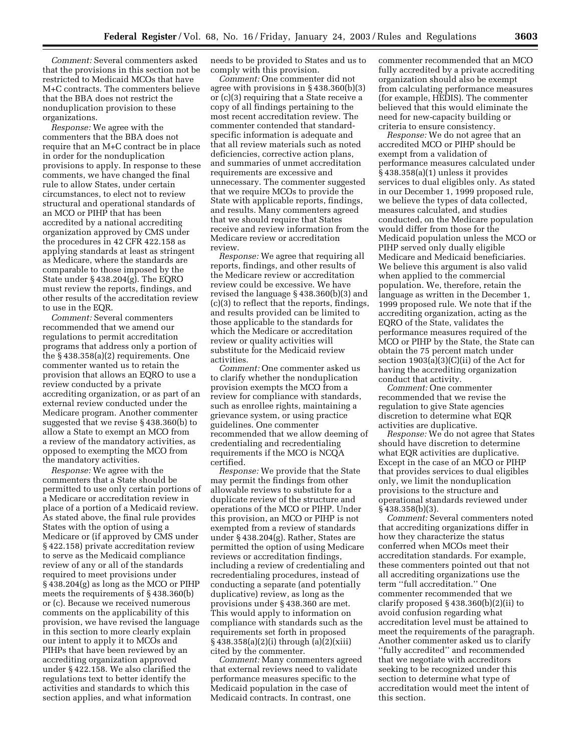*Comment:* Several commenters asked that the provisions in this section not be restricted to Medicaid MCOs that have M+C contracts. The commenters believe that the BBA does not restrict the nonduplication provision to these organizations.

*Response:* We agree with the commenters that the BBA does not require that an M+C contract be in place in order for the nonduplication provisions to apply. In response to these comments, we have changed the final rule to allow States, under certain circumstances, to elect not to review structural and operational standards of an MCO or PIHP that has been accredited by a national accrediting organization approved by CMS under the procedures in 42 CFR 422.158 as applying standards at least as stringent as Medicare, where the standards are comparable to those imposed by the State under § 438.204(g). The EQRO must review the reports, findings, and other results of the accreditation review to use in the EQR.

*Comment:* Several commenters recommended that we amend our regulations to permit accreditation programs that address only a portion of the § 438.358(a)(2) requirements. One commenter wanted us to retain the provision that allows an EQRO to use a review conducted by a private accrediting organization, or as part of an external review conducted under the Medicare program. Another commenter suggested that we revise § 438.360(b) to allow a State to exempt an MCO from a review of the mandatory activities, as opposed to exempting the MCO from the mandatory activities.

*Response:* We agree with the commenters that a State should be permitted to use only certain portions of a Medicare or accreditation review in place of a portion of a Medicaid review. As stated above, the final rule provides States with the option of using a Medicare or (if approved by CMS under § 422.158) private accreditation review to serve as the Medicaid compliance review of any or all of the standards required to meet provisions under § 438.204(g) as long as the MCO or PIHP meets the requirements of § 438.360(b) or (c). Because we received numerous comments on the applicability of this provision, we have revised the language in this section to more clearly explain our intent to apply it to MCOs and PIHPs that have been reviewed by an accrediting organization approved under § 422.158. We also clarified the regulations text to better identify the activities and standards to which this section applies, and what information needs to be provided to States and us to comply with this provision.

*Comment:* One commenter did not agree with provisions in § 438.360(b)(3) or (c)(3) requiring that a State receive a copy of all findings pertaining to the most recent accreditation review. The commenter contended that standard-specific information is adequate and that all review materials such as noted deficiencies, corrective action plans, and summaries of unmet accreditation requirements are excessive and unnecessary. The commenter suggested that we require MCOs to provide the State with applicable reports, findings, and results. Many commenters agreed that we should require that States receive and review information from the Medicare review or accreditation review.

*Response:* We agree that requiring all reports, findings, and other results of the Medicare review or accreditation review could be excessive. We have revised the language § 438.360(b)(3) and (c)(3) to reflect that the reports, findings, and results provided can be limited to those applicable to the standards for which the Medicare or accreditation review or quality activities will substitute for the Medicaid review activities.

*Comment:* One commenter asked us to clarify whether the nonduplication provision exempts the MCO from a review for compliance with standards, such as enrollee rights, maintaining a grievance system, or using practice guidelines. One commenter recommended that we allow deeming of credentialing and recredentialing requirements if the MCO is NCQA certified.

*Response:* We provide that the State may permit the findings from other allowable reviews to substitute for a duplicate review of the structure and operations of the MCO or PIHP. Under this provision, an MCO or PIHP is not exempted from a review of standards under § 438.204(g). Rather, States are permitted the option of using Medicare reviews or accreditation findings, including a review of credentialing and recredentialing procedures, instead of conducting a separate (and potentially duplicative) review, as long as the provisions under § 438.360 are met. This would apply to information on compliance with standards such as the requirements set forth in proposed § 438.358(a)(2)(i) through (a)(2)(xiii) cited by the commenter.

*Comment:* Many commenters agreed that external reviews need to validate performance measures specific to the Medicaid population in the case of Medicaid contracts. In contrast, one commenter recommended that an MCO fully accredited by a private accrediting organization should also be exempt from calculating performance measures (for example, HEDIS). The commenter believed that this would eliminate the need for new-capacity building or criteria to ensure consistency.

*Response:* We do not agree that an accredited MCO or PIHP should be exempt from a validation of performance measures calculated under § 438.358(a)(1) unless it provides services to dual eligibles only. As stated in our December 1, 1999 proposed rule, we believe the types of data collected, measures calculated, and studies conducted, on the Medicare population would differ from those for the Medicaid population unless the MCO or PIHP served only dually eligible Medicare and Medicaid beneficiaries. We believe this argument is also valid when applied to the commercial population. We, therefore, retain the language as written in the December 1, 1999 proposed rule. We note that if the accrediting organization, acting as the EQRO of the State, validates the performance measures required of the MCO or PIHP by the State, the State can obtain the 75 percent match under section 1903(a)(3)(C)(ii) of the Act for having the accrediting organization conduct that activity.

*Comment:* One commenter recommended that we revise the regulation to give State agencies discretion to determine what EQR activities are duplicative.

*Response:* We do not agree that States should have discretion to determine what EQR activities are duplicative. Except in the case of an MCO or PIHP that provides services to dual eligibles only, we limit the nonduplication provisions to the structure and operational standards reviewed under § 438.358(b)(3).

*Comment:* Several commenters noted that accrediting organizations differ in how they characterize the status conferred when MCOs meet their accreditation standards. For example, these commenters pointed out that not all accrediting organizations use the term ''full accreditation.'' One commenter recommended that we clarify proposed § 438.360(b)(2)(ii) to avoid confusion regarding what accreditation level must be attained to meet the requirements of the paragraph. Another commenter asked us to clarify ''fully accredited'' and recommended that we negotiate with accreditors seeking to be recognized under this section to determine what type of accreditation would meet the intent of this section.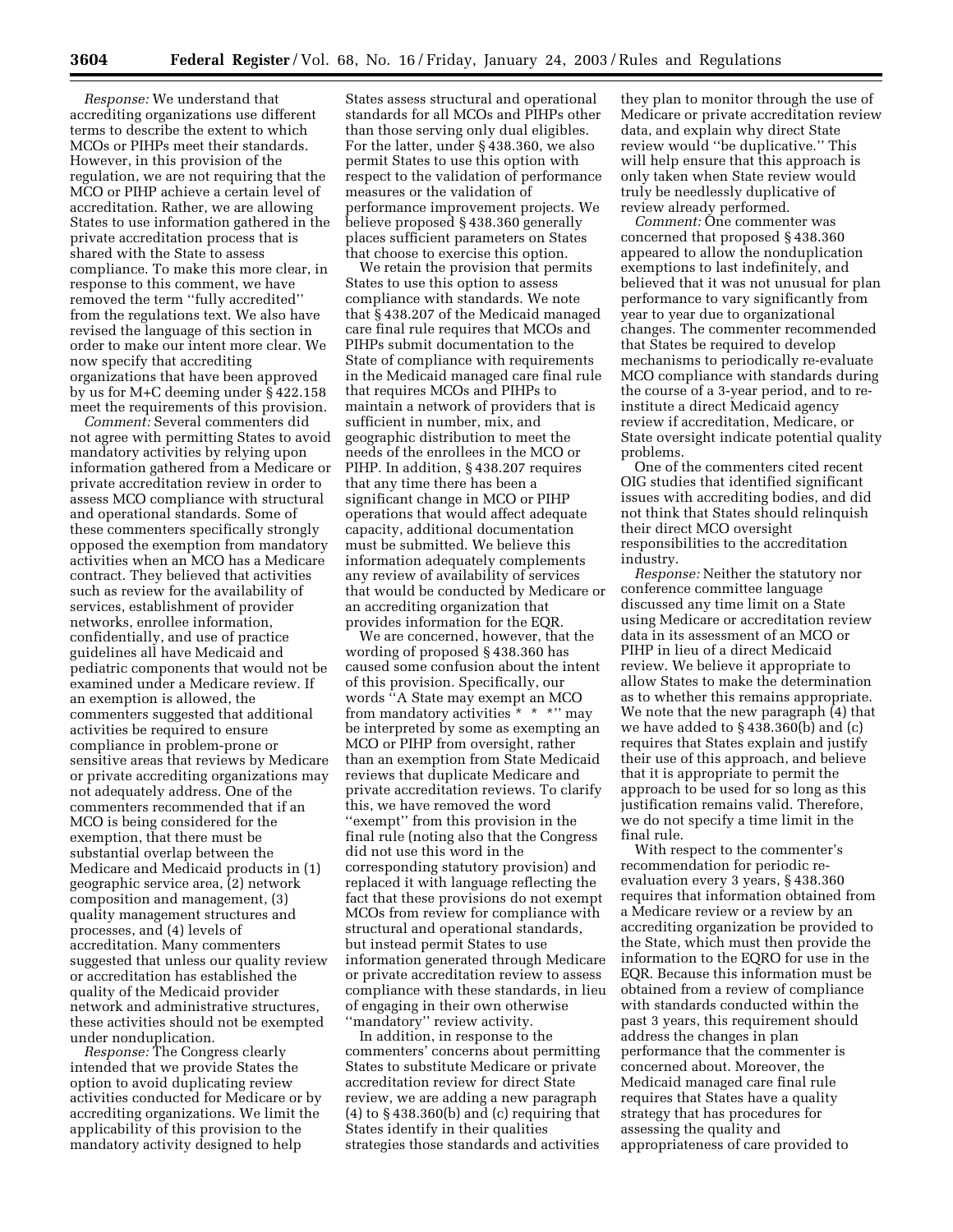*Response:* We understand that accrediting organizations use different terms to describe the extent to which MCOs or PIHPs meet their standards. However, in this provision of the regulation, we are not requiring that the MCO or PIHP achieve a certain level of accreditation. Rather, we are allowing States to use information gathered in the private accreditation process that is shared with the State to assess compliance. To make this more clear, in response to this comment, we have removed the term ''fully accredited'' from the regulations text. We also have revised the language of this section in order to make our intent more clear. We now specify that accrediting organizations that have been approved by us for M+C deeming under § 422.158 meet the requirements of this provision.

*Comment:* Several commenters did not agree with permitting States to avoid mandatory activities by relying upon information gathered from a Medicare or private accreditation review in order to assess MCO compliance with structural and operational standards. Some of these commenters specifically strongly opposed the exemption from mandatory activities when an MCO has a Medicare contract. They believed that activities such as review for the availability of services, establishment of provider networks, enrollee information, confidentially, and use of practice guidelines all have Medicaid and pediatric components that would not be examined under a Medicare review. If an exemption is allowed, the commenters suggested that additional activities be required to ensure compliance in problem-prone or sensitive areas that reviews by Medicare or private accrediting organizations may not adequately address. One of the commenters recommended that if an MCO is being considered for the exemption, that there must be substantial overlap between the Medicare and Medicaid products in (1) geographic service area, (2) network composition and management, (3) quality management structures and processes, and (4) levels of accreditation. Many commenters suggested that unless our quality review or accreditation has established the quality of the Medicaid provider network and administrative structures, these activities should not be exempted under nonduplication.

*Response:* The Congress clearly intended that we provide States the option to avoid duplicating review activities conducted for Medicare or by accrediting organizations. We limit the applicability of this provision to the mandatory activity designed to help States assess structural and operational standards for all MCOs and PIHPs other than those serving only dual eligibles. For the latter, under § 438.360, we also permit States to use this option with respect to the validation of performance measures or the validation of performance improvement projects. We believe proposed § 438.360 generally places sufficient parameters on States that choose to exercise this option.

We retain the provision that permits States to use this option to assess compliance with standards. We note that § 438.207 of the Medicaid managed care final rule requires that MCOs and PIHPs submit documentation to the State of compliance with requirements in the Medicaid managed care final rule that requires MCOs and PIHPs to maintain a network of providers that is sufficient in number, mix, and geographic distribution to meet the needs of the enrollees in the MCO or PIHP. In addition, § 438.207 requires that any time there has been a significant change in MCO or PIHP operations that would affect adequate capacity, additional documentation must be submitted. We believe this information adequately complements any review of availability of services that would be conducted by Medicare or an accrediting organization that provides information for the EQR.

We are concerned, however, that the wording of proposed § 438.360 has caused some confusion about the intent of this provision. Specifically, our words ''A State may exempt an MCO from mandatory activities * * *'' may be interpreted by some as exempting an MCO or PIHP from oversight, rather than an exemption from State Medicaid reviews that duplicate Medicare and private accreditation reviews. To clarify this, we have removed the word ''exempt'' from this provision in the final rule (noting also that the Congress did not use this word in the corresponding statutory provision) and replaced it with language reflecting the fact that these provisions do not exempt MCOs from review for compliance with structural and operational standards, but instead permit States to use information generated through Medicare or private accreditation review to assess compliance with these standards, in lieu of engaging in their own otherwise ''mandatory'' review activity.

In addition, in response to the commenters' concerns about permitting States to substitute Medicare or private accreditation review for direct State review, we are adding a new paragraph (4) to § 438.360(b) and (c) requiring that States identify in their qualities strategies those standards and activities they plan to monitor through the use of Medicare or private accreditation review data, and explain why direct State review would ''be duplicative.'' This will help ensure that this approach is only taken when State review would truly be needlessly duplicative of review already performed.

*Comment:* One commenter was concerned that proposed § 438.360 appeared to allow the nonduplication exemptions to last indefinitely, and believed that it was not unusual for plan performance to vary significantly from year to year due to organizational changes. The commenter recommended that States be required to develop mechanisms to periodically re-evaluate MCO compliance with standards during the course of a 3-year period, and to re-institute a direct Medicaid agency review if accreditation, Medicare, or State oversight indicate potential quality problems.

One of the commenters cited recent OIG studies that identified significant issues with accrediting bodies, and did not think that States should relinquish their direct MCO oversight responsibilities to the accreditation industry.

*Response:* Neither the statutory nor conference committee language discussed any time limit on a State using Medicare or accreditation review data in its assessment of an MCO or PIHP in lieu of a direct Medicaid review. We believe it appropriate to allow States to make the determination as to whether this remains appropriate. We note that the new paragraph (4) that we have added to § 438.360(b) and (c) requires that States explain and justify their use of this approach, and believe that it is appropriate to permit the approach to be used for so long as this justification remains valid. Therefore, we do not specify a time limit in the final rule.

With respect to the commenter's recommendation for periodic re-evaluation every 3 years, § 438.360 requires that information obtained from a Medicare review or a review by an accrediting organization be provided to the State, which must then provide the information to the EQRO for use in the EQR. Because this information must be obtained from a review of compliance with standards conducted within the past 3 years, this requirement should address the changes in plan performance that the commenter is concerned about. Moreover, the Medicaid managed care final rule requires that States have a quality strategy that has procedures for assessing the quality and appropriateness of care provided to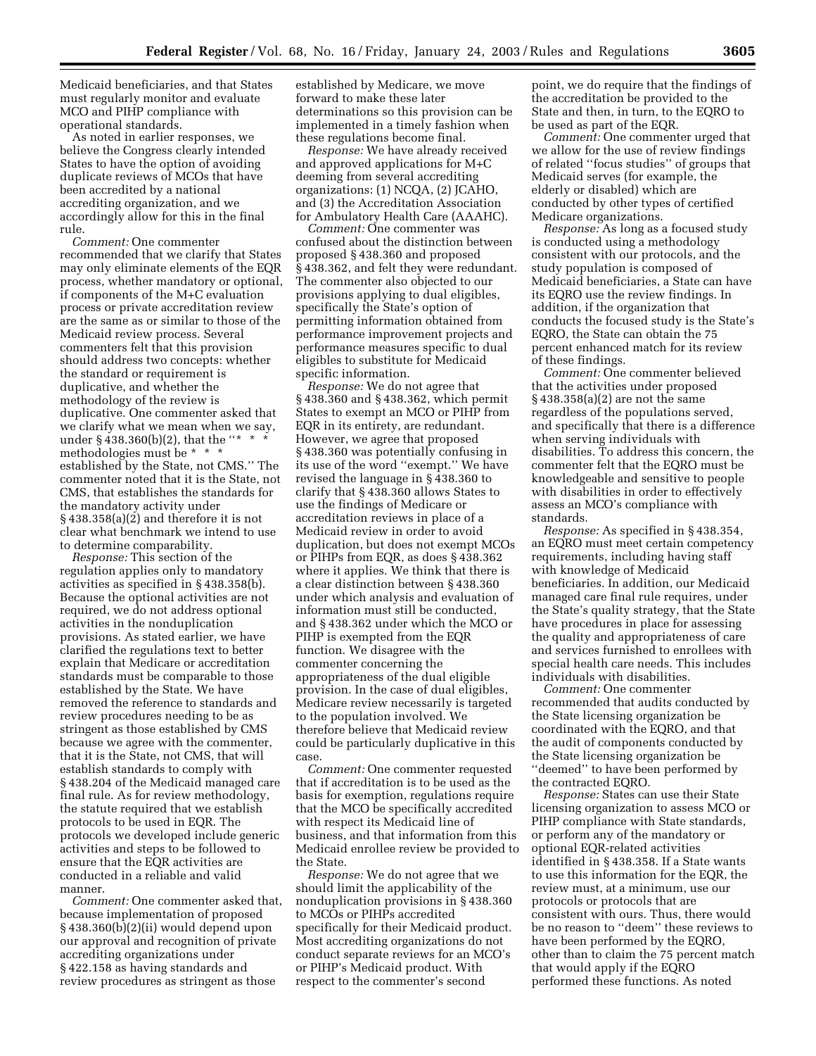Medicaid beneficiaries, and that States must regularly monitor and evaluate MCO and PIHP compliance with operational standards.

As noted in earlier responses, we believe the Congress clearly intended States to have the option of avoiding duplicate reviews of MCOs that have been accredited by a national accrediting organization, and we accordingly allow for this in the final rule.

*Comment:* One commenter recommended that we clarify that States may only eliminate elements of the EQR process, whether mandatory or optional, if components of the M+C evaluation process or private accreditation review are the same as or similar to those of the Medicaid review process. Several commenters felt that this provision should address two concepts: whether the standard or requirement is duplicative, and whether the methodology of the review is duplicative. One commenter asked that we clarify what we mean when we say, under § 438.360(b)(2), that the ''* * * methodologies must be * * * established by the State, not CMS.'' The commenter noted that it is the State, not CMS, that establishes the standards for the mandatory activity under § 438.358(a)(2) and therefore it is not clear what benchmark we intend to use to determine comparability.

*Response:* This section of the regulation applies only to mandatory activities as specified in § 438.358(b). Because the optional activities are not required, we do not address optional activities in the nonduplication provisions. As stated earlier, we have clarified the regulations text to better explain that Medicare or accreditation standards must be comparable to those established by the State. We have removed the reference to standards and review procedures needing to be as stringent as those established by CMS because we agree with the commenter, that it is the State, not CMS, that will establish standards to comply with § 438.204 of the Medicaid managed care final rule. As for review methodology, the statute required that we establish protocols to be used in EQR. The protocols we developed include generic activities and steps to be followed to ensure that the EQR activities are conducted in a reliable and valid manner.

*Comment:* One commenter asked that, because implementation of proposed § 438.360(b)(2)(ii) would depend upon our approval and recognition of private accrediting organizations under § 422.158 as having standards and review procedures as stringent as those established by Medicare, we move forward to make these later determinations so this provision can be implemented in a timely fashion when these regulations become final.

*Response:* We have already received and approved applications for M+C deeming from several accrediting organizations: (1) NCQA, (2) JCAHO, and (3) the Accreditation Association for Ambulatory Health Care (AAAHC).

*Comment:* One commenter was confused about the distinction between proposed § 438.360 and proposed § 438.362, and felt they were redundant. The commenter also objected to our provisions applying to dual eligibles, specifically the State's option of permitting information obtained from performance improvement projects and performance measures specific to dual eligibles to substitute for Medicaid specific information.

*Response:* We do not agree that § 438.360 and § 438.362, which permit States to exempt an MCO or PIHP from EQR in its entirety, are redundant. However, we agree that proposed § 438.360 was potentially confusing in its use of the word ''exempt.'' We have revised the language in § 438.360 to clarify that § 438.360 allows States to use the findings of Medicare or accreditation reviews in place of a Medicaid review in order to avoid duplication, but does not exempt MCOs or PIHPs from EQR, as does § 438.362 where it applies. We think that there is a clear distinction between § 438.360 under which analysis and evaluation of information must still be conducted, and § 438.362 under which the MCO or PIHP is exempted from the EQR function. We disagree with the commenter concerning the appropriateness of the dual eligible provision. In the case of dual eligibles, Medicare review necessarily is targeted to the population involved. We therefore believe that Medicaid review could be particularly duplicative in this case.

*Comment:* One commenter requested that if accreditation is to be used as the basis for exemption, regulations require that the MCO be specifically accredited with respect its Medicaid line of business, and that information from this Medicaid enrollee review be provided to the State.

*Response:* We do not agree that we should limit the applicability of the nonduplication provisions in § 438.360 to MCOs or PIHPs accredited specifically for their Medicaid product. Most accrediting organizations do not conduct separate reviews for an MCO's or PIHP's Medicaid product. With respect to the commenter's second point, we do require that the findings of the accreditation be provided to the State and then, in turn, to the EQRO to be used as part of the EQR.

*Comment:* One commenter urged that we allow for the use of review findings of related ''focus studies'' of groups that Medicaid serves (for example, the elderly or disabled) which are conducted by other types of certified Medicare organizations.

*Response:* As long as a focused study is conducted using a methodology consistent with our protocols, and the study population is composed of Medicaid beneficiaries, a State can have its EQRO use the review findings. In addition, if the organization that conducts the focused study is the State's EQRO, the State can obtain the 75 percent enhanced match for its review of these findings.

*Comment:* One commenter believed that the activities under proposed § 438.358(a)(2) are not the same regardless of the populations served, and specifically that there is a difference when serving individuals with disabilities. To address this concern, the commenter felt that the EQRO must be knowledgeable and sensitive to people with disabilities in order to effectively assess an MCO's compliance with standards.

*Response:* As specified in § 438.354, an EQRO must meet certain competency requirements, including having staff with knowledge of Medicaid beneficiaries. In addition, our Medicaid managed care final rule requires, under the State's quality strategy, that the State have procedures in place for assessing the quality and appropriateness of care and services furnished to enrollees with special health care needs. This includes individuals with disabilities.

*Comment:* One commenter recommended that audits conducted by the State licensing organization be coordinated with the EQRO, and that the audit of components conducted by the State licensing organization be ''deemed'' to have been performed by the contracted EQRO.

*Response:* States can use their State licensing organization to assess MCO or PIHP compliance with State standards, or perform any of the mandatory or optional EQR-related activities identified in § 438.358. If a State wants to use this information for the EQR, the review must, at a minimum, use our protocols or protocols that are consistent with ours. Thus, there would be no reason to ''deem'' these reviews to have been performed by the EQRO, other than to claim the 75 percent match that would apply if the EQRO performed these functions. As noted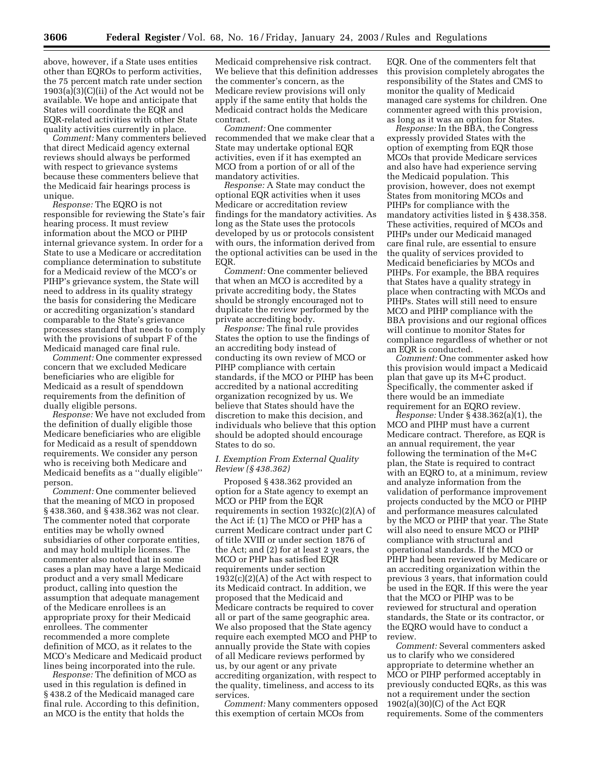above, however, if a State uses entities other than EQROs to perform activities, the 75 percent match rate under section 1903(a)(3)(C)(ii) of the Act would not be available. We hope and anticipate that States will coordinate the EQR and EQR-related activities with other State quality activities currently in place.

*Comment:* Many commenters believed that direct Medicaid agency external reviews should always be performed with respect to grievance systems because these commenters believe that the Medicaid fair hearings process is unique.

*Response:* The EQRO is not responsible for reviewing the State's fair hearing process. It must review information about the MCO or PIHP internal grievance system. In order for a State to use a Medicare or accreditation compliance determination to substitute for a Medicaid review of the MCO's or PIHP's grievance system, the State will need to address in its quality strategy the basis for considering the Medicare or accrediting organization's standard comparable to the State's grievance processes standard that needs to comply with the provisions of subpart F of the Medicaid managed care final rule.

*Comment:* One commenter expressed concern that we excluded Medicare beneficiaries who are eligible for Medicaid as a result of spenddown requirements from the definition of dually eligible persons.

*Response:* We have not excluded from the definition of dually eligible those Medicare beneficiaries who are eligible for Medicaid as a result of spenddown requirements. We consider any person who is receiving both Medicare and Medicaid benefits as a ''dually eligible'' person.

*Comment:* One commenter believed that the meaning of MCO in proposed § 438.360, and § 438.362 was not clear. The commenter noted that corporate entities may be wholly owned subsidiaries of other corporate entities, and may hold multiple licenses. The commenter also noted that in some cases a plan may have a large Medicaid product and a very small Medicare product, calling into question the assumption that adequate management of the Medicare enrollees is an appropriate proxy for their Medicaid enrollees. The commenter recommended a more complete definition of MCO, as it relates to the MCO's Medicare and Medicaid product lines being incorporated into the rule.

*Response:* The definition of MCO as used in this regulation is defined in § 438.2 of the Medicaid managed care final rule. According to this definition, an MCO is the entity that holds the Medicaid comprehensive risk contract. We believe that this definition addresses the commenter's concern, as the Medicare review provisions will only apply if the same entity that holds the Medicaid contract holds the Medicare contract.

*Comment:* One commenter recommended that we make clear that a State may undertake optional EQR activities, even if it has exempted an MCO from a portion of or all of the mandatory activities.

*Response:* A State may conduct the optional EQR activities when it uses Medicare or accreditation review findings for the mandatory activities. As long as the State uses the protocols developed by us or protocols consistent with ours, the information derived from the optional activities can be used in the EQR.

*Comment:* One commenter believed that when an MCO is accredited by a private accrediting body, the States should be strongly encouraged not to duplicate the review performed by the private accrediting body.

*Response:* The final rule provides States the option to use the findings of an accrediting body instead of conducting its own review of MCO or PIHP compliance with certain standards, if the MCO or PIHP has been accredited by a national accrediting organization recognized by us. We believe that States should have the discretion to make this decision, and individuals who believe that this option should be adopted should encourage States to do so.

### *I. Exemption From External Quality Review (§ 438.362)*

Proposed § 438.362 provided an option for a State agency to exempt an MCO or PHP from the EQR requirements in section 1932(c)(2)(A) of the Act if: (1) The MCO or PHP has a current Medicare contract under part C of title XVIII or under section 1876 of the Act; and (2) for at least 2 years, the MCO or PHP has satisfied EQR requirements under section 1932(c)(2)(A) of the Act with respect to its Medicaid contract. In addition, we proposed that the Medicaid and Medicare contracts be required to cover all or part of the same geographic area. We also proposed that the State agency require each exempted MCO and PHP to annually provide the State with copies of all Medicare reviews performed by us, by our agent or any private accrediting organization, with respect to the quality, timeliness, and access to its services.

*Comment:* Many commenters opposed this exemption of certain MCOs from EQR. One of the commenters felt that this provision completely abrogates the responsibility of the States and CMS to monitor the quality of Medicaid managed care systems for children. One commenter agreed with this provision, as long as it was an option for States.

*Response:* In the BBA, the Congress expressly provided States with the option of exempting from EQR those MCOs that provide Medicare services and also have had experience serving the Medicaid population. This provision, however, does not exempt States from monitoring MCOs and PIHPs for compliance with the mandatory activities listed in § 438.358. These activities, required of MCOs and PIHPs under our Medicaid managed care final rule, are essential to ensure the quality of services provided to Medicaid beneficiaries by MCOs and PIHPs. For example, the BBA requires that States have a quality strategy in place when contracting with MCOs and PIHPs. States will still need to ensure MCO and PIHP compliance with the BBA provisions and our regional offices will continue to monitor States for compliance regardless of whether or not an EQR is conducted.

*Comment:* One commenter asked how this provision would impact a Medicaid plan that gave up its M+C product. Specifically, the commenter asked if there would be an immediate requirement for an EQRO review.

*Response:* Under § 438.362(a)(1), the MCO and PIHP must have a current Medicare contract. Therefore, as EQR is an annual requirement, the year following the termination of the M+C plan, the State is required to contract with an EQRO to, at a minimum, review and analyze information from the validation of performance improvement projects conducted by the MCO or PIHP and performance measures calculated by the MCO or PIHP that year. The State will also need to ensure MCO or PIHP compliance with structural and operational standards. If the MCO or PIHP had been reviewed by Medicare or an accrediting organization within the previous 3 years, that information could be used in the EQR. If this were the year that the MCO or PIHP was to be reviewed for structural and operation standards, the State or its contractor, or the EQRO would have to conduct a review.

*Comment:* Several commenters asked us to clarify who we considered appropriate to determine whether an MCO or PIHP performed acceptably in previously conducted EQRs, as this was not a requirement under the section 1902(a)(30)(C) of the Act EQR requirements. Some of the commenters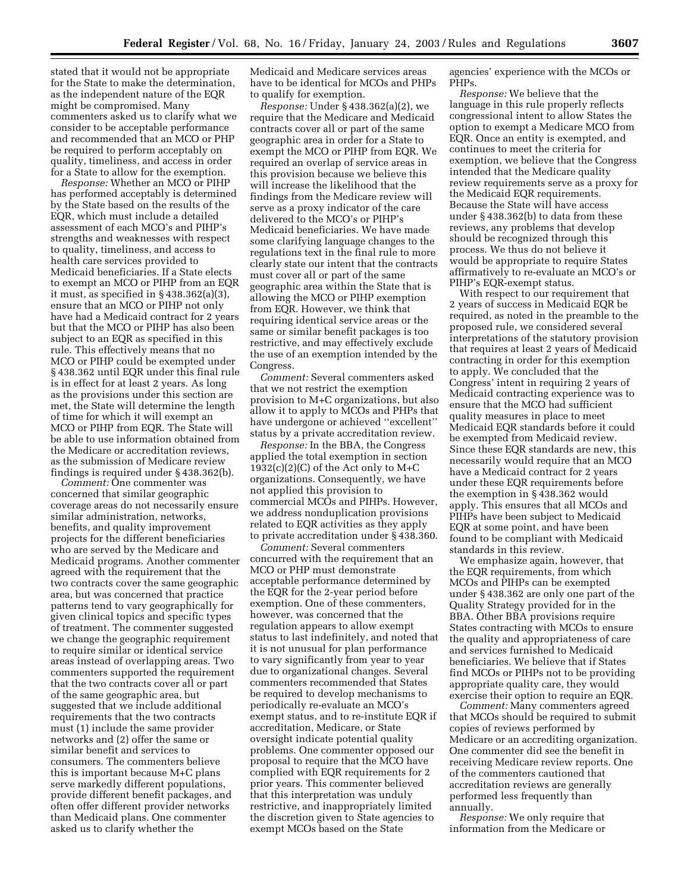stated that it would not be appropriate for the State to make the determination, as the independent nature of the EQR might be compromised. Many commenters asked us to clarify what we consider to be acceptable performance and recommended that an MCO or PHP be required to perform acceptably on quality, timeliness, and access in order for a State to allow for the exemption.

*Response:* Whether an MCO or PIHP has performed acceptably is determined by the State based on the results of the EQR, which must include a detailed assessment of each MCO's and PIHP's strengths and weaknesses with respect to quality, timeliness, and access to health care services provided to Medicaid beneficiaries. If a State elects to exempt an MCO or PIHP from an EQR it must, as specified in § 438.362(a)(3), ensure that an MCO or PIHP not only have had a Medicaid contract for 2 years but that the MCO or PIHP has also been subject to an EQR as specified in this rule. This effectively means that no MCO or PIHP could be exempted under § 438.362 until EQR under this final rule is in effect for at least 2 years. As long as the provisions under this section are met, the State will determine the length of time for which it will exempt an MCO or PIHP from EQR. The State will be able to use information obtained from the Medicare or accreditation reviews, as the submission of Medicare review findings is required under § 438.362(b).

*Comment:* One commenter was concerned that similar geographic coverage areas do not necessarily ensure similar administration, networks, benefits, and quality improvement projects for the different beneficiaries who are served by the Medicare and Medicaid programs. Another commenter agreed with the requirement that the two contracts cover the same geographic area, but was concerned that practice patterns tend to vary geographically for given clinical topics and specific types of treatment. The commenter suggested we change the geographic requirement to require similar or identical service areas instead of overlapping areas. Two commenters supported the requirement that the two contracts cover all or part of the same geographic area, but suggested that we include additional requirements that the two contracts must (1) include the same provider networks and (2) offer the same or similar benefit and services to consumers. The commenters believe this is important because M+C plans serve markedly different populations, provide different benefit packages, and often offer different provider networks than Medicaid plans. One commenter asked us to clarify whether the Medicaid and Medicare services areas have to be identical for MCOs and PHPs to qualify for exemption.

*Response:* Under § 438.362(a)(2), we require that the Medicare and Medicaid contracts cover all or part of the same geographic area in order for a State to exempt the MCO or PIHP from EQR. We required an overlap of service areas in this provision because we believe this will increase the likelihood that the findings from the Medicare review will serve as a proxy indicator of the care delivered to the MCO's or PIHP's Medicaid beneficiaries. We have made some clarifying language changes to the regulations text in the final rule to more clearly state our intent that the contracts must cover all or part of the same geographic area within the State that is allowing the MCO or PIHP exemption from EQR. However, we think that requiring identical service areas or the same or similar benefit packages is too restrictive, and may effectively exclude the use of an exemption intended by the Congress.

*Comment:* Several commenters asked that we not restrict the exemption provision to M+C organizations, but also allow it to apply to MCOs and PHPs that have undergone or achieved ''excellent'' status by a private accreditation review.

*Response:* In the BBA, the Congress applied the total exemption in section 1932(c)(2)(C) of the Act only to M+C organizations. Consequently, we have not applied this provision to commercial MCOs and PIHPs. However, we address nonduplication provisions related to EQR activities as they apply to private accreditation under § 438.360.

*Comment:* Several commenters concurred with the requirement that an MCO or PHP must demonstrate acceptable performance determined by the EQR for the 2-year period before exemption. One of these commenters, however, was concerned that the regulation appears to allow exempt status to last indefinitely, and noted that it is not unusual for plan performance to vary significantly from year to year due to organizational changes. Several commenters recommended that States be required to develop mechanisms to periodically re-evaluate an MCO's exempt status, and to re-institute EQR if accreditation, Medicare, or State oversight indicate potential quality problems. One commenter opposed our proposal to require that the MCO have complied with EQR requirements for 2 prior years. This commenter believed that this interpretation was unduly restrictive, and inappropriately limited the discretion given to State agencies to exempt MCOs based on the State agencies' experience with the MCOs or PHPs.

*Response:* We believe that the language in this rule properly reflects congressional intent to allow States the option to exempt a Medicare MCO from EQR. Once an entity is exempted, and continues to meet the criteria for exemption, we believe that the Congress intended that the Medicare quality review requirements serve as a proxy for the Medicaid EQR requirements. Because the State will have access under § 438.362(b) to data from these reviews, any problems that develop should be recognized through this process. We thus do not believe it would be appropriate to require States affirmatively to re-evaluate an MCO's or PIHP's EQR-exempt status.

With respect to our requirement that 2 years of success in Medicaid EQR be required, as noted in the preamble to the proposed rule, we considered several interpretations of the statutory provision that requires at least 2 years of Medicaid contracting in order for this exemption to apply. We concluded that the Congress' intent in requiring 2 years of Medicaid contracting experience was to ensure that the MCO had sufficient quality measures in place to meet Medicaid EQR standards before it could be exempted from Medicaid review. Since these EQR standards are new, this necessarily would require that an MCO have a Medicaid contract for 2 years under these EQR requirements before the exemption in § 438.362 would apply. This ensures that all MCOs and PIHPs have been subject to Medicaid EQR at some point, and have been found to be compliant with Medicaid standards in this review.

We emphasize again, however, that the EQR requirements, from which MCOs and PIHPs can be exempted under § 438.362 are only one part of the Quality Strategy provided for in the BBA. Other BBA provisions require States contracting with MCOs to ensure the quality and appropriateness of care and services furnished to Medicaid beneficiaries. We believe that if States find MCOs or PIHPs not to be providing appropriate quality care, they would exercise their option to require an EQR.

*Comment:* Many commenters agreed that MCOs should be required to submit copies of reviews performed by Medicare or an accrediting organization. One commenter did see the benefit in receiving Medicare review reports. One of the commenters cautioned that accreditation reviews are generally performed less frequently than annually.

*Response:* We only require that information from the Medicare or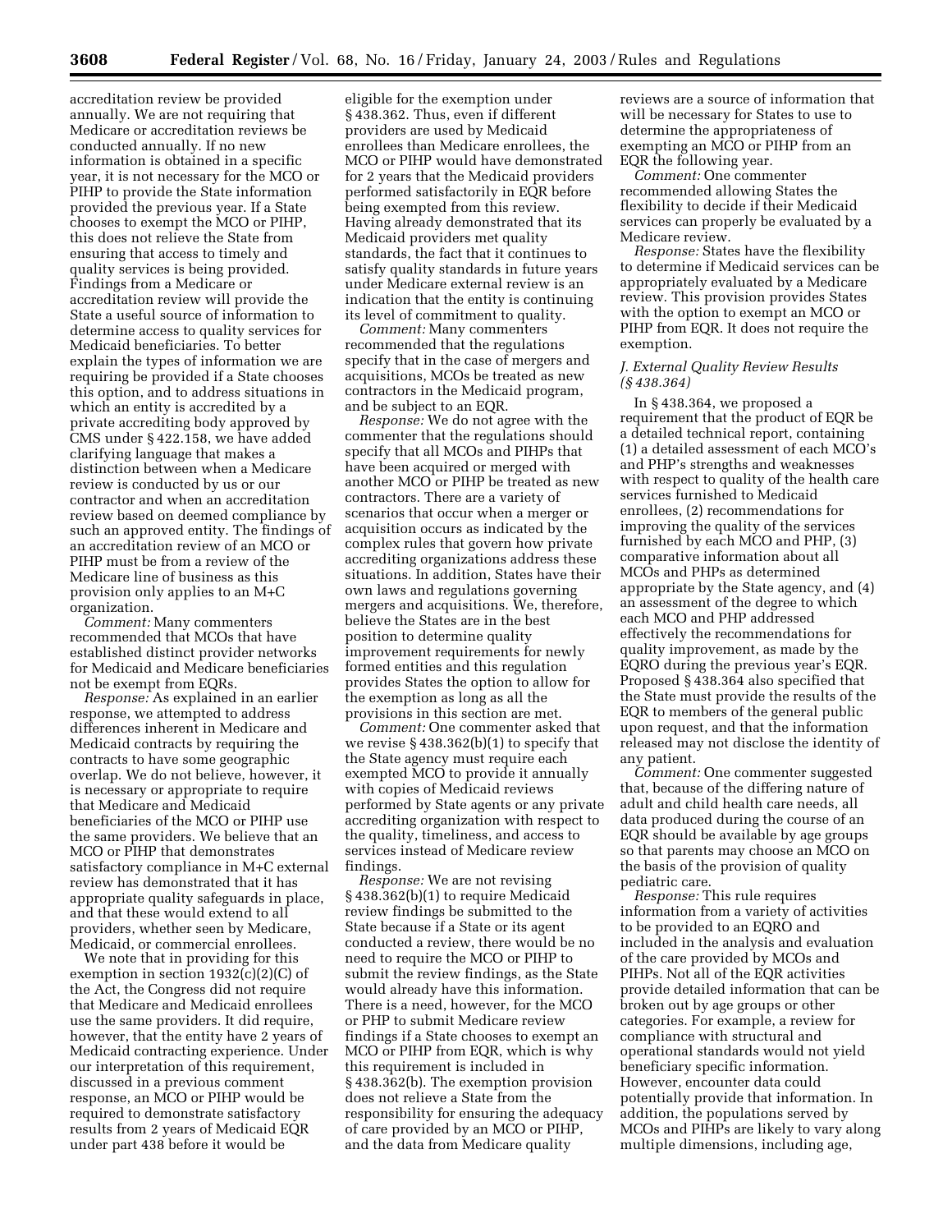accreditation review be provided annually. We are not requiring that Medicare or accreditation reviews be conducted annually. If no new information is obtained in a specific year, it is not necessary for the MCO or PIHP to provide the State information provided the previous year. If a State chooses to exempt the MCO or PIHP, this does not relieve the State from ensuring that access to timely and quality services is being provided. Findings from a Medicare or accreditation review will provide the State a useful source of information to determine access to quality services for Medicaid beneficiaries. To better explain the types of information we are requiring be provided if a State chooses this option, and to address situations in which an entity is accredited by a private accrediting body approved by CMS under § 422.158, we have added clarifying language that makes a distinction between when a Medicare review is conducted by us or our contractor and when an accreditation review based on deemed compliance by such an approved entity. The findings of an accreditation review of an MCO or PIHP must be from a review of the Medicare line of business as this provision only applies to an M+C organization.

*Comment:* Many commenters recommended that MCOs that have established distinct provider networks for Medicaid and Medicare beneficiaries not be exempt from EQRs.

*Response:* As explained in an earlier response, we attempted to address differences inherent in Medicare and Medicaid contracts by requiring the contracts to have some geographic overlap. We do not believe, however, it is necessary or appropriate to require that Medicare and Medicaid beneficiaries of the MCO or PIHP use the same providers. We believe that an MCO or PIHP that demonstrates satisfactory compliance in M+C external review has demonstrated that it has appropriate quality safeguards in place, and that these would extend to all providers, whether seen by Medicare, Medicaid, or commercial enrollees.

We note that in providing for this exemption in section 1932(c)(2)(C) of the Act, the Congress did not require that Medicare and Medicaid enrollees use the same providers. It did require, however, that the entity have 2 years of Medicaid contracting experience. Under our interpretation of this requirement, discussed in a previous comment response, an MCO or PIHP would be required to demonstrate satisfactory results from 2 years of Medicaid EQR under part 438 before it would be eligible for the exemption under § 438.362. Thus, even if different providers are used by Medicaid enrollees than Medicare enrollees, the MCO or PIHP would have demonstrated for 2 years that the Medicaid providers performed satisfactorily in EQR before being exempted from this review. Having already demonstrated that its Medicaid providers met quality standards, the fact that it continues to satisfy quality standards in future years under Medicare external review is an indication that the entity is continuing its level of commitment to quality.

*Comment:* Many commenters recommended that the regulations specify that in the case of mergers and acquisitions, MCOs be treated as new contractors in the Medicaid program, and be subject to an EQR.

*Response:* We do not agree with the commenter that the regulations should specify that all MCOs and PIHPs that have been acquired or merged with another MCO or PIHP be treated as new contractors. There are a variety of scenarios that occur when a merger or acquisition occurs as indicated by the complex rules that govern how private accrediting organizations address these situations. In addition, States have their own laws and regulations governing mergers and acquisitions. We, therefore, believe the States are in the best position to determine quality improvement requirements for newly formed entities and this regulation provides States the option to allow for the exemption as long as all the provisions in this section are met.

*Comment:* One commenter asked that we revise § 438.362(b)(1) to specify that the State agency must require each exempted MCO to provide it annually with copies of Medicaid reviews performed by State agents or any private accrediting organization with respect to the quality, timeliness, and access to services instead of Medicare review findings.

*Response:* We are not revising § 438.362(b)(1) to require Medicaid review findings be submitted to the State because if a State or its agent conducted a review, there would be no need to require the MCO or PIHP to submit the review findings, as the State would already have this information. There is a need, however, for the MCO or PHP to submit Medicare review findings if a State chooses to exempt an MCO or PIHP from EQR, which is why this requirement is included in § 438.362(b). The exemption provision does not relieve a State from the responsibility for ensuring the adequacy of care provided by an MCO or PIHP, and the data from Medicare quality reviews are a source of information that will be necessary for States to use to determine the appropriateness of exempting an MCO or PIHP from an EQR the following year.

*Comment:* One commenter recommended allowing States the flexibility to decide if their Medicaid services can properly be evaluated by a Medicare review.

*Response:* States have the flexibility to determine if Medicaid services can be appropriately evaluated by a Medicare review. This provision provides States with the option to exempt an MCO or PIHP from EQR. It does not require the exemption.

### *J. External Quality Review Results (§ 438.364)*

In § 438.364, we proposed a requirement that the product of EQR be a detailed technical report, containing (1) a detailed assessment of each MCO's and PHP's strengths and weaknesses with respect to quality of the health care services furnished to Medicaid enrollees, (2) recommendations for improving the quality of the services furnished by each MCO and PHP, (3) comparative information about all MCOs and PHPs as determined appropriate by the State agency, and (4) an assessment of the degree to which each MCO and PHP addressed effectively the recommendations for quality improvement, as made by the EQRO during the previous year's EQR. Proposed § 438.364 also specified that the State must provide the results of the EQR to members of the general public upon request, and that the information released may not disclose the identity of any patient.

*Comment:* One commenter suggested that, because of the differing nature of adult and child health care needs, all data produced during the course of an EQR should be available by age groups so that parents may choose an MCO on the basis of the provision of quality pediatric care.

*Response:* This rule requires information from a variety of activities to be provided to an EQRO and included in the analysis and evaluation of the care provided by MCOs and PIHPs. Not all of the EQR activities provide detailed information that can be broken out by age groups or other categories. For example, a review for compliance with structural and operational standards would not yield beneficiary specific information. However, encounter data could potentially provide that information. In addition, the populations served by MCOs and PIHPs are likely to vary along multiple dimensions, including age,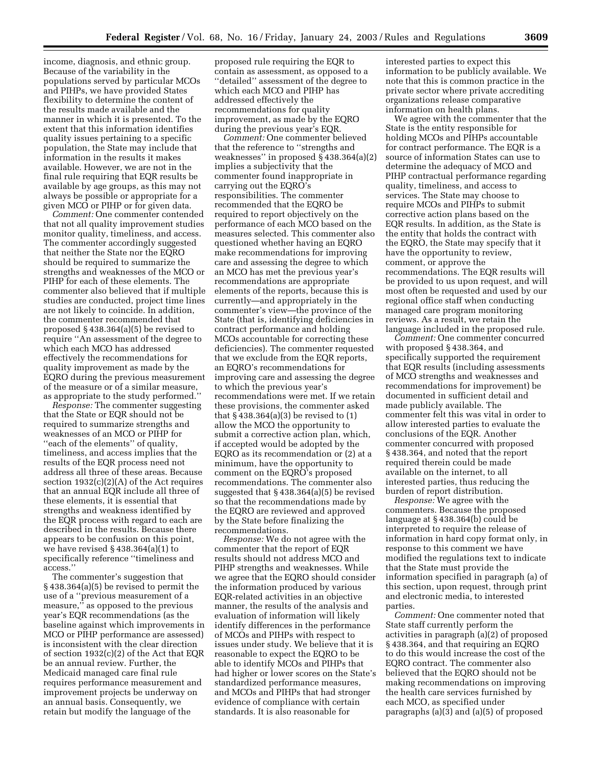income, diagnosis, and ethnic group. Because of the variability in the populations served by particular MCOs and PIHPs, we have provided States flexibility to determine the content of the results made available and the manner in which it is presented. To the extent that this information identifies quality issues pertaining to a specific population, the State may include that information in the results it makes available. However, we are not in the final rule requiring that EQR results be available by age groups, as this may not always be possible or appropriate for a given MCO or PIHP or for given data.

*Comment:* One commenter contended that not all quality improvement studies monitor quality, timeliness, and access. The commenter accordingly suggested that neither the State nor the EQRO should be required to summarize the strengths and weaknesses of the MCO or PIHP for each of these elements. The commenter also believed that if multiple studies are conducted, project time lines are not likely to coincide. In addition, the commenter recommended that proposed § 438.364(a)(5) be revised to require ''An assessment of the degree to which each MCO has addressed effectively the recommendations for quality improvement as made by the EQRO during the previous measurement of the measure or of a similar measure, as appropriate to the study performed.''

*Response:* The commenter suggesting that the State or EQR should not be required to summarize strengths and weaknesses of an MCO or PIHP for ''each of the elements'' of quality, timeliness, and access implies that the results of the EQR process need not address all three of these areas. Because section 1932(c)(2)(A) of the Act requires that an annual EQR include all three of these elements, it is essential that strengths and weakness identified by the EQR process with regard to each are described in the results. Because there appears to be confusion on this point, we have revised § 438.364(a)(1) to specifically reference ''timeliness and access.''

The commenter's suggestion that § 438.364(a)(5) be revised to permit the use of a ''previous measurement of a measure,'' as opposed to the previous year's EQR recommendations (as the baseline against which improvements in MCO or PIHP performance are assessed) is inconsistent with the clear direction of section 1932(c)(2) of the Act that EQR be an annual review. Further, the Medicaid managed care final rule requires performance measurement and improvement projects be underway on an annual basis. Consequently, we retain but modify the language of the proposed rule requiring the EQR to contain as assessment, as opposed to a ''detailed'' assessment of the degree to which each MCO and PIHP has addressed effectively the recommendations for quality improvement, as made by the EQRO during the previous year's EQR.

*Comment:* One commenter believed that the reference to ''strengths and weaknesses'' in proposed § 438.364(a)(2) implies a subjectivity that the commenter found inappropriate in carrying out the EQRO's responsibilities. The commenter recommended that the EQRO be required to report objectively on the performance of each MCO based on the measures selected. This commenter also questioned whether having an EQRO make recommendations for improving care and assessing the degree to which an MCO has met the previous year's recommendations are appropriate elements of the reports, because this is currently—and appropriately in the commenter's view—the province of the State (that is, identifying deficiencies in contract performance and holding MCOs accountable for correcting these deficiencies). The commenter requested that we exclude from the EQR reports, an EQRO's recommendations for improving care and assessing the degree to which the previous year's recommendations were met. If we retain these provisions, the commenter asked that § 438.364(a)(3) be revised to (1) allow the MCO the opportunity to submit a corrective action plan, which, if accepted would be adopted by the EQRO as its recommendation or (2) at a minimum, have the opportunity to comment on the EQRO's proposed recommendations. The commenter also suggested that § 438.364(a)(5) be revised so that the recommendations made by the EQRO are reviewed and approved by the State before finalizing the recommendations.

*Response:* We do not agree with the commenter that the report of EQR results should not address MCO and PIHP strengths and weaknesses. While we agree that the EQRO should consider the information produced by various EQR-related activities in an objective manner, the results of the analysis and evaluation of information will likely identify differences in the performance of MCOs and PIHPs with respect to issues under study. We believe that it is reasonable to expect the EQRO to be able to identify MCOs and PIHPs that had higher or lower scores on the State's standardized performance measures, and MCOs and PIHPs that had stronger evidence of compliance with certain standards. It is also reasonable for interested parties to expect this information to be publicly available. We note that this is common practice in the private sector where private accrediting organizations release comparative information on health plans.

We agree with the commenter that the State is the entity responsible for holding MCOs and PIHPs accountable for contract performance. The EQR is a source of information States can use to determine the adequacy of MCO and PIHP contractual performance regarding quality, timeliness, and access to services. The State may choose to require MCOs and PIHPs to submit corrective action plans based on the EQR results. In addition, as the State is the entity that holds the contract with the EQRO, the State may specify that it have the opportunity to review, comment, or approve the recommendations. The EQR results will be provided to us upon request, and will most often be requested and used by our regional office staff when conducting managed care program monitoring reviews. As a result, we retain the language included in the proposed rule.

*Comment:* One commenter concurred with proposed § 438.364, and specifically supported the requirement that EQR results (including assessments of MCO strengths and weaknesses and recommendations for improvement) be documented in sufficient detail and made publicly available. The commenter felt this was vital in order to allow interested parties to evaluate the conclusions of the EQR. Another commenter concurred with proposed § 438.364, and noted that the report required therein could be made available on the internet, to all interested parties, thus reducing the burden of report distribution.

*Response:* We agree with the commenters. Because the proposed language at § 438.364(b) could be interpreted to require the release of information in hard copy format only, in response to this comment we have modified the regulations text to indicate that the State must provide the information specified in paragraph (a) of this section, upon request, through print and electronic media, to interested parties.

*Comment:* One commenter noted that State staff currently perform the activities in paragraph (a)(2) of proposed § 438.364, and that requiring an EQRO to do this would increase the cost of the EQRO contract. The commenter also believed that the EQRO should not be making recommendations on improving the health care services furnished by each MCO, as specified under paragraphs (a)(3) and (a)(5) of proposed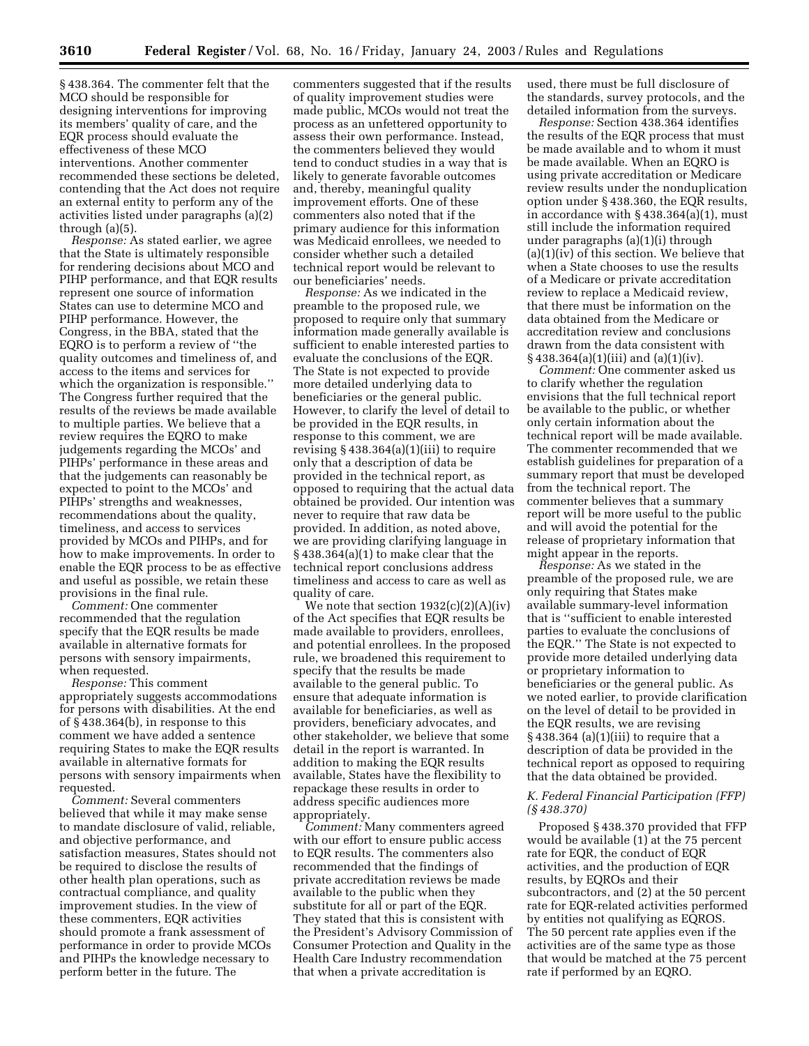§ 438.364. The commenter felt that the MCO should be responsible for designing interventions for improving its members' quality of care, and the EQR process should evaluate the effectiveness of these MCO interventions. Another commenter recommended these sections be deleted, contending that the Act does not require an external entity to perform any of the activities listed under paragraphs (a)(2) through (a)(5).

*Response:* As stated earlier, we agree that the State is ultimately responsible for rendering decisions about MCO and PIHP performance, and that EQR results represent one source of information States can use to determine MCO and PIHP performance. However, the Congress, in the BBA, stated that the EQRO is to perform a review of ''the quality outcomes and timeliness of, and access to the items and services for which the organization is responsible.'' The Congress further required that the results of the reviews be made available to multiple parties. We believe that a review requires the EQRO to make judgements regarding the MCOs' and PIHPs' performance in these areas and that the judgements can reasonably be expected to point to the MCOs' and PIHPs' strengths and weaknesses, recommendations about the quality, timeliness, and access to services provided by MCOs and PIHPs, and for how to make improvements. In order to enable the EQR process to be as effective and useful as possible, we retain these provisions in the final rule.

*Comment:* One commenter recommended that the regulation specify that the EQR results be made available in alternative formats for persons with sensory impairments, when requested.

*Response:* This comment appropriately suggests accommodations for persons with disabilities. At the end of § 438.364(b), in response to this comment we have added a sentence requiring States to make the EQR results available in alternative formats for persons with sensory impairments when requested.

*Comment:* Several commenters believed that while it may make sense to mandate disclosure of valid, reliable, and objective performance, and satisfaction measures, States should not be required to disclose the results of other health plan operations, such as contractual compliance, and quality improvement studies. In the view of these commenters, EQR activities should promote a frank assessment of performance in order to provide MCOs and PIHPs the knowledge necessary to perform better in the future. The commenters suggested that if the results of quality improvement studies were made public, MCOs would not treat the process as an unfettered opportunity to assess their own performance. Instead, the commenters believed they would tend to conduct studies in a way that is likely to generate favorable outcomes and, thereby, meaningful quality improvement efforts. One of these commenters also noted that if the primary audience for this information was Medicaid enrollees, we needed to consider whether such a detailed technical report would be relevant to our beneficiaries' needs.

*Response:* As we indicated in the preamble to the proposed rule, we proposed to require only that summary information made generally available is sufficient to enable interested parties to evaluate the conclusions of the EQR. The State is not expected to provide more detailed underlying data to beneficiaries or the general public. However, to clarify the level of detail to be provided in the EQR results, in response to this comment, we are revising § 438.364(a)(1)(iii) to require only that a description of data be provided in the technical report, as opposed to requiring that the actual data obtained be provided. Our intention was never to require that raw data be provided. In addition, as noted above, we are providing clarifying language in § 438.364(a)(1) to make clear that the technical report conclusions address timeliness and access to care as well as quality of care.

We note that section 1932(c)(2)(A)(iv) of the Act specifies that EQR results be made available to providers, enrollees, and potential enrollees. In the proposed rule, we broadened this requirement to specify that the results be made available to the general public. To ensure that adequate information is available for beneficiaries, as well as providers, beneficiary advocates, and other stakeholder, we believe that some detail in the report is warranted. In addition to making the EQR results available, States have the flexibility to repackage these results in order to address specific audiences more appropriately.

*Comment:* Many commenters agreed with our effort to ensure public access to EQR results. The commenters also recommended that the findings of private accreditation reviews be made available to the public when they substitute for all or part of the EQR. They stated that this is consistent with the President's Advisory Commission of Consumer Protection and Quality in the Health Care Industry recommendation that when a private accreditation is used, there must be full disclosure of the standards, survey protocols, and the detailed information from the surveys.

*Response:* Section 438.364 identifies the results of the EQR process that must be made available and to whom it must be made available. When an EQRO is using private accreditation or Medicare review results under the nonduplication option under § 438.360, the EQR results, in accordance with § 438.364(a)(1), must still include the information required under paragraphs (a)(1)(i) through (a)(1)(iv) of this section. We believe that when a State chooses to use the results of a Medicare or private accreditation review to replace a Medicaid review, that there must be information on the data obtained from the Medicare or accreditation review and conclusions drawn from the data consistent with § 438.364(a)(1)(iii) and (a)(1)(iv).

*Comment:* One commenter asked us to clarify whether the regulation envisions that the full technical report be available to the public, or whether only certain information about the technical report will be made available. The commenter recommended that we establish guidelines for preparation of a summary report that must be developed from the technical report. The commenter believes that a summary report will be more useful to the public and will avoid the potential for the release of proprietary information that might appear in the reports.

*Response:* As we stated in the preamble of the proposed rule, we are only requiring that States make available summary-level information that is ''sufficient to enable interested parties to evaluate the conclusions of the EQR.'' The State is not expected to provide more detailed underlying data or proprietary information to beneficiaries or the general public. As we noted earlier, to provide clarification on the level of detail to be provided in the EQR results, we are revising § 438.364 (a)(1)(iii) to require that a description of data be provided in the technical report as opposed to requiring that the data obtained be provided.

### K. Federal Financial Participation (FFP) (§ 438.370)

Proposed § 438.370 provided that FFP would be available (1) at the 75 percent rate for EQR, the conduct of EQR activities, and the production of EQR results, by EQROs and their subcontractors, and (2) at the 50 percent rate for EQR-related activities performed by entities not qualifying as EQROS. The 50 percent rate applies even if the activities are of the same type as those that would be matched at the 75 percent rate if performed by an EQRO.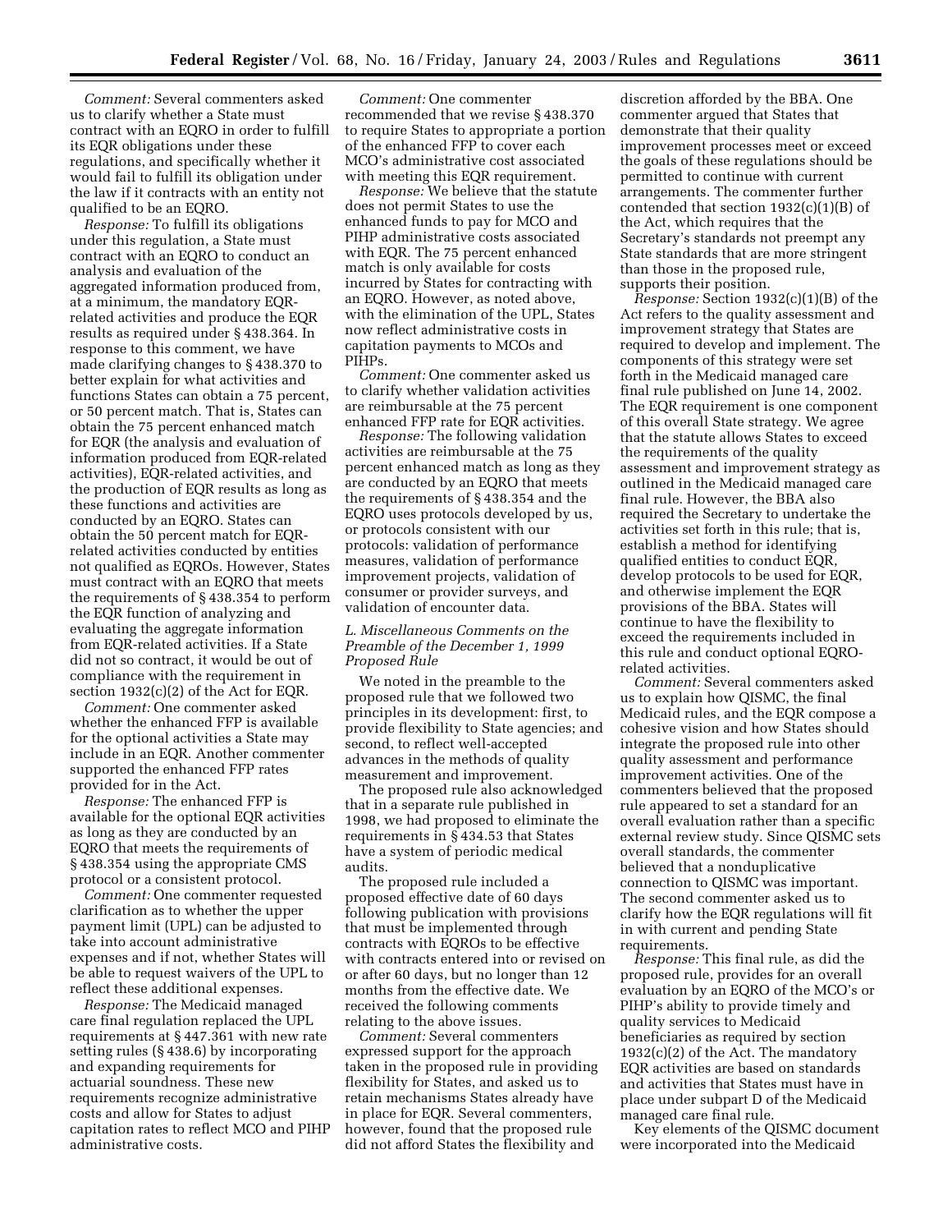*Comment:* Several commenters asked us to clarify whether a State must contract with an EQRO in order to fulfill its EQR obligations under these regulations, and specifically whether it would fail to fulfill its obligation under the law if it contracts with an entity not qualified to be an EQRO.

*Response:* To fulfill its obligations under this regulation, a State must contract with an EQRO to conduct an analysis and evaluation of the aggregated information produced from, at a minimum, the mandatory EQR-related activities and produce the EQR results as required under § 438.364. In response to this comment, we have made clarifying changes to § 438.370 to better explain for what activities and functions States can obtain a 75 percent, or 50 percent match. That is, States can obtain the 75 percent enhanced match for EQR (the analysis and evaluation of information produced from EQR-related activities), EQR-related activities, and the production of EQR results as long as these functions and activities are conducted by an EQRO. States can obtain the 50 percent match for EQR-related activities conducted by entities not qualified as EQROs. However, States must contract with an EQRO that meets the requirements of § 438.354 to perform the EQR function of analyzing and evaluating the aggregate information from EQR-related activities. If a State did not so contract, it would be out of compliance with the requirement in section 1932(c)(2) of the Act for EQR.

*Comment:* One commenter asked whether the enhanced FFP is available for the optional activities a State may include in an EQR. Another commenter supported the enhanced FFP rates provided for in the Act.

*Response:* The enhanced FFP is available for the optional EQR activities as long as they are conducted by an EQRO that meets the requirements of § 438.354 using the appropriate CMS protocol or a consistent protocol.

*Comment:* One commenter requested clarification as to whether the upper payment limit (UPL) can be adjusted to take into account administrative expenses and if not, whether States will be able to request waivers of the UPL to reflect these additional expenses.

*Response:* The Medicaid managed care final regulation replaced the UPL requirements at § 447.361 with new rate setting rules (§ 438.6) by incorporating and expanding requirements for actuarial soundness. These new requirements recognize administrative costs and allow for States to adjust capitation rates to reflect MCO and PIHP administrative costs.

*Comment:* One commenter recommended that we revise § 438.370 to require States to appropriate a portion of the enhanced FFP to cover each MCO's administrative cost associated with meeting this EQR requirement.

*Response:* We believe that the statute does not permit States to use the enhanced funds to pay for MCO and PIHP administrative costs associated with EQR. The 75 percent enhanced match is only available for costs incurred by States for contracting with an EQRO. However, as noted above, with the elimination of the UPL, States now reflect administrative costs in capitation payments to MCOs and PIHPs.

*Comment:* One commenter asked us to clarify whether validation activities are reimbursable at the 75 percent enhanced FFP rate for EQR activities.

*Response:* The following validation activities are reimbursable at the 75 percent enhanced match as long as they are conducted by an EQRO that meets the requirements of § 438.354 and the EQRO uses protocols developed by us, or protocols consistent with our protocols: validation of performance measures, validation of performance improvement projects, validation of consumer or provider surveys, and validation of encounter data.

### *L. Miscellaneous Comments on the Preamble of the December 1, 1999 Proposed Rule*

We noted in the preamble to the proposed rule that we followed two principles in its development: first, to provide flexibility to State agencies; and second, to reflect well-accepted advances in the methods of quality measurement and improvement.

The proposed rule also acknowledged that in a separate rule published in 1998, we had proposed to eliminate the requirements in § 434.53 that States have a system of periodic medical audits.

The proposed rule included a proposed effective date of 60 days following publication with provisions that must be implemented through contracts with EQROs to be effective with contracts entered into or revised on or after 60 days, but no longer than 12 months from the effective date. We received the following comments relating to the above issues.

*Comment:* Several commenters expressed support for the approach taken in the proposed rule in providing flexibility for States, and asked us to retain mechanisms States already have in place for EQR. Several commenters, however, found that the proposed rule did not afford States the flexibility and discretion afforded by the BBA. One commenter argued that States that demonstrate that their quality improvement processes meet or exceed the goals of these regulations should be permitted to continue with current arrangements. The commenter further contended that section 1932(c)(1)(B) of the Act, which requires that the Secretary's standards not preempt any State standards that are more stringent than those in the proposed rule, supports their position.

*Response:* Section 1932(c)(1)(B) of the Act refers to the quality assessment and improvement strategy that States are required to develop and implement. The components of this strategy were set forth in the Medicaid managed care final rule published on June 14, 2002. The EQR requirement is one component of this overall State strategy. We agree that the statute allows States to exceed the requirements of the quality assessment and improvement strategy as outlined in the Medicaid managed care final rule. However, the BBA also required the Secretary to undertake the activities set forth in this rule; that is, establish a method for identifying qualified entities to conduct EQR, develop protocols to be used for EQR, and otherwise implement the EQR provisions of the BBA. States will continue to have the flexibility to exceed the requirements included in this rule and conduct optional EQRO-related activities.

*Comment:* Several commenters asked us to explain how QISMC, the final Medicaid rules, and the EQR compose a cohesive vision and how States should integrate the proposed rule into other quality assessment and performance improvement activities. One of the commenters believed that the proposed rule appeared to set a standard for an overall evaluation rather than a specific external review study. Since QISMC sets overall standards, the commenter believed that a nonduplicative connection to QISMC was important. The second commenter asked us to clarify how the EQR regulations will fit in with current and pending State requirements.

*Response:* This final rule, as did the proposed rule, provides for an overall evaluation by an EQRO of the MCO's or PIHP's ability to provide timely and quality services to Medicaid beneficiaries as required by section 1932(c)(2) of the Act. The mandatory EQR activities are based on standards and activities that States must have in place under subpart D of the Medicaid managed care final rule.

Key elements of the QISMC document were incorporated into the Medicaid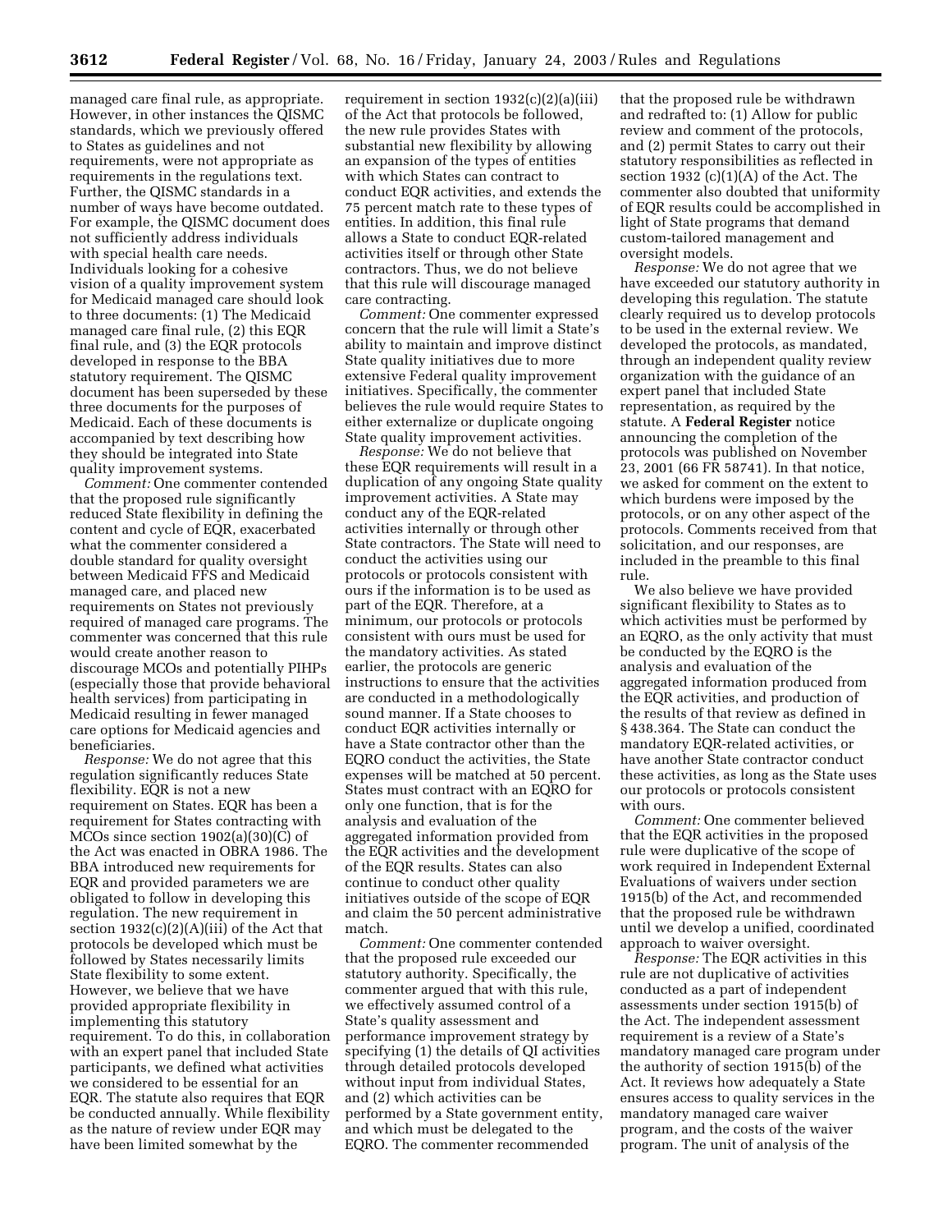managed care final rule, as appropriate. However, in other instances the QISMC standards, which we previously offered to States as guidelines and not requirements, were not appropriate as requirements in the regulations text. Further, the QISMC standards in a number of ways have become outdated. For example, the QISMC document does not sufficiently address individuals with special health care needs. Individuals looking for a cohesive vision of a quality improvement system for Medicaid managed care should look to three documents: (1) The Medicaid managed care final rule, (2) this EQR final rule, and (3) the EQR protocols developed in response to the BBA statutory requirement. The QISMC document has been superseded by these three documents for the purposes of Medicaid. Each of these documents is accompanied by text describing how they should be integrated into State quality improvement systems.

*Comment:* One commenter contended that the proposed rule significantly reduced State flexibility in defining the content and cycle of EQR, exacerbated what the commenter considered a double standard for quality oversight between Medicaid FFS and Medicaid managed care, and placed new requirements on States not previously required of managed care programs. The commenter was concerned that this rule would create another reason to discourage MCOs and potentially PIHPs (especially those that provide behavioral health services) from participating in Medicaid resulting in fewer managed care options for Medicaid agencies and beneficiaries.

*Response:* We do not agree that this regulation significantly reduces State flexibility. EQR is not a new requirement on States. EQR has been a requirement for States contracting with MCOs since section 1902(a)(30)(C) of the Act was enacted in OBRA 1986. The BBA introduced new requirements for EQR and provided parameters we are obligated to follow in developing this regulation. The new requirement in section 1932(c)(2)(A)(iii) of the Act that protocols be developed which must be followed by States necessarily limits State flexibility to some extent. However, we believe that we have provided appropriate flexibility in implementing this statutory requirement. To do this, in collaboration with an expert panel that included State participants, we defined what activities we considered to be essential for an EQR. The statute also requires that EQR be conducted annually. While flexibility as the nature of review under EQR may have been limited somewhat by the requirement in section 1932(c)(2)(a)(iii) of the Act that protocols be followed, the new rule provides States with substantial new flexibility by allowing an expansion of the types of entities with which States can contract to conduct EQR activities, and extends the 75 percent match rate to these types of entities. In addition, this final rule allows a State to conduct EQR-related activities itself or through other State contractors. Thus, we do not believe that this rule will discourage managed care contracting.

*Comment:* One commenter expressed concern that the rule will limit a State's ability to maintain and improve distinct State quality initiatives due to more extensive Federal quality improvement initiatives. Specifically, the commenter believes the rule would require States to either externalize or duplicate ongoing State quality improvement activities.

*Response:* We do not believe that these EQR requirements will result in a duplication of any ongoing State quality improvement activities. A State may conduct any of the EQR-related activities internally or through other State contractors. The State will need to conduct the activities using our protocols or protocols consistent with ours if the information is to be used as part of the EQR. Therefore, at a minimum, our protocols or protocols consistent with ours must be used for the mandatory activities. As stated earlier, the protocols are generic instructions to ensure that the activities are conducted in a methodologically sound manner. If a State chooses to conduct EQR activities internally or have a State contractor other than the EQRO conduct the activities, the State expenses will be matched at 50 percent. States must contract with an EQRO for only one function, that is for the analysis and evaluation of the aggregated information provided from the EQR activities and the development of the EQR results. States can also continue to conduct other quality initiatives outside of the scope of EQR and claim the 50 percent administrative match.

*Comment:* One commenter contended that the proposed rule exceeded our statutory authority. Specifically, the commenter argued that with this rule, we effectively assumed control of a State's quality assessment and performance improvement strategy by specifying (1) the details of QI activities through detailed protocols developed without input from individual States, and (2) which activities can be performed by a State government entity, and which must be delegated to the EQRO. The commenter recommended that the proposed rule be withdrawn and redrafted to: (1) Allow for public review and comment of the protocols, and (2) permit States to carry out their statutory responsibilities as reflected in section 1932 (c)(1)(A) of the Act. The commenter also doubted that uniformity of EQR results could be accomplished in light of State programs that demand custom-tailored management and oversight models.

*Response:* We do not agree that we have exceeded our statutory authority in developing this regulation. The statute clearly required us to develop protocols to be used in the external review. We developed the protocols, as mandated, through an independent quality review organization with the guidance of an expert panel that included State representation, as required by the statute. A **Federal Register** notice announcing the completion of the protocols was published on November 23, 2001 (66 FR 58741). In that notice, we asked for comment on the extent to which burdens were imposed by the protocols, or on any other aspect of the protocols. Comments received from that solicitation, and our responses, are included in the preamble to this final rule.

We also believe we have provided significant flexibility to States as to which activities must be performed by an EQRO, as the only activity that must be conducted by the EQRO is the analysis and evaluation of the aggregated information produced from the EQR activities, and production of the results of that review as defined in § 438.364. The State can conduct the mandatory EQR-related activities, or have another State contractor conduct these activities, as long as the State uses our protocols or protocols consistent with ours.

*Comment:* One commenter believed that the EQR activities in the proposed rule were duplicative of the scope of work required in Independent External Evaluations of waivers under section 1915(b) of the Act, and recommended that the proposed rule be withdrawn until we develop a unified, coordinated approach to waiver oversight.

*Response:* The EQR activities in this rule are not duplicative of activities conducted as a part of independent assessments under section 1915(b) of the Act. The independent assessment requirement is a review of a State's mandatory managed care program under the authority of section 1915(b) of the Act. It reviews how adequately a State ensures access to quality services in the mandatory managed care waiver program, and the costs of the waiver program. The unit of analysis of the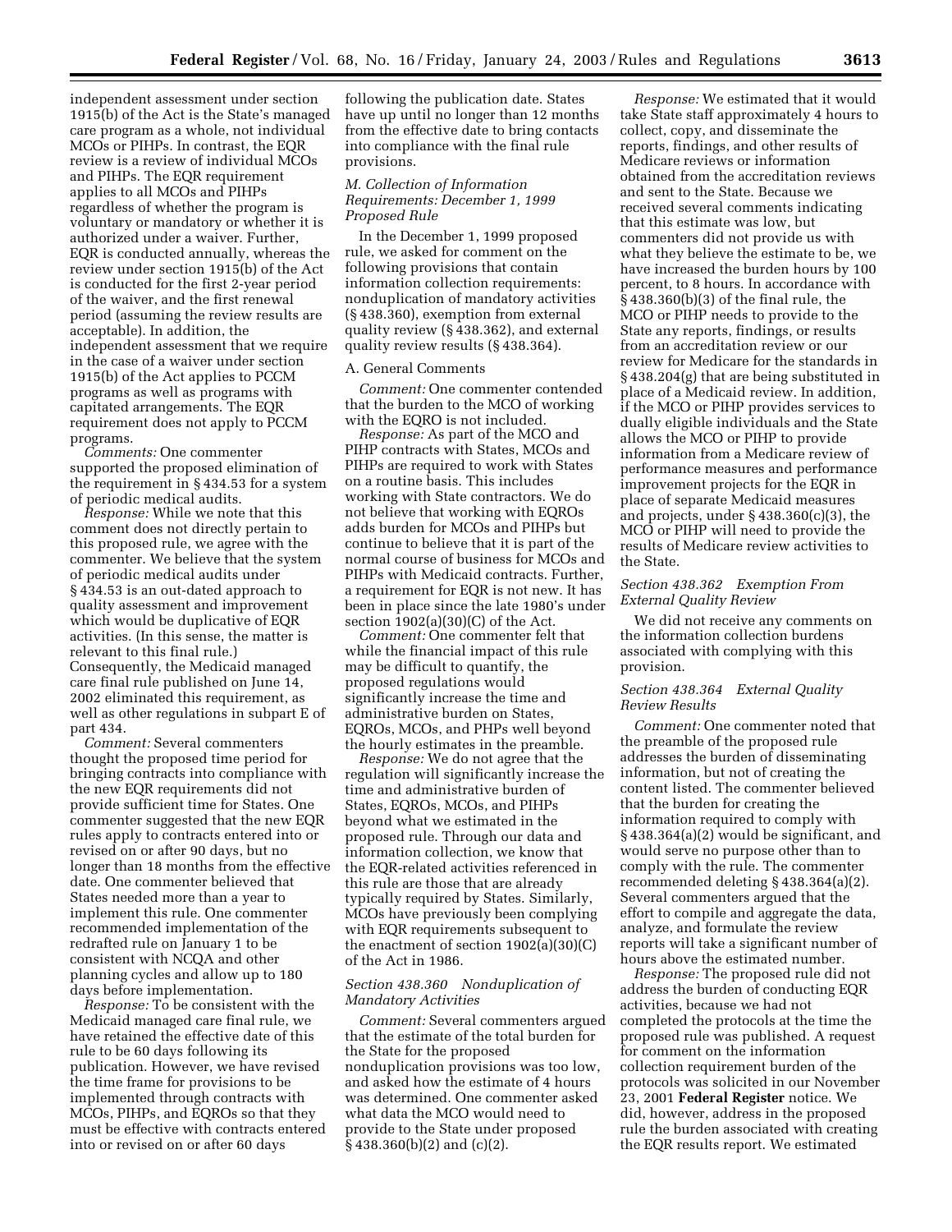independent assessment under section 1915(b) of the Act is the State's managed care program as a whole, not individual MCOs or PIHPs. In contrast, the EQR review is a review of individual MCOs and PIHPs. The EQR requirement applies to all MCOs and PIHPs regardless of whether the program is voluntary or mandatory or whether it is authorized under a waiver. Further, EQR is conducted annually, whereas the review under section 1915(b) of the Act is conducted for the first 2-year period of the waiver, and the first renewal period (assuming the review results are acceptable). In addition, the independent assessment that we require in the case of a waiver under section 1915(b) of the Act applies to PCCM programs as well as programs with capitated arrangements. The EQR requirement does not apply to PCCM programs.

*Comments:* One commenter supported the proposed elimination of the requirement in § 434.53 for a system of periodic medical audits.

*Response:* While we note that this comment does not directly pertain to this proposed rule, we agree with the commenter. We believe that the system of periodic medical audits under § 434.53 is an out-dated approach to quality assessment and improvement which would be duplicative of EQR activities. (In this sense, the matter is relevant to this final rule.) Consequently, the Medicaid managed care final rule published on June 14, 2002 eliminated this requirement, as well as other regulations in subpart E of part 434.

*Comment:* Several commenters thought the proposed time period for bringing contracts into compliance with the new EQR requirements did not provide sufficient time for States. One commenter suggested that the new EQR rules apply to contracts entered into or revised on or after 90 days, but no longer than 18 months from the effective date. One commenter believed that States needed more than a year to implement this rule. One commenter recommended implementation of the redrafted rule on January 1 to be consistent with NCQA and other planning cycles and allow up to 180 days before implementation.

*Response:* To be consistent with the Medicaid managed care final rule, we have retained the effective date of this rule to be 60 days following its publication. However, we have revised the time frame for provisions to be implemented through contracts with MCOs, PIHPs, and EQROs so that they must be effective with contracts entered into or revised on or after 60 days following the publication date. States have up until no longer than 12 months from the effective date to bring contacts into compliance with the final rule provisions.

### *M. Collection of Information Requirements: December 1, 1999 Proposed Rule*

In the December 1, 1999 proposed rule, we asked for comment on the following provisions that contain information collection requirements: nonduplication of mandatory activities (§ 438.360), exemption from external quality review (§ 438.362), and external quality review results (§ 438.364).

A. General Comments

*Comment:* One commenter contended that the burden to the MCO of working with the EQRO is not included.

*Response:* As part of the MCO and PIHP contracts with States, MCOs and PIHPs are required to work with States on a routine basis. This includes working with State contractors. We do not believe that working with EQROs adds burden for MCOs and PIHPs but continue to believe that it is part of the normal course of business for MCOs and PIHPs with Medicaid contracts. Further, a requirement for EQR is not new. It has been in place since the late 1980's under section 1902(a)(30)(C) of the Act.

*Comment:* One commenter felt that while the financial impact of this rule may be difficult to quantify, the proposed regulations would significantly increase the time and administrative burden on States, EQROs, MCOs, and PHPs well beyond the hourly estimates in the preamble.

*Response:* We do not agree that the regulation will significantly increase the time and administrative burden of States, EQROs, MCOs, and PIHPs beyond what we estimated in the proposed rule. Through our data and information collection, we know that the EQR-related activities referenced in this rule are those that are already typically required by States. Similarly, MCOs have previously been complying with EQR requirements subsequent to the enactment of section 1902(a)(30)(C) of the Act in 1986.

### *Section 438.360 Nonduplication of Mandatory Activities*

*Comment:* Several commenters argued that the estimate of the total burden for the State for the proposed nonduplication provisions was too low, and asked how the estimate of 4 hours was determined. One commenter asked what data the MCO would need to provide to the State under proposed § 438.360(b)(2) and (c)(2).

*Response:* We estimated that it would take State staff approximately 4 hours to collect, copy, and disseminate the reports, findings, and other results of Medicare reviews or information obtained from the accreditation reviews and sent to the State. Because we received several comments indicating that this estimate was low, but commenters did not provide us with what they believe the estimate to be, we have increased the burden hours by 100 percent, to 8 hours. In accordance with § 438.360(b)(3) of the final rule, the MCO or PIHP needs to provide to the State any reports, findings, or results from an accreditation review or our review for Medicare for the standards in § 438.204(g) that are being substituted in place of a Medicaid review. In addition, if the MCO or PIHP provides services to dually eligible individuals and the State allows the MCO or PIHP to provide information from a Medicare review of performance measures and performance improvement projects for the EQR in place of separate Medicaid measures and projects, under § 438.360(c)(3), the MCO or PIHP will need to provide the results of Medicare review activities to the State.

### *Section 438.362 Exemption From External Quality Review*

We did not receive any comments on the information collection burdens associated with complying with this provision.

### *Section 438.364 External Quality Review Results*

*Comment:* One commenter noted that the preamble of the proposed rule addresses the burden of disseminating information, but not of creating the content listed. The commenter believed that the burden for creating the information required to comply with § 438.364(a)(2) would be significant, and would serve no purpose other than to comply with the rule. The commenter recommended deleting § 438.364(a)(2). Several commenters argued that the effort to compile and aggregate the data, analyze, and formulate the review reports will take a significant number of hours above the estimated number.

*Response:* The proposed rule did not address the burden of conducting EQR activities, because we had not completed the protocols at the time the proposed rule was published. A request for comment on the information collection requirement burden of the protocols was solicited in our November 23, 2001 **Federal Register** notice. We did, however, address in the proposed rule the burden associated with creating the EQR results report. We estimated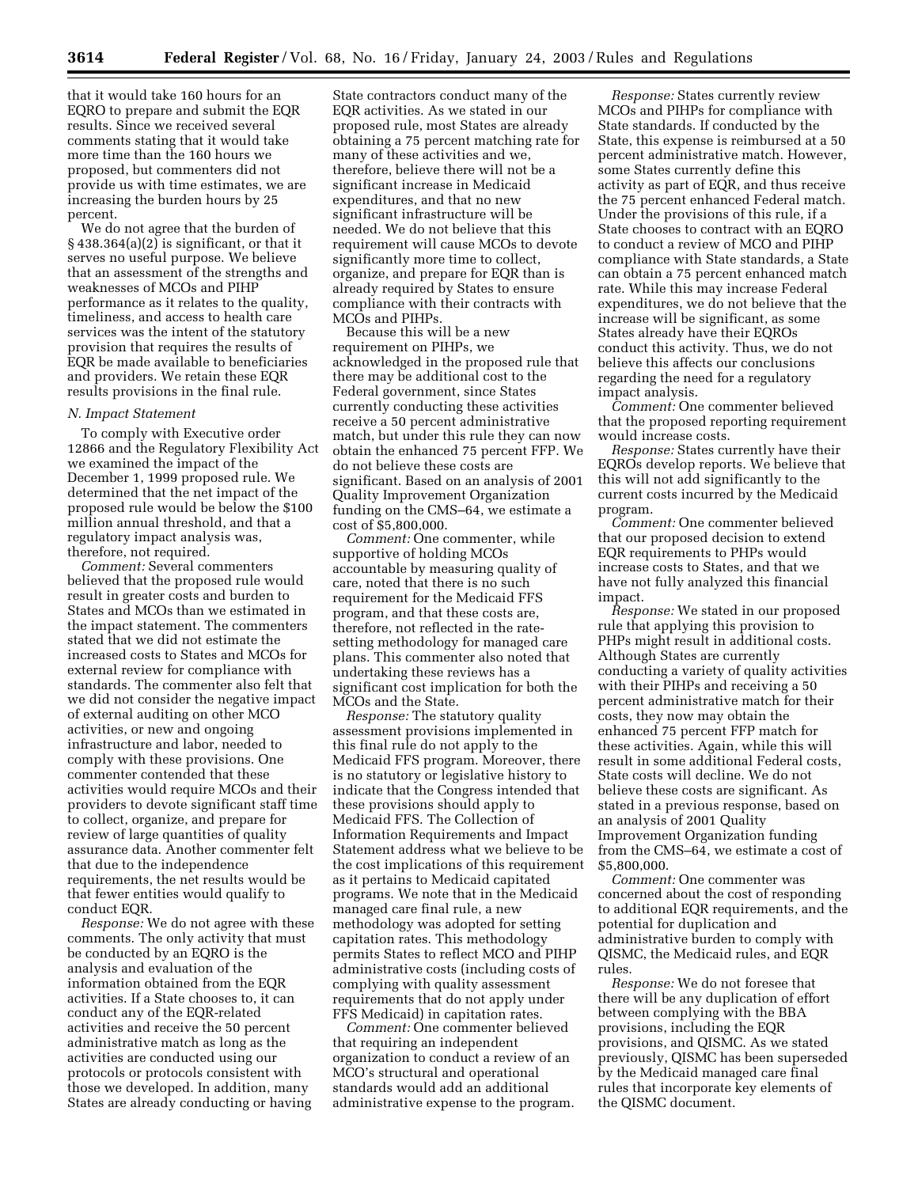that it would take 160 hours for an EQRO to prepare and submit the EQR results. Since we received several comments stating that it would take more time than the 160 hours we proposed, but commenters did not provide us with time estimates, we are increasing the burden hours by 25 percent.

We do not agree that the burden of § 438.364(a)(2) is significant, or that it serves no useful purpose. We believe that an assessment of the strengths and weaknesses of MCOs and PIHP performance as it relates to the quality, timeliness, and access to health care services was the intent of the statutory provision that requires the results of EQR be made available to beneficiaries and providers. We retain these EQR results provisions in the final rule.

### N. Impact Statement

To comply with Executive order 12866 and the Regulatory Flexibility Act we examined the impact of the December 1, 1999 proposed rule. We determined that the net impact of the proposed rule would be below the $100 million annual threshold, and that a regulatory impact analysis was, therefore, not required.

*Comment:* Several commenters believed that the proposed rule would result in greater costs and burden to States and MCOs than we estimated in the impact statement. The commenters stated that we did not estimate the increased costs to States and MCOs for external review for compliance with standards. The commenter also felt that we did not consider the negative impact of external auditing on other MCO activities, or new and ongoing infrastructure and labor, needed to comply with these provisions. One commenter contended that these activities would require MCOs and their providers to devote significant staff time to collect, organize, and prepare for review of large quantities of quality assurance data. Another commenter felt that due to the independence requirements, the net results would be that fewer entities would qualify to conduct EQR.

*Response:* We do not agree with these comments. The only activity that must be conducted by an EQRO is the analysis and evaluation of the information obtained from the EQR activities. If a State chooses to, it can conduct any of the EQR-related activities and receive the 50 percent administrative match as long as the activities are conducted using our protocols or protocols consistent with those we developed. In addition, many States are already conducting or having State contractors conduct many of the EQR activities. As we stated in our proposed rule, most States are already obtaining a 75 percent matching rate for many of these activities and we, therefore, believe there will not be a significant increase in Medicaid expenditures, and that no new significant infrastructure will be needed. We do not believe that this requirement will cause MCOs to devote significantly more time to collect, organize, and prepare for EQR than is already required by States to ensure compliance with their contracts with MCOs and PIHPs.

Because this will be a new requirement on PIHPs, we acknowledged in the proposed rule that there may be additional cost to the Federal government, since States currently conducting these activities receive a 50 percent administrative match, but under this rule they can now obtain the enhanced 75 percent FFP. We do not believe these costs are significant. Based on an analysis of 2001 Quality Improvement Organization funding on the CMS–64, we estimate a cost of $5,800,000.

*Comment:* One commenter, while supportive of holding MCOs accountable by measuring quality of care, noted that there is no such requirement for the Medicaid FFS program, and that these costs are, therefore, not reflected in the rate-setting methodology for managed care plans. This commenter also noted that undertaking these reviews has a significant cost implication for both the MCOs and the State.

*Response:* The statutory quality assessment provisions implemented in this final rule do not apply to the Medicaid FFS program. Moreover, there is no statutory or legislative history to indicate that the Congress intended that these provisions should apply to Medicaid FFS. The Collection of Information Requirements and Impact Statement address what we believe to be the cost implications of this requirement as it pertains to Medicaid capitated programs. We note that in the Medicaid managed care final rule, a new methodology was adopted for setting capitation rates. This methodology permits States to reflect MCO and PIHP administrative costs (including costs of complying with quality assessment requirements that do not apply under FFS Medicaid) in capitation rates.

*Comment:* One commenter believed that requiring an independent organization to conduct a review of an MCO's structural and operational standards would add an additional administrative expense to the program.

*Response:* States currently review MCOs and PIHPs for compliance with State standards. If conducted by the State, this expense is reimbursed at a 50 percent administrative match. However, some States currently define this activity as part of EQR, and thus receive the 75 percent enhanced Federal match. Under the provisions of this rule, if a State chooses to contract with an EQRO to conduct a review of MCO and PIHP compliance with State standards, a State can obtain a 75 percent enhanced match rate. While this may increase Federal expenditures, we do not believe that the increase will be significant, as some States already have their EQROs conduct this activity. Thus, we do not believe this affects our conclusions regarding the need for a regulatory impact analysis.

*Comment:* One commenter believed that the proposed reporting requirement would increase costs.

*Response:* States currently have their EQROs develop reports. We believe that this will not add significantly to the current costs incurred by the Medicaid program.

*Comment:* One commenter believed that our proposed decision to extend EQR requirements to PHPs would increase costs to States, and that we have not fully analyzed this financial impact.

*Response:* We stated in our proposed rule that applying this provision to PHPs might result in additional costs. Although States are currently conducting a variety of quality activities with their PIHPs and receiving a 50 percent administrative match for their costs, they now may obtain the enhanced 75 percent FFP match for these activities. Again, while this will result in some additional Federal costs, State costs will decline. We do not believe these costs are significant. As stated in a previous response, based on an analysis of 2001 Quality Improvement Organization funding from the CMS–64, we estimate a cost of $5,800,000.

*Comment:* One commenter was concerned about the cost of responding to additional EQR requirements, and the potential for duplication and administrative burden to comply with QISMC, the Medicaid rules, and EQR rules.

*Response:* We do not foresee that there will be any duplication of effort between complying with the BBA provisions, including the EQR provisions, and QISMC. As we stated previously, QISMC has been superseded by the Medicaid managed care final rules that incorporate key elements of the QISMC document.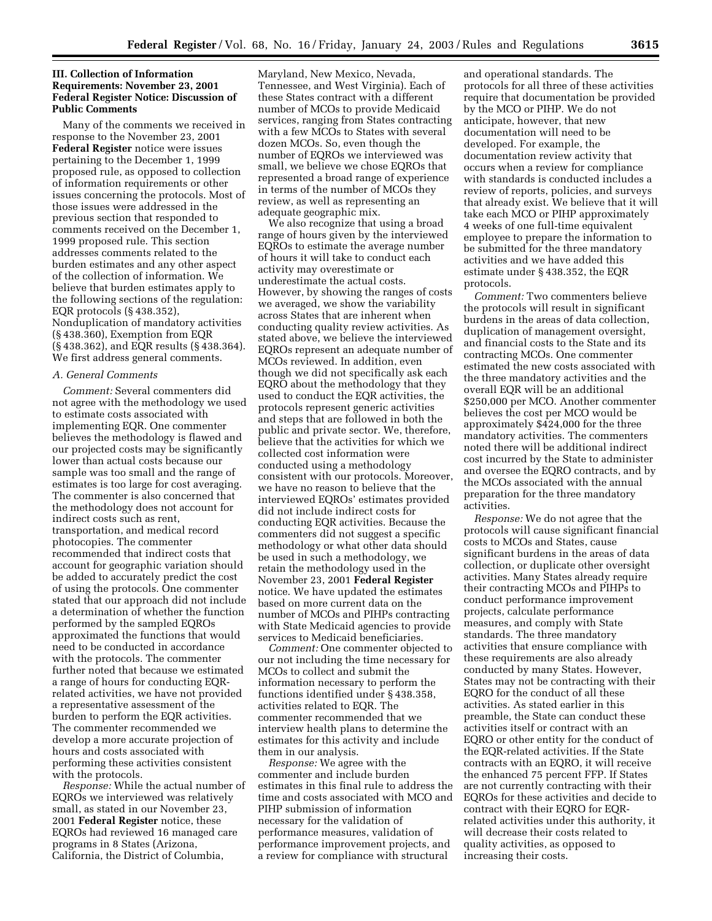### III. Collection of Information Requirements: November 23, 2001 Federal Register Notice: Discussion of Public Comments

Many of the comments we received in response to the November 23, 2001 **Federal Register** notice were issues pertaining to the December 1, 1999 proposed rule, as opposed to collection of information requirements or other issues concerning the protocols. Most of those issues were addressed in the previous section that responded to comments received on the December 1, 1999 proposed rule. This section addresses comments related to the burden estimates and any other aspect of the collection of information. We believe that burden estimates apply to the following sections of the regulation: EQR protocols (§ 438.352), Nonduplication of mandatory activities (§ 438.360), Exemption from EQR (§ 438.362), and EQR results (§ 438.364). We first address general comments.

#### *A. General Comments*

*Comment:* Several commenters did not agree with the methodology we used to estimate costs associated with implementing EQR. One commenter believes the methodology is flawed and our projected costs may be significantly lower than actual costs because our sample was too small and the range of estimates is too large for cost averaging. The commenter is also concerned that the methodology does not account for indirect costs such as rent, transportation, and medical record photocopies. The commenter recommended that indirect costs that account for geographic variation should be added to accurately predict the cost of using the protocols. One commenter stated that our approach did not include a determination of whether the function performed by the sampled EQROs approximated the functions that would need to be conducted in accordance with the protocols. The commenter further noted that because we estimated a range of hours for conducting EQR-related activities, we have not provided a representative assessment of the burden to perform the EQR activities. The commenter recommended we develop a more accurate projection of hours and costs associated with performing these activities consistent with the protocols.

*Response:* While the actual number of EQROs we interviewed was relatively small, as stated in our November 23, 2001 **Federal Register** notice, these EQROs had reviewed 16 managed care programs in 8 States (Arizona, California, the District of Columbia, Maryland, New Mexico, Nevada, Tennessee, and West Virginia). Each of these States contract with a different number of MCOs to provide Medicaid services, ranging from States contracting with a few MCOs to States with several dozen MCOs. So, even though the number of EQROs we interviewed was small, we believe we chose EQROs that represented a broad range of experience in terms of the number of MCOs they review, as well as representing an adequate geographic mix.

We also recognize that using a broad range of hours given by the interviewed EQROs to estimate the average number of hours it will take to conduct each activity may overestimate or underestimate the actual costs. However, by showing the ranges of costs we averaged, we show the variability across States that are inherent when conducting quality review activities. As stated above, we believe the interviewed EQROs represent an adequate number of MCOs reviewed. In addition, even though we did not specifically ask each EQRO about the methodology that they used to conduct the EQR activities, the protocols represent generic activities and steps that are followed in both the public and private sector. We, therefore, believe that the activities for which we collected cost information were conducted using a methodology consistent with our protocols. Moreover, we have no reason to believe that the interviewed EQROs' estimates provided did not include indirect costs for conducting EQR activities. Because the commenters did not suggest a specific methodology or what other data should be used in such a methodology, we retain the methodology used in the November 23, 2001 **Federal Register** notice. We have updated the estimates based on more current data on the number of MCOs and PIHPs contracting with State Medicaid agencies to provide services to Medicaid beneficiaries.

*Comment:* One commenter objected to our not including the time necessary for MCOs to collect and submit the information necessary to perform the functions identified under § 438.358, activities related to EQR. The commenter recommended that we interview health plans to determine the estimates for this activity and include them in our analysis.

*Response:* We agree with the commenter and include burden estimates in this final rule to address the time and costs associated with MCO and PIHP submission of information necessary for the validation of performance measures, validation of performance improvement projects, and a review for compliance with structural and operational standards. The protocols for all three of these activities require that documentation be provided by the MCO or PIHP. We do not anticipate, however, that new documentation will need to be developed. For example, the documentation review activity that occurs when a review for compliance with standards is conducted includes a review of reports, policies, and surveys that already exist. We believe that it will take each MCO or PIHP approximately 4 weeks of one full-time equivalent employee to prepare the information to be submitted for the three mandatory activities and we have added this estimate under § 438.352, the EQR protocols.

*Comment:* Two commenters believe the protocols will result in significant burdens in the areas of data collection, duplication of management oversight, and financial costs to the State and its contracting MCOs. One commenter estimated the new costs associated with the three mandatory activities and the overall EQR will be an additional $250,000 per MCO. Another commenter believes the cost per MCO would be approximately $424,000 for the three mandatory activities. The commenters noted there will be additional indirect cost incurred by the State to administer and oversee the EQRO contracts, and by the MCOs associated with the annual preparation for the three mandatory activities.

*Response:* We do not agree that the protocols will cause significant financial costs to MCOs and States, cause significant burdens in the areas of data collection, or duplicate other oversight activities. Many States already require their contracting MCOs and PIHPs to conduct performance improvement projects, calculate performance measures, and comply with State standards. The three mandatory activities that ensure compliance with these requirements are also already conducted by many States. However, States may not be contracting with their EQRO for the conduct of all these activities. As stated earlier in this preamble, the State can conduct these activities itself or contract with an EQRO or other entity for the conduct of the EQR-related activities. If the State contracts with an EQRO, it will receive the enhanced 75 percent FFP. If States are not currently contracting with their EQROs for these activities and decide to contract with their EQRO for EQR-related activities under this authority, it will decrease their costs related to quality activities, as opposed to increasing their costs.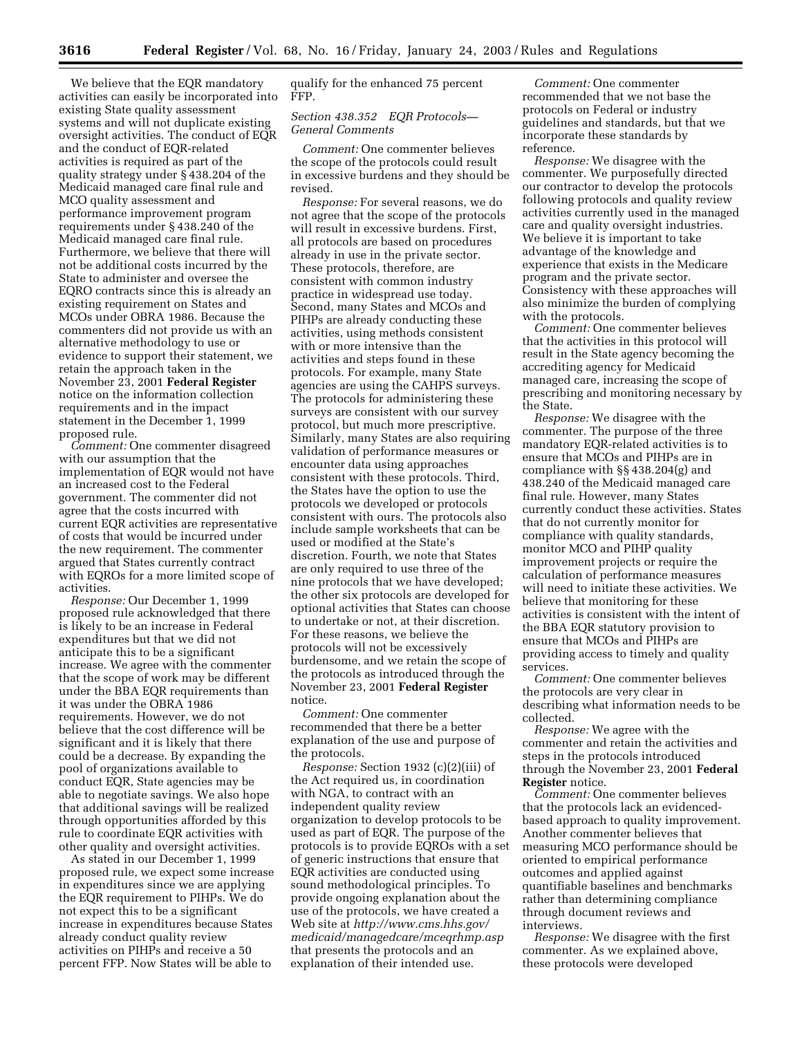We believe that the EQR mandatory activities can easily be incorporated into existing State quality assessment systems and will not duplicate existing oversight activities. The conduct of EQR and the conduct of EQR-related activities is required as part of the quality strategy under § 438.204 of the Medicaid managed care final rule and MCO quality assessment and performance improvement program requirements under § 438.240 of the Medicaid managed care final rule. Furthermore, we believe that there will not be additional costs incurred by the State to administer and oversee the EQRO contracts since this is already an existing requirement on States and MCOs under OBRA 1986. Because the commenters did not provide us with an alternative methodology to use or evidence to support their statement, we retain the approach taken in the November 23, 2001 **Federal Register** notice on the information collection requirements and in the impact statement in the December 1, 1999 proposed rule.

*Comment:* One commenter disagreed with our assumption that the implementation of EQR would not have an increased cost to the Federal government. The commenter did not agree that the costs incurred with current EQR activities are representative of costs that would be incurred under the new requirement. The commenter argued that States currently contract with EQROs for a more limited scope of activities.

*Response:* Our December 1, 1999 proposed rule acknowledged that there is likely to be an increase in Federal expenditures but that we did not anticipate this to be a significant increase. We agree with the commenter that the scope of work may be different under the BBA EQR requirements than it was under the OBRA 1986 requirements. However, we do not believe that the cost difference will be significant and it is likely that there could be a decrease. By expanding the pool of organizations available to conduct EQR, State agencies may be able to negotiate savings. We also hope that additional savings will be realized through opportunities afforded by this rule to coordinate EQR activities with other quality and oversight activities.

As stated in our December 1, 1999 proposed rule, we expect some increase in expenditures since we are applying the EQR requirement to PIHPs. We do not expect this to be a significant increase in expenditures because States already conduct quality review activities on PIHPs and receive a 50 percent FFP. Now States will be able to qualify for the enhanced 75 percent FFP.

*Section 438.352 EQR Protocols—General Comments*

*Comment:* One commenter believes the scope of the protocols could result in excessive burdens and they should be revised.

*Response:* For several reasons, we do not agree that the scope of the protocols will result in excessive burdens. First, all protocols are based on procedures already in use in the private sector. These protocols, therefore, are consistent with common industry practice in widespread use today. Second, many States and MCOs and PIHPs are already conducting these activities, using methods consistent with or more intensive than the activities and steps found in these protocols. For example, many State agencies are using the CAHPS surveys. The protocols for administering these surveys are consistent with our survey protocol, but much more prescriptive. Similarly, many States are also requiring validation of performance measures or encounter data using approaches consistent with these protocols. Third, the States have the option to use the protocols we developed or protocols consistent with ours. The protocols also include sample worksheets that can be used or modified at the State's discretion. Fourth, we note that States are only required to use three of the nine protocols that we have developed; the other six protocols are developed for optional activities that States can choose to undertake or not, at their discretion. For these reasons, we believe the protocols will not be excessively burdensome, and we retain the scope of the protocols as introduced through the November 23, 2001 **Federal Register** notice.

*Comment:* One commenter recommended that there be a better explanation of the use and purpose of the protocols.

*Response:* Section 1932 (c)(2)(iii) of the Act required us, in coordination with NGA, to contract with an independent quality review organization to develop protocols to be used as part of EQR. The purpose of the protocols is to provide EQROs with a set of generic instructions that ensure that EQR activities are conducted using sound methodological principles. To provide ongoing explanation about the use of the protocols, we have created a Web site at *http://www.cms.hhs.gov/medicaid/managedcare/mceqrhmp.asp* that presents the protocols and an explanation of their intended use.

*Comment:* One commenter recommended that we not base the protocols on Federal or industry guidelines and standards, but that we incorporate these standards by reference.

*Response:* We disagree with the commenter. We purposefully directed our contractor to develop the protocols following protocols and quality review activities currently used in the managed care and quality oversight industries. We believe it is important to take advantage of the knowledge and experience that exists in the Medicare program and the private sector. Consistency with these approaches will also minimize the burden of complying with the protocols.

*Comment:* One commenter believes that the activities in this protocol will result in the State agency becoming the accrediting agency for Medicaid managed care, increasing the scope of prescribing and monitoring necessary by the State.

*Response:* We disagree with the commenter. The purpose of the three mandatory EQR-related activities is to ensure that MCOs and PIHPs are in compliance with §§ 438.204(g) and 438.240 of the Medicaid managed care final rule. However, many States currently conduct these activities. States that do not currently monitor for compliance with quality standards, monitor MCO and PIHP quality improvement projects or require the calculation of performance measures will need to initiate these activities. We believe that monitoring for these activities is consistent with the intent of the BBA EQR statutory provision to ensure that MCOs and PIHPs are providing access to timely and quality services.

*Comment:* One commenter believes the protocols are very clear in describing what information needs to be collected.

*Response:* We agree with the commenter and retain the activities and steps in the protocols introduced through the November 23, 2001 **Federal Register** notice.

*Comment:* One commenter believes that the protocols lack an evidenced-based approach to quality improvement. Another commenter believes that measuring MCO performance should be oriented to empirical performance outcomes and applied against quantifiable baselines and benchmarks rather than determining compliance through document reviews and interviews.

*Response:* We disagree with the first commenter. As we explained above, these protocols were developed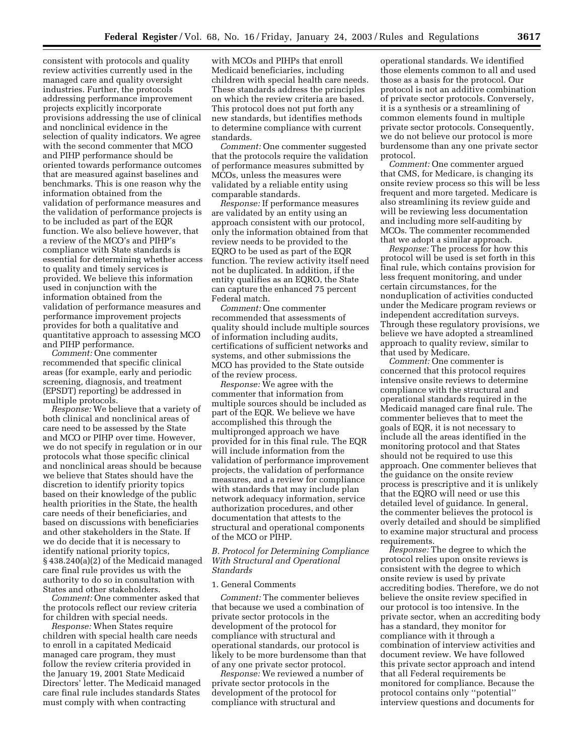consistent with protocols and quality review activities currently used in the managed care and quality oversight industries. Further, the protocols addressing performance improvement projects explicitly incorporate provisions addressing the use of clinical and nonclinical evidence in the selection of quality indicators. We agree with the second commenter that MCO and PIHP performance should be oriented towards performance outcomes that are measured against baselines and benchmarks. This is one reason why the information obtained from the validation of performance measures and the validation of performance projects is to be included as part of the EQR function. We also believe however, that a review of the MCO's and PIHP's compliance with State standards is essential for determining whether access to quality and timely services is provided. We believe this information used in conjunction with the information obtained from the validation of performance measures and performance improvement projects provides for both a qualitative and quantitative approach to assessing MCO and PIHP performance.

*Comment:* One commenter recommended that specific clinical areas (for example, early and periodic screening, diagnosis, and treatment (EPSDT) reporting) be addressed in multiple protocols.

*Response:* We believe that a variety of both clinical and nonclinical areas of care need to be assessed by the State and MCO or PIHP over time. However, we do not specify in regulation or in our protocols what those specific clinical and nonclinical areas should be because we believe that States should have the discretion to identify priority topics based on their knowledge of the public health priorities in the State, the health care needs of their beneficiaries, and based on discussions with beneficiaries and other stakeholders in the State. If we do decide that it is necessary to identify national priority topics, § 438.240(a)(2) of the Medicaid managed care final rule provides us with the authority to do so in consultation with States and other stakeholders.

*Comment:* One commenter asked that the protocols reflect our review criteria for children with special needs.

*Response:* When States require children with special health care needs to enroll in a capitated Medicaid managed care program, they must follow the review criteria provided in the January 19, 2001 State Medicaid Directors' letter. The Medicaid managed care final rule includes standards States must comply with when contracting with MCOs and PIHPs that enroll Medicaid beneficiaries, including children with special health care needs. These standards address the principles on which the review criteria are based. This protocol does not put forth any new standards, but identifies methods to determine compliance with current standards.

*Comment:* One commenter suggested that the protocols require the validation of performance measures submitted by MCOs, unless the measures were validated by a reliable entity using comparable standards.

*Response:* If performance measures are validated by an entity using an approach consistent with our protocol, only the information obtained from that review needs to be provided to the EQRO to be used as part of the EQR function. The review activity itself need not be duplicated. In addition, if the entity qualifies as an EQRO, the State can capture the enhanced 75 percent Federal match.

*Comment:* One commenter recommended that assessments of quality should include multiple sources of information including audits, certifications of sufficient networks and systems, and other submissions the MCO has provided to the State outside of the review process.

*Response:* We agree with the commenter that information from multiple sources should be included as part of the EQR. We believe we have accomplished this through the multipronged approach we have provided for in this final rule. The EQR will include information from the validation of performance improvement projects, the validation of performance measures, and a review for compliance with standards that may include plan network adequacy information, service authorization procedures, and other documentation that attests to the structural and operational components of the MCO or PIHP.

### *B. Protocol for Determining Compliance With Structural and Operational Standards*

#### 1. General Comments

*Comment:* The commenter believes that because we used a combination of private sector protocols in the development of the protocol for compliance with structural and operational standards, our protocol is likely to be more burdensome than that of any one private sector protocol.

*Response:* We reviewed a number of private sector protocols in the development of the protocol for compliance with structural and operational standards. We identified those elements common to all and used those as a basis for the protocol. Our protocol is not an additive combination of private sector protocols. Conversely, it is a synthesis or a streamlining of common elements found in multiple private sector protocols. Consequently, we do not believe our protocol is more burdensome than any one private sector protocol.

*Comment:* One commenter argued that CMS, for Medicare, is changing its onsite review process so this will be less frequent and more targeted. Medicare is also streamlining its review guide and will be reviewing less documentation and including more self-auditing by MCOs. The commenter recommended that we adopt a similar approach.

*Response:* The process for how this protocol will be used is set forth in this final rule, which contains provision for less frequent monitoring, and under certain circumstances, for the nonduplication of activities conducted under the Medicare program reviews or independent accreditation surveys. Through these regulatory provisions, we believe we have adopted a streamlined approach to quality review, similar to that used by Medicare.

*Comment:* One commenter is concerned that this protocol requires intensive onsite reviews to determine compliance with the structural and operational standards required in the Medicaid managed care final rule. The commenter believes that to meet the goals of EQR, it is not necessary to include all the areas identified in the monitoring protocol and that States should not be required to use this approach. One commenter believes that the guidance on the onsite review process is prescriptive and it is unlikely that the EQRO will need or use this detailed level of guidance. In general, the commenter believes the protocol is overly detailed and should be simplified to examine major structural and process requirements.

*Response:* The degree to which the protocol relies upon onsite reviews is consistent with the degree to which onsite review is used by private accrediting bodies. Therefore, we do not believe the onsite review specified in our protocol is too intensive. In the private sector, when an accrediting body has a standard, they monitor for compliance with it through a combination of interview activities and document review. We have followed this private sector approach and intend that all Federal requirements be monitored for compliance. Because the protocol contains only "potential" interview questions and documents for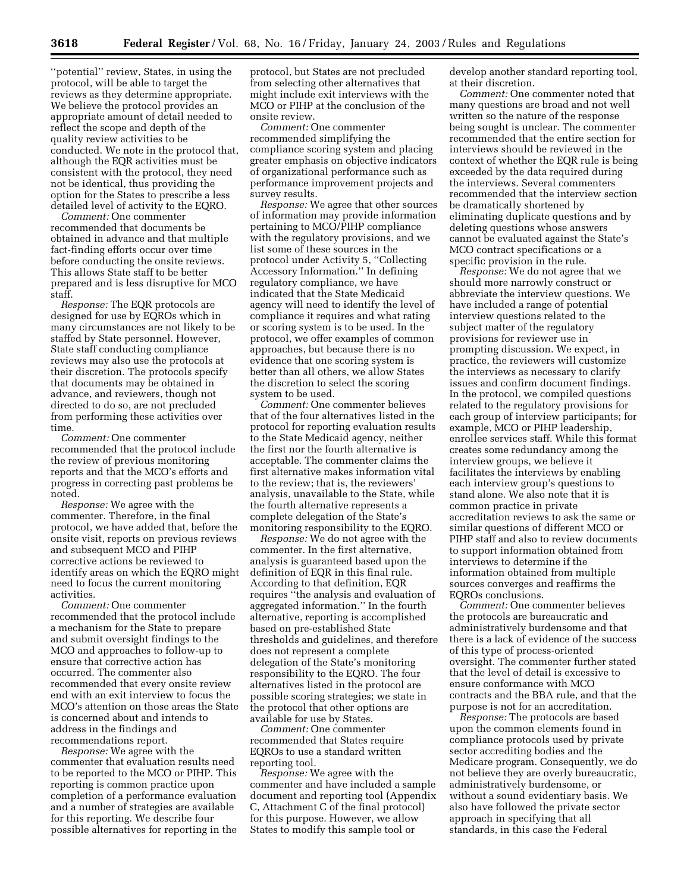''potential'' review, States, in using the protocol, will be able to target the reviews as they determine appropriate. We believe the protocol provides an appropriate amount of detail needed to reflect the scope and depth of the quality review activities to be conducted. We note in the protocol that, although the EQR activities must be consistent with the protocol, they need not be identical, thus providing the option for the States to prescribe a less detailed level of activity to the EQRO.

*Comment:* One commenter recommended that documents be obtained in advance and that multiple fact-finding efforts occur over time before conducting the onsite reviews. This allows State staff to be better prepared and is less disruptive for MCO staff.

*Response:* The EQR protocols are designed for use by EQROs which in many circumstances are not likely to be staffed by State personnel. However, State staff conducting compliance reviews may also use the protocols at their discretion. The protocols specify that documents may be obtained in advance, and reviewers, though not directed to do so, are not precluded from performing these activities over time.

*Comment:* One commenter recommended that the protocol include the review of previous monitoring reports and that the MCO's efforts and progress in correcting past problems be noted.

*Response:* We agree with the commenter. Therefore, in the final protocol, we have added that, before the onsite visit, reports on previous reviews and subsequent MCO and PIHP corrective actions be reviewed to identify areas on which the EQRO might need to focus the current monitoring activities.

*Comment:* One commenter recommended that the protocol include a mechanism for the State to prepare and submit oversight findings to the MCO and approaches to follow-up to ensure that corrective action has occurred. The commenter also recommended that every onsite review end with an exit interview to focus the MCO's attention on those areas the State is concerned about and intends to address in the findings and recommendations report.

*Response:* We agree with the commenter that evaluation results need to be reported to the MCO or PIHP. This reporting is common practice upon completion of a performance evaluation and a number of strategies are available for this reporting. We describe four possible alternatives for reporting in the protocol, but States are not precluded from selecting other alternatives that might include exit interviews with the MCO or PIHP at the conclusion of the onsite review.

*Comment:* One commenter recommended simplifying the compliance scoring system and placing greater emphasis on objective indicators of organizational performance such as performance improvement projects and survey results.

*Response:* We agree that other sources of information may provide information pertaining to MCO/PIHP compliance with the regulatory provisions, and we list some of these sources in the protocol under Activity 5, ''Collecting Accessory Information.'' In defining regulatory compliance, we have indicated that the State Medicaid agency will need to identify the level of compliance it requires and what rating or scoring system is to be used. In the protocol, we offer examples of common approaches, but because there is no evidence that one scoring system is better than all others, we allow States the discretion to select the scoring system to be used.

*Comment:* One commenter believes that of the four alternatives listed in the protocol for reporting evaluation results to the State Medicaid agency, neither the first nor the fourth alternative is acceptable. The commenter claims the first alternative makes information vital to the review; that is, the reviewers' analysis, unavailable to the State, while the fourth alternative represents a complete delegation of the State's monitoring responsibility to the EQRO.

*Response:* We do not agree with the commenter. In the first alternative, analysis is guaranteed based upon the definition of EQR in this final rule. According to that definition, EQR requires ''the analysis and evaluation of aggregated information.'' In the fourth alternative, reporting is accomplished based on pre-established State thresholds and guidelines, and therefore does not represent a complete delegation of the State's monitoring responsibility to the EQRO. The four alternatives listed in the protocol are possible scoring strategies; we state in the protocol that other options are available for use by States.

*Comment:* One commenter recommended that States require EQROs to use a standard written reporting tool.

*Response:* We agree with the commenter and have included a sample document and reporting tool (Appendix C, Attachment C of the final protocol) for this purpose. However, we allow States to modify this sample tool or develop another standard reporting tool, at their discretion.

*Comment:* One commenter noted that many questions are broad and not well written so the nature of the response being sought is unclear. The commenter recommended that the entire section for interviews should be reviewed in the context of whether the EQR rule is being exceeded by the data required during the interviews. Several commenters recommended that the interview section be dramatically shortened by eliminating duplicate questions and by deleting questions whose answers cannot be evaluated against the State's MCO contract specifications or a specific provision in the rule.

*Response:* We do not agree that we should more narrowly construct or abbreviate the interview questions. We have included a range of potential interview questions related to the subject matter of the regulatory provisions for reviewer use in prompting discussion. We expect, in practice, the reviewers will customize the interviews as necessary to clarify issues and confirm document findings. In the protocol, we compiled questions related to the regulatory provisions for each group of interview participants; for example, MCO or PIHP leadership, enrollee services staff. While this format creates some redundancy among the interview groups, we believe it facilitates the interviews by enabling each interview group's questions to stand alone. We also note that it is common practice in private accreditation reviews to ask the same or similar questions of different MCO or PIHP staff and also to review documents to support information obtained from interviews to determine if the information obtained from multiple sources converges and reaffirms the EQROs conclusions.

*Comment:* One commenter believes the protocols are bureaucratic and administratively burdensome and that there is a lack of evidence of the success of this type of process-oriented oversight. The commenter further stated that the level of detail is excessive to ensure conformance with MCO contracts and the BBA rule, and that the purpose is not for an accreditation.

*Response:* The protocols are based upon the common elements found in compliance protocols used by private sector accrediting bodies and the Medicare program. Consequently, we do not believe they are overly bureaucratic, administratively burdensome, or without a sound evidentiary basis. We also have followed the private sector approach in specifying that all standards, in this case the Federal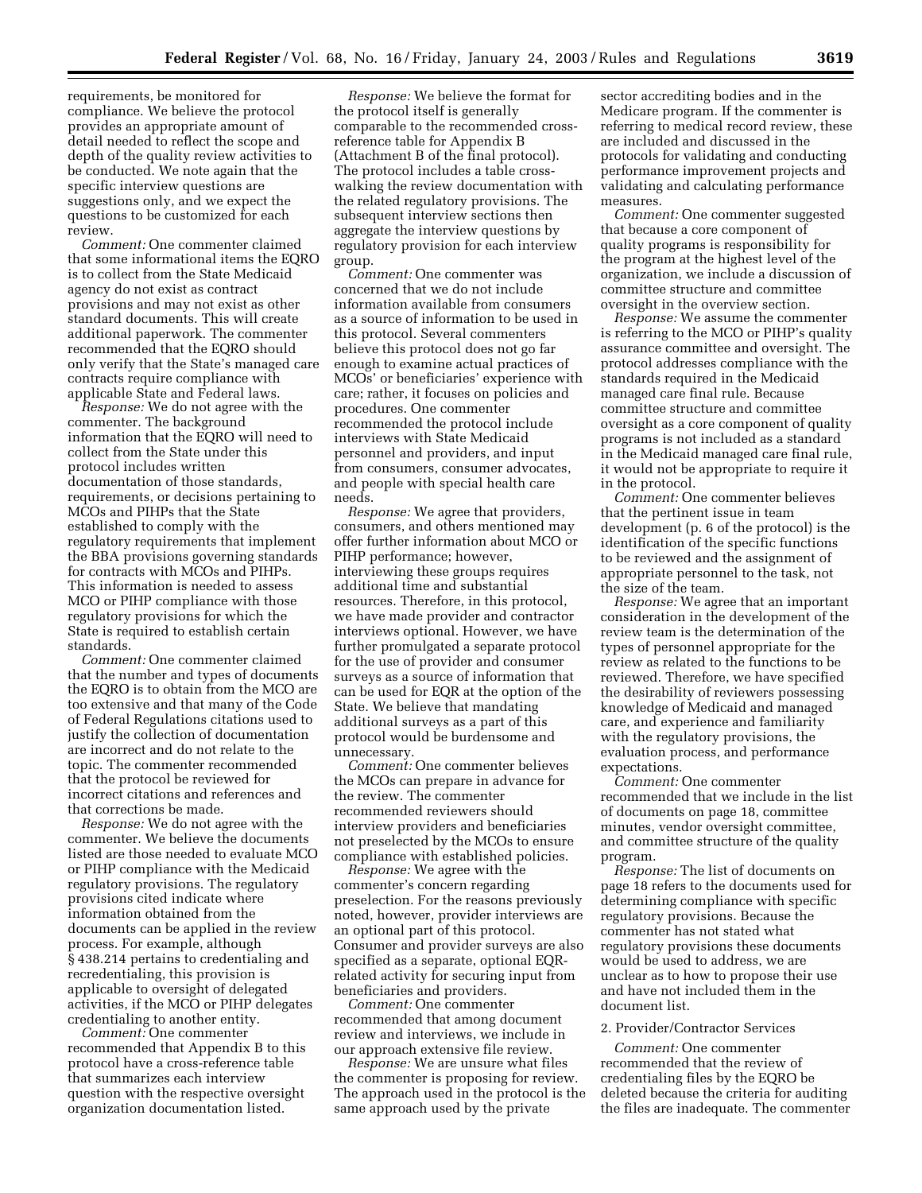requirements, be monitored for compliance. We believe the protocol provides an appropriate amount of detail needed to reflect the scope and depth of the quality review activities to be conducted. We note again that the specific interview questions are suggestions only, and we expect the questions to be customized for each review.

*Comment:* One commenter claimed that some informational items the EQRO is to collect from the State Medicaid agency do not exist as contract provisions and may not exist as other standard documents. This will create additional paperwork. The commenter recommended that the EQRO should only verify that the State's managed care contracts require compliance with applicable State and Federal laws.

*Response:* We do not agree with the commenter. The background information that the EQRO will need to collect from the State under this protocol includes written documentation of those standards, requirements, or decisions pertaining to MCOs and PIHPs that the State established to comply with the regulatory requirements that implement the BBA provisions governing standards for contracts with MCOs and PIHPs. This information is needed to assess MCO or PIHP compliance with those regulatory provisions for which the State is required to establish certain standards.

*Comment:* One commenter claimed that the number and types of documents the EQRO is to obtain from the MCO are too extensive and that many of the Code of Federal Regulations citations used to justify the collection of documentation are incorrect and do not relate to the topic. The commenter recommended that the protocol be reviewed for incorrect citations and references and that corrections be made.

*Response:* We do not agree with the commenter. We believe the documents listed are those needed to evaluate MCO or PIHP compliance with the Medicaid regulatory provisions. The regulatory provisions cited indicate where information obtained from the documents can be applied in the review process. For example, although § 438.214 pertains to credentialing and recredentialing, this provision is applicable to oversight of delegated activities, if the MCO or PIHP delegates credentialing to another entity.

*Comment:* One commenter recommended that Appendix B to this protocol have a cross-reference table that summarizes each interview question with the respective oversight organization documentation listed.

*Response:* We believe the format for the protocol itself is generally comparable to the recommended cross-reference table for Appendix B (Attachment B of the final protocol). The protocol includes a table cross-walking the review documentation with the related regulatory provisions. The subsequent interview sections then aggregate the interview questions by regulatory provision for each interview group.

*Comment:* One commenter was concerned that we do not include information available from consumers as a source of information to be used in this protocol. Several commenters believe this protocol does not go far enough to examine actual practices of MCOs' or beneficiaries' experience with care; rather, it focuses on policies and procedures. One commenter recommended the protocol include interviews with State Medicaid personnel and providers, and input from consumers, consumer advocates, and people with special health care needs.

*Response:* We agree that providers, consumers, and others mentioned may offer further information about MCO or PIHP performance; however, interviewing these groups requires additional time and substantial resources. Therefore, in this protocol, we have made provider and contractor interviews optional. However, we have further promulgated a separate protocol for the use of provider and consumer surveys as a source of information that can be used for EQR at the option of the State. We believe that mandating additional surveys as a part of this protocol would be burdensome and unnecessary.

*Comment:* One commenter believes the MCOs can prepare in advance for the review. The commenter recommended reviewers should interview providers and beneficiaries not preselected by the MCOs to ensure compliance with established policies.

*Response:* We agree with the commenter's concern regarding preselection. For the reasons previously noted, however, provider interviews are an optional part of this protocol. Consumer and provider surveys are also specified as a separate, optional EQR-related activity for securing input from beneficiaries and providers.

*Comment:* One commenter recommended that among document review and interviews, we include in our approach extensive file review.

*Response:* We are unsure what files the commenter is proposing for review. The approach used in the protocol is the same approach used by the private sector accrediting bodies and in the Medicare program. If the commenter is referring to medical record review, these are included and discussed in the protocols for validating and conducting performance improvement projects and validating and calculating performance measures.

*Comment:* One commenter suggested that because a core component of quality programs is responsibility for the program at the highest level of the organization, we include a discussion of committee structure and committee oversight in the overview section.

*Response:* We assume the commenter is referring to the MCO or PIHP's quality assurance committee and oversight. The protocol addresses compliance with the standards required in the Medicaid managed care final rule. Because committee structure and committee oversight as a core component of quality programs is not included as a standard in the Medicaid managed care final rule, it would not be appropriate to require it in the protocol.

*Comment:* One commenter believes that the pertinent issue in team development (p. 6 of the protocol) is the identification of the specific functions to be reviewed and the assignment of appropriate personnel to the task, not the size of the team.

*Response:* We agree that an important consideration in the development of the review team is the determination of the types of personnel appropriate for the review as related to the functions to be reviewed. Therefore, we have specified the desirability of reviewers possessing knowledge of Medicaid and managed care, and experience and familiarity with the regulatory provisions, the evaluation process, and performance expectations.

*Comment:* One commenter recommended that we include in the list of documents on page 18, committee minutes, vendor oversight committee, and committee structure of the quality program.

*Response:* The list of documents on page 18 refers to the documents used for determining compliance with specific regulatory provisions. Because the commenter has not stated what regulatory provisions these documents would be used to address, we are unclear as to how to propose their use and have not included them in the document list.

2. Provider/Contractor Services

*Comment:* One commenter recommended that the review of credentialing files by the EQRO be deleted because the criteria for auditing the files are inadequate. The commenter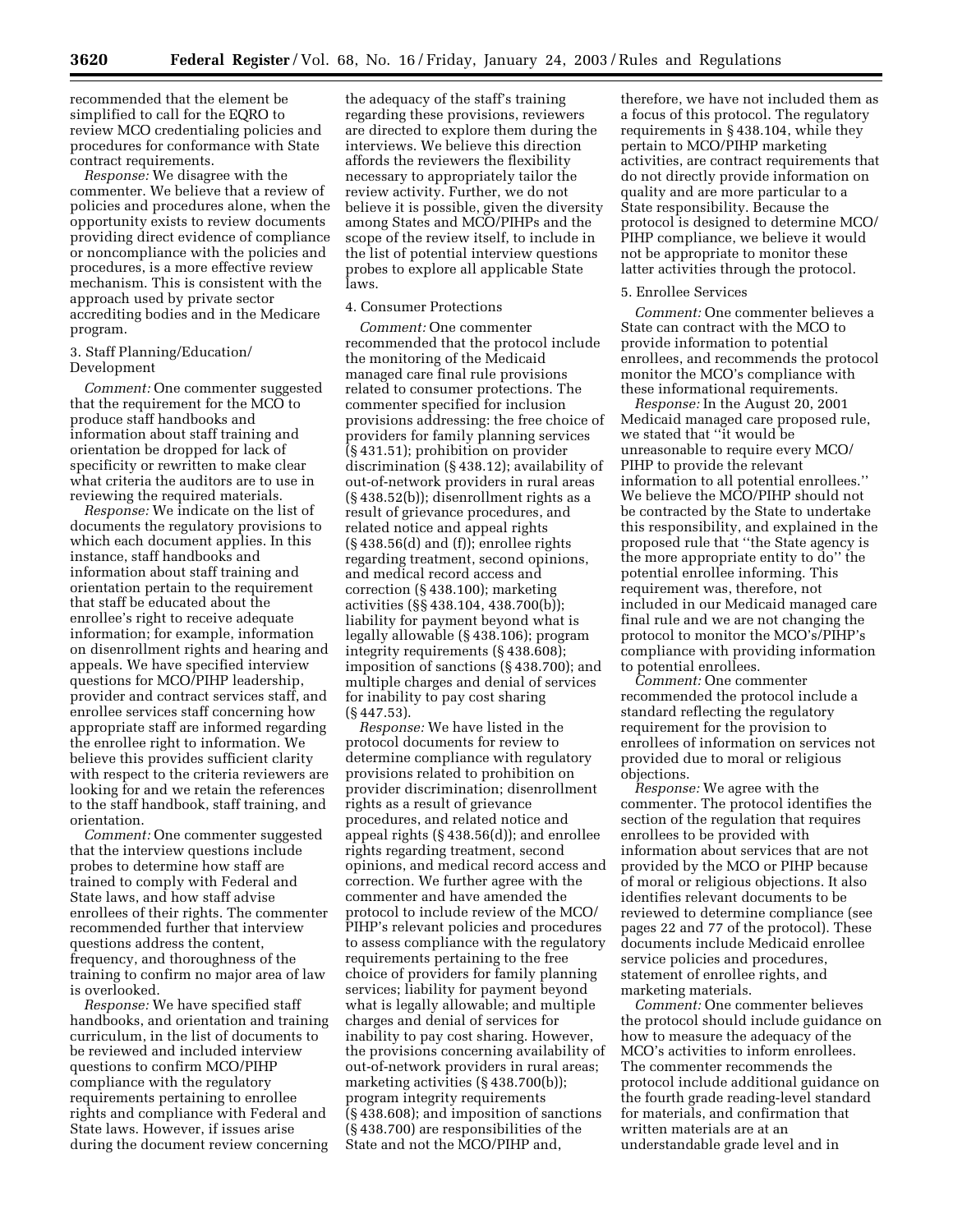recommended that the element be simplified to call for the EQRO to review MCO credentialing policies and procedures for conformance with State contract requirements.

*Response:* We disagree with the commenter. We believe that a review of policies and procedures alone, when the opportunity exists to review documents providing direct evidence of compliance or noncompliance with the policies and procedures, is a more effective review mechanism. This is consistent with the approach used by private sector accrediting bodies and in the Medicare program.

3. Staff Planning/Education/Development

*Comment:* One commenter suggested that the requirement for the MCO to produce staff handbooks and information about staff training and orientation be dropped for lack of specificity or rewritten to make clear what criteria the auditors are to use in reviewing the required materials.

*Response:* We indicate on the list of documents the regulatory provisions to which each document applies. In this instance, staff handbooks and information about staff training and orientation pertain to the requirement that staff be educated about the enrollee's right to receive adequate information; for example, information on disenrollment rights and hearing and appeals. We have specified interview questions for MCO/PIHP leadership, provider and contract services staff, and enrollee services staff concerning how appropriate staff are informed regarding the enrollee right to information. We believe this provides sufficient clarity with respect to the criteria reviewers are looking for and we retain the references to the staff handbook, staff training, and orientation.

*Comment:* One commenter suggested that the interview questions include probes to determine how staff are trained to comply with Federal and State laws, and how staff advise enrollees of their rights. The commenter recommended further that interview questions address the content, frequency, and thoroughness of the training to confirm no major area of law is overlooked.

*Response:* We have specified staff handbooks, and orientation and training curriculum, in the list of documents to be reviewed and included interview questions to confirm MCO/PIHP compliance with the regulatory requirements pertaining to enrollee rights and compliance with Federal and State laws. However, if issues arise during the document review concerning the adequacy of the staff's training regarding these provisions, reviewers are directed to explore them during the interviews. We believe this direction affords the reviewers the flexibility necessary to appropriately tailor the review activity. Further, we do not believe it is possible, given the diversity among States and MCO/PIHPs and the scope of the review itself, to include in the list of potential interview questions probes to explore all applicable State laws.

4. Consumer Protections

*Comment:* One commenter recommended that the protocol include the monitoring of the Medicaid managed care final rule provisions related to consumer protections. The commenter specified for inclusion provisions addressing: the free choice of providers for family planning services (§ 431.51); prohibition on provider discrimination (§ 438.12); availability of out-of-network providers in rural areas (§ 438.52(b)); disenrollment rights as a result of grievance procedures, and related notice and appeal rights (§ 438.56(d) and (f)); enrollee rights regarding treatment, second opinions, and medical record access and correction (§ 438.100); marketing activities (§§ 438.104, 438.700(b)); liability for payment beyond what is legally allowable (§ 438.106); program integrity requirements (§ 438.608); imposition of sanctions (§ 438.700); and multiple charges and denial of services for inability to pay cost sharing (§ 447.53).

*Response:* We have listed in the protocol documents for review to determine compliance with regulatory provisions related to prohibition on provider discrimination; disenrollment rights as a result of grievance procedures, and related notice and appeal rights (§ 438.56(d)); and enrollee rights regarding treatment, second opinions, and medical record access and correction. We further agree with the commenter and have amended the protocol to include review of the MCO/PIHP's relevant policies and procedures to assess compliance with the regulatory requirements pertaining to the free choice of providers for family planning services; liability for payment beyond what is legally allowable; and multiple charges and denial of services for inability to pay cost sharing. However, the provisions concerning availability of out-of-network providers in rural areas; marketing activities (§ 438.700(b)); program integrity requirements (§ 438.608); and imposition of sanctions (§ 438.700) are responsibilities of the State and not the MCO/PIHP and, therefore, we have not included them as a focus of this protocol. The regulatory requirements in § 438.104, while they pertain to MCO/PIHP marketing activities, are contract requirements that do not directly provide information on quality and are more particular to a State responsibility. Because the protocol is designed to determine MCO/PIHP compliance, we believe it would not be appropriate to monitor these latter activities through the protocol.

5. Enrollee Services

*Comment:* One commenter believes a State can contract with the MCO to provide information to potential enrollees, and recommends the protocol monitor the MCO's compliance with these informational requirements.

*Response:* In the August 20, 2001 Medicaid managed care proposed rule, we stated that "it would be unreasonable to require every MCO/PIHP to provide the relevant information to all potential enrollees." We believe the MCO/PIHP should not be contracted by the State to undertake this responsibility, and explained in the proposed rule that "the State agency is the more appropriate entity to do" the potential enrollee informing. This requirement was, therefore, not included in our Medicaid managed care final rule and we are not changing the protocol to monitor the MCO's/PIHP's compliance with providing information to potential enrollees.

*Comment:* One commenter recommended the protocol include a standard reflecting the regulatory requirement for the provision to enrollees of information on services not provided due to moral or religious objections.

*Response:* We agree with the commenter. The protocol identifies the section of the regulation that requires enrollees to be provided with information about services that are not provided by the MCO or PIHP because of moral or religious objections. It also identifies relevant documents to be reviewed to determine compliance (see pages 22 and 77 of the protocol). These documents include Medicaid enrollee service policies and procedures, statement of enrollee rights, and marketing materials.

*Comment:* One commenter believes the protocol should include guidance on how to measure the adequacy of the MCO's activities to inform enrollees. The commenter recommends the protocol include additional guidance on the fourth grade reading-level standard for materials, and confirmation that written materials are at an understandable grade level and in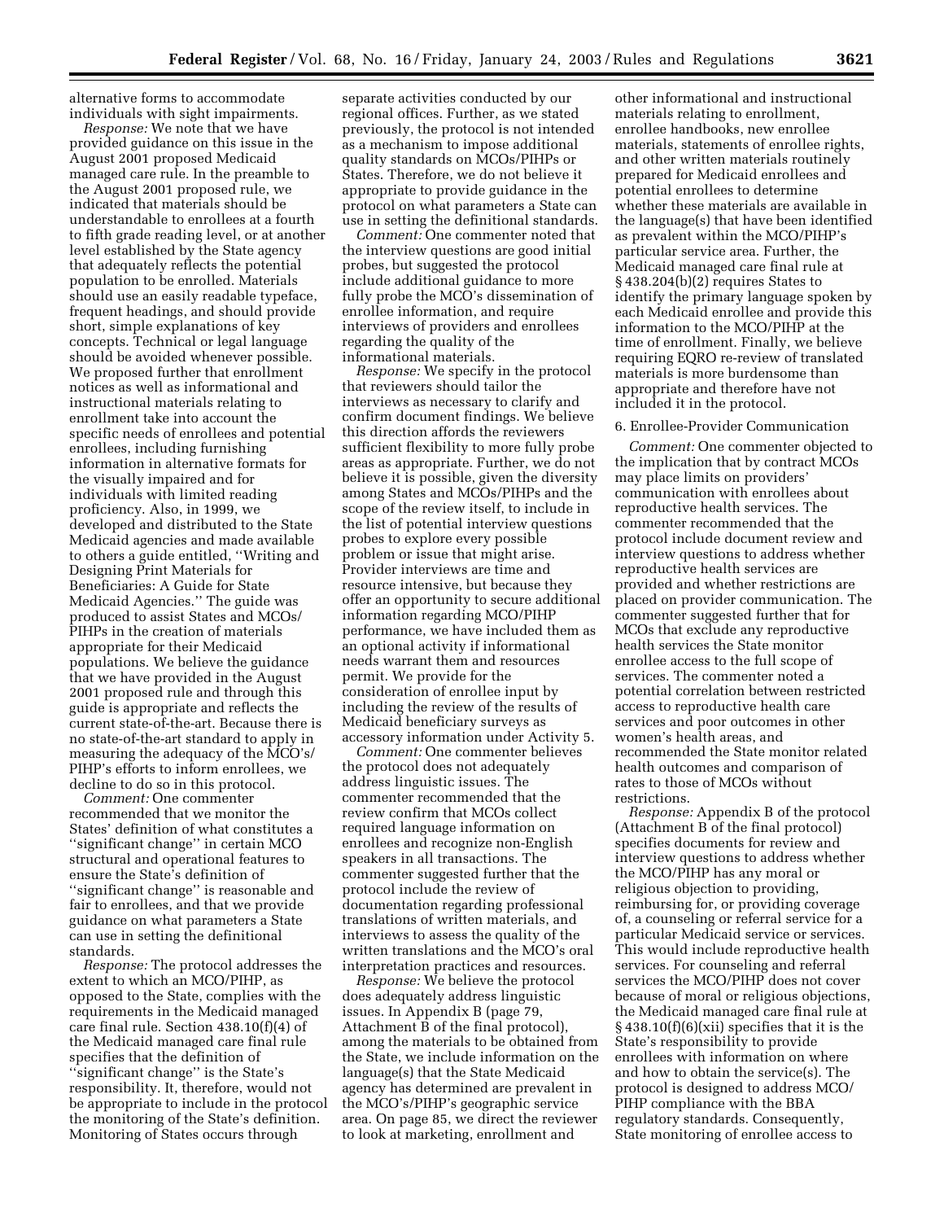alternative forms to accommodate individuals with sight impairments.

*Response:* We note that we have provided guidance on this issue in the August 2001 proposed Medicaid managed care rule. In the preamble to the August 2001 proposed rule, we indicated that materials should be understandable to enrollees at a fourth to fifth grade reading level, or at another level established by the State agency that adequately reflects the potential population to be enrolled. Materials should use an easily readable typeface, frequent headings, and should provide short, simple explanations of key concepts. Technical or legal language should be avoided whenever possible. We proposed further that enrollment notices as well as informational and instructional materials relating to enrollment take into account the specific needs of enrollees and potential enrollees, including furnishing information in alternative formats for the visually impaired and for individuals with limited reading proficiency. Also, in 1999, we developed and distributed to the State Medicaid agencies and made available to others a guide entitled, ''Writing and Designing Print Materials for Beneficiaries: A Guide for State Medicaid Agencies.'' The guide was produced to assist States and MCOs/PIHPs in the creation of materials appropriate for their Medicaid populations. We believe the guidance that we have provided in the August 2001 proposed rule and through this guide is appropriate and reflects the current state-of-the-art. Because there is no state-of-the-art standard to apply in measuring the adequacy of the MCO's/PIHP's efforts to inform enrollees, we decline to do so in this protocol.

*Comment:* One commenter recommended that we monitor the States' definition of what constitutes a ''significant change'' in certain MCO structural and operational features to ensure the State's definition of ''significant change'' is reasonable and fair to enrollees, and that we provide guidance on what parameters a State can use in setting the definitional standards.

*Response:* The protocol addresses the extent to which an MCO/PIHP, as opposed to the State, complies with the requirements in the Medicaid managed care final rule. Section 438.10(f)(4) of the Medicaid managed care final rule specifies that the definition of ''significant change'' is the State's responsibility. It, therefore, would not be appropriate to include in the protocol the monitoring of the State's definition. Monitoring of States occurs through separate activities conducted by our regional offices. Further, as we stated previously, the protocol is not intended as a mechanism to impose additional quality standards on MCOs/PIHPs or States. Therefore, we do not believe it appropriate to provide guidance in the protocol on what parameters a State can use in setting the definitional standards.

*Comment:* One commenter noted that the interview questions are good initial probes, but suggested the protocol include additional guidance to more fully probe the MCO's dissemination of enrollee information, and require interviews of providers and enrollees regarding the quality of the informational materials.

*Response:* We specify in the protocol that reviewers should tailor the interviews as necessary to clarify and confirm document findings. We believe this direction affords the reviewers sufficient flexibility to more fully probe areas as appropriate. Further, we do not believe it is possible, given the diversity among States and MCOs/PIHPs and the scope of the review itself, to include in the list of potential interview questions probes to explore every possible problem or issue that might arise. Provider interviews are time and resource intensive, but because they offer an opportunity to secure additional information regarding MCO/PIHP performance, we have included them as an optional activity if informational needs warrant them and resources permit. We provide for the consideration of enrollee input by including the review of the results of Medicaid beneficiary surveys as accessory information under Activity 5.

*Comment:* One commenter believes the protocol does not adequately address linguistic issues. The commenter recommended that the review confirm that MCOs collect required language information on enrollees and recognize non-English speakers in all transactions. The commenter suggested further that the protocol include the review of documentation regarding professional translations of written materials, and interviews to assess the quality of the written translations and the MCO's oral interpretation practices and resources.

*Response:* We believe the protocol does adequately address linguistic issues. In Appendix B (page 79, Attachment B of the final protocol), among the materials to be obtained from the State, we include information on the language(s) that the State Medicaid agency has determined are prevalent in the MCO's/PIHP's geographic service area. On page 85, we direct the reviewer to look at marketing, enrollment and other informational and instructional materials relating to enrollment, enrollee handbooks, new enrollee materials, statements of enrollee rights, and other written materials routinely prepared for Medicaid enrollees and potential enrollees to determine whether these materials are available in the language(s) that have been identified as prevalent within the MCO/PIHP's particular service area. Further, the Medicaid managed care final rule at § 438.204(b)(2) requires States to identify the primary language spoken by each Medicaid enrollee and provide this information to the MCO/PIHP at the time of enrollment. Finally, we believe requiring EQRO re-review of translated materials is more burdensome than appropriate and therefore have not included it in the protocol.

6. Enrollee-Provider Communication

*Comment:* One commenter objected to the implication that by contract MCOs may place limits on providers' communication with enrollees about reproductive health services. The commenter recommended that the protocol include document review and interview questions to address whether reproductive health services are provided and whether restrictions are placed on provider communication. The commenter suggested further that for MCOs that exclude any reproductive health services the State monitor enrollee access to the full scope of services. The commenter noted a potential correlation between restricted access to reproductive health care services and poor outcomes in other women's health areas, and recommended the State monitor related health outcomes and comparison of rates to those of MCOs without restrictions.

*Response:* Appendix B of the protocol (Attachment B of the final protocol) specifies documents for review and interview questions to address whether the MCO/PIHP has any moral or religious objection to providing, reimbursing for, or providing coverage of, a counseling or referral service for a particular Medicaid service or services. This would include reproductive health services. For counseling and referral services the MCO/PIHP does not cover because of moral or religious objections, the Medicaid managed care final rule at § 438.10(f)(6)(xii) specifies that it is the State's responsibility to provide enrollees with information on where and how to obtain the service(s). The protocol is designed to address MCO/PIHP compliance with the BBA regulatory standards. Consequently, State monitoring of enrollee access to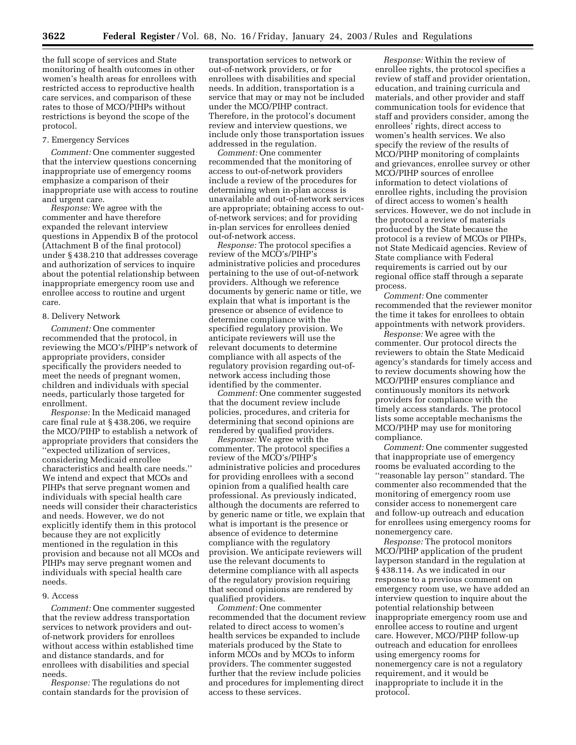the full scope of services and State monitoring of health outcomes in other women's health areas for enrollees with restricted access to reproductive health care services, and comparison of these rates to those of MCO/PIHPs without restrictions is beyond the scope of the protocol.

7. Emergency Services

*Comment:* One commenter suggested that the interview questions concerning inappropriate use of emergency rooms emphasize a comparison of their inappropriate use with access to routine and urgent care.

*Response:* We agree with the commenter and have therefore expanded the relevant interview questions in Appendix B of the protocol (Attachment B of the final protocol) under § 438.210 that addresses coverage and authorization of services to inquire about the potential relationship between inappropriate emergency room use and enrollee access to routine and urgent care.

8. Delivery Network

*Comment:* One commenter recommended that the protocol, in reviewing the MCO's/PIHP's network of appropriate providers, consider specifically the providers needed to meet the needs of pregnant women, children and individuals with special needs, particularly those targeted for enrollment.

*Response:* In the Medicaid managed care final rule at § 438.206, we require the MCO/PIHP to establish a network of appropriate providers that considers the "expected utilization of services, considering Medicaid enrollee characteristics and health care needs." We intend and expect that MCOs and PIHPs that serve pregnant women and individuals with special health care needs will consider their characteristics and needs. However, we do not explicitly identify them in this protocol because they are not explicitly mentioned in the regulation in this provision and because not all MCOs and PIHPs may serve pregnant women and individuals with special health care needs.

9. Access

*Comment:* One commenter suggested that the review address transportation services to network providers and out-of-network providers for enrollees without access within established time and distance standards, and for enrollees with disabilities and special needs.

*Response:* The regulations do not contain standards for the provision of transportation services to network or out-of-network providers, or for enrollees with disabilities and special needs. In addition, transportation is a service that may or may not be included under the MCO/PIHP contract. Therefore, in the protocol's document review and interview questions, we include only those transportation issues addressed in the regulation.

*Comment:* One commenter recommended that the monitoring of access to out-of-network providers include a review of the procedures for determining when in-plan access is unavailable and out-of-network services are appropriate; obtaining access to out-of-network services; and for providing in-plan services for enrollees denied out-of-network access.

*Response:* The protocol specifies a review of the MCO's/PIHP's administrative policies and procedures pertaining to the use of out-of-network providers. Although we reference documents by generic name or title, we explain that what is important is the presence or absence of evidence to determine compliance with the specified regulatory provision. We anticipate reviewers will use the relevant documents to determine compliance with all aspects of the regulatory provision regarding out-of-network access including those identified by the commenter.

*Comment:* One commenter suggested that the document review include policies, procedures, and criteria for determining that second opinions are rendered by qualified providers.

*Response:* We agree with the commenter. The protocol specifies a review of the MCO's/PIHP's administrative policies and procedures for providing enrollees with a second opinion from a qualified health care professional. As previously indicated, although the documents are referred to by generic name or title, we explain that what is important is the presence or absence of evidence to determine compliance with the regulatory provision. We anticipate reviewers will use the relevant documents to determine compliance with all aspects of the regulatory provision requiring that second opinions are rendered by qualified providers.

*Comment:* One commenter recommended that the document review related to direct access to women's health services be expanded to include materials produced by the State to inform MCOs and by MCOs to inform providers. The commenter suggested further that the review include policies and procedures for implementing direct access to these services.

*Response:* Within the review of enrollee rights, the protocol specifies a review of staff and provider orientation, education, and training curricula and materials, and other provider and staff communication tools for evidence that staff and providers consider, among the enrollees' rights, direct access to women's health services. We also specify the review of the results of MCO/PIHP monitoring of complaints and grievances, enrollee survey or other MCO/PIHP sources of enrollee information to detect violations of enrollee rights, including the provision of direct access to women's health services. However, we do not include in the protocol a review of materials produced by the State because the protocol is a review of MCOs or PIHPs, not State Medicaid agencies. Review of State compliance with Federal requirements is carried out by our regional office staff through a separate process.

*Comment:* One commenter recommended that the reviewer monitor the time it takes for enrollees to obtain appointments with network providers.

*Response:* We agree with the commenter. Our protocol directs the reviewers to obtain the State Medicaid agency's standards for timely access and to review documents showing how the MCO/PIHP ensures compliance and continuously monitors its network providers for compliance with the timely access standards. The protocol lists some acceptable mechanisms the MCO/PIHP may use for monitoring compliance.

*Comment:* One commenter suggested that inappropriate use of emergency rooms be evaluated according to the "reasonable lay person" standard. The commenter also recommended that the monitoring of emergency room use consider access to nonemergent care and follow-up outreach and education for enrollees using emergency rooms for nonemergency care.

*Response:* The protocol monitors MCO/PIHP application of the prudent layperson standard in the regulation at § 438.114. As we indicated in our response to a previous comment on emergency room use, we have added an interview question to inquire about the potential relationship between inappropriate emergency room use and enrollee access to routine and urgent care. However, MCO/PIHP follow-up outreach and education for enrollees using emergency rooms for nonemergency care is not a regulatory requirement, and it would be inappropriate to include it in the protocol.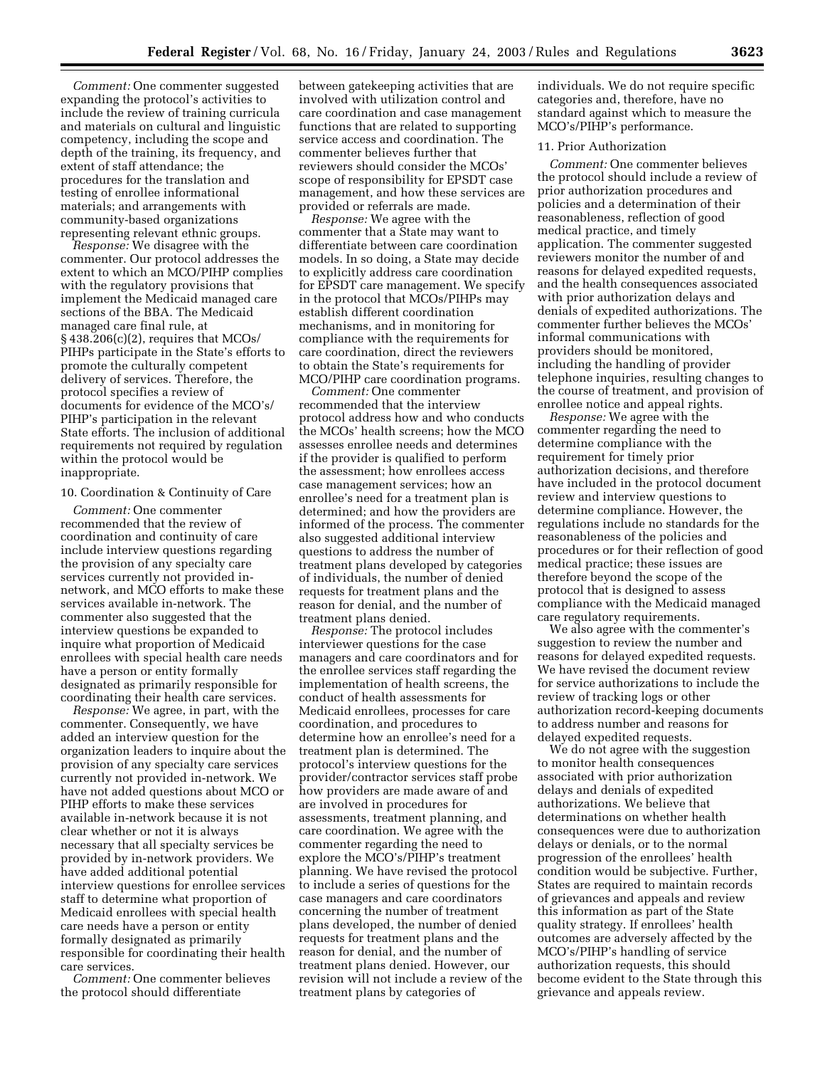*Comment:* One commenter suggested expanding the protocol's activities to include the review of training curricula and materials on cultural and linguistic competency, including the scope and depth of the training, its frequency, and extent of staff attendance; the procedures for the translation and testing of enrollee informational materials; and arrangements with community-based organizations representing relevant ethnic groups.

*Response:* We disagree with the commenter. Our protocol addresses the extent to which an MCO/PIHP complies with the regulatory provisions that implement the Medicaid managed care sections of the BBA. The Medicaid managed care final rule, at § 438.206(c)(2), requires that MCOs/PIHPs participate in the State's efforts to promote the culturally competent delivery of services. Therefore, the protocol specifies a review of documents for evidence of the MCO's/PIHP's participation in the relevant State efforts. The inclusion of additional requirements not required by regulation within the protocol would be inappropriate.

10. Coordination & Continuity of Care

*Comment:* One commenter recommended that the review of coordination and continuity of care include interview questions regarding the provision of any specialty care services currently not provided in-network, and MCO efforts to make these services available in-network. The commenter also suggested that the interview questions be expanded to inquire what proportion of Medicaid enrollees with special health care needs have a person or entity formally designated as primarily responsible for coordinating their health care services.

*Response:* We agree, in part, with the commenter. Consequently, we have added an interview question for the organization leaders to inquire about the provision of any specialty care services currently not provided in-network. We have not added questions about MCO or PIHP efforts to make these services available in-network because it is not clear whether or not it is always necessary that all specialty services be provided by in-network providers. We have added additional potential interview questions for enrollee services staff to determine what proportion of Medicaid enrollees with special health care needs have a person or entity formally designated as primarily responsible for coordinating their health care services.

*Comment:* One commenter believes the protocol should differentiate between gatekeeping activities that are involved with utilization control and care coordination and case management functions that are related to supporting service access and coordination. The commenter believes further that reviewers should consider the MCOs' scope of responsibility for EPSDT case management, and how these services are provided or referrals are made.

*Response:* We agree with the commenter that a State may want to differentiate between care coordination models. In so doing, a State may decide to explicitly address care coordination for EPSDT care management. We specify in the protocol that MCOs/PIHPs may establish different coordination mechanisms, and in monitoring for compliance with the requirements for care coordination, direct the reviewers to obtain the State's requirements for MCO/PIHP care coordination programs.

*Comment:* One commenter recommended that the interview protocol address how and who conducts the MCOs' health screens; how the MCO assesses enrollee needs and determines if the provider is qualified to perform the assessment; how enrollees access case management services; how an enrollee's need for a treatment plan is determined; and how the providers are informed of the process. The commenter also suggested additional interview questions to address the number of treatment plans developed by categories of individuals, the number of denied requests for treatment plans and the reason for denial, and the number of treatment plans denied.

*Response:* The protocol includes interviewer questions for the case managers and care coordinators and for the enrollee services staff regarding the implementation of health screens, the conduct of health assessments for Medicaid enrollees, processes for care coordination, and procedures to determine how an enrollee's need for a treatment plan is determined. The protocol's interview questions for the provider/contractor services staff probe how providers are made aware of and are involved in procedures for assessments, treatment planning, and care coordination. We agree with the commenter regarding the need to explore the MCO's/PIHP's treatment planning. We have revised the protocol to include a series of questions for the case managers and care coordinators concerning the number of treatment plans developed, the number of denied requests for treatment plans and the reason for denial, and the number of treatment plans denied. However, our revision will not include a review of the treatment plans by categories of individuals. We do not require specific categories and, therefore, have no standard against which to measure the MCO's/PIHP's performance.

11. Prior Authorization

*Comment:* One commenter believes the protocol should include a review of prior authorization procedures and policies and a determination of their reasonableness, reflection of good medical practice, and timely application. The commenter suggested reviewers monitor the number of and reasons for delayed expedited requests, and the health consequences associated with prior authorization delays and denials of expedited authorizations. The commenter further believes the MCOs' informal communications with providers should be monitored, including the handling of provider telephone inquiries, resulting changes to the course of treatment, and provision of enrollee notice and appeal rights.

*Response:* We agree with the commenter regarding the need to determine compliance with the requirement for timely prior authorization decisions, and therefore have included in the protocol document review and interview questions to determine compliance. However, the regulations include no standards for the reasonableness of the policies and procedures or for their reflection of good medical practice; these issues are therefore beyond the scope of the protocol that is designed to assess compliance with the Medicaid managed care regulatory requirements.

We also agree with the commenter's suggestion to review the number and reasons for delayed expedited requests. We have revised the document review for service authorizations to include the review of tracking logs or other authorization record-keeping documents to address number and reasons for delayed expedited requests.

We do not agree with the suggestion to monitor health consequences associated with prior authorization delays and denials of expedited authorizations. We believe that determinations on whether health consequences were due to authorization delays or denials, or to the normal progression of the enrollees' health condition would be subjective. Further, States are required to maintain records of grievances and appeals and review this information as part of the State quality strategy. If enrollees' health outcomes are adversely affected by the MCO's/PIHP's handling of service authorization requests, this should become evident to the State through this grievance and appeals review.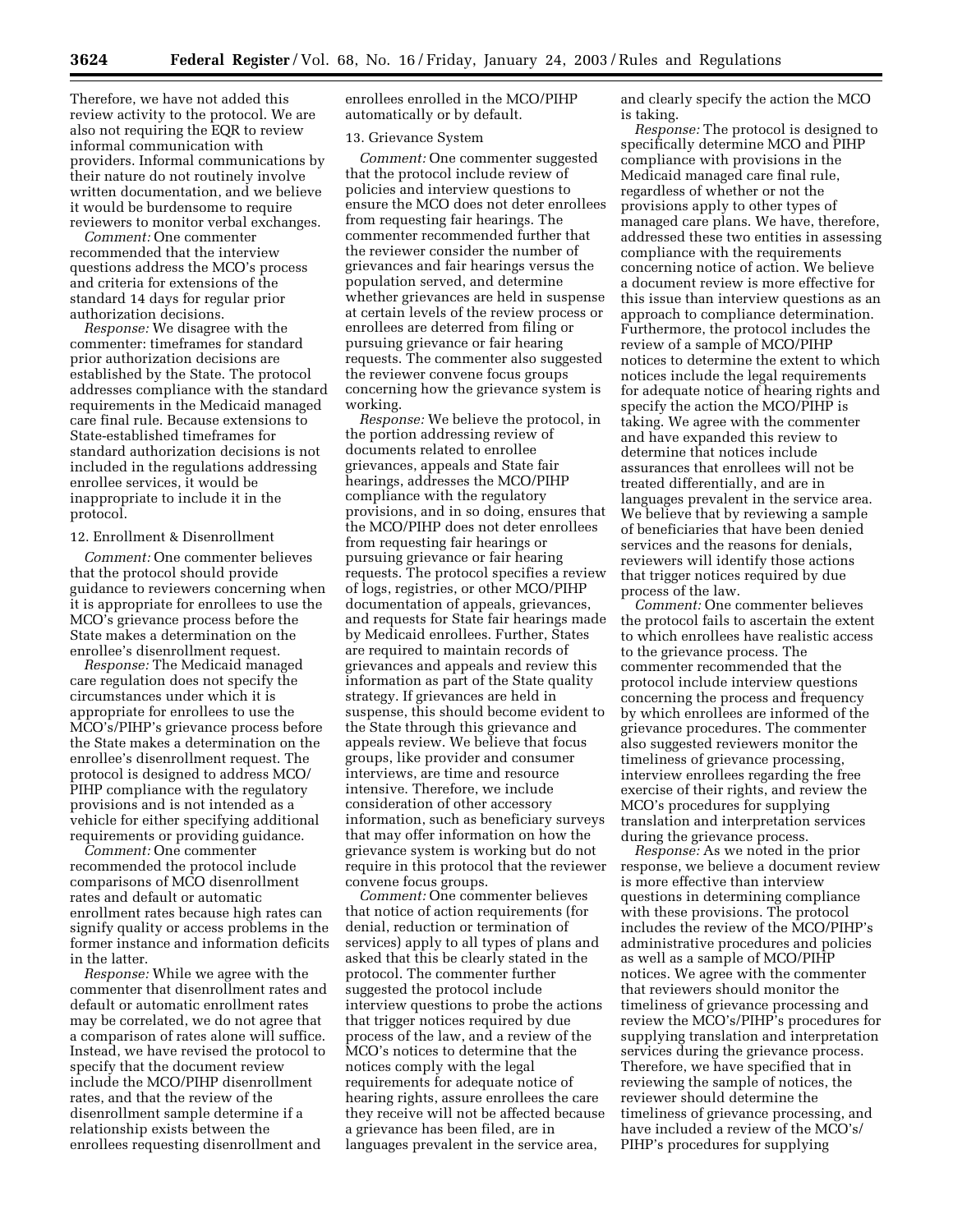Therefore, we have not added this review activity to the protocol. We are also not requiring the EQR to review informal communication with providers. Informal communications by their nature do not routinely involve written documentation, and we believe it would be burdensome to require reviewers to monitor verbal exchanges.

*Comment:* One commenter recommended that the interview questions address the MCO's process and criteria for extensions of the standard 14 days for regular prior authorization decisions.

*Response:* We disagree with the commenter: timeframes for standard prior authorization decisions are established by the State. The protocol addresses compliance with the standard requirements in the Medicaid managed care final rule. Because extensions to State-established timeframes for standard authorization decisions is not included in the regulations addressing enrollee services, it would be inappropriate to include it in the protocol.

12. Enrollment & Disenrollment

*Comment:* One commenter believes that the protocol should provide guidance to reviewers concerning when it is appropriate for enrollees to use the MCO's grievance process before the State makes a determination on the enrollee's disenrollment request.

*Response:* The Medicaid managed care regulation does not specify the circumstances under which it is appropriate for enrollees to use the MCO's/PIHP's grievance process before the State makes a determination on the enrollee's disenrollment request. The protocol is designed to address MCO/PIHP compliance with the regulatory provisions and is not intended as a vehicle for either specifying additional requirements or providing guidance.

*Comment:* One commenter recommended the protocol include comparisons of MCO disenrollment rates and default or automatic enrollment rates because high rates can signify quality or access problems in the former instance and information deficits in the latter.

*Response:* While we agree with the commenter that disenrollment rates and default or automatic enrollment rates may be correlated, we do not agree that a comparison of rates alone will suffice. Instead, we have revised the protocol to specify that the document review include the MCO/PIHP disenrollment rates, and that the review of the disenrollment sample determine if a relationship exists between the enrollees requesting disenrollment and enrollees enrolled in the MCO/PIHP automatically or by default.

13. Grievance System

*Comment:* One commenter suggested that the protocol include review of policies and interview questions to ensure the MCO does not deter enrollees from requesting fair hearings. The commenter recommended further that the reviewer consider the number of grievances and fair hearings versus the population served, and determine whether grievances are held in suspense at certain levels of the review process or enrollees are deterred from filing or pursuing grievance or fair hearing requests. The commenter also suggested the reviewer convene focus groups concerning how the grievance system is working.

*Response:* We believe the protocol, in the portion addressing review of documents related to enrollee grievances, appeals and State fair hearings, addresses the MCO/PIHP compliance with the regulatory provisions, and in so doing, ensures that the MCO/PIHP does not deter enrollees from requesting fair hearings or pursuing grievance or fair hearing requests. The protocol specifies a review of logs, registries, or other MCO/PIHP documentation of appeals, grievances, and requests for State fair hearings made by Medicaid enrollees. Further, States are required to maintain records of grievances and appeals and review this information as part of the State quality strategy. If grievances are held in suspense, this should become evident to the State through this grievance and appeals review. We believe that focus groups, like provider and consumer interviews, are time and resource intensive. Therefore, we include consideration of other accessory information, such as beneficiary surveys that may offer information on how the grievance system is working but do not require in this protocol that the reviewer convene focus groups.

*Comment:* One commenter believes that notice of action requirements (for denial, reduction or termination of services) apply to all types of plans and asked that this be clearly stated in the protocol. The commenter further suggested the protocol include interview questions to probe the actions that trigger notices required by due process of the law, and a review of the MCO's notices to determine that the notices comply with the legal requirements for adequate notice of hearing rights, assure enrollees the care they receive will not be affected because a grievance has been filed, are in languages prevalent in the service area, and clearly specify the action the MCO is taking.

*Response:* The protocol is designed to specifically determine MCO and PIHP compliance with provisions in the Medicaid managed care final rule, regardless of whether or not the provisions apply to other types of managed care plans. We have, therefore, addressed these two entities in assessing compliance with the requirements concerning notice of action. We believe a document review is more effective for this issue than interview questions as an approach to compliance determination. Furthermore, the protocol includes the review of a sample of MCO/PIHP notices to determine the extent to which notices include the legal requirements for adequate notice of hearing rights and specify the action the MCO/PIHP is taking. We agree with the commenter and have expanded this review to determine that notices include assurances that enrollees will not be treated differentially, and are in languages prevalent in the service area. We believe that by reviewing a sample of beneficiaries that have been denied services and the reasons for denials, reviewers will identify those actions that trigger notices required by due process of the law.

*Comment:* One commenter believes the protocol fails to ascertain the extent to which enrollees have realistic access to the grievance process. The commenter recommended that the protocol include interview questions concerning the process and frequency by which enrollees are informed of the grievance procedures. The commenter also suggested reviewers monitor the timeliness of grievance processing, interview enrollees regarding the free exercise of their rights, and review the MCO's procedures for supplying translation and interpretation services during the grievance process.

*Response:* As we noted in the prior response, we believe a document review is more effective than interview questions in determining compliance with these provisions. The protocol includes the review of the MCO/PIHP's administrative procedures and policies as well as a sample of MCO/PIHP notices. We agree with the commenter that reviewers should monitor the timeliness of grievance processing and review the MCO's/PIHP's procedures for supplying translation and interpretation services during the grievance process. Therefore, we have specified that in reviewing the sample of notices, the reviewer should determine the timeliness of grievance processing, and have included a review of the MCO's/PIHP's procedures for supplying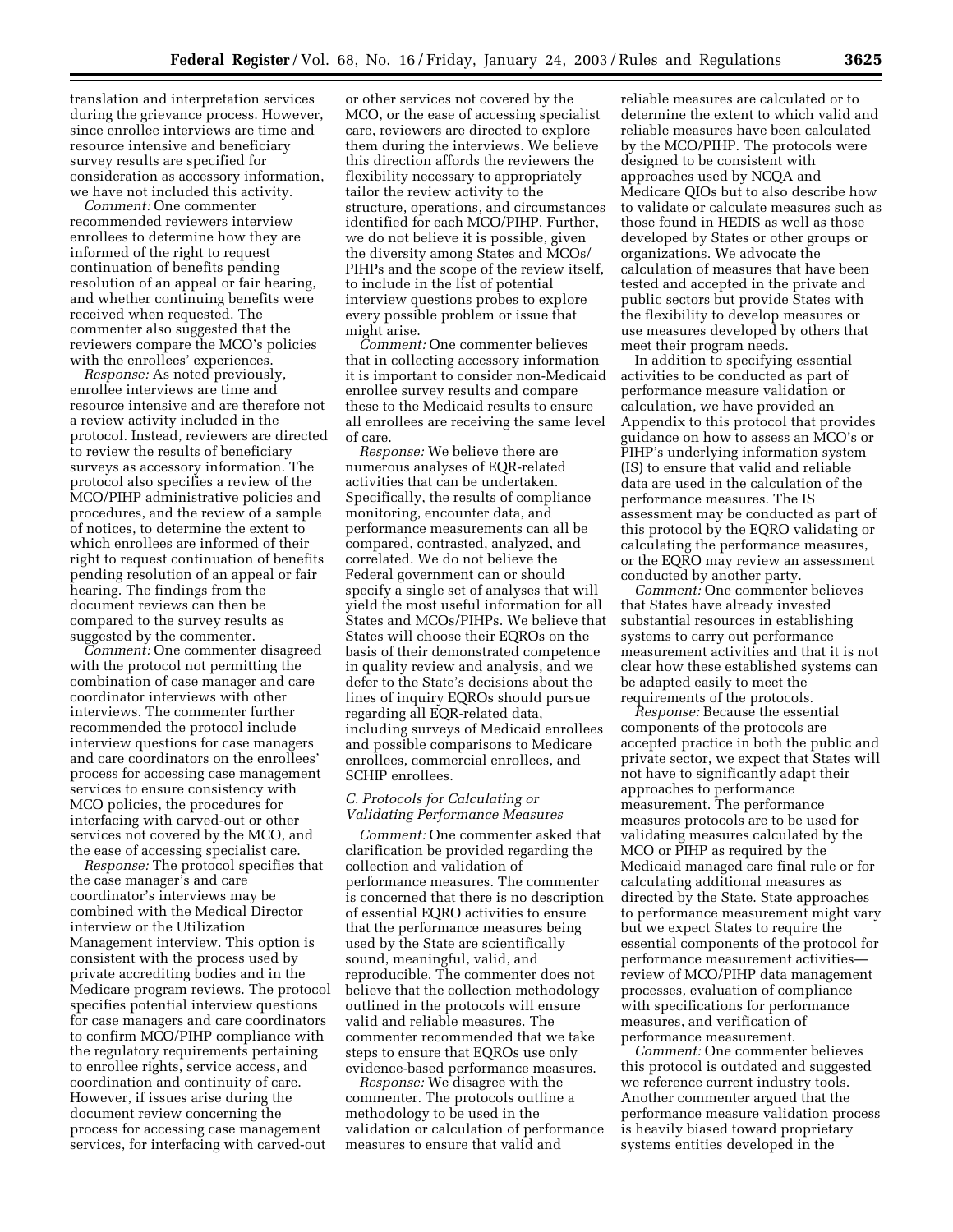translation and interpretation services during the grievance process. However, since enrollee interviews are time and resource intensive and beneficiary survey results are specified for consideration as accessory information, we have not included this activity.

*Comment:* One commenter recommended reviewers interview enrollees to determine how they are informed of the right to request continuation of benefits pending resolution of an appeal or fair hearing, and whether continuing benefits were received when requested. The commenter also suggested that the reviewers compare the MCO's policies with the enrollees' experiences.

*Response:* As noted previously, enrollee interviews are time and resource intensive and are therefore not a review activity included in the protocol. Instead, reviewers are directed to review the results of beneficiary surveys as accessory information. The protocol also specifies a review of the MCO/PIHP administrative policies and procedures, and the review of a sample of notices, to determine the extent to which enrollees are informed of their right to request continuation of benefits pending resolution of an appeal or fair hearing. The findings from the document reviews can then be compared to the survey results as suggested by the commenter.

*Comment:* One commenter disagreed with the protocol not permitting the combination of case manager and care coordinator interviews with other interviews. The commenter further recommended the protocol include interview questions for case managers and care coordinators on the enrollees' process for accessing case management services to ensure consistency with MCO policies, the procedures for interfacing with carved-out or other services not covered by the MCO, and the ease of accessing specialist care.

*Response:* The protocol specifies that the case manager's and care coordinator's interviews may be combined with the Medical Director interview or the Utilization Management interview. This option is consistent with the process used by private accrediting bodies and in the Medicare program reviews. The protocol specifies potential interview questions for case managers and care coordinators to confirm MCO/PIHP compliance with the regulatory requirements pertaining to enrollee rights, service access, and coordination and continuity of care. However, if issues arise during the document review concerning the process for accessing case management services, for interfacing with carved-out or other services not covered by the MCO, or the ease of accessing specialist care, reviewers are directed to explore them during the interviews. We believe this direction affords the reviewers the flexibility necessary to appropriately tailor the review activity to the structure, operations, and circumstances identified for each MCO/PIHP. Further, we do not believe it is possible, given the diversity among States and MCOs/PIHPs and the scope of the review itself, to include in the list of potential interview questions probes to explore every possible problem or issue that might arise.

*Comment:* One commenter believes that in collecting accessory information it is important to consider non-Medicaid enrollee survey results and compare these to the Medicaid results to ensure all enrollees are receiving the same level of care.

*Response:* We believe there are numerous analyses of EQR-related activities that can be undertaken. Specifically, the results of compliance monitoring, encounter data, and performance measurements can all be compared, contrasted, analyzed, and correlated. We do not believe the Federal government can or should specify a single set of analyses that will yield the most useful information for all States and MCOs/PIHPs. We believe that States will choose their EQROs on the basis of their demonstrated competence in quality review and analysis, and we defer to the State's decisions about the lines of inquiry EQROs should pursue regarding all EQR-related data, including surveys of Medicaid enrollees and possible comparisons to Medicare enrollees, commercial enrollees, and SCHIP enrollees.

### *C. Protocols for Calculating or Validating Performance Measures*

*Comment:* One commenter asked that clarification be provided regarding the collection and validation of performance measures. The commenter is concerned that there is no description of essential EQRO activities to ensure that the performance measures being used by the State are scientifically sound, meaningful, valid, and reproducible. The commenter does not believe that the collection methodology outlined in the protocols will ensure valid and reliable measures. The commenter recommended that we take steps to ensure that EQROs use only evidence-based performance measures.

*Response:* We disagree with the commenter. The protocols outline a methodology to be used in the validation or calculation of performance measures to ensure that valid and reliable measures are calculated or to determine the extent to which valid and reliable measures have been calculated by the MCO/PIHP. The protocols were designed to be consistent with approaches used by NCQA and Medicare QIOs but to also describe how to validate or calculate measures such as those found in HEDIS as well as those developed by States or other groups or organizations. We advocate the calculation of measures that have been tested and accepted in the private and public sectors but provide States with the flexibility to develop measures or use measures developed by others that meet their program needs.

In addition to specifying essential activities to be conducted as part of performance measure validation or calculation, we have provided an Appendix to this protocol that provides guidance on how to assess an MCO's or PIHP's underlying information system (IS) to ensure that valid and reliable data are used in the calculation of the performance measures. The IS assessment may be conducted as part of this protocol by the EQRO validating or calculating the performance measures, or the EQRO may review an assessment conducted by another party.

*Comment:* One commenter believes that States have already invested substantial resources in establishing systems to carry out performance measurement activities and that it is not clear how these established systems can be adapted easily to meet the requirements of the protocols.

*Response:* Because the essential components of the protocols are accepted practice in both the public and private sector, we expect that States will not have to significantly adapt their approaches to performance measurement. The performance measures protocols are to be used for validating measures calculated by the MCO or PIHP as required by the Medicaid managed care final rule or for calculating additional measures as directed by the State. State approaches to performance measurement might vary but we expect States to require the essential components of the protocol for performance measurement activities—review of MCO/PIHP data management processes, evaluation of compliance with specifications for performance measures, and verification of performance measurement.

*Comment:* One commenter believes this protocol is outdated and suggested we reference current industry tools. Another commenter argued that the performance measure validation process is heavily biased toward proprietary systems entities developed in the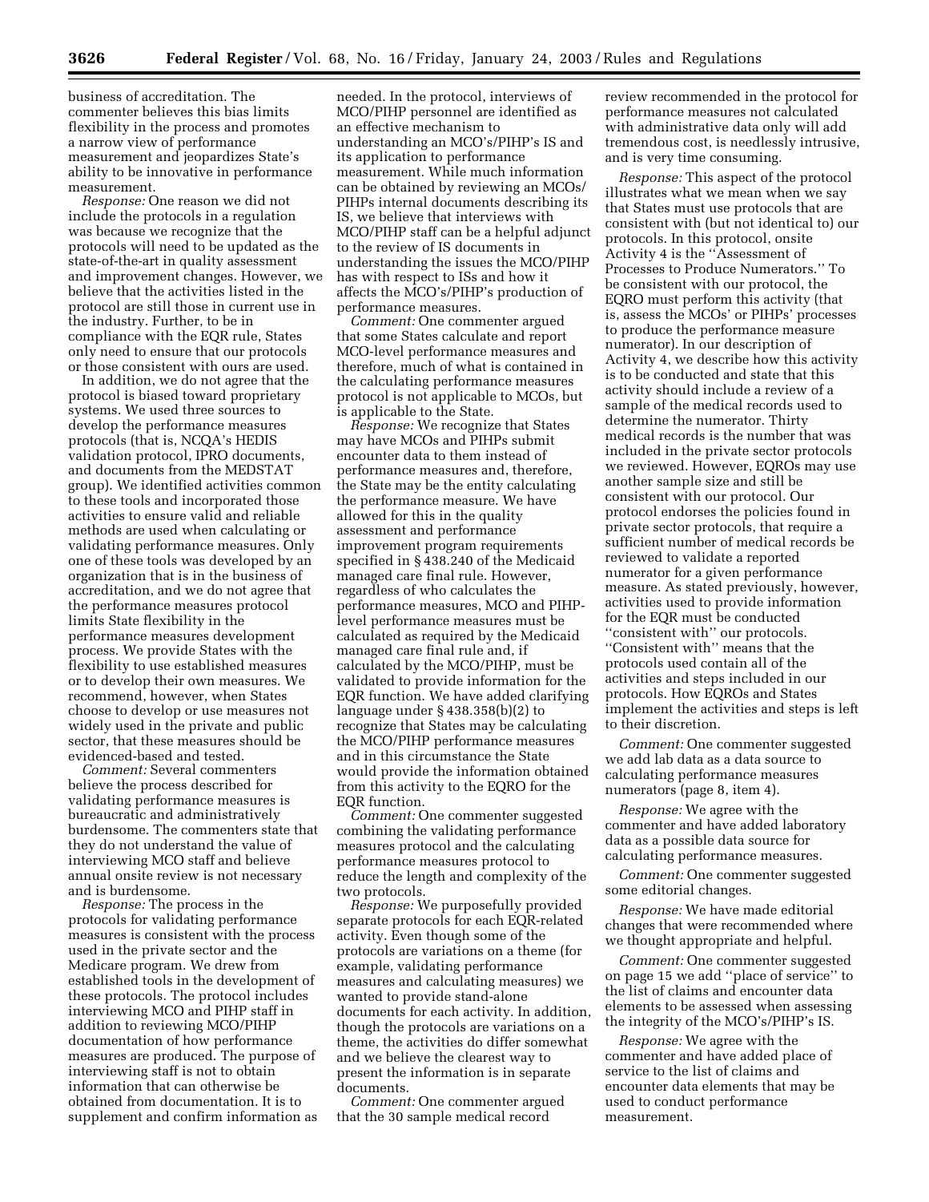business of accreditation. The commenter believes this bias limits flexibility in the process and promotes a narrow view of performance measurement and jeopardizes State's ability to be innovative in performance measurement.

*Response:* One reason we did not include the protocols in a regulation was because we recognize that the protocols will need to be updated as the state-of-the-art in quality assessment and improvement changes. However, we believe that the activities listed in the protocol are still those in current use in the industry. Further, to be in compliance with the EQR rule, States only need to ensure that our protocols or those consistent with ours are used.

In addition, we do not agree that the protocol is biased toward proprietary systems. We used three sources to develop the performance measures protocols (that is, NCQA's HEDIS validation protocol, IPRO documents, and documents from the MEDSTAT group). We identified activities common to these tools and incorporated those activities to ensure valid and reliable methods are used when calculating or validating performance measures. Only one of these tools was developed by an organization that is in the business of accreditation, and we do not agree that the performance measures protocol limits State flexibility in the performance measures development process. We provide States with the flexibility to use established measures or to develop their own measures. We recommend, however, when States choose to develop or use measures not widely used in the private and public sector, that these measures should be evidenced-based and tested.

*Comment:* Several commenters believe the process described for validating performance measures is bureaucratic and administratively burdensome. The commenters state that they do not understand the value of interviewing MCO staff and believe annual onsite review is not necessary and is burdensome.

*Response:* The process in the protocols for validating performance measures is consistent with the process used in the private sector and the Medicare program. We drew from established tools in the development of these protocols. The protocol includes interviewing MCO and PIHP staff in addition to reviewing MCO/PIHP documentation of how performance measures are produced. The purpose of interviewing staff is not to obtain information that can otherwise be obtained from documentation. It is to supplement and confirm information as needed. In the protocol, interviews of MCO/PIHP personnel are identified as an effective mechanism to understanding an MCO's/PIHP's IS and its application to performance measurement. While much information can be obtained by reviewing an MCOs/PIHPs internal documents describing its IS, we believe that interviews with MCO/PIHP staff can be a helpful adjunct to the review of IS documents in understanding the issues the MCO/PIHP has with respect to ISs and how it affects the MCO's/PIHP's production of performance measures.

*Comment:* One commenter argued that some States calculate and report MCO-level performance measures and therefore, much of what is contained in the calculating performance measures protocol is not applicable to MCOs, but is applicable to the State.

*Response:* We recognize that States may have MCOs and PIHPs submit encounter data to them instead of performance measures and, therefore, the State may be the entity calculating the performance measure. We have allowed for this in the quality assessment and performance improvement program requirements specified in § 438.240 of the Medicaid managed care final rule. However, regardless of who calculates the performance measures, MCO and PIHP-level performance measures must be calculated as required by the Medicaid managed care final rule and, if calculated by the MCO/PIHP, must be validated to provide information for the EQR function. We have added clarifying language under § 438.358(b)(2) to recognize that States may be calculating the MCO/PIHP performance measures and in this circumstance the State would provide the information obtained from this activity to the EQRO for the EQR function.

*Comment:* One commenter suggested combining the validating performance measures protocol and the calculating performance measures protocol to reduce the length and complexity of the two protocols.

*Response:* We purposefully provided separate protocols for each EQR-related activity. Even though some of the protocols are variations on a theme (for example, validating performance measures and calculating measures) we wanted to provide stand-alone documents for each activity. In addition, though the protocols are variations on a theme, the activities do differ somewhat and we believe the clearest way to present the information is in separate documents.

*Comment:* One commenter argued that the 30 sample medical record review recommended in the protocol for performance measures not calculated with administrative data only will add tremendous cost, is needlessly intrusive, and is very time consuming.

*Response:* This aspect of the protocol illustrates what we mean when we say that States must use protocols that are consistent with (but not identical to) our protocols. In this protocol, onsite Activity 4 is the ''Assessment of Processes to Produce Numerators.'' To be consistent with our protocol, the EQRO must perform this activity (that is, assess the MCOs' or PIHPs' processes to produce the performance measure numerator). In our description of Activity 4, we describe how this activity is to be conducted and state that this activity should include a review of a sample of the medical records used to determine the numerator. Thirty medical records is the number that was included in the private sector protocols we reviewed. However, EQROs may use another sample size and still be consistent with our protocol. Our protocol endorses the policies found in private sector protocols, that require a sufficient number of medical records be reviewed to validate a reported numerator for a given performance measure. As stated previously, however, activities used to provide information for the EQR must be conducted ''consistent with'' our protocols. ''Consistent with'' means that the protocols used contain all of the activities and steps included in our protocols. How EQROs and States implement the activities and steps is left to their discretion.

*Comment:* One commenter suggested we add lab data as a data source to calculating performance measures numerators (page 8, item 4).

*Response:* We agree with the commenter and have added laboratory data as a possible data source for calculating performance measures.

*Comment:* One commenter suggested some editorial changes.

*Response:* We have made editorial changes that were recommended where we thought appropriate and helpful.

*Comment:* One commenter suggested on page 15 we add ''place of service'' to the list of claims and encounter data elements to be assessed when assessing the integrity of the MCO's/PIHP's IS.

*Response:* We agree with the commenter and have added place of service to the list of claims and encounter data elements that may be used to conduct performance measurement.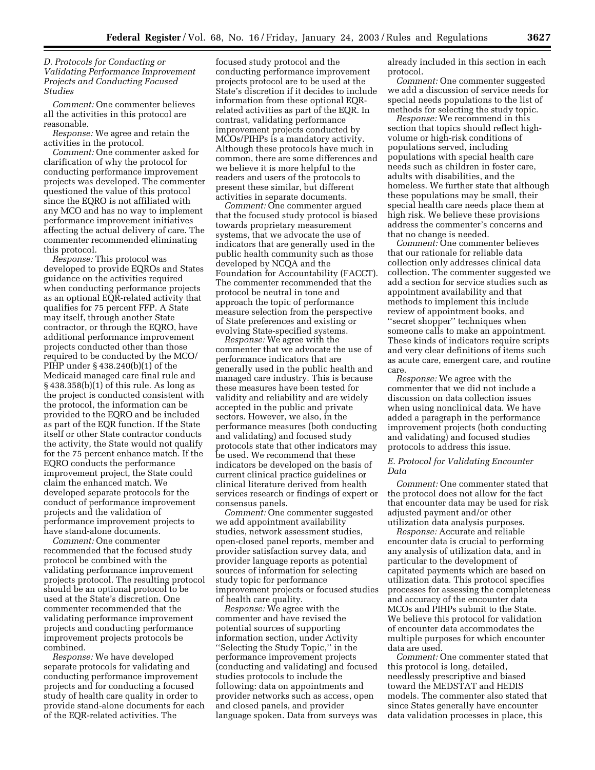### D. Protocols for Conducting or Validating Performance Improvement Projects and Conducting Focused Studies

*Comment:* One commenter believes all the activities in this protocol are reasonable.

*Response:* We agree and retain the activities in the protocol.

*Comment:* One commenter asked for clarification of why the protocol for conducting performance improvement projects was developed. The commenter questioned the value of this protocol since the EQRO is not affiliated with any MCO and has no way to implement performance improvement initiatives affecting the actual delivery of care. The commenter recommended eliminating this protocol.

*Response:* This protocol was developed to provide EQROs and States guidance on the activities required when conducting performance projects as an optional EQR-related activity that qualifies for 75 percent FFP. A State may itself, through another State contractor, or through the EQRO, have additional performance improvement projects conducted other than those required to be conducted by the MCO/PIHP under § 438.240(b)(1) of the Medicaid managed care final rule and § 438.358(b)(1) of this rule. As long as the project is conducted consistent with the protocol, the information can be provided to the EQRO and be included as part of the EQR function. If the State itself or other State contractor conducts the activity, the State would not qualify for the 75 percent enhance match. If the EQRO conducts the performance improvement project, the State could claim the enhanced match. We developed separate protocols for the conduct of performance improvement projects and the validation of performance improvement projects to have stand-alone documents.

*Comment:* One commenter recommended that the focused study protocol be combined with the validating performance improvement projects protocol. The resulting protocol should be an optional protocol to be used at the State's discretion. One commenter recommended that the validating performance improvement projects and conducting performance improvement projects protocols be combined.

*Response:* We have developed separate protocols for validating and conducting performance improvement projects and for conducting a focused study of health care quality in order to provide stand-alone documents for each of the EQR-related activities. The focused study protocol and the conducting performance improvement projects protocol are to be used at the State's discretion if it decides to include information from these optional EQR-related activities as part of the EQR. In contrast, validating performance improvement projects conducted by MCOs/PIHPs is a mandatory activity. Although these protocols have much in common, there are some differences and we believe it is more helpful to the readers and users of the protocols to present these similar, but different activities in separate documents.

*Comment:* One commenter argued that the focused study protocol is biased towards proprietary measurement systems, that we advocate the use of indicators that are generally used in the public health community such as those developed by NCQA and the Foundation for Accountability (FACCT). The commenter recommended that the protocol be neutral in tone and approach the topic of performance measure selection from the perspective of State preferences and existing or evolving State-specified systems.

*Response:* We agree with the commenter that we advocate the use of performance indicators that are generally used in the public health and managed care industry. This is because these measures have been tested for validity and reliability and are widely accepted in the public and private sectors. However, we also, in the performance measures (both conducting and validating) and focused study protocols state that other indicators may be used. We recommend that these indicators be developed on the basis of current clinical practice guidelines or clinical literature derived from health services research or findings of expert or consensus panels.

*Comment:* One commenter suggested we add appointment availability studies, network assessment studies, open-closed panel reports, member and provider satisfaction survey data, and provider language reports as potential sources of information for selecting study topic for performance improvement projects or focused studies of health care quality.

*Response:* We agree with the commenter and have revised the potential sources of supporting information section, under Activity ''Selecting the Study Topic,'' in the performance improvement projects (conducting and validating) and focused studies protocols to include the following: data on appointments and provider networks such as access, open and closed panels, and provider language spoken. Data from surveys was already included in this section in each protocol.

*Comment:* One commenter suggested we add a discussion of service needs for special needs populations to the list of methods for selecting the study topic.

*Response:* We recommend in this section that topics should reflect high-volume or high-risk conditions of populations served, including populations with special health care needs such as children in foster care, adults with disabilities, and the homeless. We further state that although these populations may be small, their special health care needs place them at high risk. We believe these provisions address the commenter's concerns and that no change is needed.

*Comment:* One commenter believes that our rationale for reliable data collection only addresses clinical data collection. The commenter suggested we add a section for service studies such as appointment availability and that methods to implement this include review of appointment books, and ''secret shopper'' techniques when someone calls to make an appointment. These kinds of indicators require scripts and very clear definitions of items such as acute care, emergent care, and routine care.

*Response:* We agree with the commenter that we did not include a discussion on data collection issues when using nonclinical data. We have added a paragraph in the performance improvement projects (both conducting and validating) and focused studies protocols to address this issue.

### E. Protocol for Validating Encounter Data

*Comment:* One commenter stated that the protocol does not allow for the fact that encounter data may be used for risk adjusted payment and/or other utilization data analysis purposes.

*Response:* Accurate and reliable encounter data is crucial to performing any analysis of utilization data, and in particular to the development of capitated payments which are based on utilization data. This protocol specifies processes for assessing the completeness and accuracy of the encounter data MCOs and PIHPs submit to the State. We believe this protocol for validation of encounter data accommodates the multiple purposes for which encounter data are used.

*Comment:* One commenter stated that this protocol is long, detailed, needlessly prescriptive and biased toward the MEDSTAT and HEDIS models. The commenter also stated that since States generally have encounter data validation processes in place, this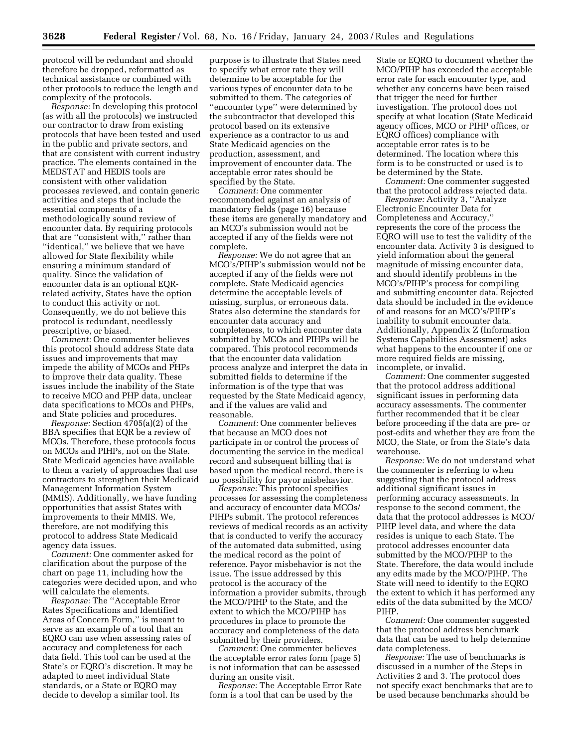protocol will be redundant and should therefore be dropped, reformatted as technical assistance or combined with other protocols to reduce the length and complexity of the protocols.

*Response:* In developing this protocol (as with all the protocols) we instructed our contractor to draw from existing protocols that have been tested and used in the public and private sectors, and that are consistent with current industry practice. The elements contained in the MEDSTAT and HEDIS tools are consistent with other validation processes reviewed, and contain generic activities and steps that include the essential components of a methodologically sound review of encounter data. By requiring protocols that are ''consistent with,'' rather than ''identical,'' we believe that we have allowed for State flexibility while ensuring a minimum standard of quality. Since the validation of encounter data is an optional EQR-related activity, States have the option to conduct this activity or not. Consequently, we do not believe this protocol is redundant, needlessly prescriptive, or biased.

*Comment:* One commenter believes this protocol should address State data issues and improvements that may impede the ability of MCOs and PHPs to improve their data quality. These issues include the inability of the State to receive MCO and PHP data, unclear data specifications to MCOs and PHPs, and State policies and procedures.

*Response:* Section 4705(a)(2) of the BBA specifies that EQR be a review of MCOs. Therefore, these protocols focus on MCOs and PIHPs, not on the State. State Medicaid agencies have available to them a variety of approaches that use contractors to strengthen their Medicaid Management Information System (MMIS). Additionally, we have funding opportunities that assist States with improvements to their MMIS. We, therefore, are not modifying this protocol to address State Medicaid agency data issues.

*Comment:* One commenter asked for clarification about the purpose of the chart on page 11, including how the categories were decided upon, and who will calculate the elements.

*Response:* The ''Acceptable Error Rates Specifications and Identified Areas of Concern Form,'' is meant to serve as an example of a tool that an EQRO can use when assessing rates of accuracy and completeness for each data field. This tool can be used at the State's or EQRO's discretion. It may be adapted to meet individual State standards, or a State or EQRO may decide to develop a similar tool. Its purpose is to illustrate that States need to specify what error rate they will determine to be acceptable for the various types of encounter data to be submitted to them. The categories of ''encounter type'' were determined by the subcontractor that developed this protocol based on its extensive experience as a contractor to us and State Medicaid agencies on the production, assessment, and improvement of encounter data. The acceptable error rates should be specified by the State.

*Comment:* One commenter recommended against an analysis of mandatory fields (page 16) because these items are generally mandatory and an MCO's submission would not be accepted if any of the fields were not complete.

*Response:* We do not agree that an MCO's/PIHP's submission would not be accepted if any of the fields were not complete. State Medicaid agencies determine the acceptable levels of missing, surplus, or erroneous data. States also determine the standards for encounter data accuracy and completeness, to which encounter data submitted by MCOs and PIHPs will be compared. This protocol recommends that the encounter data validation process analyze and interpret the data in submitted fields to determine if the information is of the type that was requested by the State Medicaid agency, and if the values are valid and reasonable.

*Comment:* One commenter believes that because an MCO does not participate in or control the process of documenting the service in the medical record and subsequent billing that is based upon the medical record, there is no possibility for payor misbehavior.

*Response:* This protocol specifies processes for assessing the completeness and accuracy of encounter data MCOs/PIHPs submit. The protocol references reviews of medical records as an activity that is conducted to verify the accuracy of the automated data submitted, using the medical record as the point of reference. Payor misbehavior is not the issue. The issue addressed by this protocol is the accuracy of the information a provider submits, through the MCO/PIHP to the State, and the extent to which the MCO/PIHP has procedures in place to promote the accuracy and completeness of the data submitted by their providers.

*Comment:* One commenter believes the acceptable error rates form (page 5) is not information that can be assessed during an onsite visit.

*Response:* The Acceptable Error Rate form is a tool that can be used by the State or EQRO to document whether the MCO/PIHP has exceeded the acceptable error rate for each encounter type, and whether any concerns have been raised that trigger the need for further investigation. The protocol does not specify at what location (State Medicaid agency offices, MCO or PIHP offices, or EQRO offices) compliance with acceptable error rates is to be determined. The location where this form is to be constructed or used is to be determined by the State.

*Comment:* One commenter suggested that the protocol address rejected data.

*Response:* Activity 3, ''Analyze Electronic Encounter Data for Completeness and Accuracy,'' represents the core of the process the EQRO will use to test the validity of the encounter data. Activity 3 is designed to yield information about the general magnitude of missing encounter data, and should identify problems in the MCO's/PIHP's process for compiling and submitting encounter data. Rejected data should be included in the evidence of and reasons for an MCO's/PIHP's inability to submit encounter data. Additionally, Appendix Z (Information Systems Capabilities Assessment) asks what happens to the encounter if one or more required fields are missing, incomplete, or invalid.

*Comment:* One commenter suggested that the protocol address additional significant issues in performing data accuracy assessments. The commenter further recommended that it be clear before proceeding if the data are pre- or post-edits and whether they are from the MCO, the State, or from the State's data warehouse.

*Response:* We do not understand what the commenter is referring to when suggesting that the protocol address additional significant issues in performing accuracy assessments. In response to the second comment, the data that the protocol addresses is MCO/PIHP level data, and where the data resides is unique to each State. The protocol addresses encounter data submitted by the MCO/PIHP to the State. Therefore, the data would include any edits made by the MCO/PIHP. The State will need to identify to the EQRO the extent to which it has performed any edits of the data submitted by the MCO/PIHP.

*Comment:* One commenter suggested that the protocol address benchmark data that can be used to help determine data completeness.

*Response:* The use of benchmarks is discussed in a number of the Steps in Activities 2 and 3. The protocol does not specify exact benchmarks that are to be used because benchmarks should be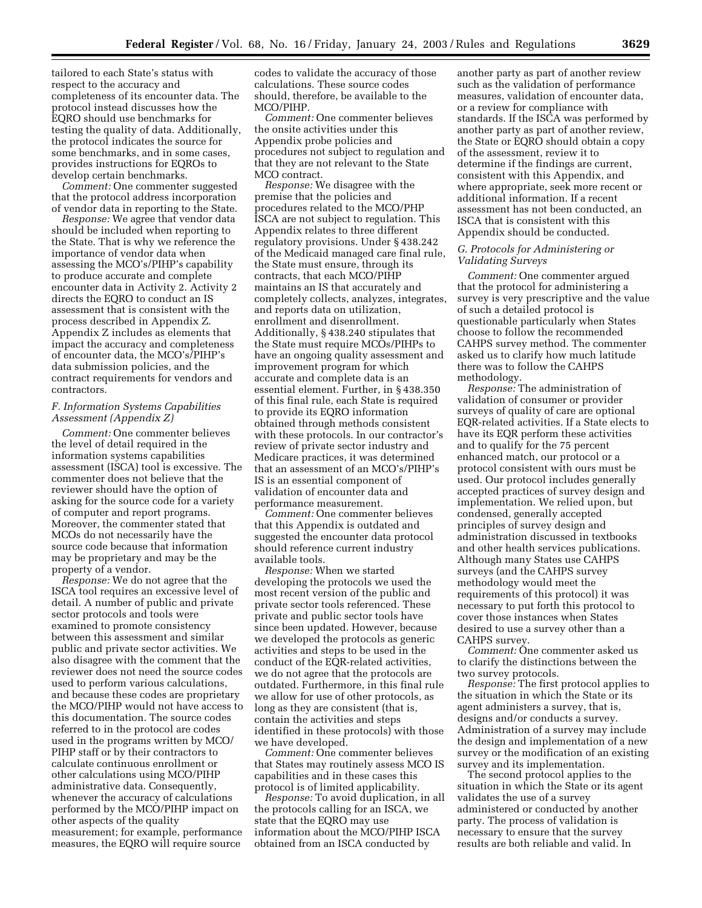tailored to each State's status with respect to the accuracy and completeness of its encounter data. The protocol instead discusses how the EQRO should use benchmarks for testing the quality of data. Additionally, the protocol indicates the source for some benchmarks, and in some cases, provides instructions for EQROs to develop certain benchmarks.

*Comment:* One commenter suggested that the protocol address incorporation of vendor data in reporting to the State.

*Response:* We agree that vendor data should be included when reporting to the State. That is why we reference the importance of vendor data when assessing the MCO's/PIHP's capability to produce accurate and complete encounter data in Activity 2. Activity 2 directs the EQRO to conduct an IS assessment that is consistent with the process described in Appendix Z. Appendix Z includes as elements that impact the accuracy and completeness of encounter data, the MCO's/PIHP's data submission policies, and the contract requirements for vendors and contractors.

### *F. Information Systems Capabilities Assessment (Appendix Z)*

*Comment:* One commenter believes the level of detail required in the information systems capabilities assessment (ISCA) tool is excessive. The commenter does not believe that the reviewer should have the option of asking for the source code for a variety of computer and report programs. Moreover, the commenter stated that MCOs do not necessarily have the source code because that information may be proprietary and may be the property of a vendor.

*Response:* We do not agree that the ISCA tool requires an excessive level of detail. A number of public and private sector protocols and tools were examined to promote consistency between this assessment and similar public and private sector activities. We also disagree with the comment that the reviewer does not need the source codes used to perform various calculations, and because these codes are proprietary the MCO/PIHP would not have access to this documentation. The source codes referred to in the protocol are codes used in the programs written by MCO/PIHP staff or by their contractors to calculate continuous enrollment or other calculations using MCO/PIHP administrative data. Consequently, whenever the accuracy of calculations performed by the MCO/PIHP impact on other aspects of the quality measurement; for example, performance measures, the EQRO will require source codes to validate the accuracy of those calculations. These source codes should, therefore, be available to the MCO/PIHP.

*Comment:* One commenter believes the onsite activities under this Appendix probe policies and procedures not subject to regulation and that they are not relevant to the State MCO contract.

*Response:* We disagree with the premise that the policies and procedures related to the MCO/PHP ISCA are not subject to regulation. This Appendix relates to three different regulatory provisions. Under § 438.242 of the Medicaid managed care final rule, the State must ensure, through its contracts, that each MCO/PIHP maintains an IS that accurately and completely collects, analyzes, integrates, and reports data on utilization, enrollment and disenrollment. Additionally, § 438.240 stipulates that the State must require MCOs/PIHPs to have an ongoing quality assessment and improvement program for which accurate and complete data is an essential element. Further, in § 438.350 of this final rule, each State is required to provide its EQRO information obtained through methods consistent with these protocols. In our contractor's review of private sector industry and Medicare practices, it was determined that an assessment of an MCO's/PIHP's IS is an essential component of validation of encounter data and performance measurement.

*Comment:* One commenter believes that this Appendix is outdated and suggested the encounter data protocol should reference current industry available tools.

*Response:* When we started developing the protocols we used the most recent version of the public and private sector tools referenced. These private and public sector tools have since been updated. However, because we developed the protocols as generic activities and steps to be used in the conduct of the EQR-related activities, we do not agree that the protocols are outdated. Furthermore, in this final rule we allow for use of other protocols, as long as they are consistent (that is, contain the activities and steps identified in these protocols) with those we have developed.

*Comment:* One commenter believes that States may routinely assess MCO IS capabilities and in these cases this protocol is of limited applicability.

*Response:* To avoid duplication, in all the protocols calling for an ISCA, we state that the EQRO may use information about the MCO/PIHP ISCA obtained from an ISCA conducted by another party as part of another review such as the validation of performance measures, validation of encounter data, or a review for compliance with standards. If the ISCA was performed by another party as part of another review, the State or EQRO should obtain a copy of the assessment, review it to determine if the findings are current, consistent with this Appendix, and where appropriate, seek more recent or additional information. If a recent assessment has not been conducted, an ISCA that is consistent with this Appendix should be conducted.

### *G. Protocols for Administering or Validating Surveys*

*Comment:* One commenter argued that the protocol for administering a survey is very prescriptive and the value of such a detailed protocol is questionable particularly when States choose to follow the recommended CAHPS survey method. The commenter asked us to clarify how much latitude there was to follow the CAHPS methodology.

*Response:* The administration of validation of consumer or provider surveys of quality of care are optional EQR-related activities. If a State elects to have its EQR perform these activities and to qualify for the 75 percent enhanced match, our protocol or a protocol consistent with ours must be used. Our protocol includes generally accepted practices of survey design and implementation. We relied upon, but condensed, generally accepted principles of survey design and administration discussed in textbooks and other health services publications. Although many States use CAHPS surveys (and the CAHPS survey methodology would meet the requirements of this protocol) it was necessary to put forth this protocol to cover those instances when States desired to use a survey other than a CAHPS survey.

*Comment:* One commenter asked us to clarify the distinctions between the two survey protocols.

*Response:* The first protocol applies to the situation in which the State or its agent administers a survey, that is, designs and/or conducts a survey. Administration of a survey may include the design and implementation of a new survey or the modification of an existing survey and its implementation.

The second protocol applies to the situation in which the State or its agent validates the use of a survey administered or conducted by another party. The process of validation is necessary to ensure that the survey results are both reliable and valid. In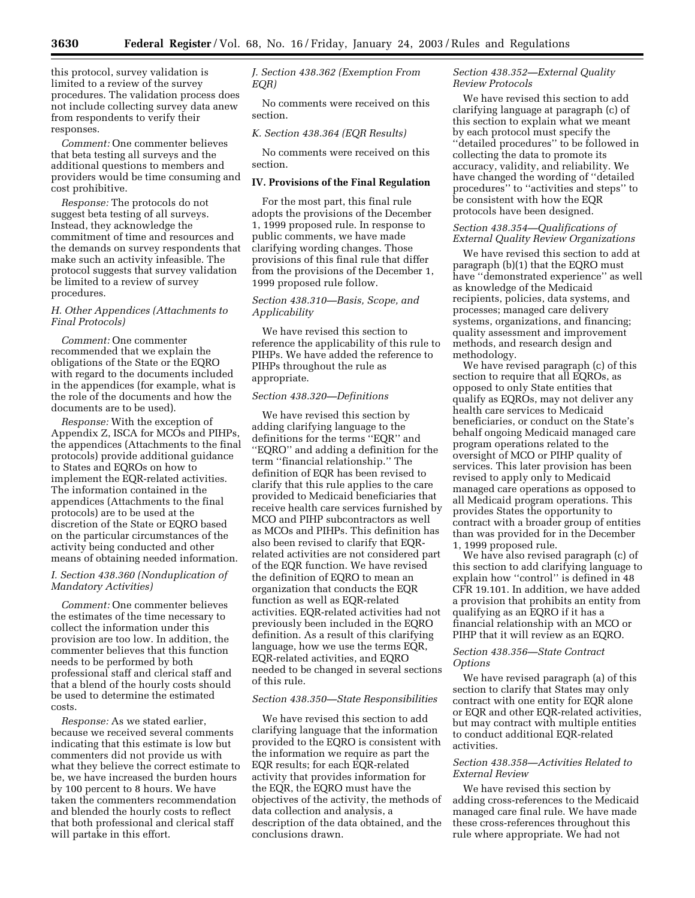this protocol, survey validation is limited to a review of the survey procedures. The validation process does not include collecting survey data anew from respondents to verify their responses.

*Comment:* One commenter believes that beta testing all surveys and the additional questions to members and providers would be time consuming and cost prohibitive.

*Response:* The protocols do not suggest beta testing of all surveys. Instead, they acknowledge the commitment of time and resources and the demands on survey respondents that make such an activity infeasible. The protocol suggests that survey validation be limited to a review of survey procedures.

### H. Other Appendices (Attachments to Final Protocols)

*Comment:* One commenter recommended that we explain the obligations of the State or the EQRO with regard to the documents included in the appendices (for example, what is the role of the documents and how the documents are to be used).

*Response:* With the exception of Appendix Z, ISCA for MCOs and PIHPs, the appendices (Attachments to the final protocols) provide additional guidance to States and EQROs on how to implement the EQR-related activities. The information contained in the appendices (Attachments to the final protocols) are to be used at the discretion of the State or EQRO based on the particular circumstances of the activity being conducted and other means of obtaining needed information.

### I. Section 438.360 (Nonduplication of Mandatory Activities)

*Comment:* One commenter believes the estimates of the time necessary to collect the information under this provision are too low. In addition, the commenter believes that this function needs to be performed by both professional staff and clerical staff and that a blend of the hourly costs should be used to determine the estimated costs.

*Response:* As we stated earlier, because we received several comments indicating that this estimate is low but commenters did not provide us with what they believe the correct estimate to be, we have increased the burden hours by 100 percent to 8 hours. We have taken the commenters recommendation and blended the hourly costs to reflect that both professional and clerical staff will partake in this effort.

### J. Section 438.362 (Exemption From EQR)

No comments were received on this section.

### K. Section 438.364 (EQR Results)

No comments were received on this section.

## IV. Provisions of the Final Regulation

For the most part, this final rule adopts the provisions of the December 1, 1999 proposed rule. In response to public comments, we have made clarifying wording changes. Those provisions of this final rule that differ from the provisions of the December 1, 1999 proposed rule follow.

### Section 438.310—Basis, Scope, and Applicability

We have revised this section to reference the applicability of this rule to PIHPs. We have added the reference to PIHPs throughout the rule as appropriate.

### Section 438.320—Definitions

We have revised this section by adding clarifying language to the definitions for the terms ''EQR'' and ''EQRO'' and adding a definition for the term ''financial relationship.'' The definition of EQR has been revised to clarify that this rule applies to the care provided to Medicaid beneficiaries that receive health care services furnished by MCO and PIHP subcontractors as well as MCOs and PIHPs. This definition has also been revised to clarify that EQR-related activities are not considered part of the EQR function. We have revised the definition of EQRO to mean an organization that conducts the EQR function as well as EQR-related activities. EQR-related activities had not previously been included in the EQRO definition. As a result of this clarifying language, how we use the terms EQR, EQR-related activities, and EQRO needed to be changed in several sections of this rule.

### Section 438.350—State Responsibilities

We have revised this section to add clarifying language that the information provided to the EQRO is consistent with the information we require as part the EQR results; for each EQR-related activity that provides information for the EQR, the EQRO must have the objectives of the activity, the methods of data collection and analysis, a description of the data obtained, and the conclusions drawn.

### Section 438.352—External Quality Review Protocols

We have revised this section to add clarifying language at paragraph (c) of this section to explain what we meant by each protocol must specify the ''detailed procedures'' to be followed in collecting the data to promote its accuracy, validity, and reliability. We have changed the wording of ''detailed procedures'' to ''activities and steps'' to be consistent with how the EQR protocols have been designed.

### Section 438.354—Qualifications of External Quality Review Organizations

We have revised this section to add at paragraph (b)(1) that the EQRO must have ''demonstrated experience'' as well as knowledge of the Medicaid recipients, policies, data systems, and processes; managed care delivery systems, organizations, and financing; quality assessment and improvement methods, and research design and methodology.

We have revised paragraph (c) of this section to require that all EQROs, as opposed to only State entities that qualify as EQROs, may not deliver any health care services to Medicaid beneficiaries, or conduct on the State's behalf ongoing Medicaid managed care program operations related to the oversight of MCO or PIHP quality of services. This later provision has been revised to apply only to Medicaid managed care operations as opposed to all Medicaid program operations. This provides States the opportunity to contract with a broader group of entities than was provided for in the December 1, 1999 proposed rule.

We have also revised paragraph (c) of this section to add clarifying language to explain how ''control'' is defined in 48 CFR 19.101. In addition, we have added a provision that prohibits an entity from qualifying as an EQRO if it has a financial relationship with an MCO or PIHP that it will review as an EQRO.

### Section 438.356—State Contract Options

We have revised paragraph (a) of this section to clarify that States may only contract with one entity for EQR alone or EQR and other EQR-related activities, but may contract with multiple entities to conduct additional EQR-related activities.

### Section 438.358—Activities Related to External Review

We have revised this section by adding cross-references to the Medicaid managed care final rule. We have made these cross-references throughout this rule where appropriate. We had not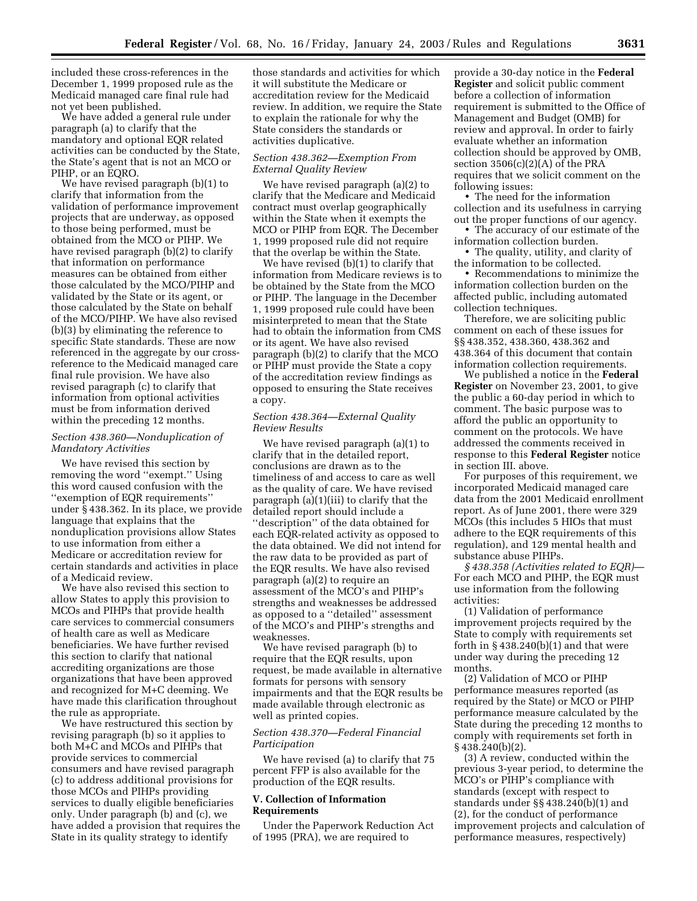included these cross-references in the December 1, 1999 proposed rule as the Medicaid managed care final rule had not yet been published.

We have added a general rule under paragraph (a) to clarify that the mandatory and optional EQR related activities can be conducted by the State, the State's agent that is not an MCO or PIHP, or an EQRO.

We have revised paragraph (b)(1) to clarify that information from the validation of performance improvement projects that are underway, as opposed to those being performed, must be obtained from the MCO or PIHP. We have revised paragraph (b)(2) to clarify that information on performance measures can be obtained from either those calculated by the MCO/PIHP and validated by the State or its agent, or those calculated by the State on behalf of the MCO/PIHP. We have also revised (b)(3) by eliminating the reference to specific State standards. These are now referenced in the aggregate by our cross-reference to the Medicaid managed care final rule provision. We have also revised paragraph (c) to clarify that information from optional activities must be from information derived within the preceding 12 months.

*Section 438.360—Nonduplication of Mandatory Activities*

We have revised this section by removing the word ''exempt.'' Using this word caused confusion with the ''exemption of EQR requirements'' under § 438.362. In its place, we provide language that explains that the nonduplication provisions allow States to use information from either a Medicare or accreditation review for certain standards and activities in place of a Medicaid review.

We have also revised this section to allow States to apply this provision to MCOs and PIHPs that provide health care services to commercial consumers of health care as well as Medicare beneficiaries. We have further revised this section to clarify that national accrediting organizations are those organizations that have been approved and recognized for M+C deeming. We have made this clarification throughout the rule as appropriate.

We have restructured this section by revising paragraph (b) so it applies to both M+C and MCOs and PIHPs that provide services to commercial consumers and have revised paragraph (c) to address additional provisions for those MCOs and PIHPs providing services to dually eligible beneficiaries only. Under paragraph (b) and (c), we have added a provision that requires the State in its quality strategy to identify those standards and activities for which it will substitute the Medicare or accreditation review for the Medicaid review. In addition, we require the State to explain the rationale for why the State considers the standards or activities duplicative.

*Section 438.362—Exemption From External Quality Review*

We have revised paragraph (a)(2) to clarify that the Medicare and Medicaid contract must overlap geographically within the State when it exempts the MCO or PIHP from EQR. The December 1, 1999 proposed rule did not require that the overlap be within the State.

We have revised (b)(1) to clarify that information from Medicare reviews is to be obtained by the State from the MCO or PIHP. The language in the December 1, 1999 proposed rule could have been misinterpreted to mean that the State had to obtain the information from CMS or its agent. We have also revised paragraph (b)(2) to clarify that the MCO or PIHP must provide the State a copy of the accreditation review findings as opposed to ensuring the State receives a copy.

*Section 438.364—External Quality Review Results*

We have revised paragraph (a)(1) to clarify that in the detailed report, conclusions are drawn as to the timeliness of and access to care as well as the quality of care. We have revised paragraph (a)(1)(iii) to clarify that the detailed report should include a ''description'' of the data obtained for each EQR-related activity as opposed to the data obtained. We did not intend for the raw data to be provided as part of the EQR results. We have also revised paragraph (a)(2) to require an assessment of the MCO's and PIHP's strengths and weaknesses be addressed as opposed to a ''detailed'' assessment of the MCO's and PIHP's strengths and weaknesses.

We have revised paragraph (b) to require that the EQR results, upon request, be made available in alternative formats for persons with sensory impairments and that the EQR results be made available through electronic as well as printed copies.

*Section 438.370—Federal Financial Participation*

We have revised (a) to clarify that 75 percent FFP is also available for the production of the EQR results.

## V. Collection of Information Requirements

Under the Paperwork Reduction Act of 1995 (PRA), we are required to provide a 30-day notice in the **Federal Register** and solicit public comment before a collection of information requirement is submitted to the Office of Management and Budget (OMB) for review and approval. In order to fairly evaluate whether an information collection should be approved by OMB, section 3506(c)(2)(A) of the PRA requires that we solicit comment on the following issues:

• The need for the information collection and its usefulness in carrying out the proper functions of our agency.

• The accuracy of our estimate of the information collection burden.

• The quality, utility, and clarity of the information to be collected.

• Recommendations to minimize the information collection burden on the affected public, including automated collection techniques.

Therefore, we are soliciting public comment on each of these issues for §§ 438.352, 438.360, 438.362 and 438.364 of this document that contain information collection requirements.

We published a notice in the **Federal Register** on November 23, 2001, to give the public a 60-day period in which to comment. The basic purpose was to afford the public an opportunity to comment on the protocols. We have addressed the comments received in response to this **Federal Register** notice in section III. above.

For purposes of this requirement, we incorporated Medicaid managed care data from the 2001 Medicaid enrollment report. As of June 2001, there were 329 MCOs (this includes 5 HIOs that must adhere to the EQR requirements of this regulation), and 129 mental health and substance abuse PIHPs.

*§ 438.358 (Activities related to EQR)*—For each MCO and PIHP, the EQR must use information from the following activities:

(1) Validation of performance improvement projects required by the State to comply with requirements set forth in § 438.240(b)(1) and that were under way during the preceding 12 months.

(2) Validation of MCO or PIHP performance measures reported (as required by the State) or MCO or PIHP performance measure calculated by the State during the preceding 12 months to comply with requirements set forth in § 438.240(b)(2).

(3) A review, conducted within the previous 3-year period, to determine the MCO's or PIHP's compliance with standards (except with respect to standards under §§ 438.240(b)(1) and (2), for the conduct of performance improvement projects and calculation of performance measures, respectively)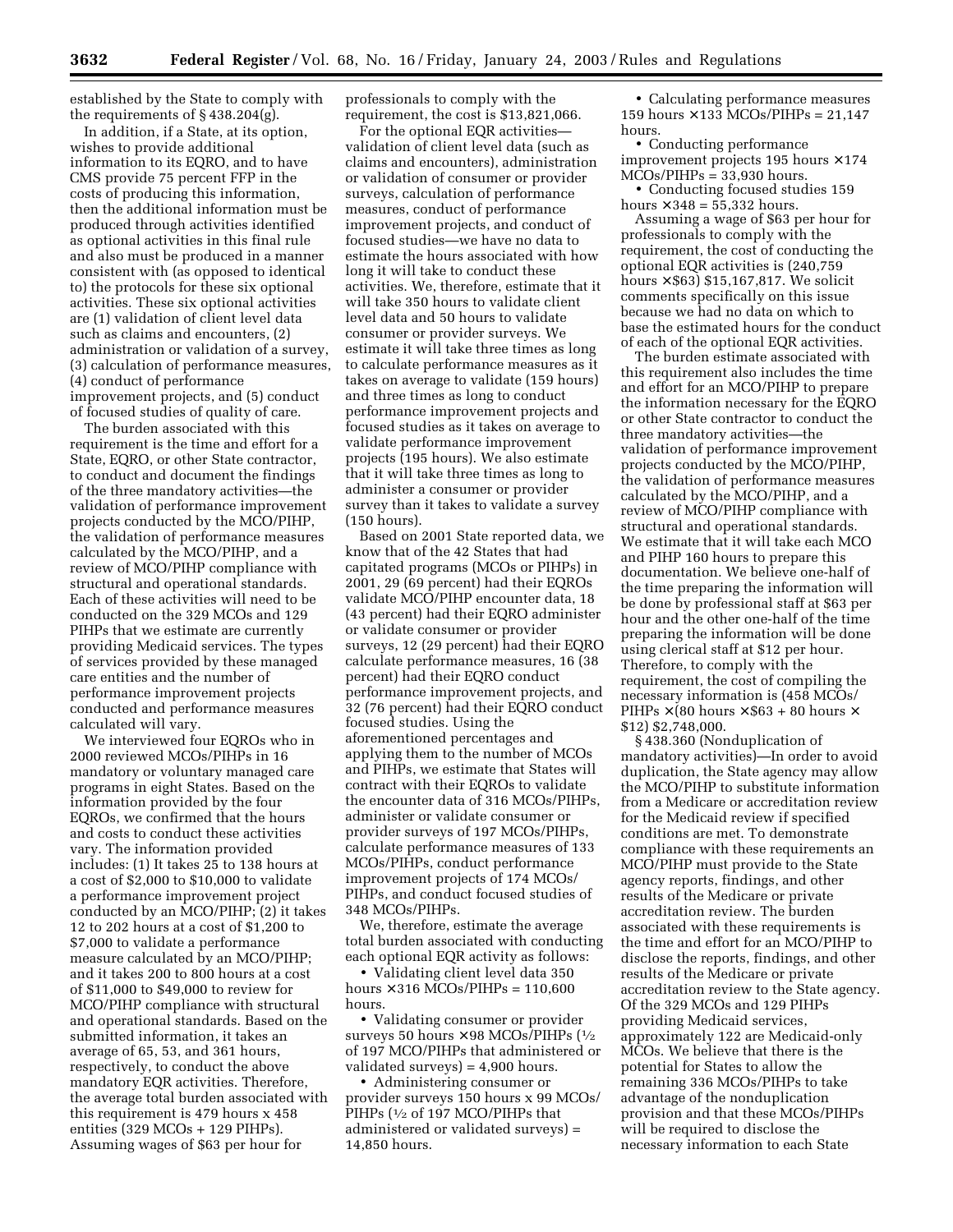established by the State to comply with the requirements of § 438.204(g).

In addition, if a State, at its option, wishes to provide additional information to its EQRO, and to have CMS provide 75 percent FFP in the costs of producing this information, then the additional information must be produced through activities identified as optional activities in this final rule and also must be produced in a manner consistent with (as opposed to identical to) the protocols for these six optional activities. These six optional activities are (1) validation of client level data such as claims and encounters, (2) administration or validation of a survey, (3) calculation of performance measures, (4) conduct of performance improvement projects, and (5) conduct of focused studies of quality of care.

The burden associated with this requirement is the time and effort for a State, EQRO, or other State contractor, to conduct and document the findings of the three mandatory activities—the validation of performance improvement projects conducted by the MCO/PIHP, the validation of performance measures calculated by the MCO/PIHP, and a review of MCO/PIHP compliance with structural and operational standards. Each of these activities will need to be conducted on the 329 MCOs and 129 PIHPs that we estimate are currently providing Medicaid services. The types of services provided by these managed care entities and the number of performance improvement projects conducted and performance measures calculated will vary.

We interviewed four EQROs who in 2000 reviewed MCOs/PIHPs in 16 mandatory or voluntary managed care programs in eight States. Based on the information provided by the four EQROs, we confirmed that the hours and costs to conduct these activities vary. The information provided includes: (1) It takes 25 to 138 hours at a cost of $2,000 to $10,000 to validate a performance improvement project conducted by an MCO/PIHP; (2) it takes 12 to 202 hours at a cost of $1,200 to $7,000 to validate a performance measure calculated by an MCO/PIHP; and it takes 200 to 800 hours at a cost of $11,000 to $49,000 to review for MCO/PIHP compliance with structural and operational standards. Based on the submitted information, it takes an average of 65, 53, and 361 hours, respectively, to conduct the above mandatory EQR activities. Therefore, the average total burden associated with this requirement is 479 hours x 458 entities (329 MCOs + 129 PIHPs). Assuming wages of $63 per hour for professionals to comply with the requirement, the cost is $13,821,066.

For the optional EQR activities—validation of client level data (such as claims and encounters), administration or validation of consumer or provider surveys, calculation of performance measures, conduct of performance improvement projects, and conduct of focused studies—we have no data to estimate the hours associated with how long it will take to conduct these activities. We, therefore, estimate that it will take 350 hours to validate client level data and 50 hours to validate consumer or provider surveys. We estimate it will take three times as long to calculate performance measures as it takes on average to validate (159 hours) and three times as long to conduct performance improvement projects and focused studies as it takes on average to validate performance improvement projects (195 hours). We also estimate that it will take three times as long to administer a consumer or provider survey than it takes to validate a survey (150 hours).

Based on 2001 State reported data, we know that of the 42 States that had capitated programs (MCOs or PIHPs) in 2001, 29 (69 percent) had their EQROs validate MCO/PIHP encounter data, 18 (43 percent) had their EQRO administer or validate consumer or provider surveys, 12 (29 percent) had their EQRO calculate performance measures, 16 (38 percent) had their EQRO conduct performance improvement projects, and 32 (76 percent) had their EQRO conduct focused studies. Using the aforementioned percentages and applying them to the number of MCOs and PIHPs, we estimate that States will contract with their EQROs to validate the encounter data of 316 MCOs/PIHPs, administer or validate consumer or provider surveys of 197 MCOs/PIHPs, calculate performance measures of 133 MCOs/PIHPs, conduct performance improvement projects of 174 MCOs/PIHPs, and conduct focused studies of 348 MCOs/PIHPs.

We, therefore, estimate the average total burden associated with conducting each optional EQR activity as follows:

- Validating client level data 350 hours × 316 MCOs/PIHPs = 110,600 hours.
- Validating consumer or provider surveys 50 hours × 98 MCOs/PIHPs (1/2 of 197 MCO/PIHPs that administered or validated surveys) = 4,900 hours.
- Administering consumer or provider surveys 150 hours x 99 MCOs/PIHPs (1/2 of 197 MCO/PIHPs that administered or validated surveys) = 14,850 hours.
- Calculating performance measures 159 hours × 133 MCOs/PIHPs = 21,147 hours.
- Conducting performance improvement projects 195 hours × 174 MCOs/PIHPs = 33,930 hours.
- Conducting focused studies 159 hours × 348 = 55,332 hours.

Assuming a wage of $63 per hour for professionals to comply with the requirement, the cost of conducting the optional EQR activities is (240,759 hours × $63) $15,167,817. We solicit comments specifically on this issue because we had no data on which to base the estimated hours for the conduct of each of the optional EQR activities.

The burden estimate associated with this requirement also includes the time and effort for an MCO/PIHP to prepare the information necessary for the EQRO or other State contractor to conduct the three mandatory activities—the validation of performance improvement projects conducted by the MCO/PIHP, the validation of performance measures calculated by the MCO/PIHP, and a review of MCO/PIHP compliance with structural and operational standards. We estimate that it will take each MCO and PIHP 160 hours to prepare this documentation. We believe one-half of the time preparing the information will be done by professional staff at $63 per hour and the other one-half of the time preparing the information will be done using clerical staff at $12 per hour. Therefore, to comply with the requirement, the cost of compiling the necessary information is (458 MCOs/PIHPs × (80 hours × $63 + 80 hours × $12) $2,748,000.

§ 438.360 (Nonduplication of mandatory activities)—In order to avoid duplication, the State agency may allow the MCO/PIHP to substitute information from a Medicare or accreditation review for the Medicaid review if specified conditions are met. To demonstrate compliance with these requirements an MCO/PIHP must provide to the State agency reports, findings, and other results of the Medicare or private accreditation review. The burden associated with these requirements is the time and effort for an MCO/PIHP to disclose the reports, findings, and other results of the Medicare or private accreditation review to the State agency. Of the 329 MCOs and 129 PIHPs providing Medicaid services, approximately 122 are Medicaid-only MCOs. We believe that there is the potential for States to allow the remaining 336 MCOs/PIHPs to take advantage of the nonduplication provision and that these MCOs/PIHPs will be required to disclose the necessary information to each State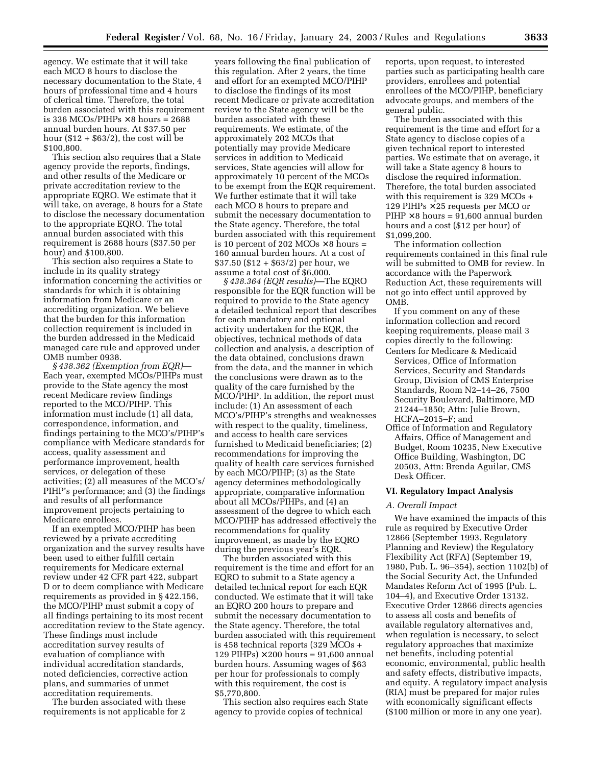agency. We estimate that it will take each MCO 8 hours to disclose the necessary documentation to the State, 4 hours of professional time and 4 hours of clerical time. Therefore, the total burden associated with this requirement is 336 MCOs/PIHPs × 8 hours = 2688 annual burden hours. At $37.50 per hour ($12 + $63/2), the cost will be $100,800.

This section also requires that a State agency provide the reports, findings, and other results of the Medicare or private accreditation review to the appropriate EQRO. We estimate that it will take, on average, 8 hours for a State to disclose the necessary documentation to the appropriate EQRO. The total annual burden associated with this requirement is 2688 hours ($37.50 per hour) and $100,800.

This section also requires a State to include in its quality strategy information concerning the activities or standards for which it is obtaining information from Medicare or an accrediting organization. We believe that the burden for this information collection requirement is included in the burden addressed in the Medicaid managed care rule and approved under OMB number 0938.

*§ 438.362 (Exemption from EQR)*—Each year, exempted MCOs/PIHPs must provide to the State agency the most recent Medicare review findings reported to the MCO/PIHP. This information must include (1) all data, correspondence, information, and findings pertaining to the MCO's/PIHP's compliance with Medicare standards for access, quality assessment and performance improvement, health services, or delegation of these activities; (2) all measures of the MCO's/PIHP's performance; and (3) the findings and results of all performance improvement projects pertaining to Medicare enrollees.

If an exempted MCO/PIHP has been reviewed by a private accrediting organization and the survey results have been used to either fulfill certain requirements for Medicare external review under 42 CFR part 422, subpart D or to deem compliance with Medicare requirements as provided in § 422.156, the MCO/PIHP must submit a copy of all findings pertaining to its most recent accreditation review to the State agency. These findings must include accreditation survey results of evaluation of compliance with individual accreditation standards, noted deficiencies, corrective action plans, and summaries of unmet accreditation requirements.

The burden associated with these requirements is not applicable for 2 years following the final publication of this regulation. After 2 years, the time and effort for an exempted MCO/PIHP to disclose the findings of its most recent Medicare or private accreditation review to the State agency will be the burden associated with these requirements. We estimate, of the approximately 202 MCOs that potentially may provide Medicare services in addition to Medicaid services, State agencies will allow for approximately 10 percent of the MCOs to be exempt from the EQR requirement. We further estimate that it will take each MCO 8 hours to prepare and submit the necessary documentation to the State agency. Therefore, the total burden associated with this requirement is 10 percent of 202 MCOs × 8 hours = 160 annual burden hours. At a cost of $37.50 ($12 + $63/2) per hour, we assume a total cost of $6,000.

*§ 438.364 (EQR results)*—The EQRO responsible for the EQR function will be required to provide to the State agency a detailed technical report that describes for each mandatory and optional activity undertaken for the EQR, the objectives, technical methods of data collection and analysis, a description of the data obtained, conclusions drawn from the data, and the manner in which the conclusions were drawn as to the quality of the care furnished by the MCO/PIHP. In addition, the report must include: (1) An assessment of each MCO's/PIHP's strengths and weaknesses with respect to the quality, timeliness, and access to health care services furnished to Medicaid beneficiaries; (2) recommendations for improving the quality of health care services furnished by each MCO/PIHP; (3) as the State agency determines methodologically appropriate, comparative information about all MCOs/PIHPs, and (4) an assessment of the degree to which each MCO/PIHP has addressed effectively the recommendations for quality improvement, as made by the EQRO during the previous year's EQR.

The burden associated with this requirement is the time and effort for an EQRO to submit to a State agency a detailed technical report for each EQR conducted. We estimate that it will take an EQRO 200 hours to prepare and submit the necessary documentation to the State agency. Therefore, the total burden associated with this requirement is 458 technical reports (329 MCOs + 129 PIHPs) × 200 hours = 91,600 annual burden hours. Assuming wages of $63 per hour for professionals to comply with this requirement, the cost is $5,770,800.

This section also requires each State agency to provide copies of technical reports, upon request, to interested parties such as participating health care providers, enrollees and potential enrollees of the MCO/PIHP, beneficiary advocate groups, and members of the general public.

The burden associated with this requirement is the time and effort for a State agency to disclose copies of a given technical report to interested parties. We estimate that on average, it will take a State agency 8 hours to disclose the required information. Therefore, the total burden associated with this requirement is 329 MCOs + 129 PIHPs × 25 requests per MCO or PIHP × 8 hours = 91,600 annual burden hours and a cost ($12 per hour) of $1,099,200.

The information collection requirements contained in this final rule will be submitted to OMB for review. In accordance with the Paperwork Reduction Act, these requirements will not go into effect until approved by OMB.

If you comment on any of these information collection and record keeping requirements, please mail 3 copies directly to the following:

- Centers for Medicare & Medicaid Services, Office of Information Services, Security and Standards Group, Division of CMS Enterprise Standards, Room N2–14–26, 7500 Security Boulevard, Baltimore, MD 21244–1850; Attn: Julie Brown, HCFA–2015–F; and
- Office of Information and Regulatory Affairs, Office of Management and Budget, Room 10235, New Executive Office Building, Washington, DC 20503, Attn: Brenda Aguilar, CMS Desk Officer.

## VI. Regulatory Impact Analysis

### *A. Overall Impact*

We have examined the impacts of this rule as required by Executive Order 12866 (September 1993, Regulatory Planning and Review) the Regulatory Flexibility Act (RFA) (September 19, 1980, Pub. L. 96–354), section 1102(b) of the Social Security Act, the Unfunded Mandates Reform Act of 1995 (Pub. L. 104–4), and Executive Order 13132. Executive Order 12866 directs agencies to assess all costs and benefits of available regulatory alternatives and, when regulation is necessary, to select regulatory approaches that maximize net benefits, including potential economic, environmental, public health and safety effects, distributive impacts, and equity. A regulatory impact analysis (RIA) must be prepared for major rules with economically significant effects ($100 million or more in any one year).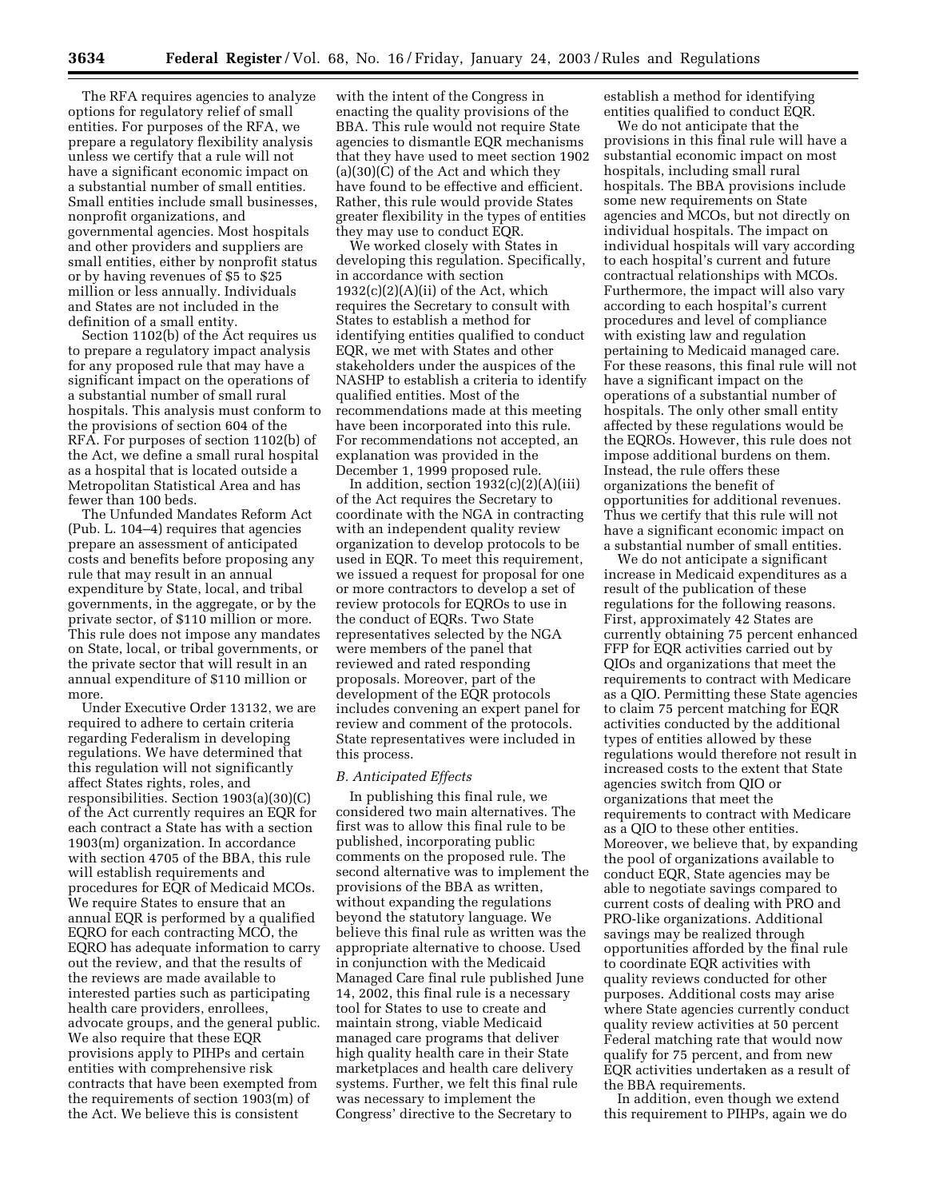The RFA requires agencies to analyze options for regulatory relief of small entities. For purposes of the RFA, we prepare a regulatory flexibility analysis unless we certify that a rule will not have a significant economic impact on a substantial number of small entities. Small entities include small businesses, nonprofit organizations, and governmental agencies. Most hospitals and other providers and suppliers are small entities, either by nonprofit status or by having revenues of $5 to $25 million or less annually. Individuals and States are not included in the definition of a small entity.

Section 1102(b) of the Act requires us to prepare a regulatory impact analysis for any proposed rule that may have a significant impact on the operations of a substantial number of small rural hospitals. This analysis must conform to the provisions of section 604 of the RFA. For purposes of section 1102(b) of the Act, we define a small rural hospital as a hospital that is located outside a Metropolitan Statistical Area and has fewer than 100 beds.

The Unfunded Mandates Reform Act (Pub. L. 104–4) requires that agencies prepare an assessment of anticipated costs and benefits before proposing any rule that may result in an annual expenditure by State, local, and tribal governments, in the aggregate, or by the private sector, of $110 million or more. This rule does not impose any mandates on State, local, or tribal governments, or the private sector that will result in an annual expenditure of $110 million or more.

Under Executive Order 13132, we are required to adhere to certain criteria regarding Federalism in developing regulations. We have determined that this regulation will not significantly affect States rights, roles, and responsibilities. Section 1903(a)(30)(C) of the Act currently requires an EQR for each contract a State has with a section 1903(m) organization. In accordance with section 4705 of the BBA, this rule will establish requirements and procedures for EQR of Medicaid MCOs. We require States to ensure that an annual EQR is performed by a qualified EQRO for each contracting MCO, the EQRO has adequate information to carry out the review, and that the results of the reviews are made available to interested parties such as participating health care providers, enrollees, advocate groups, and the general public. We also require that these EQR provisions apply to PIHPs and certain entities with comprehensive risk contracts that have been exempted from the requirements of section 1903(m) of the Act. We believe this is consistent with the intent of the Congress in enacting the quality provisions of the BBA. This rule would not require State agencies to dismantle EQR mechanisms that they have used to meet section 1902 (a)(30)(C) of the Act and which they have found to be effective and efficient. Rather, this rule would provide States greater flexibility in the types of entities they may use to conduct EQR.

We worked closely with States in developing this regulation. Specifically, in accordance with section 1932(c)(2)(A)(ii) of the Act, which requires the Secretary to consult with States to establish a method for identifying entities qualified to conduct EQR, we met with States and other stakeholders under the auspices of the NASHP to establish a criteria to identify qualified entities. Most of the recommendations made at this meeting have been incorporated into this rule. For recommendations not accepted, an explanation was provided in the December 1, 1999 proposed rule.

In addition, section 1932(c)(2)(A)(iii) of the Act requires the Secretary to coordinate with the NGA in contracting with an independent quality review organization to develop protocols to be used in EQR. To meet this requirement, we issued a request for proposal for one or more contractors to develop a set of review protocols for EQROs to use in the conduct of EQRs. Two State representatives selected by the NGA were members of the panel that reviewed and rated responding proposals. Moreover, part of the development of the EQR protocols includes convening an expert panel for review and comment of the protocols. State representatives were included in this process.

*B. Anticipated Effects*

In publishing this final rule, we considered two main alternatives. The first was to allow this final rule to be published, incorporating public comments on the proposed rule. The second alternative was to implement the provisions of the BBA as written, without expanding the regulations beyond the statutory language. We believe this final rule as written was the appropriate alternative to choose. Used in conjunction with the Medicaid Managed Care final rule published June 14, 2002, this final rule is a necessary tool for States to use to create and maintain strong, viable Medicaid managed care programs that deliver high quality health care in their State marketplaces and health care delivery systems. Further, we felt this final rule was necessary to implement the Congress' directive to the Secretary to establish a method for identifying entities qualified to conduct EQR.

We do not anticipate that the provisions in this final rule will have a substantial economic impact on most hospitals, including small rural hospitals. The BBA provisions include some new requirements on State agencies and MCOs, but not directly on individual hospitals. The impact on individual hospitals will vary according to each hospital's current and future contractual relationships with MCOs. Furthermore, the impact will also vary according to each hospital's current procedures and level of compliance with existing law and regulation pertaining to Medicaid managed care. For these reasons, this final rule will not have a significant impact on the operations of a substantial number of hospitals. The only other small entity affected by these regulations would be the EQROs. However, this rule does not impose additional burdens on them. Instead, the rule offers these organizations the benefit of opportunities for additional revenues. Thus we certify that this rule will not have a significant economic impact on a substantial number of small entities.

We do not anticipate a significant increase in Medicaid expenditures as a result of the publication of these regulations for the following reasons. First, approximately 42 States are currently obtaining 75 percent enhanced FFP for EQR activities carried out by QIOs and organizations that meet the requirements to contract with Medicare as a QIO. Permitting these State agencies to claim 75 percent matching for EQR activities conducted by the additional types of entities allowed by these regulations would therefore not result in increased costs to the extent that State agencies switch from QIO or organizations that meet the requirements to contract with Medicare as a QIO to these other entities. Moreover, we believe that, by expanding the pool of organizations available to conduct EQR, State agencies may be able to negotiate savings compared to current costs of dealing with PRO and PRO-like organizations. Additional savings may be realized through opportunities afforded by the final rule to coordinate EQR activities with quality reviews conducted for other purposes. Additional costs may arise where State agencies currently conduct quality review activities at 50 percent Federal matching rate that would now qualify for 75 percent, and from new EQR activities undertaken as a result of the BBA requirements.

In addition, even though we extend this requirement to PIHPs, again we do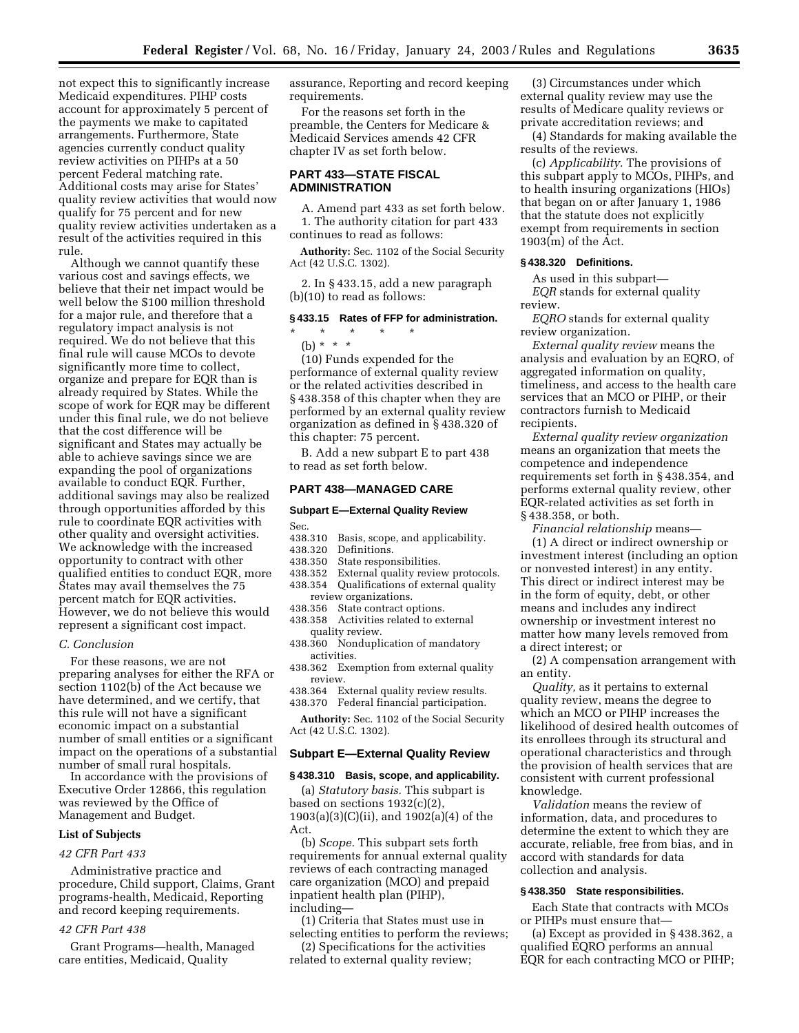not expect this to significantly increase Medicaid expenditures. PIHP costs account for approximately 5 percent of the payments we make to capitated arrangements. Furthermore, State agencies currently conduct quality review activities on PIHPs at a 50 percent Federal matching rate. Additional costs may arise for States' quality review activities that would now qualify for 75 percent and for new quality review activities undertaken as a result of the activities required in this rule.

Although we cannot quantify these various cost and savings effects, we believe that their net impact would be well below the $100 million threshold for a major rule, and therefore that a regulatory impact analysis is not required. We do not believe that this final rule will cause MCOs to devote significantly more time to collect, organize and prepare for EQR than is already required by States. While the scope of work for EQR may be different under this final rule, we do not believe that the cost difference will be significant and States may actually be able to achieve savings since we are expanding the pool of organizations available to conduct EQR. Further, additional savings may also be realized through opportunities afforded by this rule to coordinate EQR activities with other quality and oversight activities. We acknowledge with the increased opportunity to contract with other qualified entities to conduct EQR, more States may avail themselves the 75 percent match for EQR activities. However, we do not believe this would represent a significant cost impact.

### *C. Conclusion*

For these reasons, we are not preparing analyses for either the RFA or section 1102(b) of the Act because we have determined, and we certify, that this rule will not have a significant economic impact on a substantial number of small entities or a significant impact on the operations of a substantial number of small rural hospitals.

In accordance with the provisions of Executive Order 12866, this regulation was reviewed by the Office of Management and Budget.

### List of Subjects

*42 CFR Part 433*

Administrative practice and procedure, Child support, Claims, Grant programs-health, Medicaid, Reporting and record keeping requirements.

*42 CFR Part 438*

Grant Programs—health, Managed care entities, Medicaid, Quality assurance, Reporting and record keeping requirements.

For the reasons set forth in the preamble, the Centers for Medicare & Medicaid Services amends 42 CFR chapter IV as set forth below.

## PART 433—STATE FISCAL ADMINISTRATION

A. Amend part 433 as set forth below.

1. The authority citation for part 433 continues to read as follows:

**Authority:** Sec. 1102 of the Social Security Act (42 U.S.C. 1302).

2. In § 433.15, add a new paragraph (b)(10) to read as follows:

### § 433.15 Rates of FFP for administration.

\* \* \* \* \*

(b) \* \* \*

(10) Funds expended for the performance of external quality review or the related activities described in § 438.358 of this chapter when they are performed by an external quality review organization as defined in § 438.320 of this chapter: 75 percent.

B. Add a new subpart E to part 438 to read as set forth below.

## PART 438—MANAGED CARE

### Subpart E—External Quality Review

Sec.
438.310 Basis, scope, and applicability.
438.320 Definitions.
438.350 State responsibilities.
438.352 External quality review protocols.
438.354 Qualifications of external quality review organizations.
438.356 State contract options.
438.358 Activities related to external quality review.
438.360 Nonduplication of mandatory activities.
438.362 Exemption from external quality review.
438.364 External quality review results.
438.370 Federal financial participation.

**Authority:** Sec. 1102 of the Social Security Act (42 U.S.C. 1302).

### Subpart E—External Quality Review

#### § 438.310 Basis, scope, and applicability.

(a) *Statutory basis.* This subpart is based on sections 1932(c)(2), 1903(a)(3)(C)(ii), and 1902(a)(4) of the Act.

(b) *Scope.* This subpart sets forth requirements for annual external quality reviews of each contracting managed care organization (MCO) and prepaid inpatient health plan (PIHP), including—

(1) Criteria that States must use in selecting entities to perform the reviews;

(2) Specifications for the activities related to external quality review;

(3) Circumstances under which external quality review may use the results of Medicare quality reviews or private accreditation reviews; and

(4) Standards for making available the results of the reviews.

(c) *Applicability.* The provisions of this subpart apply to MCOs, PIHPs, and to health insuring organizations (HIOs) that began on or after January 1, 1986 that the statute does not explicitly exempt from requirements in section 1903(m) of the Act.

#### § 438.320 Definitions.

As used in this subpart—

*EQR* stands for external quality review.

*EQRO* stands for external quality review organization.

*External quality review* means the analysis and evaluation by an EQRO, of aggregated information on quality, timeliness, and access to the health care services that an MCO or PIHP, or their contractors furnish to Medicaid recipients.

*External quality review organization* means an organization that meets the competence and independence requirements set forth in § 438.354, and performs external quality review, other EQR-related activities as set forth in § 438.358, or both.

*Financial relationship* means—

(1) A direct or indirect ownership or investment interest (including an option or nonvested interest) in any entity. This direct or indirect interest may be in the form of equity, debt, or other means and includes any indirect ownership or investment interest no matter how many levels removed from a direct interest; or

(2) A compensation arrangement with an entity.

*Quality,* as it pertains to external quality review, means the degree to which an MCO or PIHP increases the likelihood of desired health outcomes of its enrollees through its structural and operational characteristics and through the provision of health services that are consistent with current professional knowledge.

*Validation* means the review of information, data, and procedures to determine the extent to which they are accurate, reliable, free from bias, and in accord with standards for data collection and analysis.

#### § 438.350 State responsibilities.

Each State that contracts with MCOs or PIHPs must ensure that—

(a) Except as provided in § 438.362, a qualified EQRO performs an annual EQR for each contracting MCO or PIHP;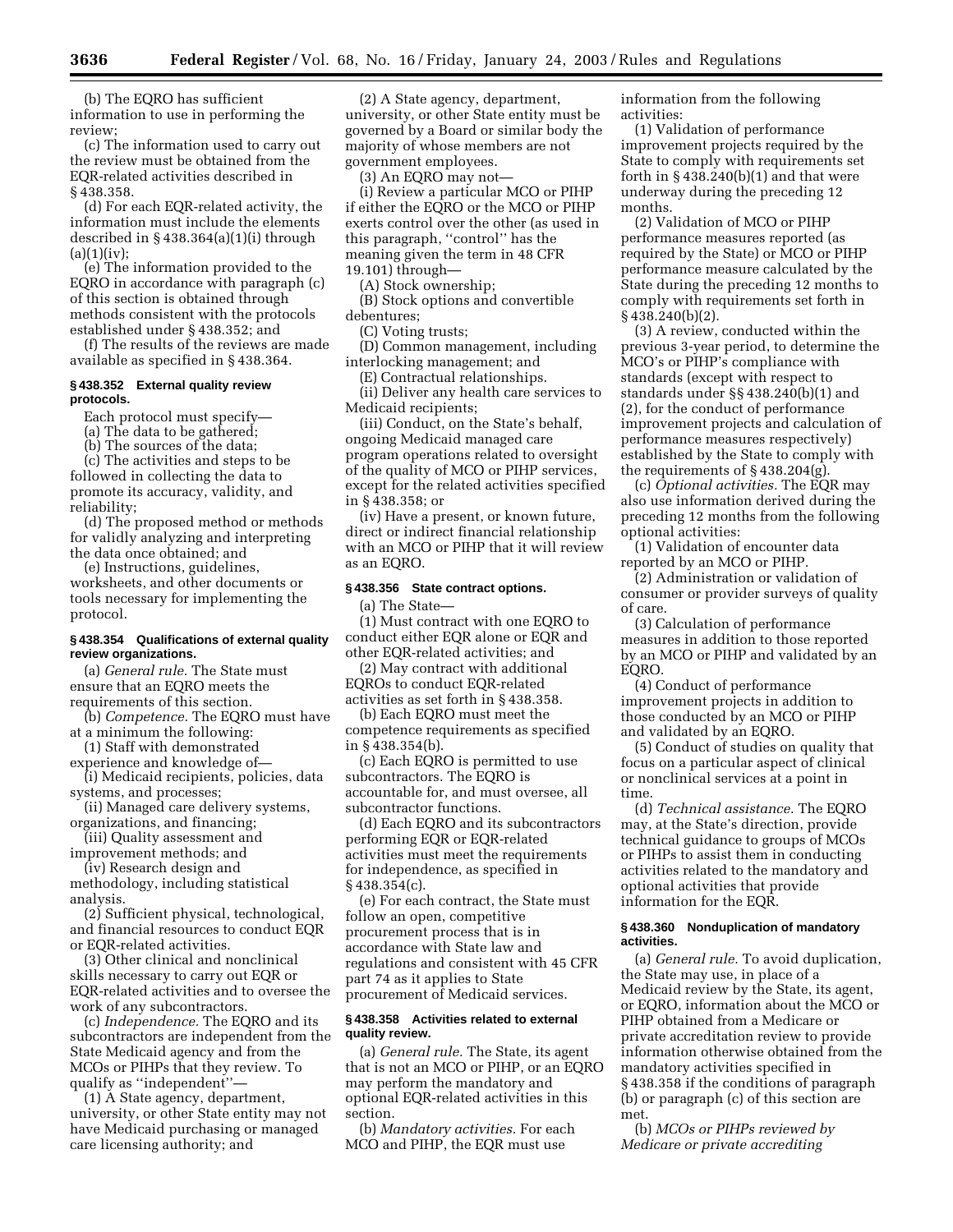(b) The EQRO has sufficient information to use in performing the review;

(c) The information used to carry out the review must be obtained from the EQR-related activities described in § 438.358.

(d) For each EQR-related activity, the information must include the elements described in § 438.364(a)(1)(i) through (a)(1)(iv);

(e) The information provided to the EQRO in accordance with paragraph (c) of this section is obtained through methods consistent with the protocols established under § 438.352; and

(f) The results of the reviews are made available as specified in § 438.364.

#### § 438.352 External quality review protocols.

Each protocol must specify—

(a) The data to be gathered;

(b) The sources of the data;

(c) The activities and steps to be followed in collecting the data to promote its accuracy, validity, and reliability;

(d) The proposed method or methods for validly analyzing and interpreting the data once obtained; and

(e) Instructions, guidelines, worksheets, and other documents or tools necessary for implementing the protocol.

#### § 438.354 Qualifications of external quality review organizations.

(a) *General rule.* The State must ensure that an EQRO meets the requirements of this section.

(b) *Competence.* The EQRO must have at a minimum the following:

(1) Staff with demonstrated experience and knowledge of—

(i) Medicaid recipients, policies, data systems, and processes;

(ii) Managed care delivery systems, organizations, and financing;

(iii) Quality assessment and improvement methods; and

(iv) Research design and methodology, including statistical analysis.

(2) Sufficient physical, technological, and financial resources to conduct EQR or EQR-related activities.

(3) Other clinical and nonclinical skills necessary to carry out EQR or EQR-related activities and to oversee the work of any subcontractors.

(c) *Independence.* The EQRO and its subcontractors are independent from the State Medicaid agency and from the MCOs or PIHPs that they review. To qualify as ''independent''—

(1) A State agency, department, university, or other State entity may not have Medicaid purchasing or managed care licensing authority; and

(2) A State agency, department, university, or other State entity must be governed by a Board or similar body the majority of whose members are not government employees.

(3) An EQRO may not—

(i) Review a particular MCO or PIHP if either the EQRO or the MCO or PIHP exerts control over the other (as used in this paragraph, ''control'' has the meaning given the term in 48 CFR 19.101) through—

(A) Stock ownership;

(B) Stock options and convertible debentures;

(C) Voting trusts;

(D) Common management, including interlocking management; and

(E) Contractual relationships.

(ii) Deliver any health care services to Medicaid recipients;

(iii) Conduct, on the State's behalf, ongoing Medicaid managed care program operations related to oversight of the quality of MCO or PIHP services, except for the related activities specified in § 438.358; or

(iv) Have a present, or known future, direct or indirect financial relationship with an MCO or PIHP that it will review as an EQRO.

#### § 438.356 State contract options.

(a) The State—

(1) Must contract with one EQRO to conduct either EQR alone or EQR and other EQR-related activities; and

(2) May contract with additional EQROs to conduct EQR-related activities as set forth in § 438.358.

(b) Each EQRO must meet the competence requirements as specified in § 438.354(b).

(c) Each EQRO is permitted to use subcontractors. The EQRO is accountable for, and must oversee, all subcontractor functions.

(d) Each EQRO and its subcontractors performing EQR or EQR-related activities must meet the requirements for independence, as specified in § 438.354(c).

(e) For each contract, the State must follow an open, competitive procurement process that is in accordance with State law and regulations and consistent with 45 CFR part 74 as it applies to State procurement of Medicaid services.

#### § 438.358 Activities related to external quality review.

(a) *General rule.* The State, its agent that is not an MCO or PIHP, or an EQRO may perform the mandatory and optional EQR-related activities in this section.

(b) *Mandatory activities.* For each MCO and PIHP, the EQR must use information from the following activities:

(1) Validation of performance improvement projects required by the State to comply with requirements set forth in § 438.240(b)(1) and that were underway during the preceding 12 months.

(2) Validation of MCO or PIHP performance measures reported (as required by the State) or MCO or PIHP performance measure calculated by the State during the preceding 12 months to comply with requirements set forth in § 438.240(b)(2).

(3) A review, conducted within the previous 3-year period, to determine the MCO's or PIHP's compliance with standards (except with respect to standards under §§ 438.240(b)(1) and (2), for the conduct of performance improvement projects and calculation of performance measures respectively) established by the State to comply with the requirements of § 438.204(g).

(c) *Optional activities.* The EQR may also use information derived during the preceding 12 months from the following optional activities:

(1) Validation of encounter data reported by an MCO or PIHP.

(2) Administration or validation of consumer or provider surveys of quality of care.

(3) Calculation of performance measures in addition to those reported by an MCO or PIHP and validated by an EQRO.

(4) Conduct of performance improvement projects in addition to those conducted by an MCO or PIHP and validated by an EQRO.

(5) Conduct of studies on quality that focus on a particular aspect of clinical or nonclinical services at a point in time.

(d) *Technical assistance.* The EQRO may, at the State's direction, provide technical guidance to groups of MCOs or PIHPs to assist them in conducting activities related to the mandatory and optional activities that provide information for the EQR.

#### § 438.360 Nonduplication of mandatory activities.

(a) *General rule.* To avoid duplication, the State may use, in place of a Medicaid review by the State, its agent, or EQRO, information about the MCO or PIHP obtained from a Medicare or private accreditation review to provide information otherwise obtained from the mandatory activities specified in § 438.358 if the conditions of paragraph (b) or paragraph (c) of this section are met.

(b) *MCOs or PIHPs reviewed by Medicare or private accrediting*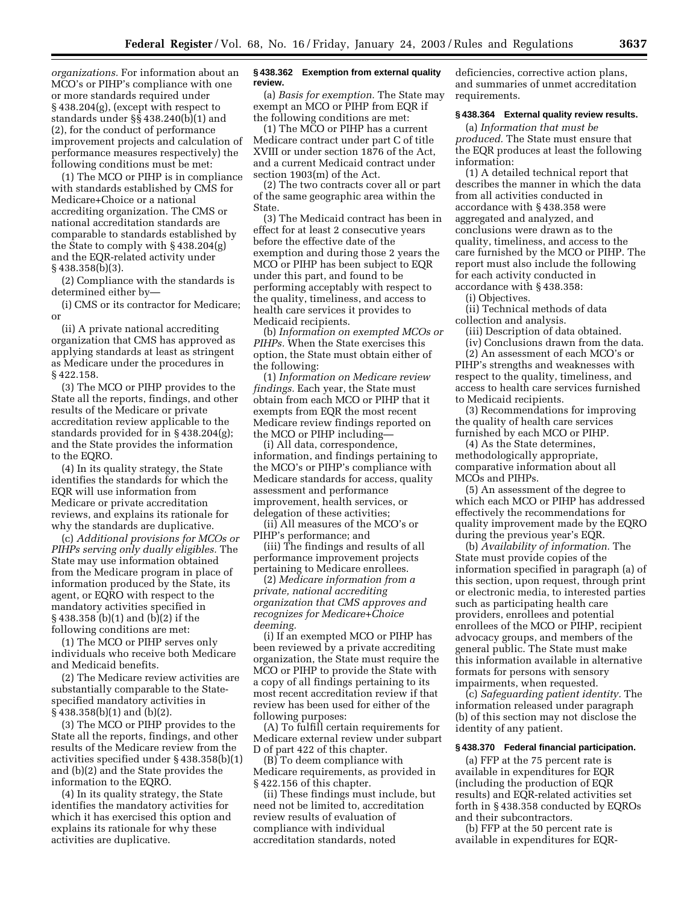*organizations.* For information about an MCO's or PIHP's compliance with one or more standards required under § 438.204(g), (except with respect to standards under §§ 438.240(b)(1) and (2), for the conduct of performance improvement projects and calculation of performance measures respectively) the following conditions must be met:

(1) The MCO or PIHP is in compliance with standards established by CMS for Medicare+Choice or a national accrediting organization. The CMS or national accreditation standards are comparable to standards established by the State to comply with § 438.204(g) and the EQR-related activity under § 438.358(b)(3).

(2) Compliance with the standards is determined either by—

(i) CMS or its contractor for Medicare; or

(ii) A private national accrediting organization that CMS has approved as applying standards at least as stringent as Medicare under the procedures in § 422.158.

(3) The MCO or PIHP provides to the State all the reports, findings, and other results of the Medicare or private accreditation review applicable to the standards provided for in § 438.204(g); and the State provides the information to the EQRO.

(4) In its quality strategy, the State identifies the standards for which the EQR will use information from Medicare or private accreditation reviews, and explains its rationale for why the standards are duplicative.

(c) *Additional provisions for MCOs or PIHPs serving only dually eligibles.* The State may use information obtained from the Medicare program in place of information produced by the State, its agent, or EQRO with respect to the mandatory activities specified in § 438.358 (b)(1) and (b)(2) if the following conditions are met:

(1) The MCO or PIHP serves only individuals who receive both Medicare and Medicaid benefits.

(2) The Medicare review activities are substantially comparable to the State-specified mandatory activities in § 438.358(b)(1) and (b)(2).

(3) The MCO or PIHP provides to the State all the reports, findings, and other results of the Medicare review from the activities specified under § 438.358(b)(1) and (b)(2) and the State provides the information to the EQRO.

(4) In its quality strategy, the State identifies the mandatory activities for which it has exercised this option and explains its rationale for why these activities are duplicative.

**§ 438.362 Exemption from external quality review.**

(a) *Basis for exemption.* The State may exempt an MCO or PIHP from EQR if the following conditions are met:

(1) The MCO or PIHP has a current Medicare contract under part C of title XVIII or under section 1876 of the Act, and a current Medicaid contract under section 1903(m) of the Act.

(2) The two contracts cover all or part of the same geographic area within the State.

(3) The Medicaid contract has been in effect for at least 2 consecutive years before the effective date of the exemption and during those 2 years the MCO or PIHP has been subject to EQR under this part, and found to be performing acceptably with respect to the quality, timeliness, and access to health care services it provides to Medicaid recipients.

(b) *Information on exempted MCOs or PIHPs.* When the State exercises this option, the State must obtain either of the following:

(1) *Information on Medicare review findings.* Each year, the State must obtain from each MCO or PIHP that it exempts from EQR the most recent Medicare review findings reported on the MCO or PIHP including—

(i) All data, correspondence, information, and findings pertaining to the MCO's or PIHP's compliance with Medicare standards for access, quality assessment and performance improvement, health services, or delegation of these activities;

(ii) All measures of the MCO's or PIHP's performance; and

(iii) The findings and results of all performance improvement projects pertaining to Medicare enrollees.

(2) *Medicare information from a private, national accrediting organization that CMS approves and recognizes for Medicare+Choice deeming.*

(i) If an exempted MCO or PIHP has been reviewed by a private accrediting organization, the State must require the MCO or PIHP to provide the State with a copy of all findings pertaining to its most recent accreditation review if that review has been used for either of the following purposes:

(A) To fulfill certain requirements for Medicare external review under subpart D of part 422 of this chapter.

(B) To deem compliance with Medicare requirements, as provided in § 422.156 of this chapter.

(ii) These findings must include, but need not be limited to, accreditation review results of evaluation of compliance with individual accreditation standards, noted deficiencies, corrective action plans, and summaries of unmet accreditation requirements.

**§ 438.364 External quality review results.**

(a) *Information that must be produced.* The State must ensure that the EQR produces at least the following information:

(1) A detailed technical report that describes the manner in which the data from all activities conducted in accordance with § 438.358 were aggregated and analyzed, and conclusions were drawn as to the quality, timeliness, and access to the care furnished by the MCO or PIHP. The report must also include the following for each activity conducted in accordance with § 438.358:

(i) Objectives.

(ii) Technical methods of data collection and analysis.

(iii) Description of data obtained.

(iv) Conclusions drawn from the data.

(2) An assessment of each MCO's or PIHP's strengths and weaknesses with respect to the quality, timeliness, and access to health care services furnished to Medicaid recipients.

(3) Recommendations for improving the quality of health care services furnished by each MCO or PIHP.

(4) As the State determines, methodologically appropriate, comparative information about all MCOs and PIHPs.

(5) An assessment of the degree to which each MCO or PIHP has addressed effectively the recommendations for quality improvement made by the EQRO during the previous year's EQR.

(b) *Availability of information.* The State must provide copies of the information specified in paragraph (a) of this section, upon request, through print or electronic media, to interested parties such as participating health care providers, enrollees and potential enrollees of the MCO or PIHP, recipient advocacy groups, and members of the general public. The State must make this information available in alternative formats for persons with sensory impairments, when requested.

(c) *Safeguarding patient identity.* The information released under paragraph (b) of this section may not disclose the identity of any patient.

**§ 438.370 Federal financial participation.**

(a) FFP at the 75 percent rate is available in expenditures for EQR (including the production of EQR results) and EQR-related activities set forth in § 438.358 conducted by EQROs and their subcontractors.

(b) FFP at the 50 percent rate is available in expenditures for EQR-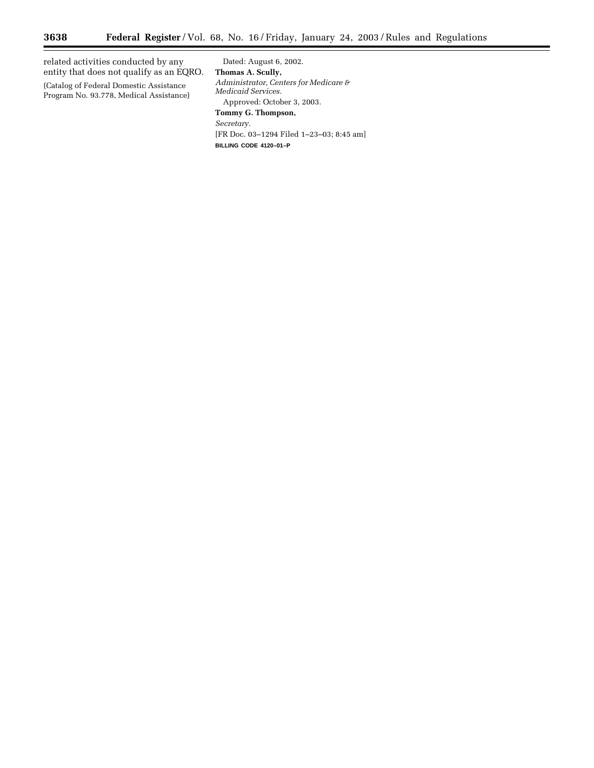related activities conducted by any entity that does not qualify as an EQRO.

(Catalog of Federal Domestic Assistance Program No. 93.778, Medical Assistance)

Dated: August 6, 2002.

**Thomas A. Scully,**

*Administrator, Centers for Medicare & Medicaid Services.*

Approved: October 3, 2003.

**Tommy G. Thompson,**

*Secretary.*

[FR Doc. 03–1294 Filed 1–23–03; 8:45 am]

**BILLING CODE 4120–01–P**